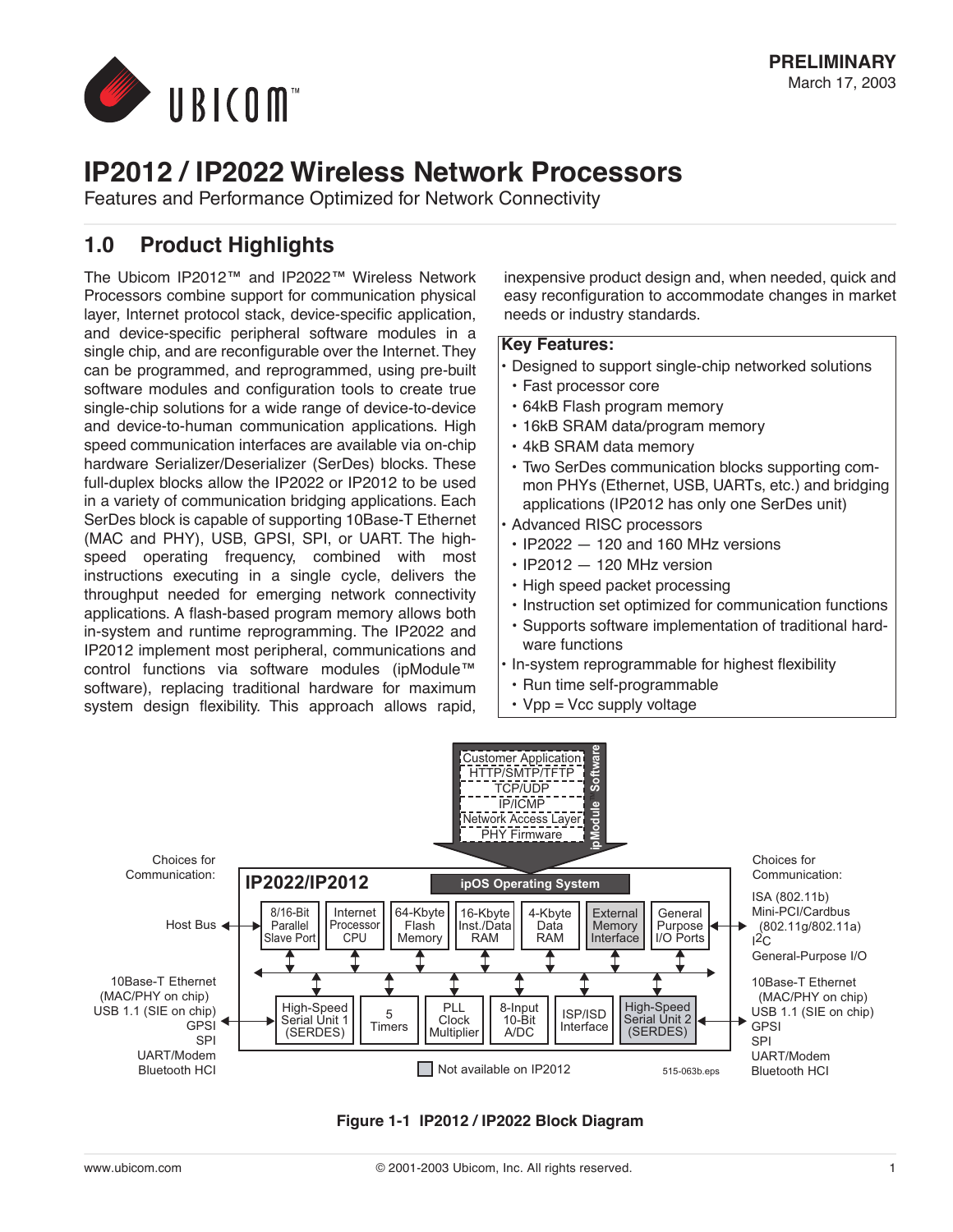PRELIMINARY
March 17, 2003

# IP2012 / IP2022 Wireless Network Processors

Features and Performance Optimized for Network Connectivity

## 1.0 Product Highlights

The Ubicom IP2012™ and IP2022™ Wireless Network Processors combine support for communication physical layer, Internet protocol stack, device-specific application, and device-specific peripheral software modules in a single chip, and are reconfigurable over the Internet. They can be programmed, and reprogrammed, using pre-built software modules and configuration tools to create true single-chip solutions for a wide range of device-to-device and device-to-human communication applications. High speed communication interfaces are available via on-chip hardware Serializer/Deserializer (SerDes) blocks. These full-duplex blocks allow the IP2022 or IP2012 to be used in a variety of communication bridging applications. Each SerDes block is capable of supporting 10Base-T Ethernet (MAC and PHY), USB, GPSI, SPI, or UART. The high-speed operating frequency, combined with most instructions executing in a single cycle, delivers the throughput needed for emerging network connectivity applications. A flash-based program memory allows both in-system and runtime reprogramming. The IP2022 and IP2012 implement most peripheral, communications and control functions via software modules (ipModule™ software), replacing traditional hardware for maximum system design flexibility. This approach allows rapid, inexpensive product design and, when needed, quick and easy reconfiguration to accommodate changes in market needs or industry standards.

**Key Features:**

- Designed to support single-chip networked solutions
  - Fast processor core
  - 64kB Flash program memory
  - 16kB SRAM data/program memory
  - 4kB SRAM data memory
  - Two SerDes communication blocks supporting common PHYs (Ethernet, USB, UARTs, etc.) and bridging applications (IP2012 has only one SerDes unit)
- Advanced RISC processors
  - IP2022 — 120 and 160 MHz versions
  - IP2012 — 120 MHz version
  - High speed packet processing
  - Instruction set optimized for communication functions
  - Supports software implementation of traditional hardware functions
- In-system reprogrammable for highest flexibility
  - Run time self-programmable
  - Vpp = Vcc supply voltage

ipModule Software: Customer Application; HTTP/SMTP/TFTP; TCP/UDP; IP/ICMP; Network Access Layer; PHY Firmware

IP2022/IP2012 — ipOS Operating System

Blocks: 8/16-Bit Parallel Slave Port; Internet Processor CPU; 64-Kbyte Flash Memory; 16-Kbyte Inst./Data RAM; 4-Kbyte Data RAM; External Memory Interface; General Purpose I/O Ports; High-Speed Serial Unit 1 (SERDES); 5 Timers; PLL Clock Multiplier; 8-Input 10-Bit A/DC; ISP/ISD Interface; High-Speed Serial Unit 2 (SERDES)

Choices for Communication (left): Host Bus; 10Base-T Ethernet (MAC/PHY on chip); USB 1.1 (SIE on chip); GPSI; SPI; UART/Modem; Bluetooth HCI

Choices for Communication (right): ISA (802.11b); Mini-PCI/Cardbus (802.11g/802.11a); I2C; General-Purpose I/O; 10Base-T Ethernet (MAC/PHY on chip); USB 1.1 (SIE on chip); GPSI; SPI; UART/Modem; Bluetooth HCI

Not available on IP2012 (shaded: External Memory Interface, High-Speed Serial Unit 2)

515-063b.eps

**Figure 1-1 IP2012 / IP2022 Block Diagram**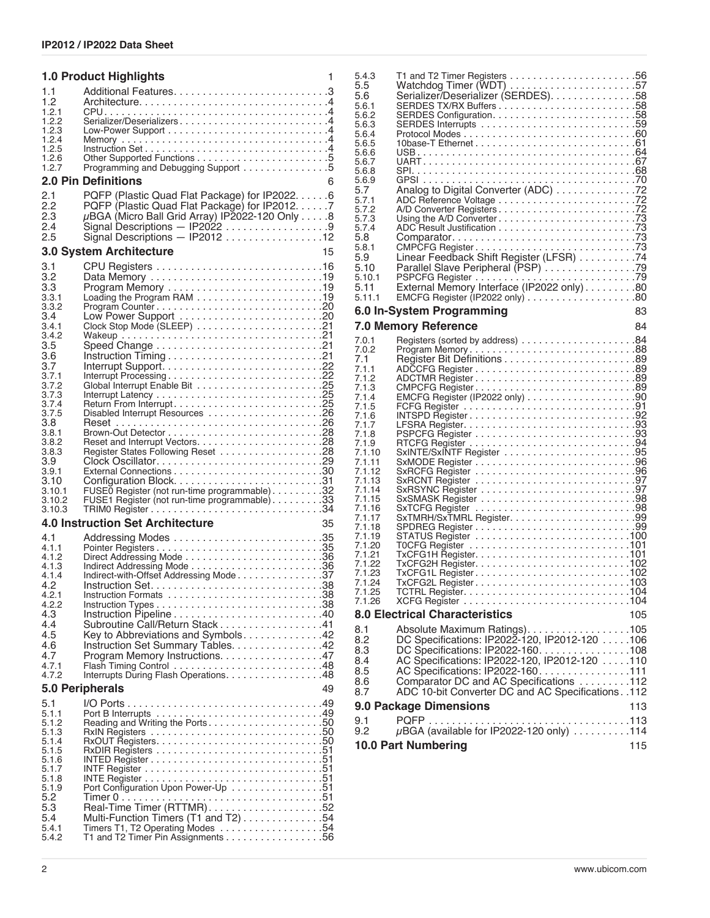**1.0 Product Highlights** 1

- 1.1 Additional Features . . . 3
- 1.2 Architecture . . . 4
- 1.2.1 CPU . . . 4
- 1.2.2 Serializer/Deserializers . . . 4
- 1.2.3 Low-Power Support . . . 4
- 1.2.4 Memory . . . 4
- 1.2.5 Instruction Set . . . 4
- 1.2.6 Other Supported Functions . . . 5
- 1.2.7 Programming and Debugging Support . . . 5

**2.0 Pin Definitions** 6

- 2.1 PQFP (Plastic Quad Flat Package) for IP2022 . . . 6
- 2.2 PQFP (Plastic Quad Flat Package) for IP2012 . . . 7
- 2.3 μBGA (Micro Ball Grid Array) IP2022-120 Only . . . 8
- 2.4 Signal Descriptions — IP2022 . . . 9
- 2.5 Signal Descriptions — IP2012 . . . 12

**3.0 System Architecture** 15

- 3.1 CPU Registers . . . 16
- 3.2 Data Memory . . . 19
- 3.3 Program Memory . . . 19
- 3.3.1 Loading the Program RAM . . . 19
- 3.3.2 Program Counter . . . 20
- 3.4 Low Power Support . . . 20
- 3.4.1 Clock Stop Mode (SLEEP) . . . 21
- 3.4.2 Wakeup . . . 21
- 3.5 Speed Change . . . 21
- 3.6 Instruction Timing . . . 21
- 3.7 Interrupt Support . . . 22
- 3.7.1 Interrupt Processing . . . 22
- 3.7.2 Global Interrupt Enable Bit . . . 25
- 3.7.3 Interrupt Latency . . . 25
- 3.7.4 Return From Interrupt . . . 25
- 3.7.5 Disabled Interrupt Resources . . . 26
- 3.8 Reset . . . 26
- 3.8.1 Brown-Out Detector . . . 28
- 3.8.2 Reset and Interrupt Vectors . . . 28
- 3.8.3 Register States Following Reset . . . 28
- 3.9 Clock Oscillator . . . 29
- 3.9.1 External Connections . . . 30
- 3.10 Configuration Block . . . 31
- 3.10.1 FUSE0 Register (not run-time programmable) . . . 32
- 3.10.2 FUSE1 Register (not run-time programmable) . . . 33
- 3.10.3 TRIM0 Register . . . 34

**4.0 Instruction Set Architecture** 35

- 4.1 Addressing Modes . . . 35
- 4.1.1 Pointer Registers . . . 35
- 4.1.2 Direct Addressing Mode . . . 36
- 4.1.3 Indirect Addressing Mode . . . 36
- 4.1.4 Indirect-with-Offset Addressing Mode . . . 37
- 4.2 Instruction Set . . . 38
- 4.2.1 Instruction Formats . . . 38
- 4.2.2 Instruction Types . . . 38
- 4.3 Instruction Pipeline . . . 40
- 4.4 Subroutine Call/Return Stack . . . 41
- 4.5 Key to Abbreviations and Symbols . . . 42
- 4.6 Instruction Set Summary Tables . . . 42
- 4.7 Program Memory Instructions . . . 47
- 4.7.1 Flash Timing Control . . . 48
- 4.7.2 Interrupts During Flash Operations . . . 48

**5.0 Peripherals** 49

- 5.1 I/O Ports . . . 49
- 5.1.1 Port B Interrupts . . . 49
- 5.1.2 Reading and Writing the Ports . . . 50
- 5.1.3 RxIN Registers . . . 50
- 5.1.4 RxOUT Registers . . . 50
- 5.1.5 RxDIR Registers . . . 51
- 5.1.6 INTED Register . . . 51
- 5.1.7 INTF Register . . . 51
- 5.1.8 INTE Register . . . 51
- 5.1.9 Port Configuration Upon Power-Up . . . 51
- 5.2 Timer 0 . . . 51
- 5.3 Real-Time Timer (RTTMR) . . . 52
- 5.4 Multi-Function Timers (T1 and T2) . . . 54
- 5.4.1 Timers T1, T2 Operating Modes . . . 54
- 5.4.2 T1 and T2 Timer Pin Assignments . . . 56
- 5.4.3 T1 and T2 Timer Registers . . . 56
- 5.5 Watchdog Timer (WDT) . . . 57
- 5.6 Serializer/Deserializer (SERDES) . . . 58
- 5.6.1 SERDES TX/RX Buffers . . . 58
- 5.6.2 SERDES Configuration . . . 58
- 5.6.3 SERDES Interrupts . . . 59
- 5.6.4 Protocol Modes . . . 60
- 5.6.5 10base-T Ethernet . . . 61
- 5.6.6 USB . . . 64
- 5.6.7 UART . . . 67
- 5.6.8 SPI . . . 68
- 5.6.9 GPSI . . . 70
- 5.7 Analog to Digital Converter (ADC) . . . 72
- 5.7.1 ADC Reference Voltage . . . 72
- 5.7.2 A/D Converter Registers . . . 72
- 5.7.3 Using the A/D Converter . . . 73
- 5.7.4 ADC Result Justification . . . 73
- 5.8 Comparator . . . 73
- 5.8.1 CMPCFG Register . . . 73
- 5.9 Linear Feedback Shift Register (LFSR) . . . 74
- 5.10 Parallel Slave Peripheral (PSP) . . . 79
- 5.10.1 PSPCFG Register . . . 79
- 5.11 External Memory Interface (IP2022 only) . . . 80
- 5.11.1 EMCFG Register (IP2022 only) . . . 80

**6.0 In-System Programming** 83

**7.0 Memory Reference** 84

- 7.0.1 Registers (sorted by address) . . . 84
- 7.0.2 Program Memory . . . 88
- 7.1 Register Bit Definitions . . . 89
- 7.1.1 ADCCFG Register . . . 89
- 7.1.2 ADCTMR Register . . . 89
- 7.1.3 CMPCFG Register . . . 89
- 7.1.4 EMCFG Register (IP2022 only) . . . 90
- 7.1.5 FCFG Register . . . 91
- 7.1.6 INTSPD Register . . . 92
- 7.1.7 LFSRA Register . . . 93
- 7.1.8 PSPCFG Register . . . 93
- 7.1.9 RTCFG Register . . . 94
- 7.1.10 SxINTE/SxINTF Register . . . 95
- 7.1.11 SxMODE Register . . . 96
- 7.1.12 SxRCFG Register . . . 96
- 7.1.13 SxRCNT Register . . . 97
- 7.1.14 SxRSYNC Register . . . 97
- 7.1.15 SxSMASK Register . . . 98
- 7.1.16 SxTCFG Register . . . 98
- 7.1.17 SxTMRH/SxTMRL Register . . . 99
- 7.1.18 SPDREG Register . . . 99
- 7.1.19 STATUS Register . . . 100
- 7.1.20 T0CFG Register . . . 101
- 7.1.21 TxCFG1H Register . . . 101
- 7.1.22 TxCFG2H Register . . . 102
- 7.1.23 TxCFG1L Register . . . 102
- 7.1.24 TxCFG2L Register . . . 103
- 7.1.25 TCTRL Register . . . 104
- 7.1.26 XCFG Register . . . 104

**8.0 Electrical Characteristics** 105

- 8.1 Absolute Maximum Ratings . . . 105
- 8.2 DC Specifications: IP2022-120, IP2012-120 . . . 106
- 8.3 DC Specifications: IP2022-160 . . . 108
- 8.4 AC Specifications: IP2022-120, IP2012-120 . . . 110
- 8.5 AC Specifications: IP2022-160 . . . 111
- 8.6 Comparator DC and AC Specifications . . . 112
- 8.7 ADC 10-bit Converter DC and AC Specifications . . . 112

**9.0 Package Dimensions** 113

- 9.1 PQFP . . . 113
- 9.2 μBGA (available for IP2022-120 only) . . . 114

**10.0 Part Numbering** 115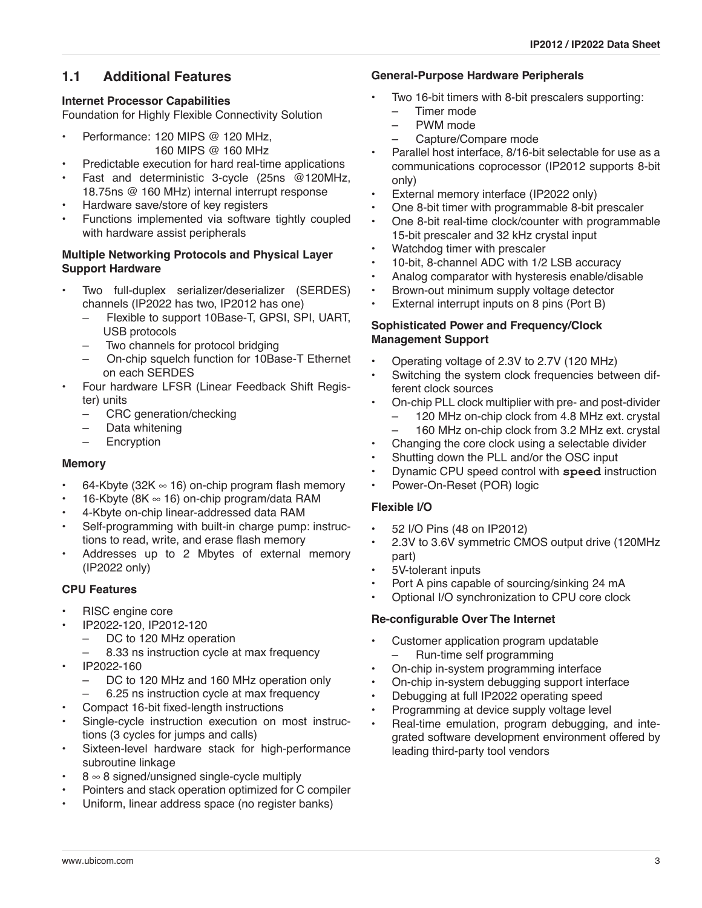## 1.1 Additional Features

**Internet Processor Capabilities**

Foundation for Highly Flexible Connectivity Solution

- Performance: 120 MIPS @ 120 MHz, 160 MIPS @ 160 MHz
- Predictable execution for hard real-time applications
- Fast and deterministic 3-cycle (25ns @120MHz, 18.75ns @ 160 MHz) internal interrupt response
- Hardware save/store of key registers
- Functions implemented via software tightly coupled with hardware assist peripherals

**Multiple Networking Protocols and Physical Layer Support Hardware**

- Two full-duplex serializer/deserializer (SERDES) channels (IP2022 has two, IP2012 has one)
  - Flexible to support 10Base-T, GPSI, SPI, UART, USB protocols
  - Two channels for protocol bridging
  - On-chip squelch function for 10Base-T Ethernet on each SERDES
- Four hardware LFSR (Linear Feedback Shift Register) units
  - CRC generation/checking
  - Data whitening
  - Encryption

**Memory**

- 64-Kbyte (32K ∞ 16) on-chip program flash memory
- 16-Kbyte (8K ∞ 16) on-chip program/data RAM
- 4-Kbyte on-chip linear-addressed data RAM
- Self-programming with built-in charge pump: instructions to read, write, and erase flash memory
- Addresses up to 2 Mbytes of external memory (IP2022 only)

**CPU Features**

- RISC engine core
- IP2022-120, IP2012-120
  - DC to 120 MHz operation
  - 8.33 ns instruction cycle at max frequency
- IP2022-160
  - DC to 120 MHz and 160 MHz operation only
  - 6.25 ns instruction cycle at max frequency
- Compact 16-bit fixed-length instructions
- Single-cycle instruction execution on most instructions (3 cycles for jumps and calls)
- Sixteen-level hardware stack for high-performance subroutine linkage
- 8 ∞ 8 signed/unsigned single-cycle multiply
- Pointers and stack operation optimized for C compiler
- Uniform, linear address space (no register banks)

**General-Purpose Hardware Peripherals**

- Two 16-bit timers with 8-bit prescalers supporting:
  - Timer mode
  - PWM mode
  - Capture/Compare mode
- Parallel host interface, 8/16-bit selectable for use as a communications coprocessor (IP2012 supports 8-bit only)
- External memory interface (IP2022 only)
- One 8-bit timer with programmable 8-bit prescaler
- One 8-bit real-time clock/counter with programmable 15-bit prescaler and 32 kHz crystal input
- Watchdog timer with prescaler
- 10-bit, 8-channel ADC with 1/2 LSB accuracy
- Analog comparator with hysteresis enable/disable
- Brown-out minimum supply voltage detector
- External interrupt inputs on 8 pins (Port B)

**Sophisticated Power and Frequency/Clock Management Support**

- Operating voltage of 2.3V to 2.7V (120 MHz)
- Switching the system clock frequencies between different clock sources
- On-chip PLL clock multiplier with pre- and post-divider
  - 120 MHz on-chip clock from 4.8 MHz ext. crystal
  - 160 MHz on-chip clock from 3.2 MHz ext. crystal
- Changing the core clock using a selectable divider
- Shutting down the PLL and/or the OSC input
- Dynamic CPU speed control with `speed` instruction
- Power-On-Reset (POR) logic

**Flexible I/O**

- 52 I/O Pins (48 on IP2012)
- 2.3V to 3.6V symmetric CMOS output drive (120MHz part)
- 5V-tolerant inputs
- Port A pins capable of sourcing/sinking 24 mA
- Optional I/O synchronization to CPU core clock

**Re-configurable Over The Internet**

- Customer application program updatable
  - Run-time self programming
- On-chip in-system programming interface
- On-chip in-system debugging support interface
- Debugging at full IP2022 operating speed
- Programming at device supply voltage level
- Real-time emulation, program debugging, and integrated software development environment offered by leading third-party tool vendors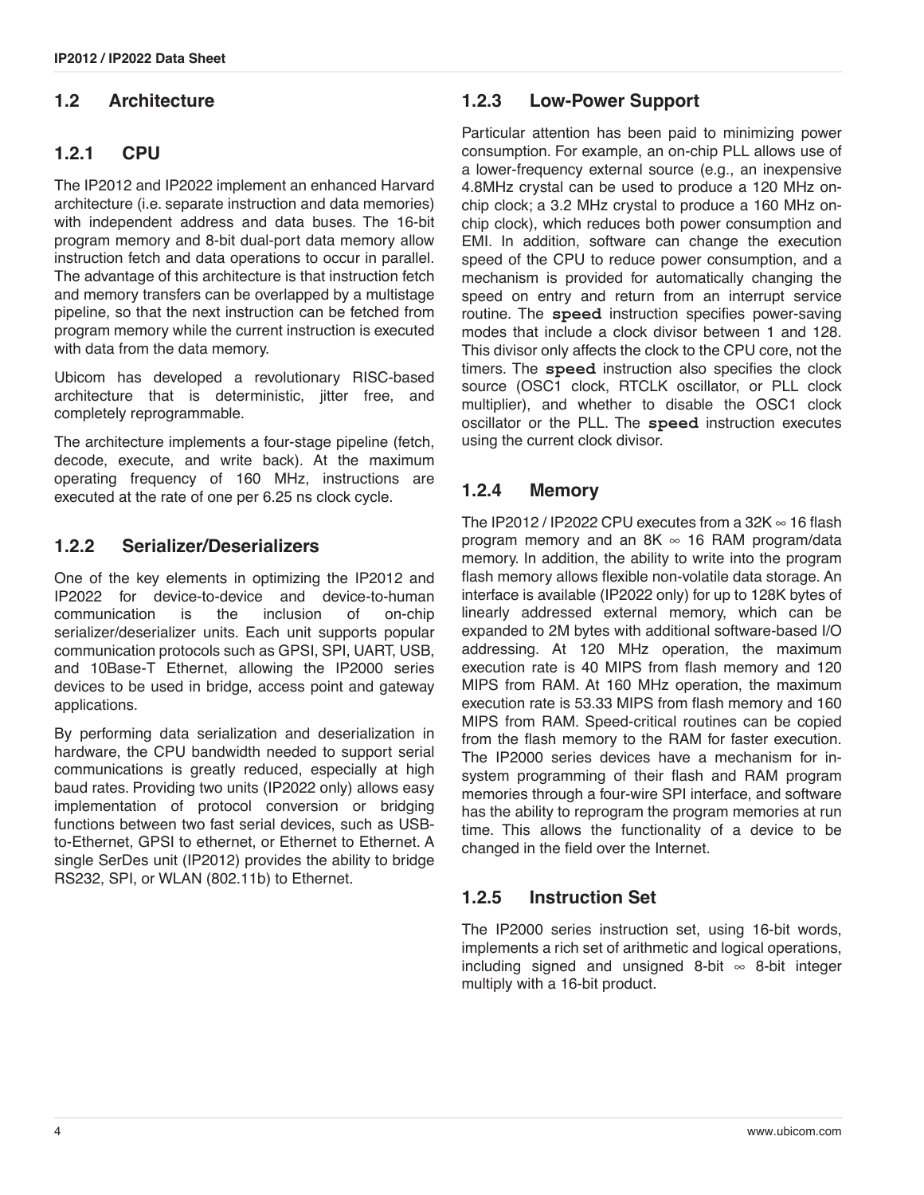## 1.2 Architecture

### 1.2.1 CPU

The IP2012 and IP2022 implement an enhanced Harvard architecture (i.e. separate instruction and data memories) with independent address and data buses. The 16-bit program memory and 8-bit dual-port data memory allow instruction fetch and data operations to occur in parallel. The advantage of this architecture is that instruction fetch and memory transfers can be overlapped by a multistage pipeline, so that the next instruction can be fetched from program memory while the current instruction is executed with data from the data memory.

Ubicom has developed a revolutionary RISC-based architecture that is deterministic, jitter free, and completely reprogrammable.

The architecture implements a four-stage pipeline (fetch, decode, execute, and write back). At the maximum operating frequency of 160 MHz, instructions are executed at the rate of one per 6.25 ns clock cycle.

### 1.2.2 Serializer/Deserializers

One of the key elements in optimizing the IP2012 and IP2022 for device-to-device and device-to-human communication is the inclusion of on-chip serializer/deserializer units. Each unit supports popular communication protocols such as GPSI, SPI, UART, USB, and 10Base-T Ethernet, allowing the IP2000 series devices to be used in bridge, access point and gateway applications.

By performing data serialization and deserialization in hardware, the CPU bandwidth needed to support serial communications is greatly reduced, especially at high baud rates. Providing two units (IP2022 only) allows easy implementation of protocol conversion or bridging functions between two fast serial devices, such as USB-to-Ethernet, GPSI to ethernet, or Ethernet to Ethernet. A single SerDes unit (IP2012) provides the ability to bridge RS232, SPI, or WLAN (802.11b) to Ethernet.

### 1.2.3 Low-Power Support

Particular attention has been paid to minimizing power consumption. For example, an on-chip PLL allows use of a lower-frequency external source (e.g., an inexpensive 4.8MHz crystal can be used to produce a 120 MHz on-chip clock; a 3.2 MHz crystal to produce a 160 MHz on-chip clock), which reduces both power consumption and EMI. In addition, software can change the execution speed of the CPU to reduce power consumption, and a mechanism is provided for automatically changing the speed on entry and return from an interrupt service routine. The `speed` instruction specifies power-saving modes that include a clock divisor between 1 and 128. This divisor only affects the clock to the CPU core, not the timers. The `speed` instruction also specifies the clock source (OSC1 clock, RTCLK oscillator, or PLL clock multiplier), and whether to disable the OSC1 clock oscillator or the PLL. The `speed` instruction executes using the current clock divisor.

### 1.2.4 Memory

The IP2012 / IP2022 CPU executes from a 32K ∞ 16 flash program memory and an 8K ∞ 16 RAM program/data memory. In addition, the ability to write into the program flash memory allows flexible non-volatile data storage. An interface is available (IP2022 only) for up to 128K bytes of linearly addressed external memory, which can be expanded to 2M bytes with additional software-based I/O addressing. At 120 MHz operation, the maximum execution rate is 40 MIPS from flash memory and 120 MIPS from RAM. At 160 MHz operation, the maximum execution rate is 53.33 MIPS from flash memory and 160 MIPS from RAM. Speed-critical routines can be copied from the flash memory to the RAM for faster execution. The IP2000 series devices have a mechanism for in-system programming of their flash and RAM program memories through a four-wire SPI interface, and software has the ability to reprogram the program memories at run time. This allows the functionality of a device to be changed in the field over the Internet.

### 1.2.5 Instruction Set

The IP2000 series instruction set, using 16-bit words, implements a rich set of arithmetic and logical operations, including signed and unsigned 8-bit ∞ 8-bit integer multiply with a 16-bit product.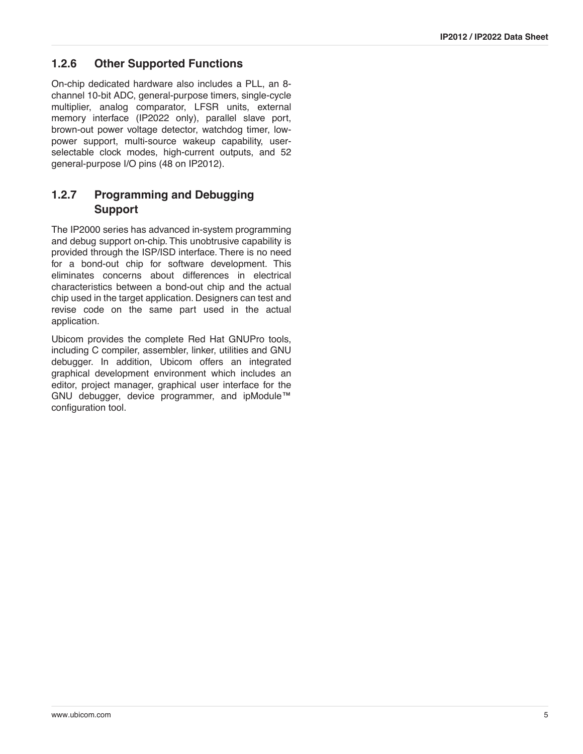### 1.2.6 Other Supported Functions

On-chip dedicated hardware also includes a PLL, an 8-channel 10-bit ADC, general-purpose timers, single-cycle multiplier, analog comparator, LFSR units, external memory interface (IP2022 only), parallel slave port, brown-out power voltage detector, watchdog timer, low-power support, multi-source wakeup capability, user-selectable clock modes, high-current outputs, and 52 general-purpose I/O pins (48 on IP2012).

### 1.2.7 Programming and Debugging Support

The IP2000 series has advanced in-system programming and debug support on-chip. This unobtrusive capability is provided through the ISP/ISD interface. There is no need for a bond-out chip for software development. This eliminates concerns about differences in electrical characteristics between a bond-out chip and the actual chip used in the target application. Designers can test and revise code on the same part used in the actual application.

Ubicom provides the complete Red Hat GNUPro tools, including C compiler, assembler, linker, utilities and GNU debugger. In addition, Ubicom offers an integrated graphical development environment which includes an editor, project manager, graphical user interface for the GNU debugger, device programmer, and ipModule™ configuration tool.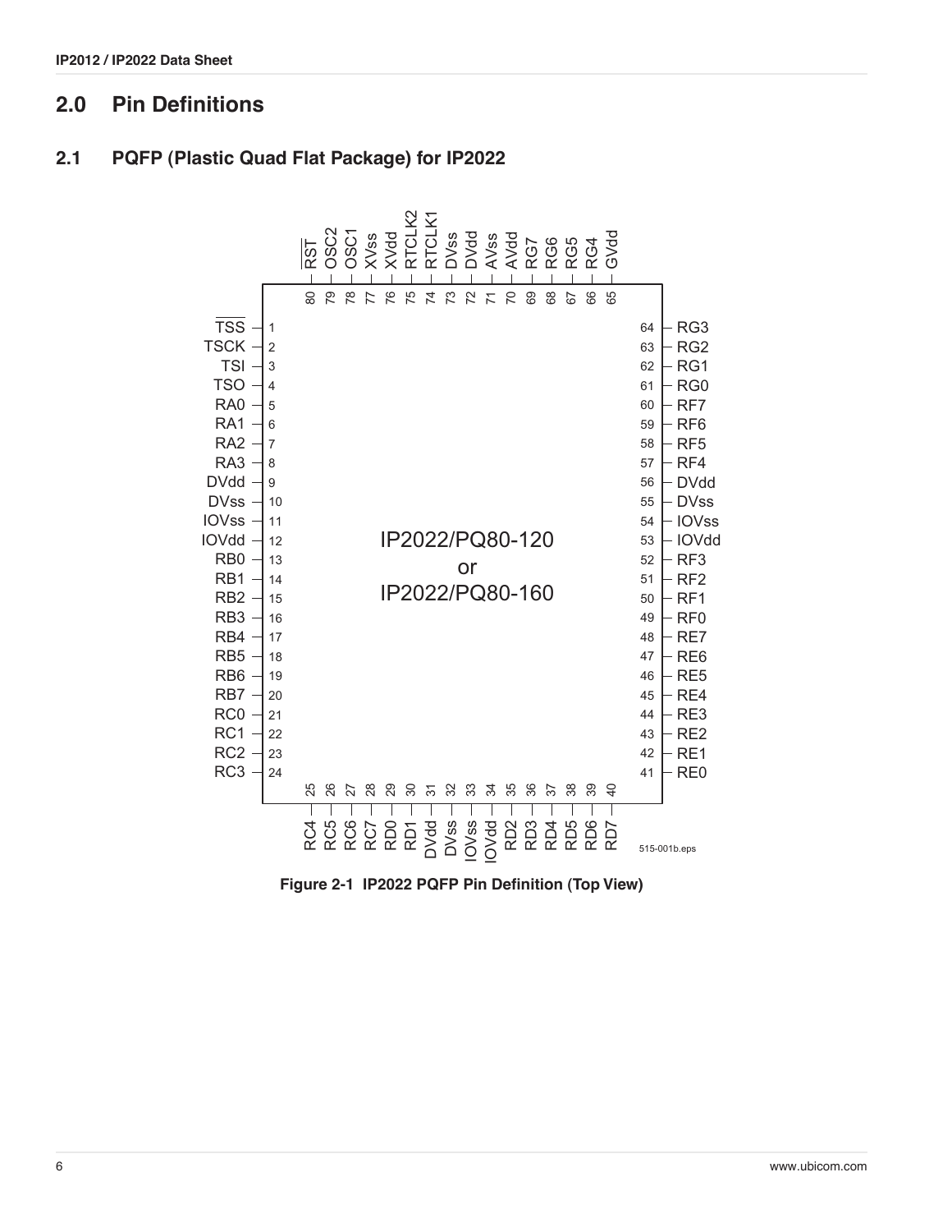# 2.0 Pin Definitions

## 2.1 PQFP (Plastic Quad Flat Package) for IP2022

Figure 2-1 IP2022 PQFP Pin Definition (Top View)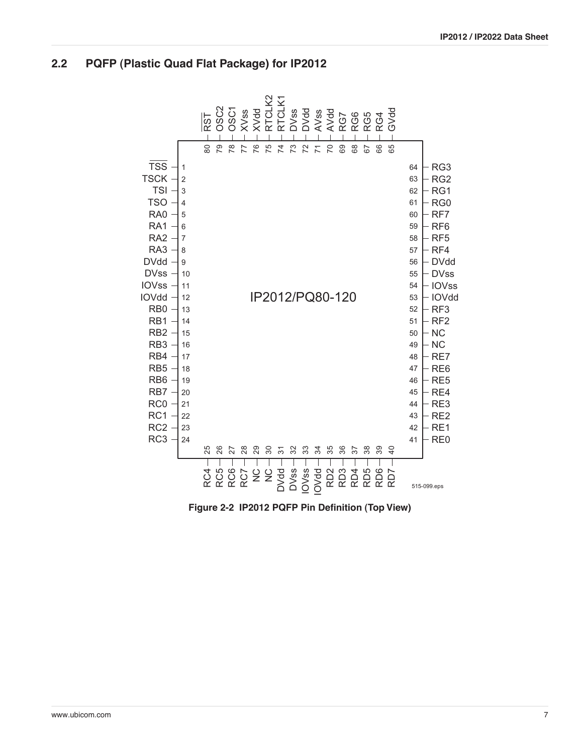## 2.2 PQFP (Plastic Quad Flat Package) for IP2012

| Pin | Name | Pin | Name | Pin | Name | Pin | Name |
|---|---|---|---|---|---|---|---|
| 1 | TSS (active low) | 21 | RC0 | 41 | RE0 | 61 | RG0 |
| 2 | TSCK | 22 | RC1 | 42 | RE1 | 62 | RG1 |
| 3 | TSI | 23 | RC2 | 43 | RE2 | 63 | RG2 |
| 4 | TSO | 24 | RC3 | 44 | RE3 | 64 | RG3 |
| 5 | RA0 | 25 | RC4 | 45 | RE4 | 65 | GVdd |
| 6 | RA1 | 26 | RC5 | 46 | RE5 | 66 | RG4 |
| 7 | RA2 | 27 | RC6 | 47 | RE6 | 67 | RG5 |
| 8 | RA3 | 28 | RC7 | 48 | RE7 | 68 | RG6 |
| 9 | DVdd | 29 | NC | 49 | NC | 69 | RG7 |
| 10 | DVss | 30 | NC | 50 | NC | 70 | AVdd |
| 11 | IOVss | 31 | DVdd | 51 | RF2 | 71 | AVss |
| 12 | IOVdd | 32 | DVss | 52 | RF3 | 72 | DVdd |
| 13 | RB0 | 33 | IOVss | 53 | IOVdd | 73 | DVss |
| 14 | RB1 | 34 | IOVdd | 54 | IOVss | 74 | RTCLK1 |
| 15 | RB2 | 35 | RD2 | 55 | DVss | 75 | RTCLK2 |
| 16 | RB3 | 36 | RD3 | 56 | DVdd | 76 | XVdd |
| 17 | RB4 | 37 | RD4 | 57 | RF4 | 77 | XVss |
| 18 | RB5 | 38 | RD5 | 58 | RF5 | 78 | OSC1 |
| 19 | RB6 | 39 | RD6 | 59 | RF6 | 79 | OSC2 |
| 20 | RB7 | 40 | RD7 | 60 | RF7 | 80 | RST (active low) |

IP2012/PQ80-120

515-099.eps

**Figure 2-2 IP2012 PQFP Pin Definition (Top View)**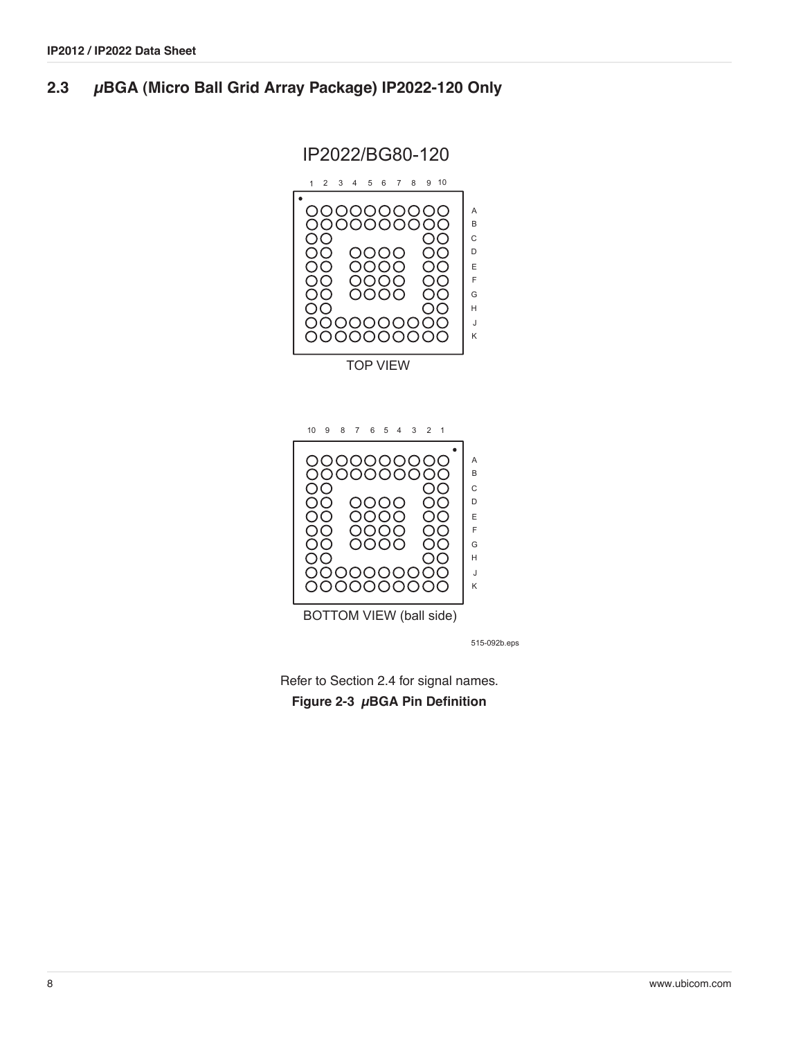## 2.3 *µ*BGA (Micro Ball Grid Array Package) IP2022-120 Only

IP2022/BG80-120

TOP VIEW

BOTTOM VIEW (ball side)

515-092b.eps

Refer to Section 2.4 for signal names.

**Figure 2-3 *µ*BGA Pin Definition**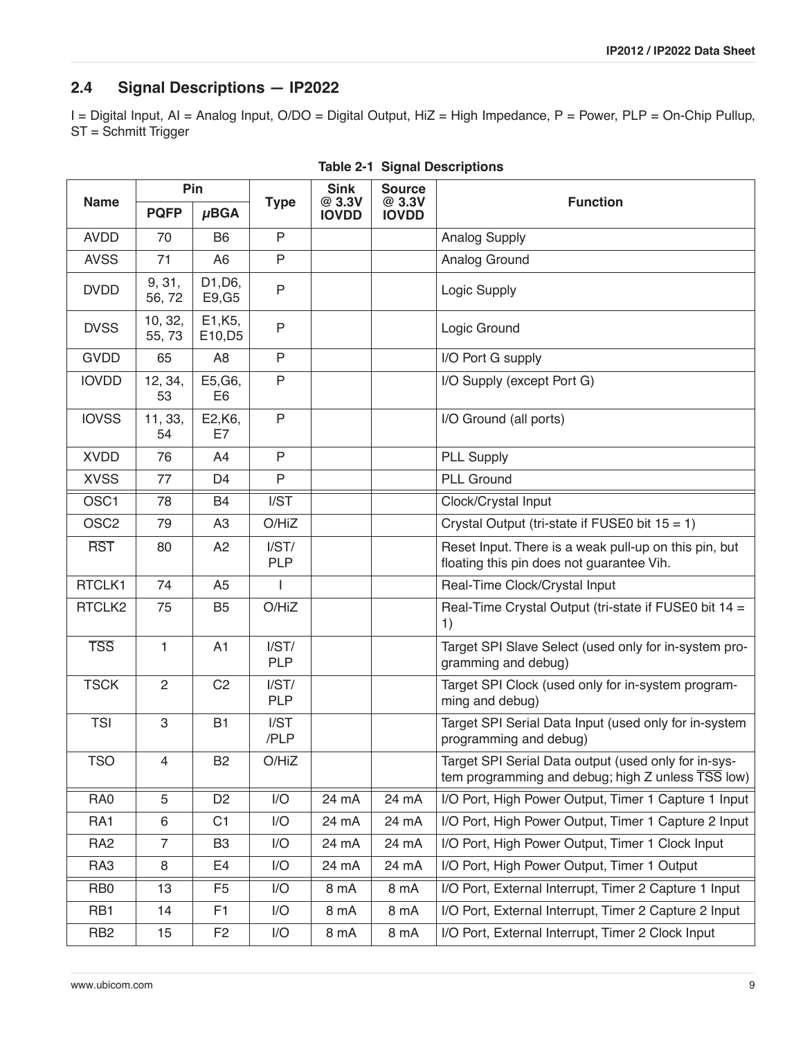## 2.4 Signal Descriptions — IP2022

I = Digital Input, AI = Analog Input, O/DO = Digital Output, HiZ = High Impedance, P = Power, PLP = On-Chip Pullup, ST = Schmitt Trigger

**Table 2-1 Signal Descriptions**

| Name | Pin | | Type | Sink @ 3.3V IOVDD | Source @ 3.3V IOVDD | Function |
|---|---|---|---|---|---|---|
| | PQFP | μBGA | | | | |
| AVDD | 70 | B6 | P | | | Analog Supply |
| AVSS | 71 | A6 | P | | | Analog Ground |
| DVDD | 9, 31, 56, 72 | D1,D6, E9,G5 | P | | | Logic Supply |
| DVSS | 10, 32, 55, 73 | E1,K5, E10,D5 | P | | | Logic Ground |
| GVDD | 65 | A8 | P | | | I/O Port G supply |
| IOVDD | 12, 34, 53 | E5,G6, E6 | P | | | I/O Supply (except Port G) |
| IOVSS | 11, 33, 54 | E2,K6, E7 | P | | | I/O Ground (all ports) |
| XVDD | 76 | A4 | P | | | PLL Supply |
| XVSS | 77 | D4 | P | | | PLL Ground |
| OSC1 | 78 | B4 | I/ST | | | Clock/Crystal Input |
| OSC2 | 79 | A3 | O/HiZ | | | Crystal Output (tri-state if FUSE0 bit 15 = 1) |
| $\overline{RST}$ | 80 | A2 | I/ST/ PLP | | | Reset Input. There is a weak pull-up on this pin, but floating this pin does not guarantee Vih. |
| RTCLK1 | 74 | A5 | I | | | Real-Time Clock/Crystal Input |
| RTCLK2 | 75 | B5 | O/HiZ | | | Real-Time Crystal Output (tri-state if FUSE0 bit 14 = 1) |
| $\overline{TSS}$ | 1 | A1 | I/ST/ PLP | | | Target SPI Slave Select (used only for in-system programming and debug) |
| TSCK | 2 | C2 | I/ST/ PLP | | | Target SPI Clock (used only for in-system programming and debug) |
| TSI | 3 | B1 | I/ST /PLP | | | Target SPI Serial Data Input (used only for in-system programming and debug) |
| TSO | 4 | B2 | O/HiZ | | | Target SPI Serial Data output (used only for in-system programming and debug; high Z unless $\overline{TSS}$ low) |
| RA0 | 5 | D2 | I/O | 24 mA | 24 mA | I/O Port, High Power Output, Timer 1 Capture 1 Input |
| RA1 | 6 | C1 | I/O | 24 mA | 24 mA | I/O Port, High Power Output, Timer 1 Capture 2 Input |
| RA2 | 7 | B3 | I/O | 24 mA | 24 mA | I/O Port, High Power Output, Timer 1 Clock Input |
| RA3 | 8 | E4 | I/O | 24 mA | 24 mA | I/O Port, High Power Output, Timer 1 Output |
| RB0 | 13 | F5 | I/O | 8 mA | 8 mA | I/O Port, External Interrupt, Timer 2 Capture 1 Input |
| RB1 | 14 | F1 | I/O | 8 mA | 8 mA | I/O Port, External Interrupt, Timer 2 Capture 2 Input |
| RB2 | 15 | F2 | I/O | 8 mA | 8 mA | I/O Port, External Interrupt, Timer 2 Clock Input |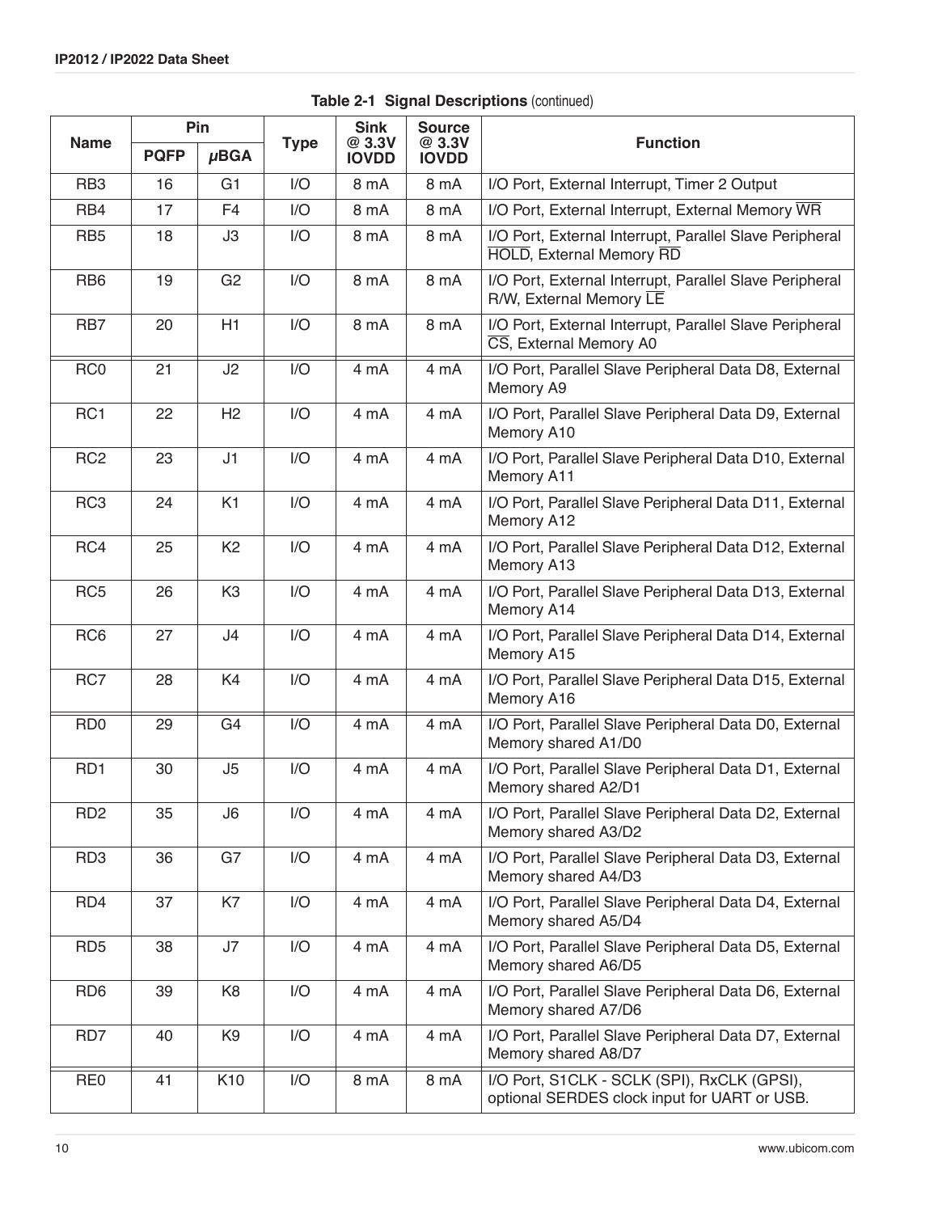**Table 2-1 Signal Descriptions** (continued)

| Name | Pin | | Type | Sink @ 3.3V IOVDD | Source @ 3.3V IOVDD | Function |
|---|---|---|---|---|---|---|
| | PQFP | μBGA | | | | |
| RB3 | 16 | G1 | I/O | 8 mA | 8 mA | I/O Port, External Interrupt, Timer 2 Output |
| RB4 | 17 | F4 | I/O | 8 mA | 8 mA | I/O Port, External Interrupt, External Memory $\overline{WR}$ |
| RB5 | 18 | J3 | I/O | 8 mA | 8 mA | I/O Port, External Interrupt, Parallel Slave Peripheral $\overline{HOLD}$, External Memory $\overline{RD}$ |
| RB6 | 19 | G2 | I/O | 8 mA | 8 mA | I/O Port, External Interrupt, Parallel Slave Peripheral R/W, External Memory $\overline{LE}$ |
| RB7 | 20 | H1 | I/O | 8 mA | 8 mA | I/O Port, External Interrupt, Parallel Slave Peripheral $\overline{CS}$, External Memory A0 |
| RC0 | 21 | J2 | I/O | 4 mA | 4 mA | I/O Port, Parallel Slave Peripheral Data D8, External Memory A9 |
| RC1 | 22 | H2 | I/O | 4 mA | 4 mA | I/O Port, Parallel Slave Peripheral Data D9, External Memory A10 |
| RC2 | 23 | J1 | I/O | 4 mA | 4 mA | I/O Port, Parallel Slave Peripheral Data D10, External Memory A11 |
| RC3 | 24 | K1 | I/O | 4 mA | 4 mA | I/O Port, Parallel Slave Peripheral Data D11, External Memory A12 |
| RC4 | 25 | K2 | I/O | 4 mA | 4 mA | I/O Port, Parallel Slave Peripheral Data D12, External Memory A13 |
| RC5 | 26 | K3 | I/O | 4 mA | 4 mA | I/O Port, Parallel Slave Peripheral Data D13, External Memory A14 |
| RC6 | 27 | J4 | I/O | 4 mA | 4 mA | I/O Port, Parallel Slave Peripheral Data D14, External Memory A15 |
| RC7 | 28 | K4 | I/O | 4 mA | 4 mA | I/O Port, Parallel Slave Peripheral Data D15, External Memory A16 |
| RD0 | 29 | G4 | I/O | 4 mA | 4 mA | I/O Port, Parallel Slave Peripheral Data D0, External Memory shared A1/D0 |
| RD1 | 30 | J5 | I/O | 4 mA | 4 mA | I/O Port, Parallel Slave Peripheral Data D1, External Memory shared A2/D1 |
| RD2 | 35 | J6 | I/O | 4 mA | 4 mA | I/O Port, Parallel Slave Peripheral Data D2, External Memory shared A3/D2 |
| RD3 | 36 | G7 | I/O | 4 mA | 4 mA | I/O Port, Parallel Slave Peripheral Data D3, External Memory shared A4/D3 |
| RD4 | 37 | K7 | I/O | 4 mA | 4 mA | I/O Port, Parallel Slave Peripheral Data D4, External Memory shared A5/D4 |
| RD5 | 38 | J7 | I/O | 4 mA | 4 mA | I/O Port, Parallel Slave Peripheral Data D5, External Memory shared A6/D5 |
| RD6 | 39 | K8 | I/O | 4 mA | 4 mA | I/O Port, Parallel Slave Peripheral Data D6, External Memory shared A7/D6 |
| RD7 | 40 | K9 | I/O | 4 mA | 4 mA | I/O Port, Parallel Slave Peripheral Data D7, External Memory shared A8/D7 |
| RE0 | 41 | K10 | I/O | 8 mA | 8 mA | I/O Port, S1CLK - SCLK (SPI), RxCLK (GPSI), optional SERDES clock input for UART or USB. |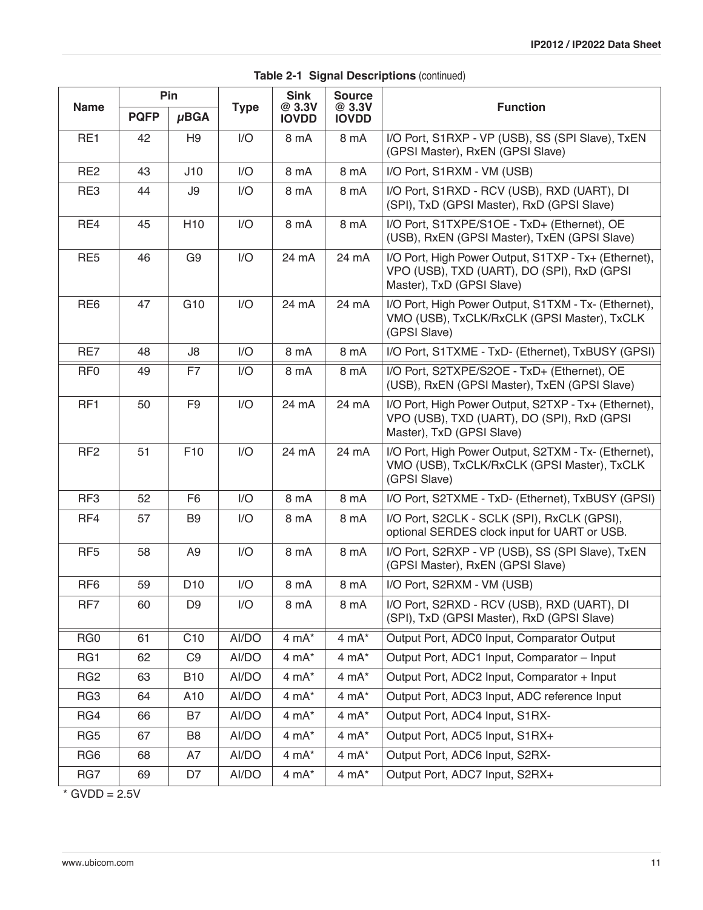**Table 2-1 Signal Descriptions** (continued)

| Name | Pin | | Type | Sink @ 3.3V IOVDD | Source @ 3.3V IOVDD | Function |
|---|---|---|---|---|---|---|
| | PQFP | μBGA | | | | |
| RE1 | 42 | H9 | I/O | 8 mA | 8 mA | I/O Port, S1RXP - VP (USB), SS (SPI Slave), TxEN (GPSI Master), RxEN (GPSI Slave) |
| RE2 | 43 | J10 | I/O | 8 mA | 8 mA | I/O Port, S1RXM - VM (USB) |
| RE3 | 44 | J9 | I/O | 8 mA | 8 mA | I/O Port, S1RXD - RCV (USB), RXD (UART), DI (SPI), TxD (GPSI Master), RxD (GPSI Slave) |
| RE4 | 45 | H10 | I/O | 8 mA | 8 mA | I/O Port, S1TXPE/S1OE - TxD+ (Ethernet), OE (USB), RxEN (GPSI Master), TxEN (GPSI Slave) |
| RE5 | 46 | G9 | I/O | 24 mA | 24 mA | I/O Port, High Power Output, S1TXP - Tx+ (Ethernet), VPO (USB), TXD (UART), DO (SPI), RxD (GPSI Master), TxD (GPSI Slave) |
| RE6 | 47 | G10 | I/O | 24 mA | 24 mA | I/O Port, High Power Output, S1TXM - Tx- (Ethernet), VMO (USB), TxCLK/RxCLK (GPSI Master), TxCLK (GPSI Slave) |
| RE7 | 48 | J8 | I/O | 8 mA | 8 mA | I/O Port, S1TXME - TxD- (Ethernet), TxBUSY (GPSI) |
| RF0 | 49 | F7 | I/O | 8 mA | 8 mA | I/O Port, S2TXPE/S2OE - TxD+ (Ethernet), OE (USB), RxEN (GPSI Master), TxEN (GPSI Slave) |
| RF1 | 50 | F9 | I/O | 24 mA | 24 mA | I/O Port, High Power Output, S2TXP - Tx+ (Ethernet), VPO (USB), TXD (UART), DO (SPI), RxD (GPSI Master), TxD (GPSI Slave) |
| RF2 | 51 | F10 | I/O | 24 mA | 24 mA | I/O Port, High Power Output, S2TXM - Tx- (Ethernet), VMO (USB), TxCLK/RxCLK (GPSI Master), TxCLK (GPSI Slave) |
| RF3 | 52 | F6 | I/O | 8 mA | 8 mA | I/O Port, S2TXME - TxD- (Ethernet), TxBUSY (GPSI) |
| RF4 | 57 | B9 | I/O | 8 mA | 8 mA | I/O Port, S2CLK - SCLK (SPI), RxCLK (GPSI), optional SERDES clock input for UART or USB. |
| RF5 | 58 | A9 | I/O | 8 mA | 8 mA | I/O Port, S2RXP - VP (USB), SS (SPI Slave), TxEN (GPSI Master), RxEN (GPSI Slave) |
| RF6 | 59 | D10 | I/O | 8 mA | 8 mA | I/O Port, S2RXM - VM (USB) |
| RF7 | 60 | D9 | I/O | 8 mA | 8 mA | I/O Port, S2RXD - RCV (USB), RXD (UART), DI (SPI), TxD (GPSI Master), RxD (GPSI Slave) |
| RG0 | 61 | C10 | AI/DO | 4 mA* | 4 mA* | Output Port, ADC0 Input, Comparator Output |
| RG1 | 62 | C9 | AI/DO | 4 mA* | 4 mA* | Output Port, ADC1 Input, Comparator – Input |
| RG2 | 63 | B10 | AI/DO | 4 mA* | 4 mA* | Output Port, ADC2 Input, Comparator + Input |
| RG3 | 64 | A10 | AI/DO | 4 mA* | 4 mA* | Output Port, ADC3 Input, ADC reference Input |
| RG4 | 66 | B7 | AI/DO | 4 mA* | 4 mA* | Output Port, ADC4 Input, S1RX- |
| RG5 | 67 | B8 | AI/DO | 4 mA* | 4 mA* | Output Port, ADC5 Input, S1RX+ |
| RG6 | 68 | A7 | AI/DO | 4 mA* | 4 mA* | Output Port, ADC6 Input, S2RX- |
| RG7 | 69 | D7 | AI/DO | 4 mA* | 4 mA* | Output Port, ADC7 Input, S2RX+ |

* GVDD = 2.5V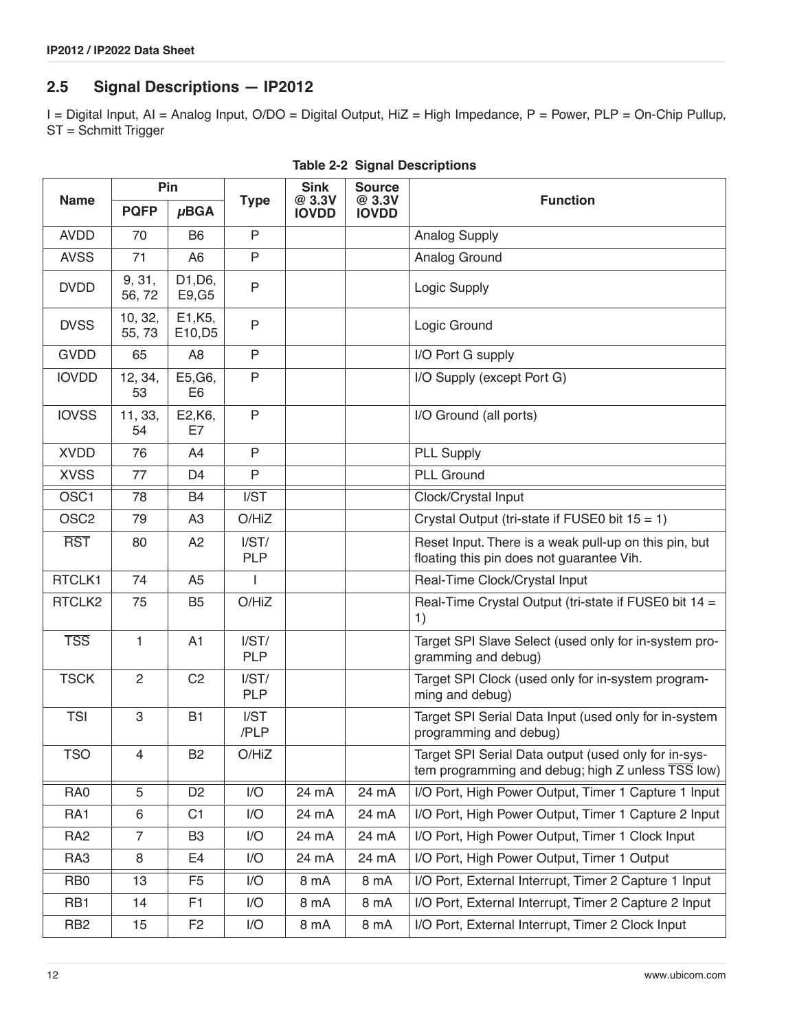## 2.5 Signal Descriptions — IP2012

I = Digital Input, AI = Analog Input, O/DO = Digital Output, HiZ = High Impedance, P = Power, PLP = On-Chip Pullup, ST = Schmitt Trigger

**Table 2-2 Signal Descriptions**

| Name | Pin | | Type | Sink @ 3.3V IOVDD | Source @ 3.3V IOVDD | Function |
|---|---|---|---|---|---|---|
| | PQFP | μBGA | | | | |
| AVDD | 70 | B6 | P | | | Analog Supply |
| AVSS | 71 | A6 | P | | | Analog Ground |
| DVDD | 9, 31, 56, 72 | D1,D6, E9,G5 | P | | | Logic Supply |
| DVSS | 10, 32, 55, 73 | E1,K5, E10,D5 | P | | | Logic Ground |
| GVDD | 65 | A8 | P | | | I/O Port G supply |
| IOVDD | 12, 34, 53 | E5,G6, E6 | P | | | I/O Supply (except Port G) |
| IOVSS | 11, 33, 54 | E2,K6, E7 | P | | | I/O Ground (all ports) |
| XVDD | 76 | A4 | P | | | PLL Supply |
| XVSS | 77 | D4 | P | | | PLL Ground |
| OSC1 | 78 | B4 | I/ST | | | Clock/Crystal Input |
| OSC2 | 79 | A3 | O/HiZ | | | Crystal Output (tri-state if FUSE0 bit 15 = 1) |
| $\overline{\text{RST}}$ | 80 | A2 | I/ST/ PLP | | | Reset Input. There is a weak pull-up on this pin, but floating this pin does not guarantee Vih. |
| RTCLK1 | 74 | A5 | I | | | Real-Time Clock/Crystal Input |
| RTCLK2 | 75 | B5 | O/HiZ | | | Real-Time Crystal Output (tri-state if FUSE0 bit 14 = 1) |
| $\overline{\text{TSS}}$ | 1 | A1 | I/ST/ PLP | | | Target SPI Slave Select (used only for in-system programming and debug) |
| TSCK | 2 | C2 | I/ST/ PLP | | | Target SPI Clock (used only for in-system programming and debug) |
| TSI | 3 | B1 | I/ST /PLP | | | Target SPI Serial Data Input (used only for in-system programming and debug) |
| TSO | 4 | B2 | O/HiZ | | | Target SPI Serial Data output (used only for in-system programming and debug; high Z unless $\overline{\text{TSS}}$ low) |
| RA0 | 5 | D2 | I/O | 24 mA | 24 mA | I/O Port, High Power Output, Timer 1 Capture 1 Input |
| RA1 | 6 | C1 | I/O | 24 mA | 24 mA | I/O Port, High Power Output, Timer 1 Capture 2 Input |
| RA2 | 7 | B3 | I/O | 24 mA | 24 mA | I/O Port, High Power Output, Timer 1 Clock Input |
| RA3 | 8 | E4 | I/O | 24 mA | 24 mA | I/O Port, High Power Output, Timer 1 Output |
| RB0 | 13 | F5 | I/O | 8 mA | 8 mA | I/O Port, External Interrupt, Timer 2 Capture 1 Input |
| RB1 | 14 | F1 | I/O | 8 mA | 8 mA | I/O Port, External Interrupt, Timer 2 Capture 2 Input |
| RB2 | 15 | F2 | I/O | 8 mA | 8 mA | I/O Port, External Interrupt, Timer 2 Clock Input |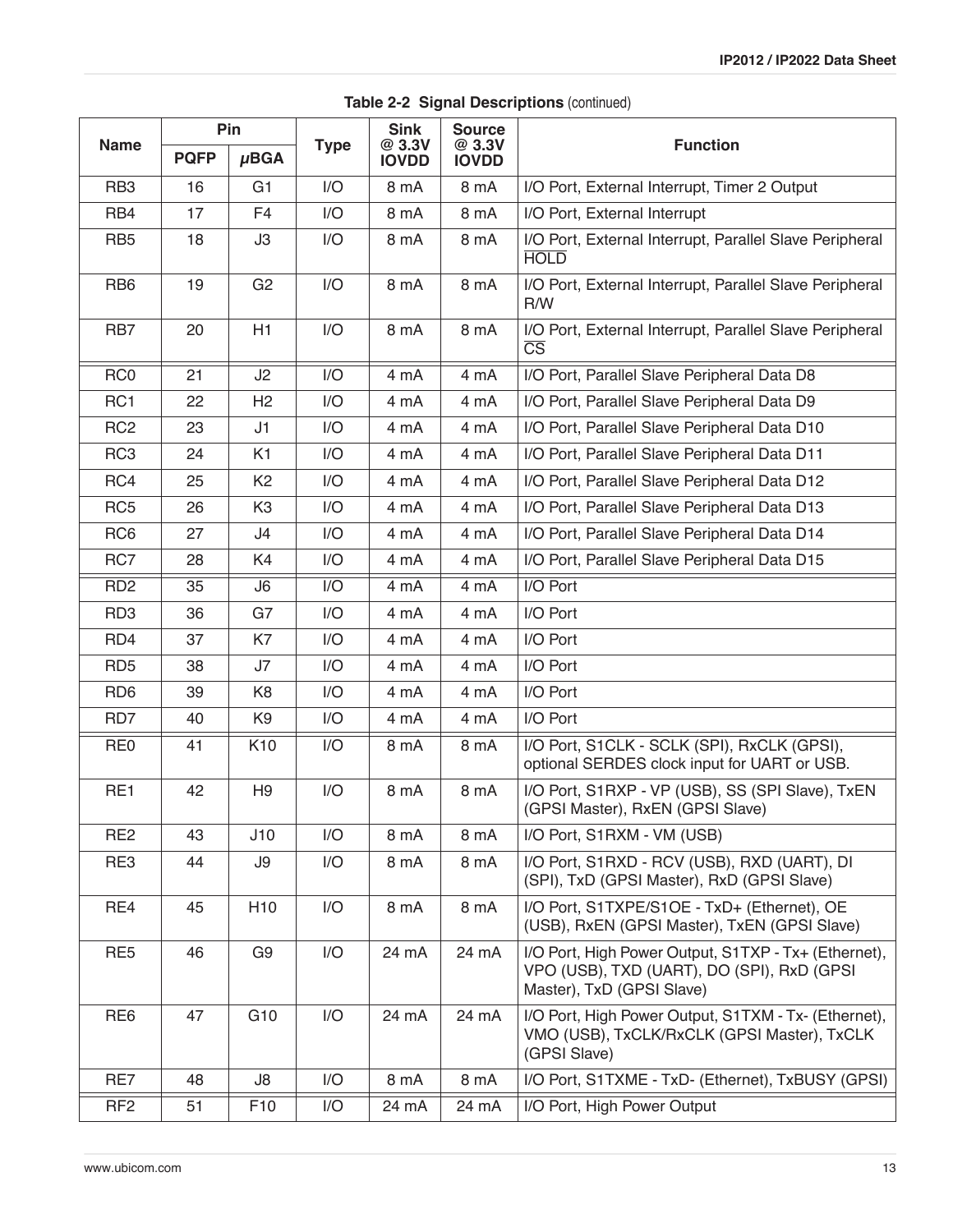**Table 2-2 Signal Descriptions** (continued)

| Name | Pin | | Type | Sink @ 3.3V IOVDD | Source @ 3.3V IOVDD | Function |
|---|---|---|---|---|---|---|
| | PQFP | μBGA | | | | |
| RB3 | 16 | G1 | I/O | 8 mA | 8 mA | I/O Port, External Interrupt, Timer 2 Output |
| RB4 | 17 | F4 | I/O | 8 mA | 8 mA | I/O Port, External Interrupt |
| RB5 | 18 | J3 | I/O | 8 mA | 8 mA | I/O Port, External Interrupt, Parallel Slave Peripheral $\overline{\text{HOLD}}$ |
| RB6 | 19 | G2 | I/O | 8 mA | 8 mA | I/O Port, External Interrupt, Parallel Slave Peripheral R/W |
| RB7 | 20 | H1 | I/O | 8 mA | 8 mA | I/O Port, External Interrupt, Parallel Slave Peripheral $\overline{\text{CS}}$ |
| RC0 | 21 | J2 | I/O | 4 mA | 4 mA | I/O Port, Parallel Slave Peripheral Data D8 |
| RC1 | 22 | H2 | I/O | 4 mA | 4 mA | I/O Port, Parallel Slave Peripheral Data D9 |
| RC2 | 23 | J1 | I/O | 4 mA | 4 mA | I/O Port, Parallel Slave Peripheral Data D10 |
| RC3 | 24 | K1 | I/O | 4 mA | 4 mA | I/O Port, Parallel Slave Peripheral Data D11 |
| RC4 | 25 | K2 | I/O | 4 mA | 4 mA | I/O Port, Parallel Slave Peripheral Data D12 |
| RC5 | 26 | K3 | I/O | 4 mA | 4 mA | I/O Port, Parallel Slave Peripheral Data D13 |
| RC6 | 27 | J4 | I/O | 4 mA | 4 mA | I/O Port, Parallel Slave Peripheral Data D14 |
| RC7 | 28 | K4 | I/O | 4 mA | 4 mA | I/O Port, Parallel Slave Peripheral Data D15 |
| RD2 | 35 | J6 | I/O | 4 mA | 4 mA | I/O Port |
| RD3 | 36 | G7 | I/O | 4 mA | 4 mA | I/O Port |
| RD4 | 37 | K7 | I/O | 4 mA | 4 mA | I/O Port |
| RD5 | 38 | J7 | I/O | 4 mA | 4 mA | I/O Port |
| RD6 | 39 | K8 | I/O | 4 mA | 4 mA | I/O Port |
| RD7 | 40 | K9 | I/O | 4 mA | 4 mA | I/O Port |
| RE0 | 41 | K10 | I/O | 8 mA | 8 mA | I/O Port, S1CLK - SCLK (SPI), RxCLK (GPSI), optional SERDES clock input for UART or USB. |
| RE1 | 42 | H9 | I/O | 8 mA | 8 mA | I/O Port, S1RXP - VP (USB), SS (SPI Slave), TxEN (GPSI Master), RxEN (GPSI Slave) |
| RE2 | 43 | J10 | I/O | 8 mA | 8 mA | I/O Port, S1RXM - VM (USB) |
| RE3 | 44 | J9 | I/O | 8 mA | 8 mA | I/O Port, S1RXD - RCV (USB), RXD (UART), DI (SPI), TxD (GPSI Master), RxD (GPSI Slave) |
| RE4 | 45 | H10 | I/O | 8 mA | 8 mA | I/O Port, S1TXPE/S1OE - TxD+ (Ethernet), OE (USB), RxEN (GPSI Master), TxEN (GPSI Slave) |
| RE5 | 46 | G9 | I/O | 24 mA | 24 mA | I/O Port, High Power Output, S1TXP - Tx+ (Ethernet), VPO (USB), TXD (UART), DO (SPI), RxD (GPSI Master), TxD (GPSI Slave) |
| RE6 | 47 | G10 | I/O | 24 mA | 24 mA | I/O Port, High Power Output, S1TXM - Tx- (Ethernet), VMO (USB), TxCLK/RxCLK (GPSI Master), TxCLK (GPSI Slave) |
| RE7 | 48 | J8 | I/O | 8 mA | 8 mA | I/O Port, S1TXME - TxD- (Ethernet), TxBUSY (GPSI) |
| RF2 | 51 | F10 | I/O | 24 mA | 24 mA | I/O Port, High Power Output |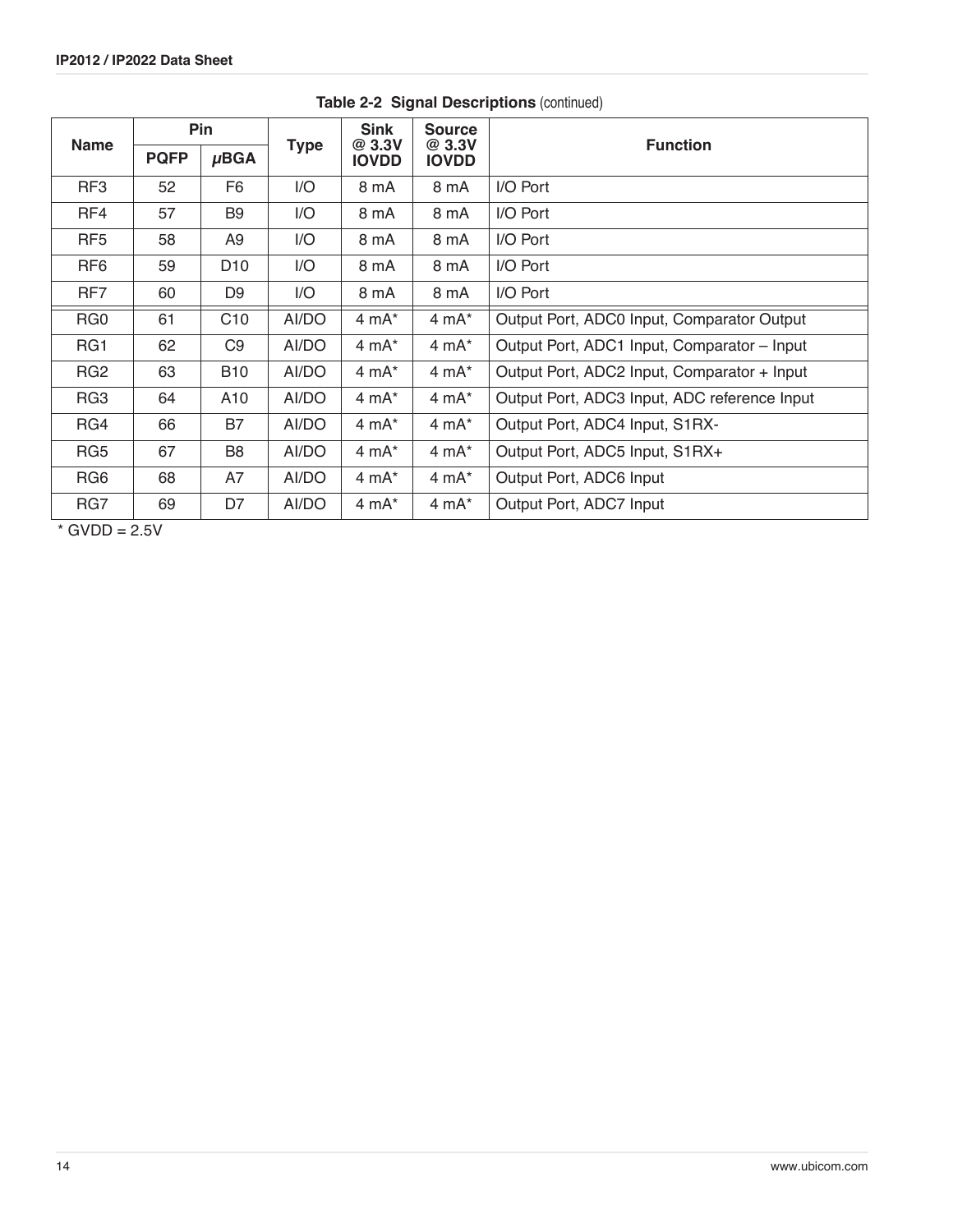**Table 2-2 Signal Descriptions** (continued)

| Name | Pin | | Type | Sink @ 3.3V IOVDD | Source @ 3.3V IOVDD | Function |
|---|---|---|---|---|---|---|
| | PQFP | μBGA | | | | |
| RF3 | 52 | F6 | I/O | 8 mA | 8 mA | I/O Port |
| RF4 | 57 | B9 | I/O | 8 mA | 8 mA | I/O Port |
| RF5 | 58 | A9 | I/O | 8 mA | 8 mA | I/O Port |
| RF6 | 59 | D10 | I/O | 8 mA | 8 mA | I/O Port |
| RF7 | 60 | D9 | I/O | 8 mA | 8 mA | I/O Port |
| RG0 | 61 | C10 | AI/DO | 4 mA* | 4 mA* | Output Port, ADC0 Input, Comparator Output |
| RG1 | 62 | C9 | AI/DO | 4 mA* | 4 mA* | Output Port, ADC1 Input, Comparator – Input |
| RG2 | 63 | B10 | AI/DO | 4 mA* | 4 mA* | Output Port, ADC2 Input, Comparator + Input |
| RG3 | 64 | A10 | AI/DO | 4 mA* | 4 mA* | Output Port, ADC3 Input, ADC reference Input |
| RG4 | 66 | B7 | AI/DO | 4 mA* | 4 mA* | Output Port, ADC4 Input, S1RX- |
| RG5 | 67 | B8 | AI/DO | 4 mA* | 4 mA* | Output Port, ADC5 Input, S1RX+ |
| RG6 | 68 | A7 | AI/DO | 4 mA* | 4 mA* | Output Port, ADC6 Input |
| RG7 | 69 | D7 | AI/DO | 4 mA* | 4 mA* | Output Port, ADC7 Input |

* GVDD = 2.5V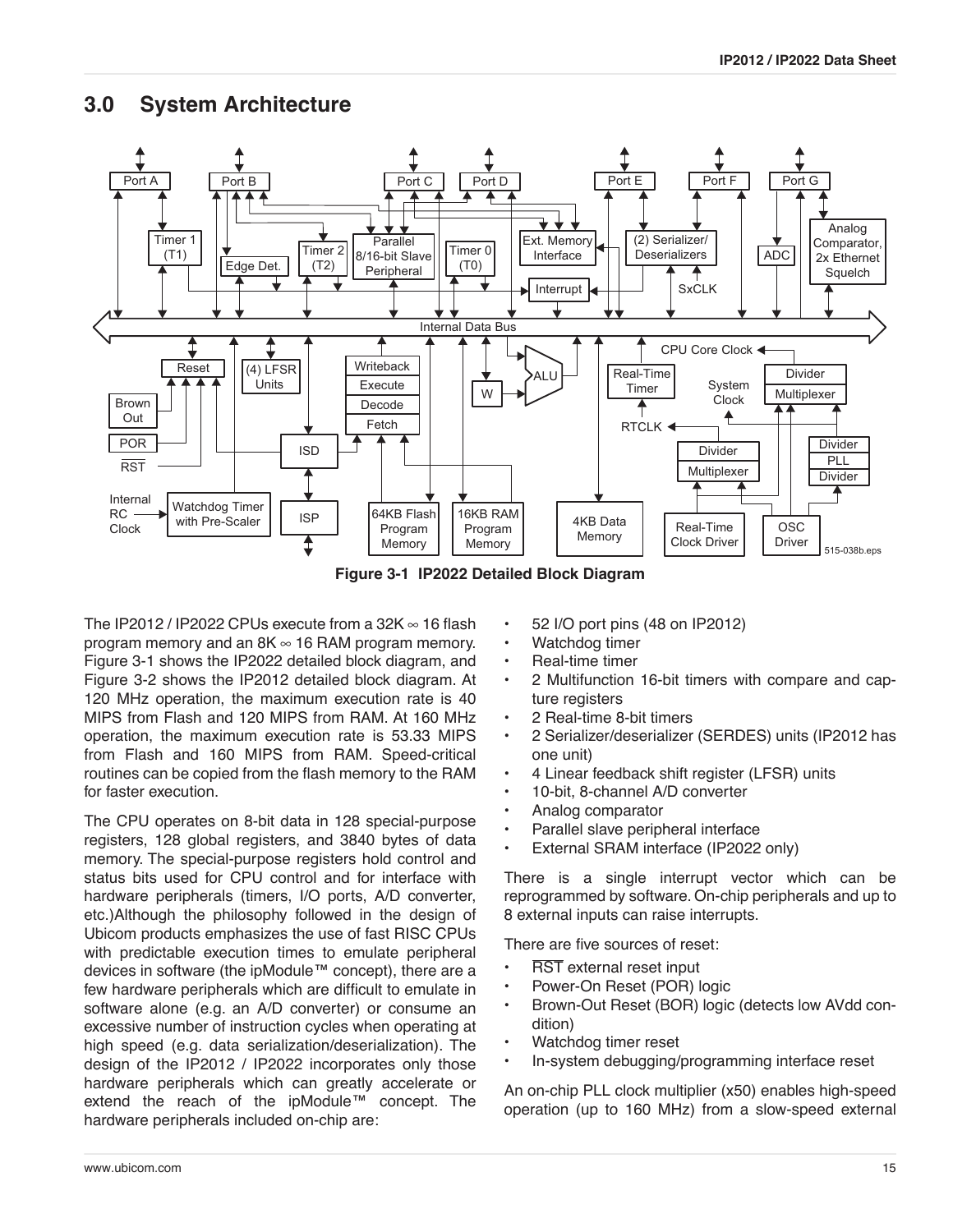## 3.0 System Architecture

Figure 3-1 IP2022 Detailed Block Diagram

The IP2012 / IP2022 CPUs execute from a 32K ∞ 16 flash program memory and an 8K ∞ 16 RAM program memory. Figure 3-1 shows the IP2022 detailed block diagram, and Figure 3-2 shows the IP2012 detailed block diagram. At 120 MHz operation, the maximum execution rate is 40 MIPS from Flash and 120 MIPS from RAM. At 160 MHz operation, the maximum execution rate is 53.33 MIPS from Flash and 160 MIPS from RAM. Speed-critical routines can be copied from the flash memory to the RAM for faster execution.

The CPU operates on 8-bit data in 128 special-purpose registers, 128 global registers, and 3840 bytes of data memory. The special-purpose registers hold control and status bits used for CPU control and for interface with hardware peripherals (timers, I/O ports, A/D converter, etc.)Although the philosophy followed in the design of Ubicom products emphasizes the use of fast RISC CPUs with predictable execution times to emulate peripheral devices in software (the ipModule™ concept), there are a few hardware peripherals which are difficult to emulate in software alone (e.g. an A/D converter) or consume an excessive number of instruction cycles when operating at high speed (e.g. data serialization/deserialization). The design of the IP2012 / IP2022 incorporates only those hardware peripherals which can greatly accelerate or extend the reach of the ipModule™ concept. The hardware peripherals included on-chip are:

- 52 I/O port pins (48 on IP2012)
- Watchdog timer
- Real-time timer
- 2 Multifunction 16-bit timers with compare and capture registers
- 2 Real-time 8-bit timers
- 2 Serializer/deserializer (SERDES) units (IP2012 has one unit)
- 4 Linear feedback shift register (LFSR) units
- 10-bit, 8-channel A/D converter
- Analog comparator
- Parallel slave peripheral interface
- External SRAM interface (IP2022 only)

There is a single interrupt vector which can be reprogrammed by software. On-chip peripherals and up to 8 external inputs can raise interrupts.

There are five sources of reset:

- RST external reset input
- Power-On Reset (POR) logic
- Brown-Out Reset (BOR) logic (detects low AVdd condition)
- Watchdog timer reset
- In-system debugging/programming interface reset

An on-chip PLL clock multiplier (x50) enables high-speed operation (up to 160 MHz) from a slow-speed external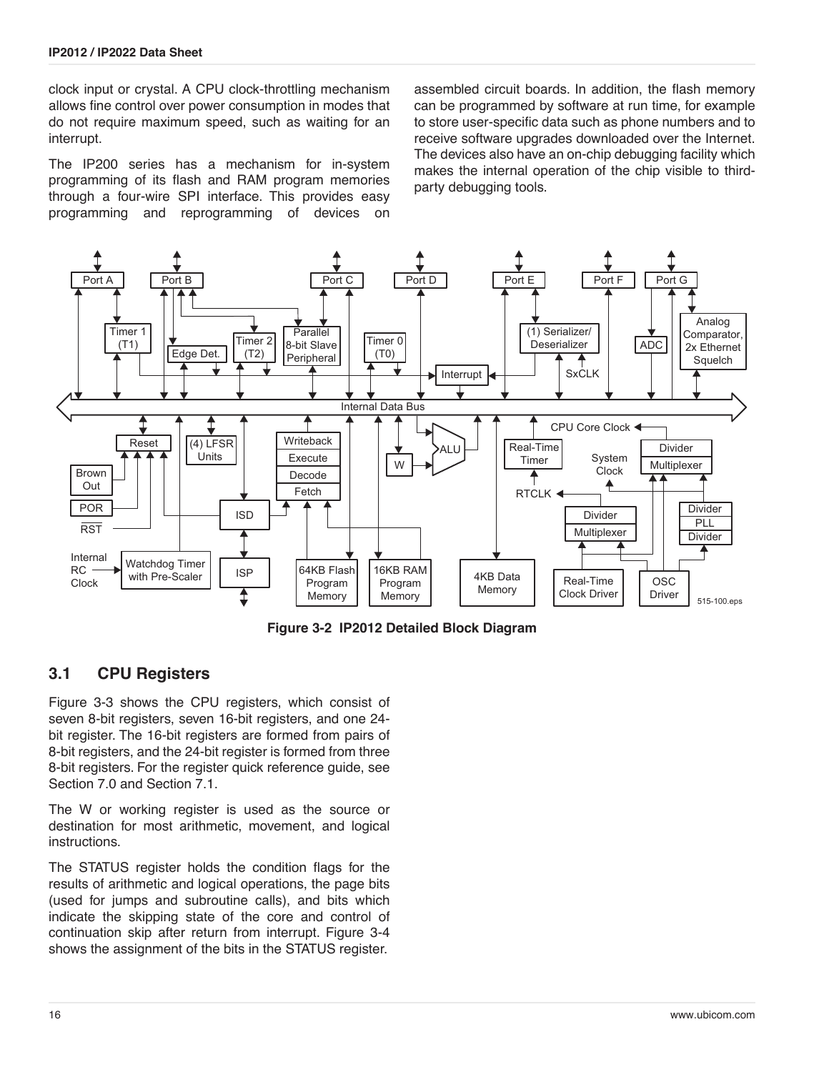clock input or crystal. A CPU clock-throttling mechanism allows fine control over power consumption in modes that do not require maximum speed, such as waiting for an interrupt.

The IP200 series has a mechanism for in-system programming of its flash and RAM program memories through a four-wire SPI interface. This provides easy programming and reprogramming of devices on assembled circuit boards. In addition, the flash memory can be programmed by software at run time, for example to store user-specific data such as phone numbers and to receive software upgrades downloaded over the Internet. The devices also have an on-chip debugging facility which makes the internal operation of the chip visible to third-party debugging tools.

**Figure 3-2 IP2012 Detailed Block Diagram**

## 3.1 CPU Registers

Figure 3-3 shows the CPU registers, which consist of seven 8-bit registers, seven 16-bit registers, and one 24-bit register. The 16-bit registers are formed from pairs of 8-bit registers, and the 24-bit register is formed from three 8-bit registers. For the register quick reference guide, see Section 7.0 and Section 7.1.

The W or working register is used as the source or destination for most arithmetic, movement, and logical instructions.

The STATUS register holds the condition flags for the results of arithmetic and logical operations, the page bits (used for jumps and subroutine calls), and bits which indicate the skipping state of the core and control of continuation skip after return from interrupt. Figure 3-4 shows the assignment of the bits in the STATUS register.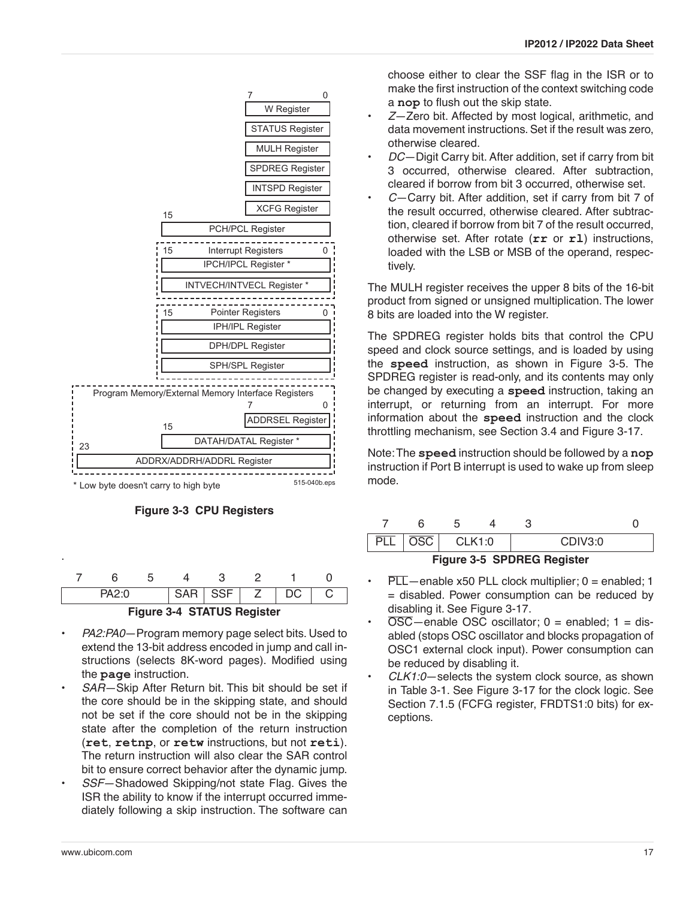7 0

W Register

STATUS Register

MULH Register

SPDREG Register

INTSPD Register

XCFG Register

15

PCH/PCL Register

15 Interrupt Registers 0

IPCH/IPCL Register *

INTVECH/INTVECL Register *

15 Pointer Registers 0

IPH/IPL Register

DPH/DPL Register

SPH/SPL Register

Program Memory/External Memory Interface Registers

7 0

ADDRSEL Register

15

DATAH/DATAL Register *

23

ADDRX/ADDRH/ADDRL Register

* Low byte doesn't carry to high byte

515-040b.eps

**Figure 3-3 CPU Registers**

| 7 | 6 | 5 | 4 | 3 | 2 | 1 | 0 |
|---|---|---|---|---|---|---|---|
| PA2:0 | | | SAR | SSF | Z | DC | C |

**Figure 3-4 STATUS Register**

- *PA2:PA0*—Program memory page select bits. Used to extend the 13-bit address encoded in jump and call instructions (selects 8K-word pages). Modified using the **page** instruction.
- *SAR*—Skip After Return bit. This bit should be set if the core should be in the skipping state, and should not be set if the core should not be in the skipping state after the completion of the return instruction (**ret**, **retnp**, or **retw** instructions, but not **reti**). The return instruction will also clear the SAR control bit to ensure correct behavior after the dynamic jump.
- *SSF*—Shadowed Skipping/not state Flag. Gives the ISR the ability to know if the interrupt occurred immediately following a skip instruction. The software can choose either to clear the SSF flag in the ISR or to make the first instruction of the context switching code a **nop** to flush out the skip state.
- *Z*—Zero bit. Affected by most logical, arithmetic, and data movement instructions. Set if the result was zero, otherwise cleared.
- *DC*—Digit Carry bit. After addition, set if carry from bit 3 occurred, otherwise cleared. After subtraction, cleared if borrow from bit 3 occurred, otherwise set.
- *C*—Carry bit. After addition, set if carry from bit 7 of the result occurred, otherwise cleared. After subtraction, cleared if borrow from bit 7 of the result occurred, otherwise set. After rotate (**rr** or **rl**) instructions, loaded with the LSB or MSB of the operand, respectively.

The MULH register receives the upper 8 bits of the 16-bit product from signed or unsigned multiplication. The lower 8 bits are loaded into the W register.

The SPDREG register holds bits that control the CPU speed and clock source settings, and is loaded by using the **speed** instruction, as shown in Figure 3-5. The SPDREG register is read-only, and its contents may only be changed by executing a **speed** instruction, taking an interrupt, or returning from an interrupt. For more information about the **speed** instruction and the clock throttling mechanism, see Section 3.4 and Figure 3-17.

Note: The **speed** instruction should be followed by a **nop** instruction if Port B interrupt is used to wake up from sleep mode.

| 7 | 6 | 5 | 4 | 3 | | | 0 |
|---|---|---|---|---|---|---|---|
| $\overline{\text{PLL}}$ | $\overline{\text{OSC}}$ | CLK1:0 | | CDIV3:0 | | | |

**Figure 3-5 SPDREG Register**

- $\overline{\text{PLL}}$—enable x50 PLL clock multiplier; 0 = enabled; 1 = disabled. Power consumption can be reduced by disabling it. See Figure 3-17.
- $\overline{\text{OSC}}$—enable OSC oscillator; 0 = enabled; 1 = disabled (stops OSC oscillator and blocks propagation of OSC1 external clock input). Power consumption can be reduced by disabling it.
- *CLK1:0*—selects the system clock source, as shown in Table 3-1. See Figure 3-17 for the clock logic. See Section 7.1.5 (FCFG register, FRDTS1:0 bits) for exceptions.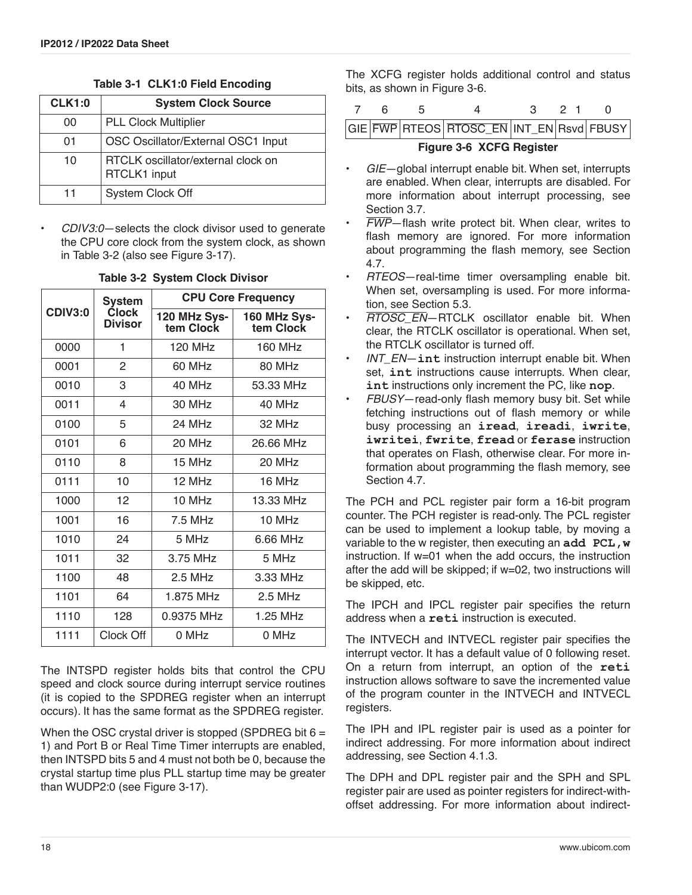**Table 3-1 CLK1:0 Field Encoding**

| CLK1:0 | System Clock Source |
|---|---|
| 00 | PLL Clock Multiplier |
| 01 | OSC Oscillator/External OSC1 Input |
| 10 | RTCLK oscillator/external clock on RTCLK1 input |
| 11 | System Clock Off |

- *CDIV3:0*—selects the clock divisor used to generate the CPU core clock from the system clock, as shown in Table 3-2 (also see Figure 3-17).

**Table 3-2 System Clock Divisor**

| CDIV3:0 | System Clock Divisor | CPU Core Frequency | |
|---|---|---|---|
| | | 120 MHz System Clock | 160 MHz System Clock |
| 0000 | 1 | 120 MHz | 160 MHz |
| 0001 | 2 | 60 MHz | 80 MHz |
| 0010 | 3 | 40 MHz | 53.33 MHz |
| 0011 | 4 | 30 MHz | 40 MHz |
| 0100 | 5 | 24 MHz | 32 MHz |
| 0101 | 6 | 20 MHz | 26.66 MHz |
| 0110 | 8 | 15 MHz | 20 MHz |
| 0111 | 10 | 12 MHz | 16 MHz |
| 1000 | 12 | 10 MHz | 13.33 MHz |
| 1001 | 16 | 7.5 MHz | 10 MHz |
| 1010 | 24 | 5 MHz | 6.66 MHz |
| 1011 | 32 | 3.75 MHz | 5 MHz |
| 1100 | 48 | 2.5 MHz | 3.33 MHz |
| 1101 | 64 | 1.875 MHz | 2.5 MHz |
| 1110 | 128 | 0.9375 MHz | 1.25 MHz |
| 1111 | Clock Off | 0 MHz | 0 MHz |

The INTSPD register holds bits that control the CPU speed and clock source during interrupt service routines (it is copied to the SPDREG register when an interrupt occurs). It has the same format as the SPDREG register.

When the OSC crystal driver is stopped (SPDREG bit 6 = 1) and Port B or Real Time Timer interrupts are enabled, then INTSPD bits 5 and 4 must not both be 0, because the crystal startup time plus PLL startup time may be greater than WUDP2:0 (see Figure 3-17).

The XCFG register holds additional control and status bits, as shown in Figure 3-6.

| 7 | 6 | 5 | 4 | 3 | 2 | 1 | 0 |
|---|---|---|---|---|---|---|---|
| GIE | $\overline{\text{FWP}}$ | RTEOS | $\overline{\text{RTOSC\_EN}}$ | INT_EN | Rsvd | | FBUSY |

**Figure 3-6 XCFG Register**

- *GIE*—global interrupt enable bit. When set, interrupts are enabled. When clear, interrupts are disabled. For more information about interrupt processing, see Section 3.7.
- *$\overline{\text{FWP}}$*—flash write protect bit. When clear, writes to flash memory are ignored. For more information about programming the flash memory, see Section 4.7.
- *RTEOS*—real-time timer oversampling enable bit. When set, oversampling is used. For more information, see Section 5.3.
- *$\overline{\text{RTOSC\_EN}}$*—RTCLK oscillator enable bit. When clear, the RTCLK oscillator is operational. When set, the RTCLK oscillator is turned off.
- *INT_EN*—**int** instruction interrupt enable bit. When set, **int** instructions cause interrupts. When clear, **int** instructions only increment the PC, like **nop**.
- *FBUSY*—read-only flash memory busy bit. Set while fetching instructions out of flash memory or while busy processing an **iread**, **ireadi**, **iwrite**, **iwritei**, **fwrite**, **fread** or **ferase** instruction that operates on Flash, otherwise clear. For more information about programming the flash memory, see Section 4.7.

The PCH and PCL register pair form a 16-bit program counter. The PCH register is read-only. The PCL register can be used to implement a lookup table, by moving a variable to the w register, then executing an **add PCL,w** instruction. If w=01 when the add occurs, the instruction after the add will be skipped; if w=02, two instructions will be skipped, etc.

The IPCH and IPCL register pair specifies the return address when a **reti** instruction is executed.

The INTVECH and INTVECL register pair specifies the interrupt vector. It has a default value of 0 following reset. On a return from interrupt, an option of the **reti** instruction allows software to save the incremented value of the program counter in the INTVECH and INTVECL registers.

The IPH and IPL register pair is used as a pointer for indirect addressing. For more information about indirect addressing, see Section 4.1.3.

The DPH and DPL register pair and the SPH and SPL register pair are used as pointer registers for indirect-with-offset addressing. For more information about indirect-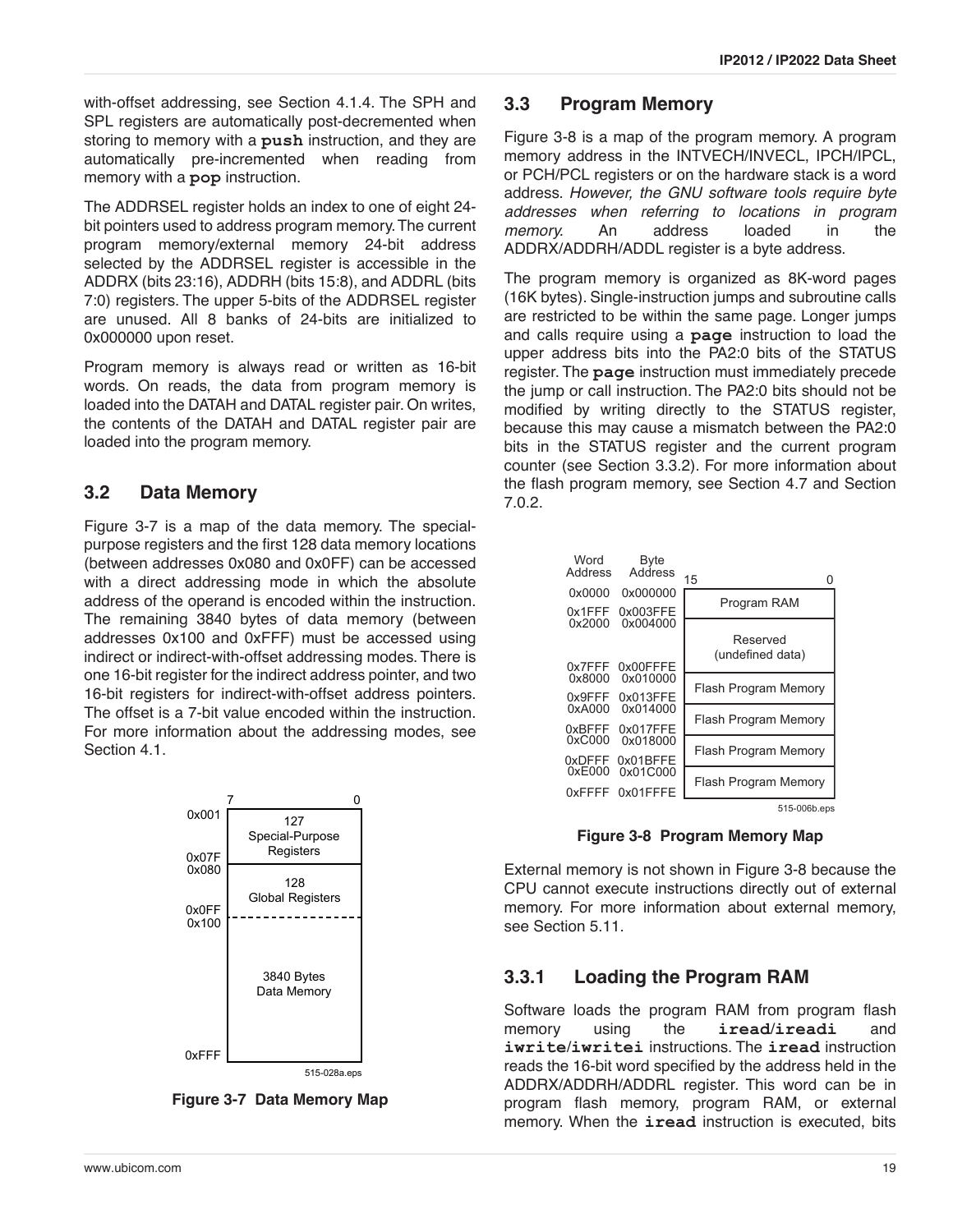with-offset addressing, see Section 4.1.4. The SPH and SPL registers are automatically post-decremented when storing to memory with a **push** instruction, and they are automatically pre-incremented when reading from memory with a **pop** instruction.

The ADDRSEL register holds an index to one of eight 24-bit pointers used to address program memory. The current program memory/external memory 24-bit address selected by the ADDRSEL register is accessible in the ADDRX (bits 23:16), ADDRH (bits 15:8), and ADDRL (bits 7:0) registers. The upper 5-bits of the ADDRSEL register are unused. All 8 banks of 24-bits are initialized to 0x000000 upon reset.

Program memory is always read or written as 16-bit words. On reads, the data from program memory is loaded into the DATAH and DATAL register pair. On writes, the contents of the DATAH and DATAL register pair are loaded into the program memory.

## 3.2 Data Memory

Figure 3-7 is a map of the data memory. The special-purpose registers and the first 128 data memory locations (between addresses 0x080 and 0x0FF) can be accessed with a direct addressing mode in which the absolute address of the operand is encoded within the instruction. The remaining 3840 bytes of data memory (between addresses 0x100 and 0xFFF) must be accessed using indirect or indirect-with-offset addressing modes. There is one 16-bit register for the indirect address pointer, and two 16-bit registers for indirect-with-offset address pointers. The offset is a 7-bit value encoded within the instruction. For more information about the addressing modes, see Section 4.1.

| Address | 7 — 0 |
| --- | --- |
| 0x001 – 0x07F | 127 Special-Purpose Registers |
| 0x080 – 0x0FF | 128 Global Registers |
| 0x100 – 0xFFF | 3840 Bytes Data Memory |

515-028a.eps

**Figure 3-7 Data Memory Map**

## 3.3 Program Memory

Figure 3-8 is a map of the program memory. A program memory address in the INTVECH/INVECL, IPCH/IPCL, or PCH/PCL registers or on the hardware stack is a word address. *However, the GNU software tools require byte addresses when referring to locations in program memory.* An address loaded in the ADDRX/ADDRH/ADDL register is a byte address.

The program memory is organized as 8K-word pages (16K bytes). Single-instruction jumps and subroutine calls are restricted to be within the same page. Longer jumps and calls require using a **page** instruction to load the upper address bits into the PA2:0 bits of the STATUS register. The **page** instruction must immediately precede the jump or call instruction. The PA2:0 bits should not be modified by writing directly to the STATUS register, because this may cause a mismatch between the PA2:0 bits in the STATUS register and the current program counter (see Section 3.3.2). For more information about the flash program memory, see Section 4.7 and Section 7.0.2.

| Word Address | Byte Address | 15 — 0 |
| --- | --- | --- |
| 0x0000 – 0x1FFF | 0x000000 – 0x003FFE | Program RAM |
| 0x2000 – 0x7FFF | 0x004000 – 0x00FFFE | Reserved (undefined data) |
| 0x8000 – 0x9FFF | 0x010000 – 0x013FFE | Flash Program Memory |
| 0xA000 – 0xBFFF | 0x014000 – 0x017FFE | Flash Program Memory |
| 0xC000 – 0xDFFF | 0x018000 – 0x01BFFE | Flash Program Memory |
| 0xE000 – 0xFFFF | 0x01C000 – 0x01FFFE | Flash Program Memory |

515-006b.eps

**Figure 3-8 Program Memory Map**

External memory is not shown in Figure 3-8 because the CPU cannot execute instructions directly out of external memory. For more information about external memory, see Section 5.11.

### 3.3.1 Loading the Program RAM

Software loads the program RAM from program flash memory using the **iread**/**ireadi** and **iwrite**/**iwritei** instructions. The **iread** instruction reads the 16-bit word specified by the address held in the ADDRX/ADDRH/ADDRL register. This word can be in program flash memory, program RAM, or external memory. When the **iread** instruction is executed, bits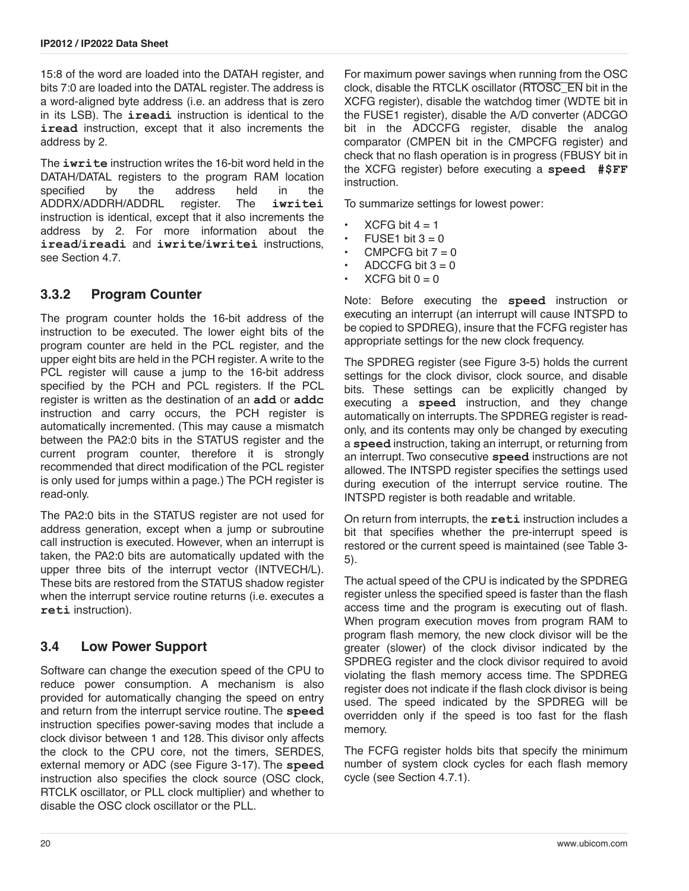15:8 of the word are loaded into the DATAH register, and bits 7:0 are loaded into the DATAL register. The address is a word-aligned byte address (i.e. an address that is zero in its LSB). The **ireadi** instruction is identical to the **iread** instruction, except that it also increments the address by 2.

The **iwrite** instruction writes the 16-bit word held in the DATAH/DATAL registers to the program RAM location specified by the address held in the ADDRX/ADDRH/ADDRL register. The **iwritei** instruction is identical, except that it also increments the address by 2. For more information about the **iread**/**ireadi** and **iwrite**/**iwritei** instructions, see Section 4.7.

### 3.3.2 Program Counter

The program counter holds the 16-bit address of the instruction to be executed. The lower eight bits of the program counter are held in the PCL register, and the upper eight bits are held in the PCH register. A write to the PCL register will cause a jump to the 16-bit address specified by the PCH and PCL registers. If the PCL register is written as the destination of an **add** or **addc** instruction and carry occurs, the PCH register is automatically incremented. (This may cause a mismatch between the PA2:0 bits in the STATUS register and the current program counter, therefore it is strongly recommended that direct modification of the PCL register is only used for jumps within a page.) The PCH register is read-only.

The PA2:0 bits in the STATUS register are not used for address generation, except when a jump or subroutine call instruction is executed. However, when an interrupt is taken, the PA2:0 bits are automatically updated with the upper three bits of the interrupt vector (INTVECH/L). These bits are restored from the STATUS shadow register when the interrupt service routine returns (i.e. executes a **reti** instruction).

## 3.4 Low Power Support

Software can change the execution speed of the CPU to reduce power consumption. A mechanism is also provided for automatically changing the speed on entry and return from the interrupt service routine. The **speed** instruction specifies power-saving modes that include a clock divisor between 1 and 128. This divisor only affects the clock to the CPU core, not the timers, SERDES, external memory or ADC (see Figure 3-17). The **speed** instruction also specifies the clock source (OSC clock, RTCLK oscillator, or PLL clock multiplier) and whether to disable the OSC clock oscillator or the PLL.

For maximum power savings when running from the OSC clock, disable the RTCLK oscillator ($\overline{\text{RTOSC\_EN}}$ bit in the XCFG register), disable the watchdog timer (WDTE bit in the FUSE1 register), disable the A/D converter (ADCGO bit in the ADCCFG register, disable the analog comparator (CMPEN bit in the CMPCFG register) and check that no flash operation is in progress (FBUSY bit in the XCFG register) before executing a **speed #$FF** instruction.

To summarize settings for lowest power:

- XCFG bit 4 = 1
- FUSE1 bit 3 = 0
- CMPCFG bit 7 = 0
- ADCCFG bit 3 = 0
- XCFG bit 0 = 0

Note: Before executing the **speed** instruction or executing an interrupt (an interrupt will cause INTSPD to be copied to SPDREG), insure that the FCFG register has appropriate settings for the new clock frequency.

The SPDREG register (see Figure 3-5) holds the current settings for the clock divisor, clock source, and disable bits. These settings can be explicitly changed by executing a **speed** instruction, and they change automatically on interrupts. The SPDREG register is read-only, and its contents may only be changed by executing a **speed** instruction, taking an interrupt, or returning from an interrupt. Two consecutive **speed** instructions are not allowed. The INTSPD register specifies the settings used during execution of the interrupt service routine. The INTSPD register is both readable and writable.

On return from interrupts, the **reti** instruction includes a bit that specifies whether the pre-interrupt speed is restored or the current speed is maintained (see Table 3-5).

The actual speed of the CPU is indicated by the SPDREG register unless the specified speed is faster than the flash access time and the program is executing out of flash. When program execution moves from program RAM to program flash memory, the new clock divisor will be the greater (slower) of the clock divisor indicated by the SPDREG register and the clock divisor required to avoid violating the flash memory access time. The SPDREG register does not indicate if the flash clock divisor is being used. The speed indicated by the SPDREG will be overridden only if the speed is too fast for the flash memory.

The FCFG register holds bits that specify the minimum number of system clock cycles for each flash memory cycle (see Section 4.7.1).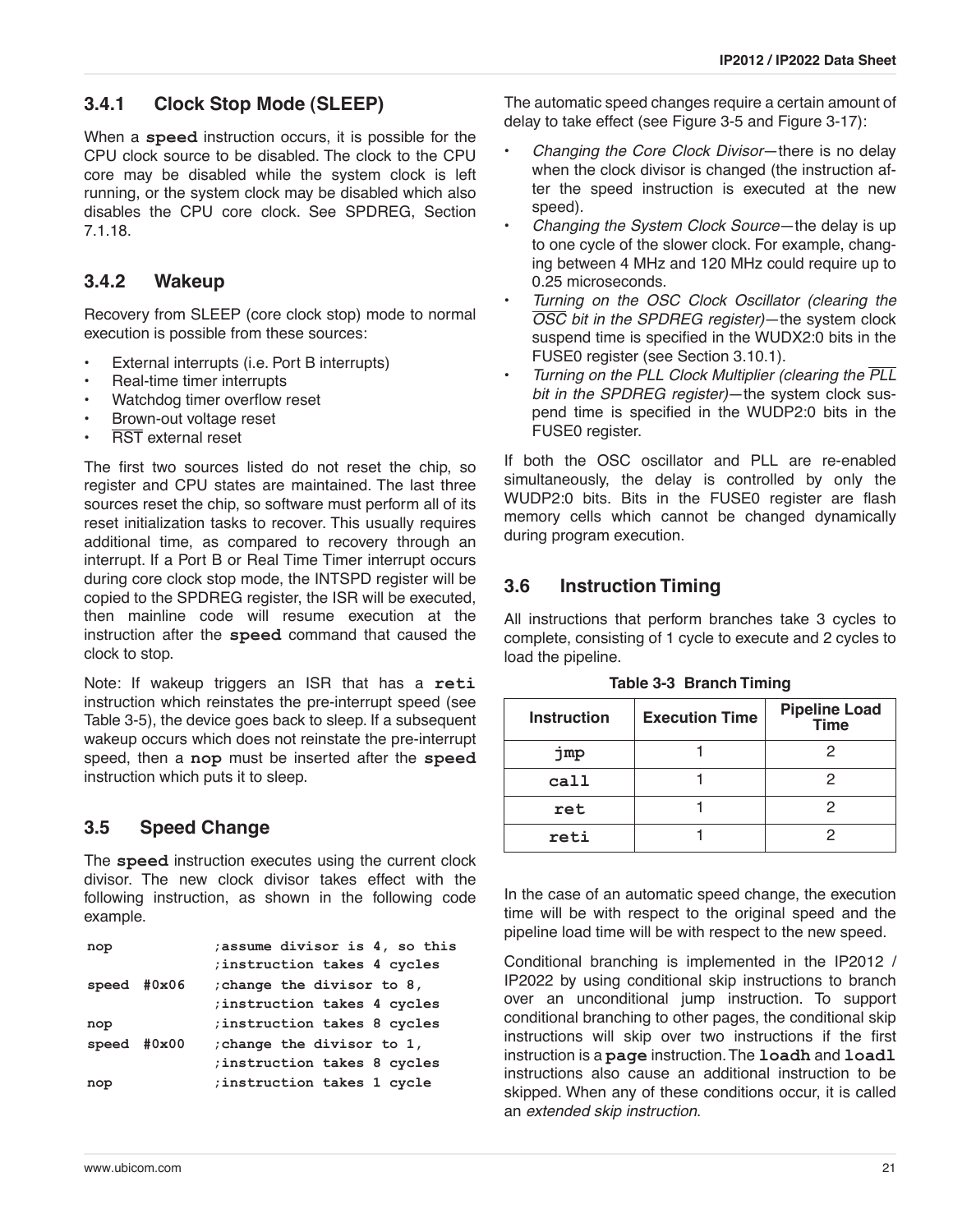### 3.4.1 Clock Stop Mode (SLEEP)

When a **speed** instruction occurs, it is possible for the CPU clock source to be disabled. The clock to the CPU core may be disabled while the system clock is left running, or the system clock may be disabled which also disables the CPU core clock. See SPDREG, Section 7.1.18.

### 3.4.2 Wakeup

Recovery from SLEEP (core clock stop) mode to normal execution is possible from these sources:

- External interrupts (i.e. Port B interrupts)
- Real-time timer interrupts
- Watchdog timer overflow reset
- Brown-out voltage reset
- $\overline{\text{RST}}$ external reset

The first two sources listed do not reset the chip, so register and CPU states are maintained. The last three sources reset the chip, so software must perform all of its reset initialization tasks to recover. This usually requires additional time, as compared to recovery through an interrupt. If a Port B or Real Time Timer interrupt occurs during core clock stop mode, the INTSPD register will be copied to the SPDREG register, the ISR will be executed, then mainline code will resume execution at the instruction after the **speed** command that caused the clock to stop.

Note: If wakeup triggers an ISR that has a **reti** instruction which reinstates the pre-interrupt speed (see Table 3-5), the device goes back to sleep. If a subsequent wakeup occurs which does not reinstate the pre-interrupt speed, then a **nop** must be inserted after the **speed** instruction which puts it to sleep.

## 3.5 Speed Change

The **speed** instruction executes using the current clock divisor. The new clock divisor takes effect with the following instruction, as shown in the following code example.

```
nop             ;assume divisor is 4, so this
                ;instruction takes 4 cycles
speed  #0x06    ;change the divisor to 8,
                ;instruction takes 4 cycles
nop             ;instruction takes 8 cycles
speed  #0x00    ;change the divisor to 1,
                ;instruction takes 8 cycles
nop             ;instruction takes 1 cycle
```

The automatic speed changes require a certain amount of delay to take effect (see Figure 3-5 and Figure 3-17):

- *Changing the Core Clock Divisor*—there is no delay when the clock divisor is changed (the instruction after the speed instruction is executed at the new speed).
- *Changing the System Clock Source*—the delay is up to one cycle of the slower clock. For example, changing between 4 MHz and 120 MHz could require up to 0.25 microseconds.
- *Turning on the OSC Clock Oscillator (clearing the $\overline{\text{OSC}}$ bit in the SPDREG register)*—the system clock suspend time is specified in the WUDX2:0 bits in the FUSE0 register (see Section 3.10.1).
- *Turning on the PLL Clock Multiplier (clearing the $\overline{\text{PLL}}$ bit in the SPDREG register)*—the system clock suspend time is specified in the WUDP2:0 bits in the FUSE0 register.

If both the OSC oscillator and PLL are re-enabled simultaneously, the delay is controlled by only the WUDP2:0 bits. Bits in the FUSE0 register are flash memory cells which cannot be changed dynamically during program execution.

## 3.6 Instruction Timing

All instructions that perform branches take 3 cycles to complete, consisting of 1 cycle to execute and 2 cycles to load the pipeline.

**Table 3-3 Branch Timing**

| Instruction | Execution Time | Pipeline Load Time |
|---|---|---|
| `jmp` | 1 | 2 |
| `call` | 1 | 2 |
| `ret` | 1 | 2 |
| `reti` | 1 | 2 |

In the case of an automatic speed change, the execution time will be with respect to the original speed and the pipeline load time will be with respect to the new speed.

Conditional branching is implemented in the IP2012 / IP2022 by using conditional skip instructions to branch over an unconditional jump instruction. To support conditional branching to other pages, the conditional skip instructions will skip over two instructions if the first instruction is a **page** instruction. The **loadh** and **loadl** instructions also cause an additional instruction to be skipped. When any of these conditions occur, it is called an *extended skip instruction*.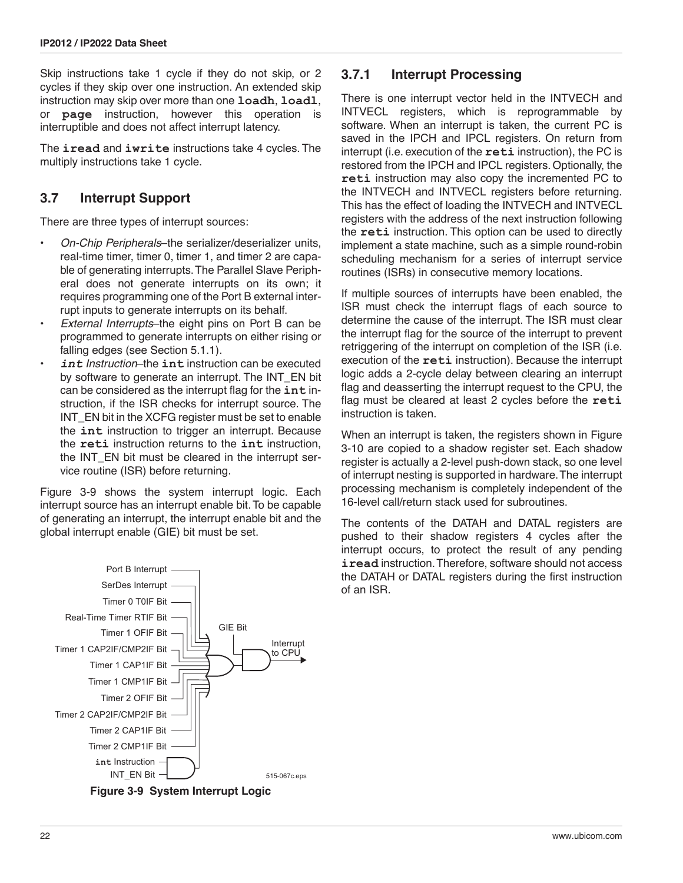Skip instructions take 1 cycle if they do not skip, or 2 cycles if they skip over one instruction. An extended skip instruction may skip over more than one **loadh**, **loadl**, or **page** instruction, however this operation is interruptible and does not affect interrupt latency.

The **iread** and **iwrite** instructions take 4 cycles. The multiply instructions take 1 cycle.

## 3.7 Interrupt Support

There are three types of interrupt sources:

- *On-Chip Peripherals*–the serializer/deserializer units, real-time timer, timer 0, timer 1, and timer 2 are capable of generating interrupts. The Parallel Slave Peripheral does not generate interrupts on its own; it requires programming one of the Port B external interrupt inputs to generate interrupts on its behalf.
- *External Interrupts*–the eight pins on Port B can be programmed to generate interrupts on either rising or falling edges (see Section 5.1.1).
- ***int** Instruction*–the **int** instruction can be executed by software to generate an interrupt. The INT_EN bit can be considered as the interrupt flag for the **int** instruction, if the ISR checks for interrupt source. The INT_EN bit in the XCFG register must be set to enable the **int** instruction to trigger an interrupt. Because the **reti** instruction returns to the **int** instruction, the INT_EN bit must be cleared in the interrupt service routine (ISR) before returning.

Figure 3-9 shows the system interrupt logic. Each interrupt source has an interrupt enable bit. To be capable of generating an interrupt, the interrupt enable bit and the global interrupt enable (GIE) bit must be set.

Port B Interrupt
SerDes Interrupt
Timer 0 T0IF Bit
Real-Time Timer RTIF Bit
Timer 1 OFIF Bit
Timer 1 CAP2IF/CMP2IF Bit
Timer 1 CAP1IF Bit
Timer 1 CMP1IF Bit
Timer 2 OFIF Bit
Timer 2 CAP2IF/CMP2IF Bit
Timer 2 CAP1IF Bit
Timer 2 CMP1IF Bit
**int** Instruction
INT_EN Bit
GIE Bit
Interrupt to CPU
515-067c.eps

**Figure 3-9 System Interrupt Logic**

### 3.7.1 Interrupt Processing

There is one interrupt vector held in the INTVECH and INTVECL registers, which is reprogrammable by software. When an interrupt is taken, the current PC is saved in the IPCH and IPCL registers. On return from interrupt (i.e. execution of the **reti** instruction), the PC is restored from the IPCH and IPCL registers. Optionally, the **reti** instruction may also copy the incremented PC to the INTVECH and INTVECL registers before returning. This has the effect of loading the INTVECH and INTVECL registers with the address of the next instruction following the **reti** instruction. This option can be used to directly implement a state machine, such as a simple round-robin scheduling mechanism for a series of interrupt service routines (ISRs) in consecutive memory locations.

If multiple sources of interrupts have been enabled, the ISR must check the interrupt flags of each source to determine the cause of the interrupt. The ISR must clear the interrupt flag for the source of the interrupt to prevent retriggering of the interrupt on completion of the ISR (i.e. execution of the **reti** instruction). Because the interrupt logic adds a 2-cycle delay between clearing an interrupt flag and deasserting the interrupt request to the CPU, the flag must be cleared at least 2 cycles before the **reti** instruction is taken.

When an interrupt is taken, the registers shown in Figure 3-10 are copied to a shadow register set. Each shadow register is actually a 2-level push-down stack, so one level of interrupt nesting is supported in hardware. The interrupt processing mechanism is completely independent of the 16-level call/return stack used for subroutines.

The contents of the DATAH and DATAL registers are pushed to their shadow registers 4 cycles after the interrupt occurs, to protect the result of any pending **iread** instruction. Therefore, software should not access the DATAH or DATAL registers during the first instruction of an ISR.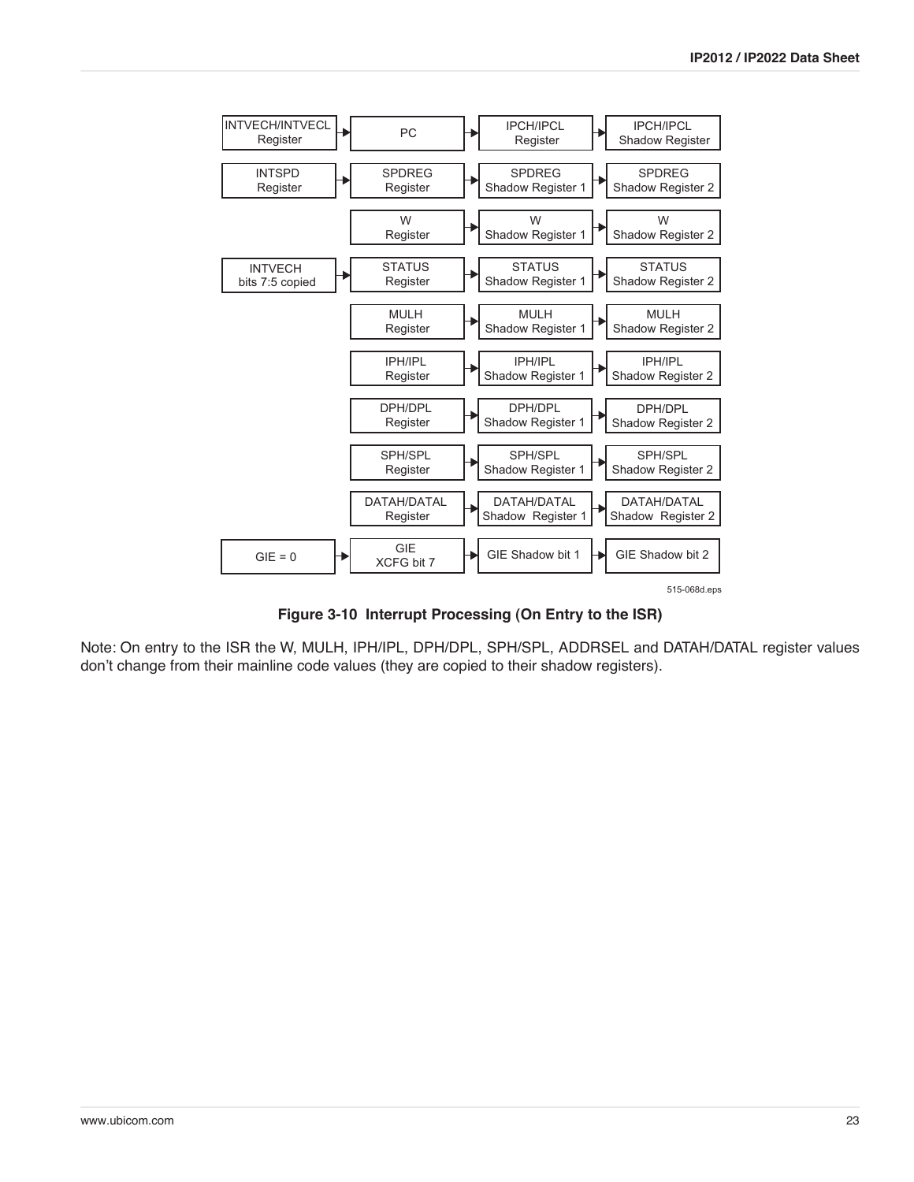| Source | | Register | | Shadow Register 1 | | Shadow Register 2 |
|---|---|---|---|---|---|---|
| INTVECH/INTVECL Register | → | PC | → | IPCH/IPCL Register | → | IPCH/IPCL Shadow Register |
| INTSPD Register | → | SPDREG Register | → | SPDREG Shadow Register 1 | → | SPDREG Shadow Register 2 |
| | | W Register | → | W Shadow Register 1 | → | W Shadow Register 2 |
| INTVECH bits 7:5 copied | → | STATUS Register | → | STATUS Shadow Register 1 | → | STATUS Shadow Register 2 |
| | | MULH Register | → | MULH Shadow Register 1 | → | MULH Shadow Register 2 |
| | | IPH/IPL Register | → | IPH/IPL Shadow Register 1 | → | IPH/IPL Shadow Register 2 |
| | | DPH/DPL Register | → | DPH/DPL Shadow Register 1 | → | DPH/DPL Shadow Register 2 |
| | | SPH/SPL Register | → | SPH/SPL Shadow Register 1 | → | SPH/SPL Shadow Register 2 |
| | | DATAH/DATAL Register | → | DATAH/DATAL Shadow Register 1 | → | DATAH/DATAL Shadow Register 2 |
| GIE = 0 | → | GIE XCFG bit 7 | → | GIE Shadow bit 1 | → | GIE Shadow bit 2 |

515-068d.eps

**Figure 3-10 Interrupt Processing (On Entry to the ISR)**

Note: On entry to the ISR the W, MULH, IPH/IPL, DPH/DPL, SPH/SPL, ADDRSEL and DATAH/DATAL register values don't change from their mainline code values (they are copied to their shadow registers).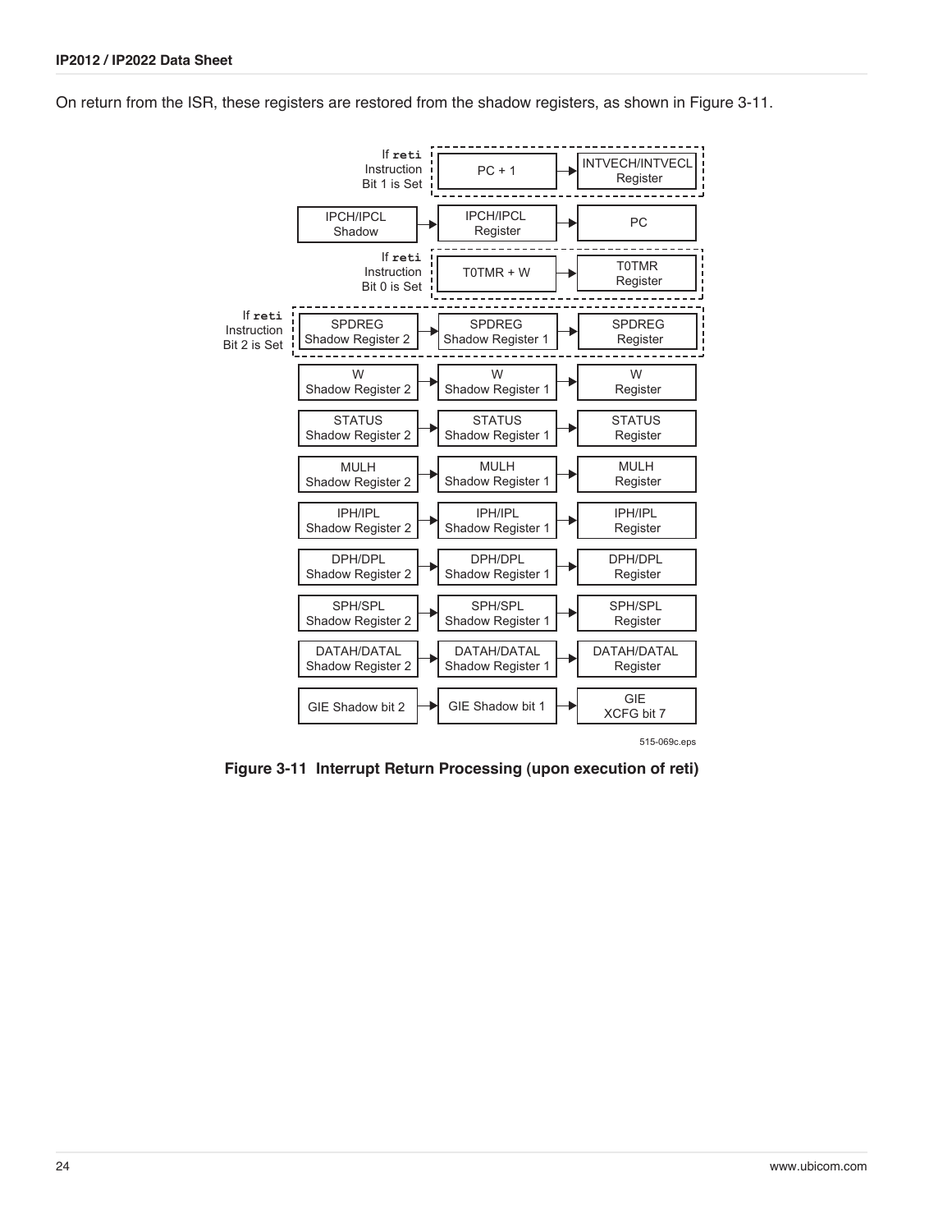On return from the ISR, these registers are restored from the shadow registers, as shown in Figure 3-11.

| Condition | Source | Intermediate | Destination |
|---|---|---|---|
| If `reti` Instruction Bit 1 is Set | | PC + 1 | INTVECH/INTVECL Register |
| | IPCH/IPCL Shadow | IPCH/IPCL Register | PC |
| If `reti` Instruction Bit 0 is Set | | T0TMR + W | T0TMR Register |
| If `reti` Instruction Bit 2 is Set | SPDREG Shadow Register 2 | SPDREG Shadow Register 1 | SPDREG Register |
| | W Shadow Register 2 | W Shadow Register 1 | W Register |
| | STATUS Shadow Register 2 | STATUS Shadow Register 1 | STATUS Register |
| | MULH Shadow Register 2 | MULH Shadow Register 1 | MULH Register |
| | IPH/IPL Shadow Register 2 | IPH/IPL Shadow Register 1 | IPH/IPL Register |
| | DPH/DPL Shadow Register 2 | DPH/DPL Shadow Register 1 | DPH/DPL Register |
| | SPH/SPL Shadow Register 2 | SPH/SPL Shadow Register 1 | SPH/SPL Register |
| | DATAH/DATAL Shadow Register 2 | DATAH/DATAL Shadow Register 1 | DATAH/DATAL Register |
| | GIE Shadow bit 2 | GIE Shadow bit 1 | GIE XCFG bit 7 |

515-069c.eps

**Figure 3-11 Interrupt Return Processing (upon execution of reti)**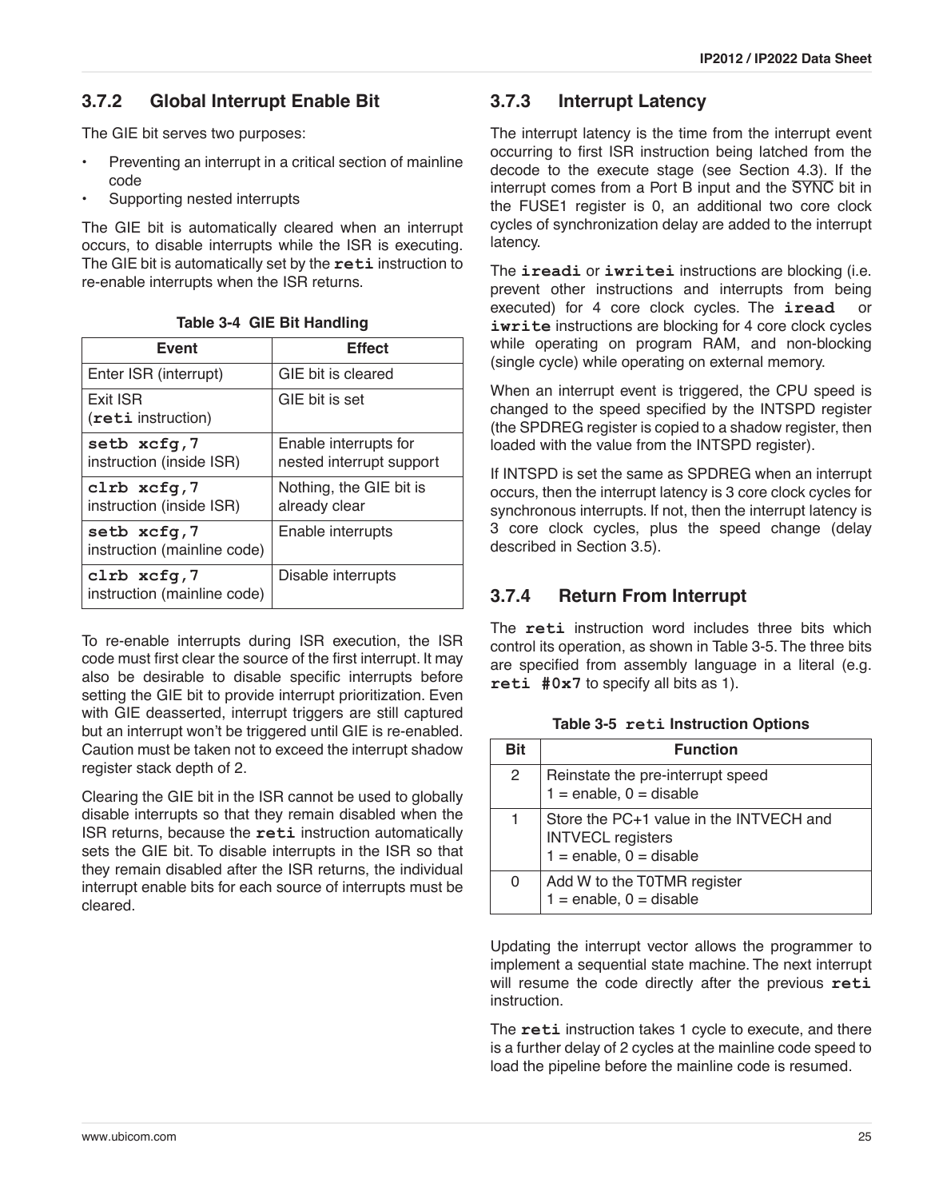### 3.7.2 Global Interrupt Enable Bit

The GIE bit serves two purposes:

- Preventing an interrupt in a critical section of mainline code
- Supporting nested interrupts

The GIE bit is automatically cleared when an interrupt occurs, to disable interrupts while the ISR is executing. The GIE bit is automatically set by the **reti** instruction to re-enable interrupts when the ISR returns.

**Table 3-4 GIE Bit Handling**

| Event | Effect |
|---|---|
| Enter ISR (interrupt) | GIE bit is cleared |
| Exit ISR (**reti** instruction) | GIE bit is set |
| **setb xcfg,7** instruction (inside ISR) | Enable interrupts for nested interrupt support |
| **clrb xcfg,7** instruction (inside ISR) | Nothing, the GIE bit is already clear |
| **setb xcfg,7** instruction (mainline code) | Enable interrupts |
| **clrb xcfg,7** instruction (mainline code) | Disable interrupts |

To re-enable interrupts during ISR execution, the ISR code must first clear the source of the first interrupt. It may also be desirable to disable specific interrupts before setting the GIE bit to provide interrupt prioritization. Even with GIE deasserted, interrupt triggers are still captured but an interrupt won't be triggered until GIE is re-enabled. Caution must be taken not to exceed the interrupt shadow register stack depth of 2.

Clearing the GIE bit in the ISR cannot be used to globally disable interrupts so that they remain disabled when the ISR returns, because the **reti** instruction automatically sets the GIE bit. To disable interrupts in the ISR so that they remain disabled after the ISR returns, the individual interrupt enable bits for each source of interrupts must be cleared.

### 3.7.3 Interrupt Latency

The interrupt latency is the time from the interrupt event occurring to first ISR instruction being latched from the decode to the execute stage (see Section 4.3). If the interrupt comes from a Port B input and the $\overline{\text{SYNC}}$ bit in the FUSE1 register is 0, an additional two core clock cycles of synchronization delay are added to the interrupt latency.

The **ireadi** or **iwritei** instructions are blocking (i.e. prevent other instructions and interrupts from being executed) for 4 core clock cycles. The **iread** or **iwrite** instructions are blocking for 4 core clock cycles while operating on program RAM, and non-blocking (single cycle) while operating on external memory.

When an interrupt event is triggered, the CPU speed is changed to the speed specified by the INTSPD register (the SPDREG register is copied to a shadow register, then loaded with the value from the INTSPD register).

If INTSPD is set the same as SPDREG when an interrupt occurs, then the interrupt latency is 3 core clock cycles for synchronous interrupts. If not, then the interrupt latency is 3 core clock cycles, plus the speed change (delay described in Section 3.5).

### 3.7.4 Return From Interrupt

The **reti** instruction word includes three bits which control its operation, as shown in Table 3-5. The three bits are specified from assembly language in a literal (e.g. **reti #0x7** to specify all bits as 1).

**Table 3-5 reti Instruction Options**

| Bit | Function |
|---|---|
| 2 | Reinstate the pre-interrupt speed<br>1 = enable, 0 = disable |
| 1 | Store the PC+1 value in the INTVECH and INTVECL registers<br>1 = enable, 0 = disable |
| 0 | Add W to the T0TMR register<br>1 = enable, 0 = disable |

Updating the interrupt vector allows the programmer to implement a sequential state machine. The next interrupt will resume the code directly after the previous **reti** instruction.

The **reti** instruction takes 1 cycle to execute, and there is a further delay of 2 cycles at the mainline code speed to load the pipeline before the mainline code is resumed.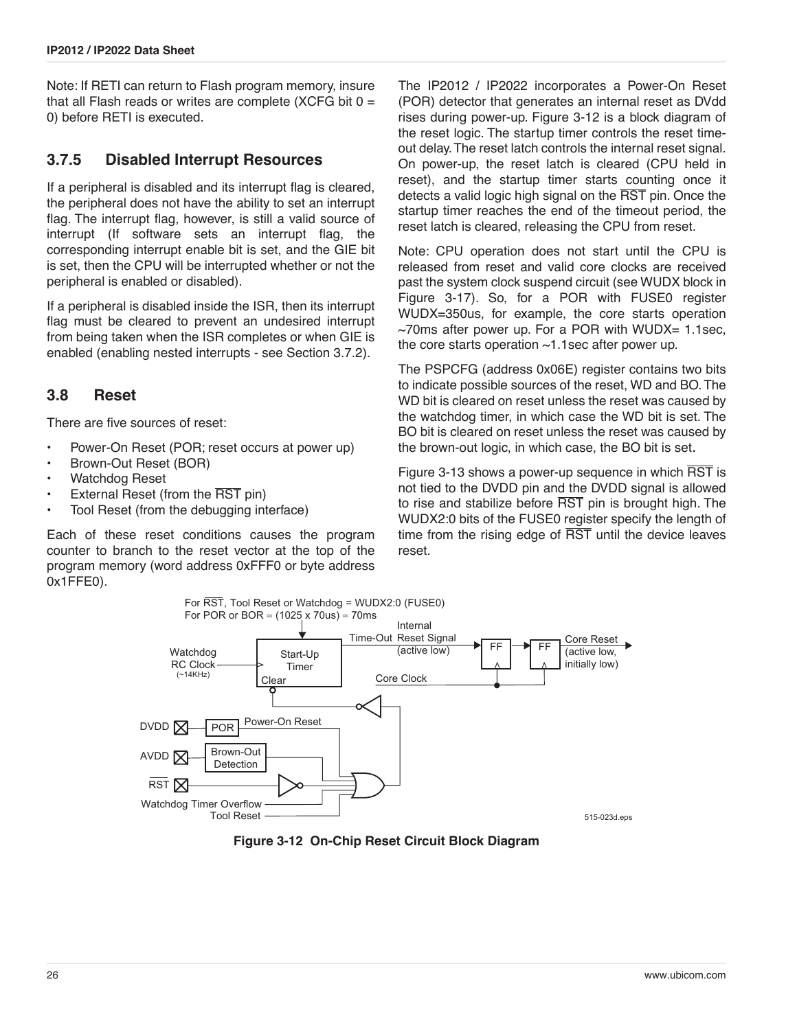Note: If RETI can return to Flash program memory, insure that all Flash reads or writes are complete (XCFG bit 0 = 0) before RETI is executed.

### 3.7.5 Disabled Interrupt Resources

If a peripheral is disabled and its interrupt flag is cleared, the peripheral does not have the ability to set an interrupt flag. The interrupt flag, however, is still a valid source of interrupt (If software sets an interrupt flag, the corresponding interrupt enable bit is set, and the GIE bit is set, then the CPU will be interrupted whether or not the peripheral is enabled or disabled).

If a peripheral is disabled inside the ISR, then its interrupt flag must be cleared to prevent an undesired interrupt from being taken when the ISR completes or when GIE is enabled (enabling nested interrupts - see Section 3.7.2).

## 3.8 Reset

There are five sources of reset:

- Power-On Reset (POR; reset occurs at power up)
- Brown-Out Reset (BOR)
- Watchdog Reset
- External Reset (from the $\overline{\text{RST}}$ pin)
- Tool Reset (from the debugging interface)

Each of these reset conditions causes the program counter to branch to the reset vector at the top of the program memory (word address 0xFFF0 or byte address 0x1FFE0).

The IP2012 / IP2022 incorporates a Power-On Reset (POR) detector that generates an internal reset as DVdd rises during power-up. Figure 3-12 is a block diagram of the reset logic. The startup timer controls the reset time-out delay. The reset latch controls the internal reset signal. On power-up, the reset latch is cleared (CPU held in reset), and the startup timer starts counting once it detects a valid logic high signal on the $\overline{\text{RST}}$ pin. Once the startup timer reaches the end of the timeout period, the reset latch is cleared, releasing the CPU from reset.

Note: CPU operation does not start until the CPU is released from reset and valid core clocks are received past the system clock suspend circuit (see WUDX block in Figure 3-17). So, for a POR with FUSE0 register WUDX=350us, for example, the core starts operation ~70ms after power up. For a POR with WUDX= 1.1sec, the core starts operation ~1.1sec after power up.

The PSPCFG (address 0x06E) register contains two bits to indicate possible sources of the reset, WD and BO. The WD bit is cleared on reset unless the reset was caused by the watchdog timer, in which case the WD bit is set. The BO bit is cleared on reset unless the reset was caused by the brown-out logic, in which case, the BO bit is set.

Figure 3-13 shows a power-up sequence in which $\overline{\text{RST}}$ is not tied to the DVDD pin and the DVDD signal is allowed to rise and stabilize before $\overline{\text{RST}}$ pin is brought high. The WUDX2:0 bits of the FUSE0 register specify the length of time from the rising edge of $\overline{\text{RST}}$ until the device leaves reset.

For $\overline{\text{RST}}$, Tool Reset or Watchdog = WUDX2:0 (FUSE0)
For POR or BOR ≈ (1025 x 70us) ≈ 70ms

Watchdog RC Clock (~14KHz) | Start-Up Timer | Clear | Time-Out | Internal Reset Signal (active low) | FF | FF | Core Reset (active low, initially low) | Core Clock | DVDD | POR | Power-On Reset | AVDD | Brown-Out Detection | $\overline{\text{RST}}$ | Watchdog Timer Overflow | Tool Reset

515-023d.eps

**Figure 3-12 On-Chip Reset Circuit Block Diagram**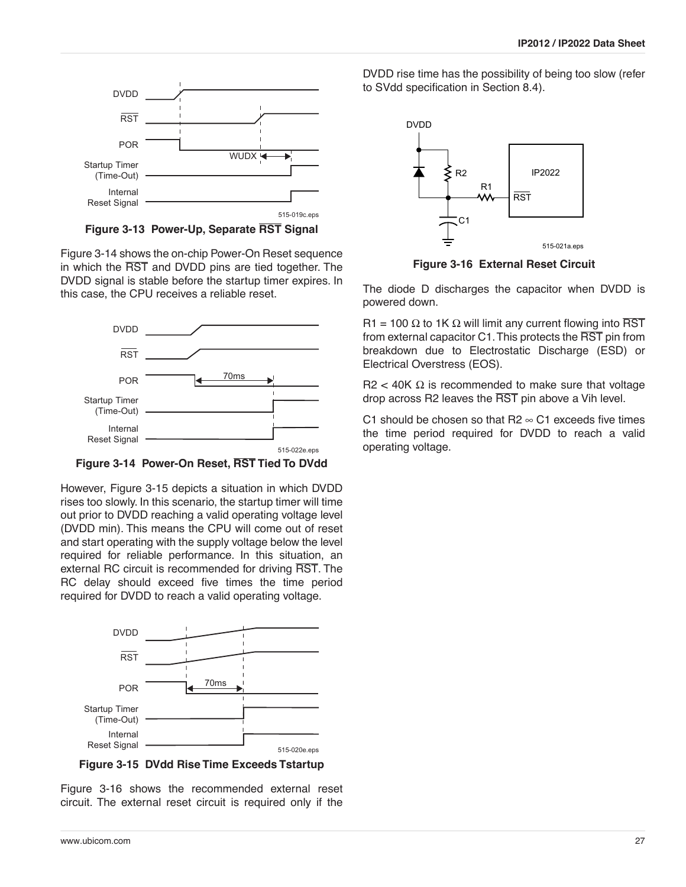**Figure 3-13 Power-Up, Separate $\overline{RST}$ Signal**

Figure 3-14 shows the on-chip Power-On Reset sequence in which the $\overline{RST}$ and DVDD pins are tied together. The DVDD signal is stable before the startup timer expires. In this case, the CPU receives a reliable reset.

**Figure 3-14 Power-On Reset, $\overline{RST}$ Tied To DVdd**

However, Figure 3-15 depicts a situation in which DVDD rises too slowly. In this scenario, the startup timer will time out prior to DVDD reaching a valid operating voltage level (DVDD min). This means the CPU will come out of reset and start operating with the supply voltage below the level required for reliable performance. In this situation, an external RC circuit is recommended for driving $\overline{RST}$. The RC delay should exceed five times the time period required for DVDD to reach a valid operating voltage.

**Figure 3-15 DVdd Rise Time Exceeds Tstartup**

Figure 3-16 shows the recommended external reset circuit. The external reset circuit is required only if the DVDD rise time has the possibility of being too slow (refer to SVdd specification in Section 8.4).

**Figure 3-16 External Reset Circuit**

The diode D discharges the capacitor when DVDD is powered down.

R1 = 100 Ω to 1K Ω will limit any current flowing into $\overline{RST}$ from external capacitor C1. This protects the $\overline{RST}$ pin from breakdown due to Electrostatic Discharge (ESD) or Electrical Overstress (EOS).

R2 < 40K Ω is recommended to make sure that voltage drop across R2 leaves the $\overline{RST}$ pin above a Vih level.

C1 should be chosen so that R2 ∞ C1 exceeds five times the time period required for DVDD to reach a valid operating voltage.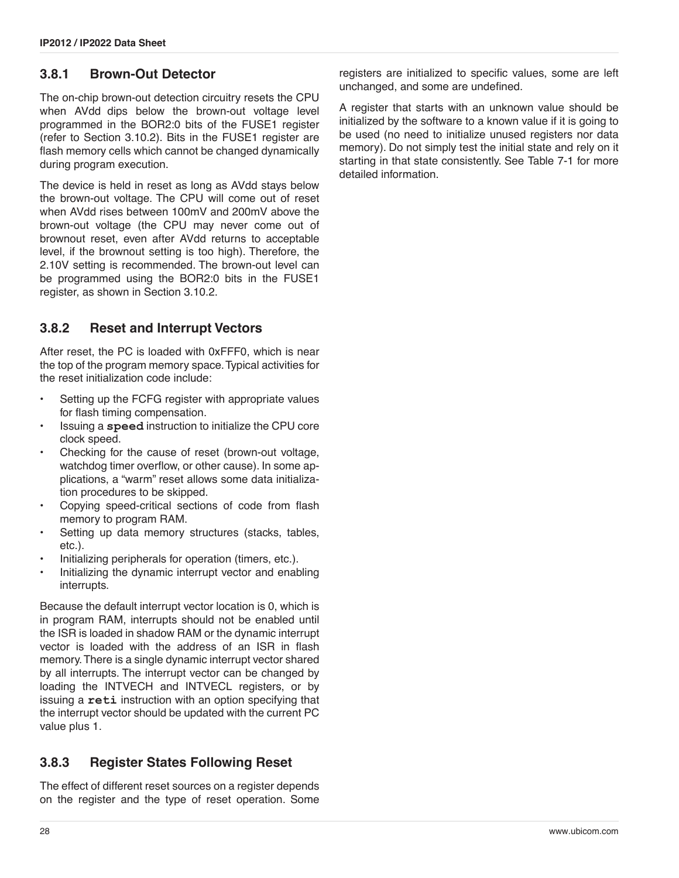### 3.8.1 Brown-Out Detector

The on-chip brown-out detection circuitry resets the CPU when AVdd dips below the brown-out voltage level programmed in the BOR2:0 bits of the FUSE1 register (refer to Section 3.10.2). Bits in the FUSE1 register are flash memory cells which cannot be changed dynamically during program execution.

The device is held in reset as long as AVdd stays below the brown-out voltage. The CPU will come out of reset when AVdd rises between 100mV and 200mV above the brown-out voltage (the CPU may never come out of brownout reset, even after AVdd returns to acceptable level, if the brownout setting is too high). Therefore, the 2.10V setting is recommended. The brown-out level can be programmed using the BOR2:0 bits in the FUSE1 register, as shown in Section 3.10.2.

### 3.8.2 Reset and Interrupt Vectors

After reset, the PC is loaded with 0xFFF0, which is near the top of the program memory space. Typical activities for the reset initialization code include:

- Setting up the FCFG register with appropriate values for flash timing compensation.
- Issuing a **speed** instruction to initialize the CPU core clock speed.
- Checking for the cause of reset (brown-out voltage, watchdog timer overflow, or other cause). In some applications, a "warm" reset allows some data initialization procedures to be skipped.
- Copying speed-critical sections of code from flash memory to program RAM.
- Setting up data memory structures (stacks, tables, etc.).
- Initializing peripherals for operation (timers, etc.).
- Initializing the dynamic interrupt vector and enabling interrupts.

Because the default interrupt vector location is 0, which is in program RAM, interrupts should not be enabled until the ISR is loaded in shadow RAM or the dynamic interrupt vector is loaded with the address of an ISR in flash memory. There is a single dynamic interrupt vector shared by all interrupts. The interrupt vector can be changed by loading the INTVECH and INTVECL registers, or by issuing a **reti** instruction with an option specifying that the interrupt vector should be updated with the current PC value plus 1.

### 3.8.3 Register States Following Reset

The effect of different reset sources on a register depends on the register and the type of reset operation. Some registers are initialized to specific values, some are left unchanged, and some are undefined.

A register that starts with an unknown value should be initialized by the software to a known value if it is going to be used (no need to initialize unused registers nor data memory). Do not simply test the initial state and rely on it starting in that state consistently. See Table 7-1 for more detailed information.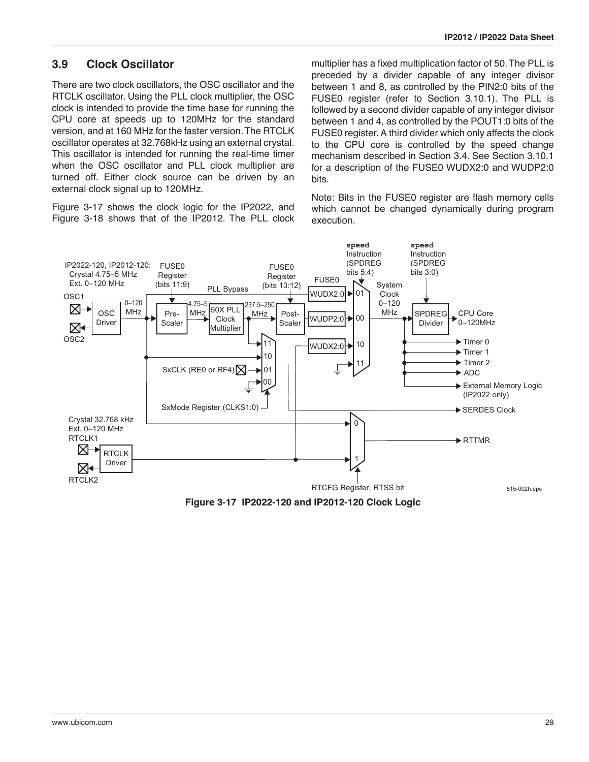## 3.9 Clock Oscillator

There are two clock oscillators, the OSC oscillator and the RTCLK oscillator. Using the PLL clock multiplier, the OSC clock is intended to provide the time base for running the CPU core at speeds up to 120MHz for the standard version, and at 160 MHz for the faster version. The RTCLK oscillator operates at 32.768kHz using an external crystal. This oscillator is intended for running the real-time timer when the OSC oscillator and PLL clock multiplier are turned off. Either clock source can be driven by an external clock signal up to 120MHz.

Figure 3-17 shows the clock logic for the IP2022, and Figure 3-18 shows that of the IP2012. The PLL clock multiplier has a fixed multiplication factor of 50. The PLL is preceded by a divider capable of any integer divisor between 1 and 8, as controlled by the PIN2:0 bits of the FUSE0 register (refer to Section 3.10.1). The PLL is followed by a second divider capable of any integer divisor between 1 and 4, as controlled by the POUT1:0 bits of the FUSE0 register. A third divider which only affects the clock to the CPU core is controlled by the speed change mechanism described in Section 3.4. See Section 3.10.1 for a description of the FUSE0 WUDX2:0 and WUDP2:0 bits.

Note: Bits in the FUSE0 register are flash memory cells which cannot be changed dynamically during program execution.

**Figure 3-17 IP2022-120 and IP2012-120 Clock Logic**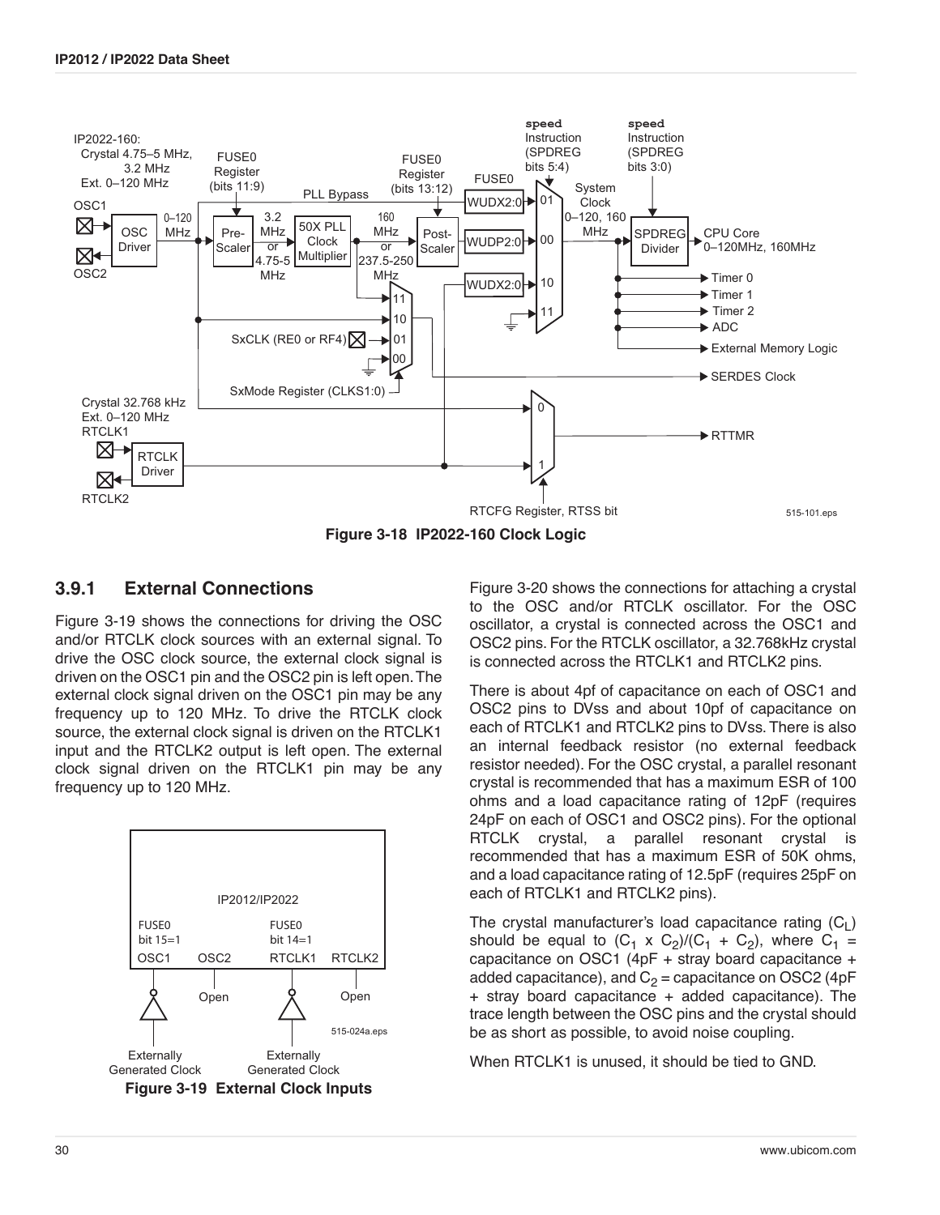Figure 3-18 IP2022-160 Clock Logic

### 3.9.1 External Connections

Figure 3-19 shows the connections for driving the OSC and/or RTCLK clock sources with an external signal. To drive the OSC clock source, the external clock signal is driven on the OSC1 pin and the OSC2 pin is left open. The external clock signal driven on the OSC1 pin may be any frequency up to 120 MHz. To drive the RTCLK clock source, the external clock signal is driven on the RTCLK1 input and the RTCLK2 output is left open. The external clock signal driven on the RTCLK1 pin may be any frequency up to 120 MHz.

Figure 3-19 External Clock Inputs

Figure 3-20 shows the connections for attaching a crystal to the OSC and/or RTCLK oscillator. For the OSC oscillator, a crystal is connected across the OSC1 and OSC2 pins. For the RTCLK oscillator, a 32.768kHz crystal is connected across the RTCLK1 and RTCLK2 pins.

There is about 4pf of capacitance on each of OSC1 and OSC2 pins to DVss and about 10pf of capacitance on each of RTCLK1 and RTCLK2 pins to DVss. There is also an internal feedback resistor (no external feedback resistor needed). For the OSC crystal, a parallel resonant crystal is recommended that has a maximum ESR of 100 ohms and a load capacitance rating of 12pF (requires 24pF on each of OSC1 and OSC2 pins). For the optional RTCLK crystal, a parallel resonant crystal is recommended that has a maximum ESR of 50K ohms, and a load capacitance rating of 12.5pF (requires 25pF on each of RTCLK1 and RTCLK2 pins).

The crystal manufacturer's load capacitance rating ($C_L$) should be equal to ($C_1$ x $C_2$)/($C_1$ + $C_2$), where $C_1$ = capacitance on OSC1 (4pF + stray board capacitance + added capacitance), and $C_2$ = capacitance on OSC2 (4pF + stray board capacitance + added capacitance). The trace length between the OSC pins and the crystal should be as short as possible, to avoid noise coupling.

When RTCLK1 is unused, it should be tied to GND.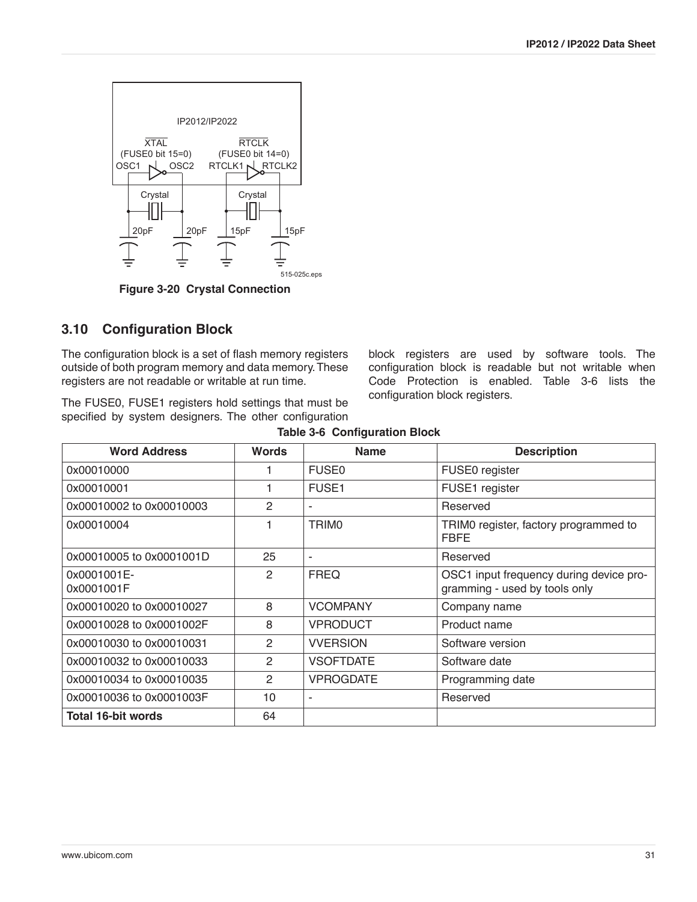Figure 3-20 Crystal Connection

## 3.10 Configuration Block

The configuration block is a set of flash memory registers outside of both program memory and data memory. These registers are not readable or writable at run time.

The FUSE0, FUSE1 registers hold settings that must be specified by system designers. The other configuration block registers are used by software tools. The configuration block is readable but not writable when Code Protection is enabled. Table 3-6 lists the configuration block registers.

**Table 3-6 Configuration Block**

| Word Address | Words | Name | Description |
|---|---|---|---|
| 0x00010000 | 1 | FUSE0 | FUSE0 register |
| 0x00010001 | 1 | FUSE1 | FUSE1 register |
| 0x00010002 to 0x00010003 | 2 | - | Reserved |
| 0x00010004 | 1 | TRIM0 | TRIM0 register, factory programmed to FBFE |
| 0x00010005 to 0x0001001D | 25 | - | Reserved |
| 0x0001001E-0x0001001F | 2 | FREQ | OSC1 input frequency during device programming - used by tools only |
| 0x00010020 to 0x00010027 | 8 | VCOMPANY | Company name |
| 0x00010028 to 0x0001002F | 8 | VPRODUCT | Product name |
| 0x00010030 to 0x00010031 | 2 | VVERSION | Software version |
| 0x00010032 to 0x00010033 | 2 | VSOFTDATE | Software date |
| 0x00010034 to 0x00010035 | 2 | VPROGDATE | Programming date |
| 0x00010036 to 0x0001003F | 10 | - | Reserved |
| **Total 16-bit words** | 64 | | |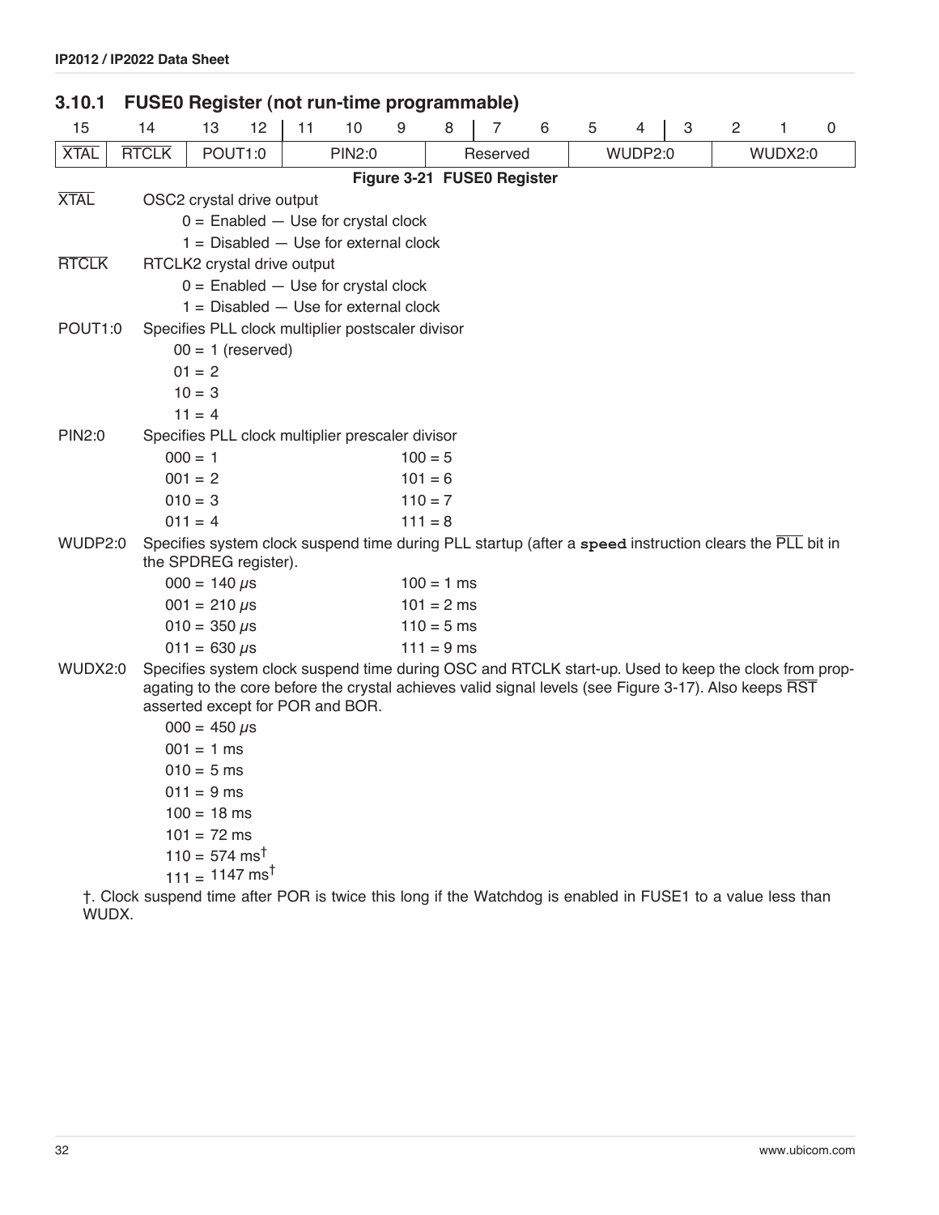### 3.10.1 FUSE0 Register (not run-time programmable)

| 15 | 14 | 13 | 12 | 11 | 10 | 9 | 8 | 7 | 6 | 5 | 4 | 3 | 2 | 1 | 0 |
|---|---|---|---|---|---|---|---|---|---|---|---|---|---|---|---|
| $\overline{XTAL}$ | $\overline{RTCLK}$ | POUT1:0 | | PIN2:0 | | | Reserved | | | WUDP2:0 | | | WUDX2:0 | | |

**Figure 3-21 FUSE0 Register**

$\overline{XTAL}$ — OSC2 crystal drive output
- 0 = Enabled — Use for crystal clock
- 1 = Disabled — Use for external clock

$\overline{RTCLK}$ — RTCLK2 crystal drive output
- 0 = Enabled — Use for crystal clock
- 1 = Disabled — Use for external clock

POUT1:0 — Specifies PLL clock multiplier postscaler divisor
- 00 = 1 (reserved)
- 01 = 2
- 10 = 3
- 11 = 4

PIN2:0 — Specifies PLL clock multiplier prescaler divisor

| | |
|---|---|
| 000 = 1 | 100 = 5 |
| 001 = 2 | 101 = 6 |
| 010 = 3 | 110 = 7 |
| 011 = 4 | 111 = 8 |

WUDP2:0 — Specifies system clock suspend time during PLL startup (after a `speed` instruction clears the $\overline{PLL}$ bit in the SPDREG register).

| | |
|---|---|
| 000 = 140 μs | 100 = 1 ms |
| 001 = 210 μs | 101 = 2 ms |
| 010 = 350 μs | 110 = 5 ms |
| 011 = 630 μs | 111 = 9 ms |

WUDX2:0 — Specifies system clock suspend time during OSC and RTCLK start-up. Used to keep the clock from propagating to the core before the crystal achieves valid signal levels (see Figure 3-17). Also keeps $\overline{RST}$ asserted except for POR and BOR.
- 000 = 450 μs
- 001 = 1 ms
- 010 = 5 ms
- 011 = 9 ms
- 100 = 18 ms
- 101 = 72 ms
- 110 = 574 ms†
- 111 = 1147 ms†

†. Clock suspend time after POR is twice this long if the Watchdog is enabled in FUSE1 to a value less than WUDX.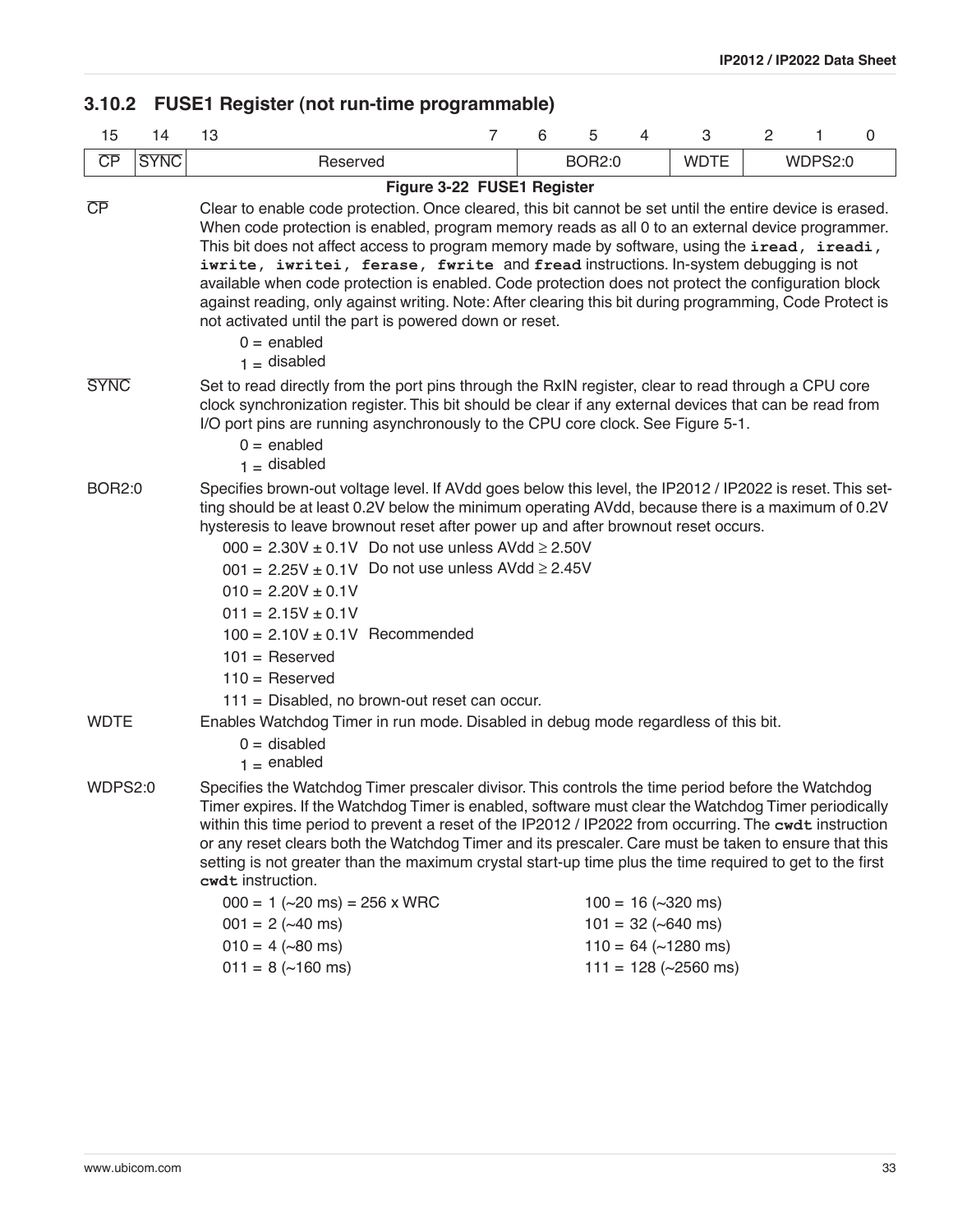### 3.10.2 FUSE1 Register (not run-time programmable)

| 15 | 14 | 13 – 7 | 6 – 4 | 3 | 2 – 0 |
|---|---|---|---|---|---|
| $\overline{CP}$ | $\overline{SYNC}$ | Reserved | BOR2:0 | WDTE | WDPS2:0 |

**Figure 3-22 FUSE1 Register**

$\overline{CP}$ — Clear to enable code protection. Once cleared, this bit cannot be set until the entire device is erased. When code protection is enabled, program memory reads as all 0 to an external device programmer. This bit does not affect access to program memory made by software, using the **iread, ireadi, iwrite, iwritei, ferase, fwrite** and **fread** instructions. In-system debugging is not available when code protection is enabled. Code protection does not protect the configuration block against reading, only against writing. Note: After clearing this bit during programming, Code Protect is not activated until the part is powered down or reset.

- 0 = enabled
- 1 = disabled

$\overline{SYNC}$ — Set to read directly from the port pins through the RxIN register, clear to read through a CPU core clock synchronization register. This bit should be clear if any external devices that can be read from I/O port pins are running asynchronously to the CPU core clock. See Figure 5-1.

- 0 = enabled
- 1 = disabled

BOR2:0 — Specifies brown-out voltage level. If AVdd goes below this level, the IP2012 / IP2022 is reset. This setting should be at least 0.2V below the minimum operating AVdd, because there is a maximum of 0.2V hysteresis to leave brownout reset after power up and after brownout reset occurs.

- 000 = 2.30V ± 0.1V Do not use unless AVdd ≥ 2.50V
- 001 = 2.25V ± 0.1V Do not use unless AVdd ≥ 2.45V
- 010 = 2.20V ± 0.1V
- 011 = 2.15V ± 0.1V
- 100 = 2.10V ± 0.1V Recommended
- 101 = Reserved
- 110 = Reserved
- 111 = Disabled, no brown-out reset can occur.

WDTE — Enables Watchdog Timer in run mode. Disabled in debug mode regardless of this bit.

- 0 = disabled
- 1 = enabled

WDPS2:0 — Specifies the Watchdog Timer prescaler divisor. This controls the time period before the Watchdog Timer expires. If the Watchdog Timer is enabled, software must clear the Watchdog Timer periodically within this time period to prevent a reset of the IP2012 / IP2022 from occurring. The **cwdt** instruction or any reset clears both the Watchdog Timer and its prescaler. Care must be taken to ensure that this setting is not greater than the maximum crystal start-up time plus the time required to get to the first **cwdt** instruction.

- 000 = 1 (~20 ms) = 256 x WRC
- 001 = 2 (~40 ms)
- 010 = 4 (~80 ms)
- 011 = 8 (~160 ms)
- 100 = 16 (~320 ms)
- 101 = 32 (~640 ms)
- 110 = 64 (~1280 ms)
- 111 = 128 (~2560 ms)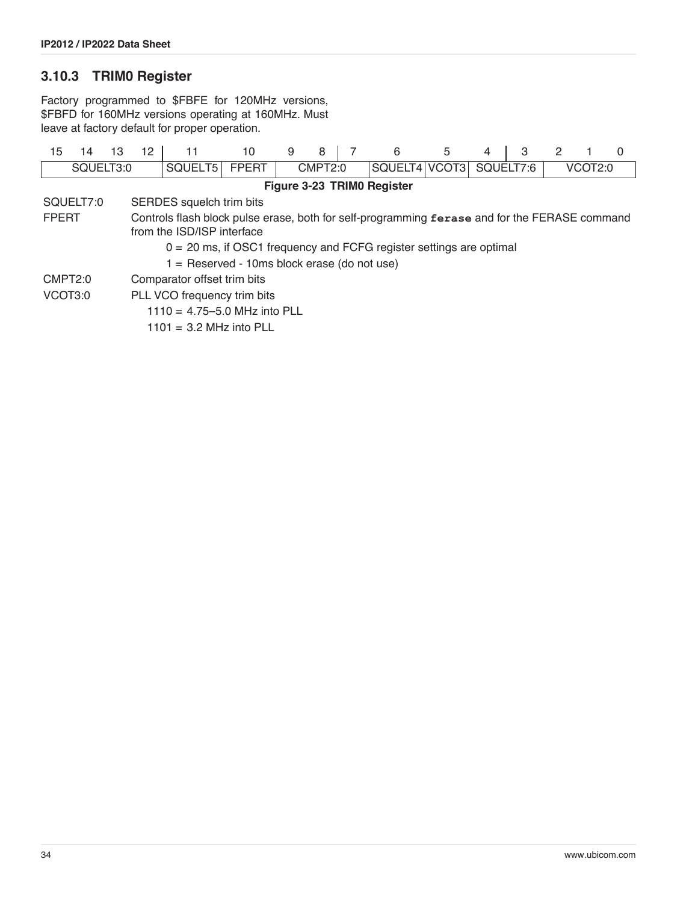### 3.10.3 TRIM0 Register

Factory programmed to $FBFE for 120MHz versions, $FBFD for 160MHz versions operating at 160MHz. Must leave at factory default for proper operation.

| 15 | 14 | 13 | 12 | 11 | 10 | 9 | 8 | 7 | 6 | 5 | 4 | 3 | 2 | 1 | 0 |
|---|---|---|---|---|---|---|---|---|---|---|---|---|---|---|---|
| SQUELT3:0 | | | | SQUELT5 | FPERT | CMPT2:0 | | | SQUELT4 | VCOT3 | SQUELT7:6 | | VCOT2:0 | | |

**Figure 3-23 TRIM0 Register**

SQUELT7:0 — SERDES squelch trim bits

FPERT — Controls flash block pulse erase, both for self-programming **`ferase`** and for the FERASE command from the ISD/ISP interface

- 0 = 20 ms, if OSC1 frequency and FCFG register settings are optimal
- 1 = Reserved - 10ms block erase (do not use)

CMPT2:0 — Comparator offset trim bits

VCOT3:0 — PLL VCO frequency trim bits

- 1110 = 4.75–5.0 MHz into PLL
- 1101 = 3.2 MHz into PLL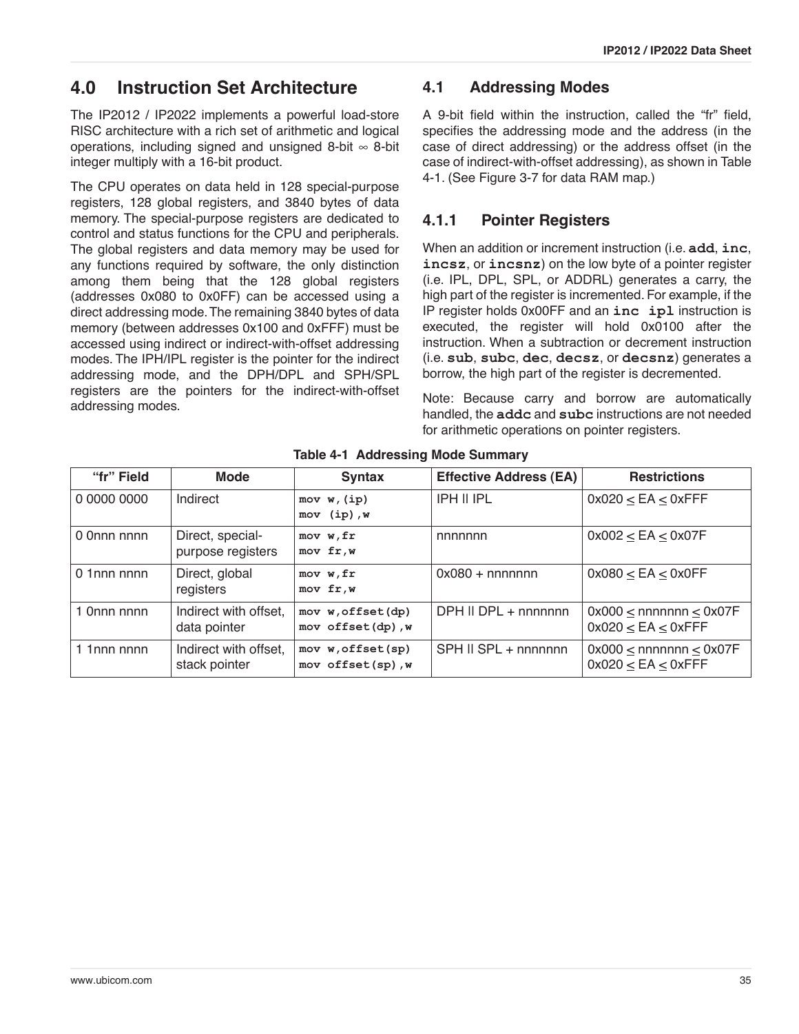## 4.0 Instruction Set Architecture

The IP2012 / IP2022 implements a powerful load-store RISC architecture with a rich set of arithmetic and logical operations, including signed and unsigned 8-bit ∞ 8-bit integer multiply with a 16-bit product.

The CPU operates on data held in 128 special-purpose registers, 128 global registers, and 3840 bytes of data memory. The special-purpose registers are dedicated to control and status functions for the CPU and peripherals. The global registers and data memory may be used for any functions required by software, the only distinction among them being that the 128 global registers (addresses 0x080 to 0x0FF) can be accessed using a direct addressing mode. The remaining 3840 bytes of data memory (between addresses 0x100 and 0xFFF) must be accessed using indirect or indirect-with-offset addressing modes. The IPH/IPL register is the pointer for the indirect addressing mode, and the DPH/DPL and SPH/SPL registers are the pointers for the indirect-with-offset addressing modes.

### 4.1 Addressing Modes

A 9-bit field within the instruction, called the "fr" field, specifies the addressing mode and the address (in the case of direct addressing) or the address offset (in the case of indirect-with-offset addressing), as shown in Table 4-1. (See Figure 3-7 for data RAM map.)

#### 4.1.1 Pointer Registers

When an addition or increment instruction (i.e. **add**, **inc**, **incsz**, or **incsnz**) on the low byte of a pointer register (i.e. IPL, DPL, SPL, or ADDRL) generates a carry, the high part of the register is incremented. For example, if the IP register holds 0x00FF and an **inc ipl** instruction is executed, the register will hold 0x0100 after the instruction. When a subtraction or decrement instruction (i.e. **sub**, **subc**, **dec**, **decsz**, or **decsnz**) generates a borrow, the high part of the register is decremented.

Note: Because carry and borrow are automatically handled, the **addc** and **subc** instructions are not needed for arithmetic operations on pointer registers.

**Table 4-1 Addressing Mode Summary**

| "fr" Field | Mode | Syntax | Effective Address (EA) | Restrictions |
|---|---|---|---|---|
| 0 0000 0000 | Indirect | `mov w,(ip)`<br>`mov (ip),w` | IPH ǁ IPL | 0x020 ≤ EA ≤ 0xFFF |
| 0 0nnn nnnn | Direct, special-purpose registers | `mov w,fr`<br>`mov fr,w` | nnnnnnn | 0x002 ≤ EA ≤ 0x07F |
| 0 1nnn nnnn | Direct, global registers | `mov w,fr`<br>`mov fr,w` | 0x080 + nnnnnnn | 0x080 ≤ EA ≤ 0x0FF |
| 1 0nnn nnnn | Indirect with offset, data pointer | `mov w,offset(dp)`<br>`mov offset(dp),w` | DPH ǁ DPL + nnnnnnn | 0x000 ≤ nnnnnnn ≤ 0x07F<br>0x020 ≤ EA ≤ 0xFFF |
| 1 1nnn nnnn | Indirect with offset, stack pointer | `mov w,offset(sp)`<br>`mov offset(sp),w` | SPH ǁ SPL + nnnnnnn | 0x000 ≤ nnnnnnn ≤ 0x07F<br>0x020 ≤ EA ≤ 0xFFF |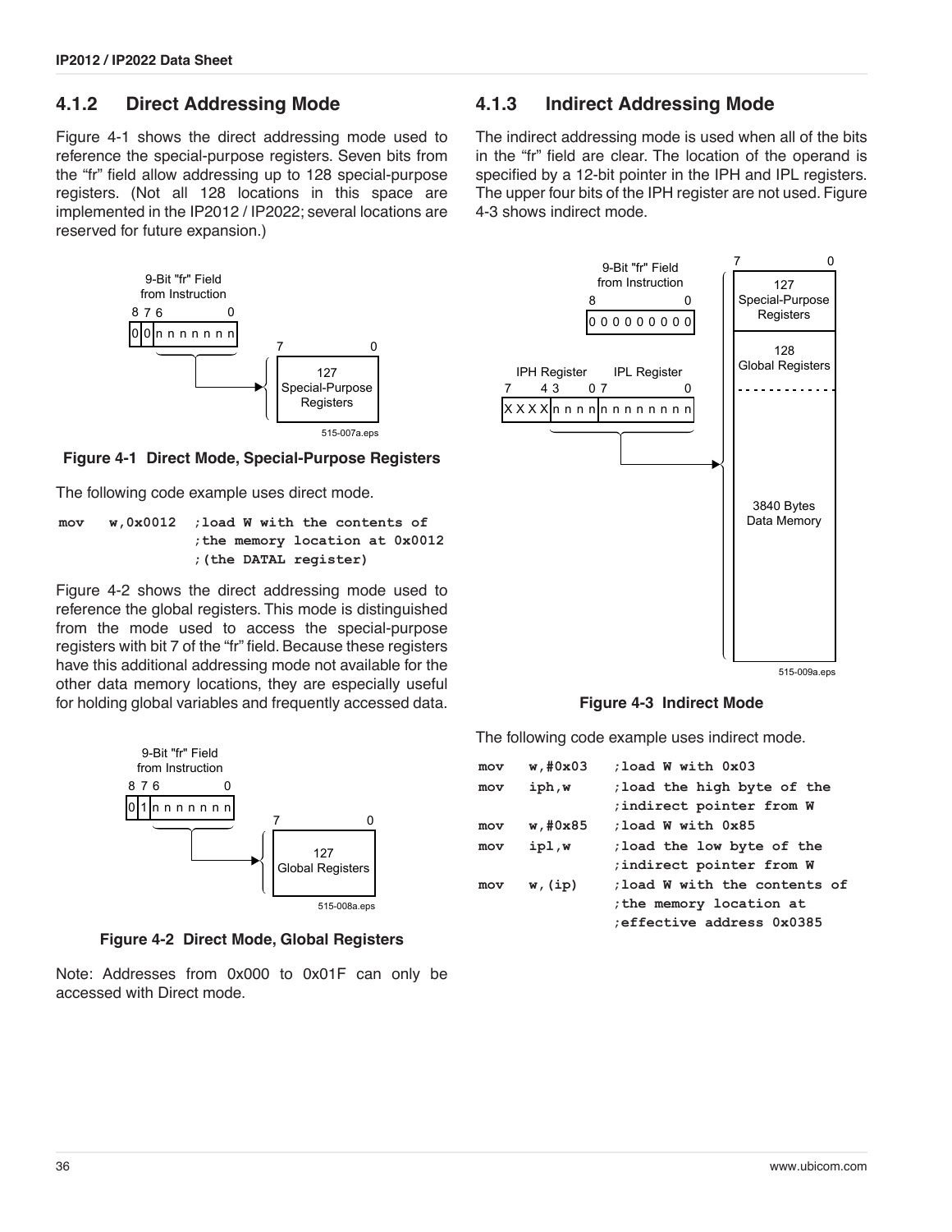### 4.1.2 Direct Addressing Mode

Figure 4-1 shows the direct addressing mode used to reference the special-purpose registers. Seven bits from the "fr" field allow addressing up to 128 special-purpose registers. (Not all 128 locations in this space are implemented in the IP2012 / IP2022; several locations are reserved for future expansion.)

**Figure 4-1 Direct Mode, Special-Purpose Registers**

The following code example uses direct mode.

```
mov   w,0x0012  ;load W with the contents of
                ;the memory location at 0x0012
                ;(the DATAL register)
```

Figure 4-2 shows the direct addressing mode used to reference the global registers. This mode is distinguished from the mode used to access the special-purpose registers with bit 7 of the "fr" field. Because these registers have this additional addressing mode not available for the other data memory locations, they are especially useful for holding global variables and frequently accessed data.

**Figure 4-2 Direct Mode, Global Registers**

Note: Addresses from 0x000 to 0x01F can only be accessed with Direct mode.

### 4.1.3 Indirect Addressing Mode

The indirect addressing mode is used when all of the bits in the "fr" field are clear. The location of the operand is specified by a 12-bit pointer in the IPH and IPL registers. The upper four bits of the IPH register are not used. Figure 4-3 shows indirect mode.

**Figure 4-3 Indirect Mode**

The following code example uses indirect mode.

```
mov   w,#0x03   ;load W with 0x03
mov   iph,w     ;load the high byte of the
                ;indirect pointer from W
mov   w,#0x85   ;load W with 0x85
mov   ipl,w     ;load the low byte of the
                ;indirect pointer from W
mov   w,(ip)    ;load W with the contents of
                ;the memory location at
                ;effective address 0x0385
```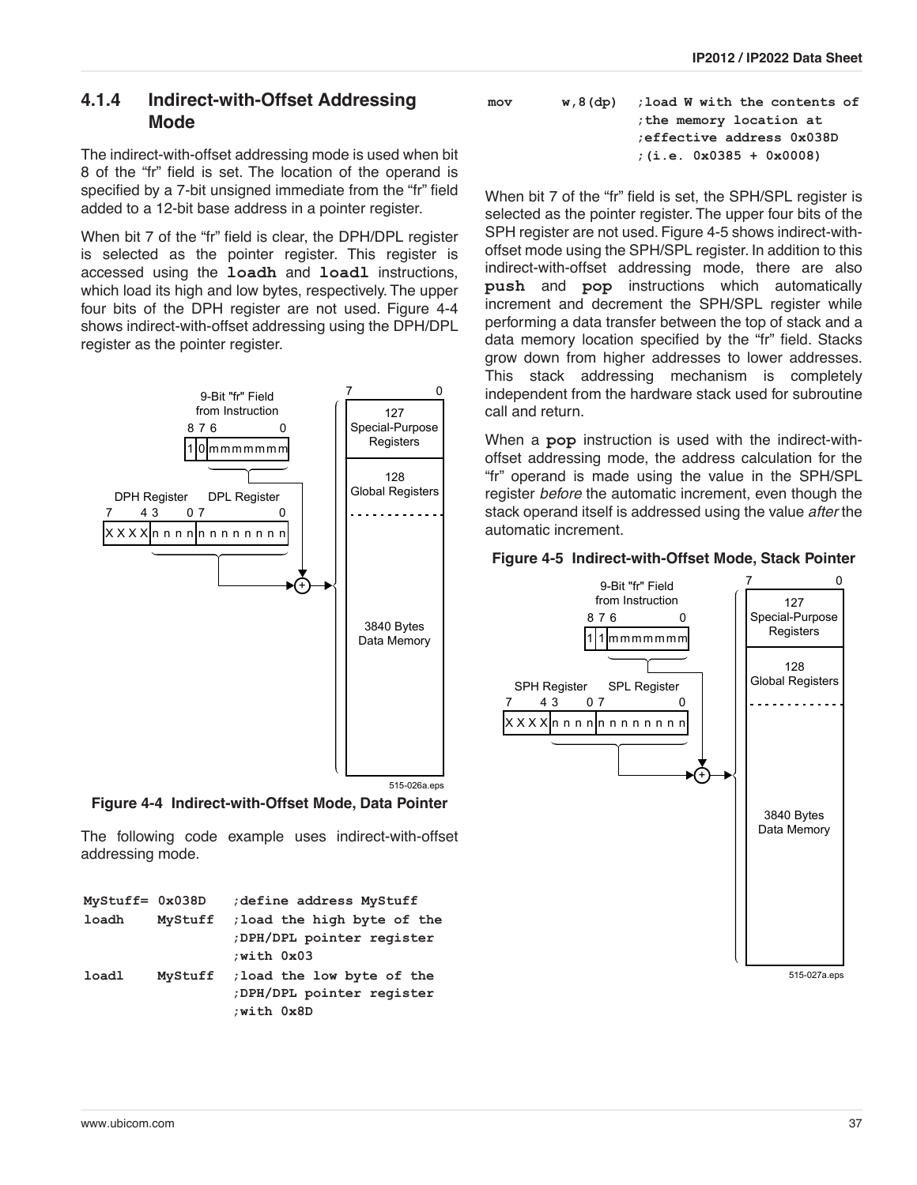### 4.1.4 Indirect-with-Offset Addressing Mode

The indirect-with-offset addressing mode is used when bit 8 of the “fr” field is set. The location of the operand is specified by a 7-bit unsigned immediate from the “fr” field added to a 12-bit base address in a pointer register.

When bit 7 of the “fr” field is clear, the DPH/DPL register is selected as the pointer register. This register is accessed using the **loadh** and **loadl** instructions, which load its high and low bytes, respectively. The upper four bits of the DPH register are not used. Figure 4-4 shows indirect-with-offset addressing using the DPH/DPL register as the pointer register.

**Figure 4-4 Indirect-with-Offset Mode, Data Pointer**

The following code example uses indirect-with-offset addressing mode.

```
MyStuff= 0x038D   ;define address MyStuff
loadh    MyStuff  ;load the high byte of the
                  ;DPH/DPL pointer register
                  ;with 0x03
loadl    MyStuff  ;load the low byte of the
                  ;DPH/DPL pointer register
                  ;with 0x8D
mov      w,8(dp)  ;load W with the contents of
                  ;the memory location at
                  ;effective address 0x038D
                  ;(i.e. 0x0385 + 0x0008)
```

When bit 7 of the “fr” field is set, the SPH/SPL register is selected as the pointer register. The upper four bits of the SPH register are not used. Figure 4-5 shows indirect-with-offset mode using the SPH/SPL register. In addition to this indirect-with-offset addressing mode, there are also **push** and **pop** instructions which automatically increment and decrement the SPH/SPL register while performing a data transfer between the top of stack and a data memory location specified by the “fr” field. Stacks grow down from higher addresses to lower addresses. This stack addressing mechanism is completely independent from the hardware stack used for subroutine call and return.

When a **pop** instruction is used with the indirect-with-offset addressing mode, the address calculation for the “fr” operand is made using the value in the SPH/SPL register *before* the automatic increment, even though the stack operand itself is addressed using the value *after* the automatic increment.

**Figure 4-5 Indirect-with-Offset Mode, Stack Pointer**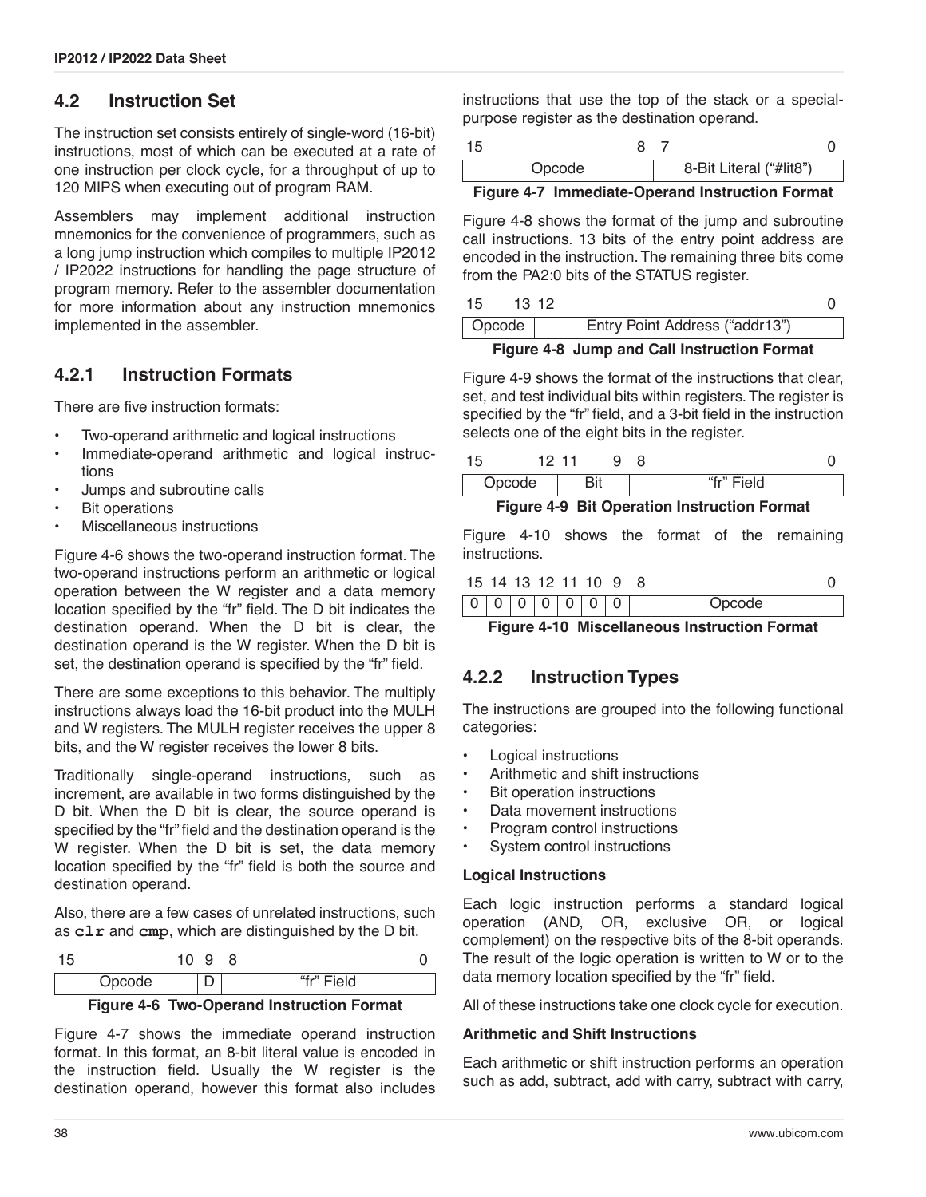## 4.2 Instruction Set

The instruction set consists entirely of single-word (16-bit) instructions, most of which can be executed at a rate of one instruction per clock cycle, for a throughput of up to 120 MIPS when executing out of program RAM.

Assemblers may implement additional instruction mnemonics for the convenience of programmers, such as a long jump instruction which compiles to multiple IP2012 / IP2022 instructions for handling the page structure of program memory. Refer to the assembler documentation for more information about any instruction mnemonics implemented in the assembler.

### 4.2.1 Instruction Formats

There are five instruction formats:

- Two-operand arithmetic and logical instructions
- Immediate-operand arithmetic and logical instructions
- Jumps and subroutine calls
- Bit operations
- Miscellaneous instructions

Figure 4-6 shows the two-operand instruction format. The two-operand instructions perform an arithmetic or logical operation between the W register and a data memory location specified by the "fr" field. The D bit indicates the destination operand. When the D bit is clear, the destination operand is the W register. When the D bit is set, the destination operand is specified by the "fr" field.

There are some exceptions to this behavior. The multiply instructions always load the 16-bit product into the MULH and W registers. The MULH register receives the upper 8 bits, and the W register receives the lower 8 bits.

Traditionally single-operand instructions, such as increment, are available in two forms distinguished by the D bit. When the D bit is clear, the source operand is specified by the "fr" field and the destination operand is the W register. When the D bit is set, the data memory location specified by the "fr" field is both the source and destination operand.

Also, there are a few cases of unrelated instructions, such as **`clr`** and **`cmp`**, which are distinguished by the D bit.

| 15–10 | 9 | 8–0 |
|---|---|---|
| Opcode | D | "fr" Field |

**Figure 4-6 Two-Operand Instruction Format**

Figure 4-7 shows the immediate operand instruction format. In this format, an 8-bit literal value is encoded in the instruction field. Usually the W register is the destination operand, however this format also includes instructions that use the top of the stack or a special-purpose register as the destination operand.

| 15–8 | 7–0 |
|---|---|
| Opcode | 8-Bit Literal ("#lit8") |

**Figure 4-7 Immediate-Operand Instruction Format**

Figure 4-8 shows the format of the jump and subroutine call instructions. 13 bits of the entry point address are encoded in the instruction. The remaining three bits come from the PA2:0 bits of the STATUS register.

| 15–13 | 12–0 |
|---|---|
| Opcode | Entry Point Address ("addr13") |

**Figure 4-8 Jump and Call Instruction Format**

Figure 4-9 shows the format of the instructions that clear, set, and test individual bits within registers. The register is specified by the "fr" field, and a 3-bit field in the instruction selects one of the eight bits in the register.

| 15–12 | 11–9 | 8–0 |
|---|---|---|
| Opcode | Bit | "fr" Field |

**Figure 4-9 Bit Operation Instruction Format**

Figure 4-10 shows the format of the remaining instructions.

| 15 | 14 | 13 | 12 | 11 | 10 | 9 | 8–0 |
|---|---|---|---|---|---|---|---|
| 0 | 0 | 0 | 0 | 0 | 0 | 0 | Opcode |

**Figure 4-10 Miscellaneous Instruction Format**

### 4.2.2 Instruction Types

The instructions are grouped into the following functional categories:

- Logical instructions
- Arithmetic and shift instructions
- Bit operation instructions
- Data movement instructions
- Program control instructions
- System control instructions

**Logical Instructions**

Each logic instruction performs a standard logical operation (AND, OR, exclusive OR, or logical complement) on the respective bits of the 8-bit operands. The result of the logic operation is written to W or to the data memory location specified by the "fr" field.

All of these instructions take one clock cycle for execution.

**Arithmetic and Shift Instructions**

Each arithmetic or shift instruction performs an operation such as add, subtract, add with carry, subtract with carry,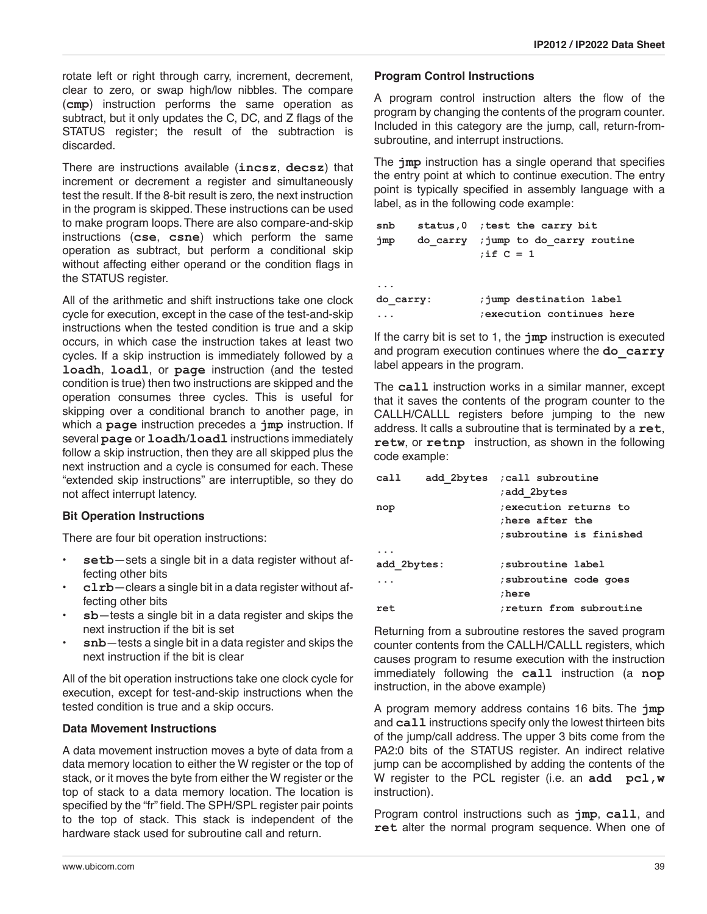rotate left or right through carry, increment, decrement, clear to zero, or swap high/low nibbles. The compare (**cmp**) instruction performs the same operation as subtract, but it only updates the C, DC, and Z flags of the STATUS register; the result of the subtraction is discarded.

There are instructions available (**incsz**, **decsz**) that increment or decrement a register and simultaneously test the result. If the 8-bit result is zero, the next instruction in the program is skipped. These instructions can be used to make program loops. There are also compare-and-skip instructions (**cse**, **csne**) which perform the same operation as subtract, but perform a conditional skip without affecting either operand or the condition flags in the STATUS register.

All of the arithmetic and shift instructions take one clock cycle for execution, except in the case of the test-and-skip instructions when the tested condition is true and a skip occurs, in which case the instruction takes at least two cycles. If a skip instruction is immediately followed by a **loadh**, **loadl**, or **page** instruction (and the tested condition is true) then two instructions are skipped and the operation consumes three cycles. This is useful for skipping over a conditional branch to another page, in which a **page** instruction precedes a **jmp** instruction. If several **page** or **loadh**/**loadl** instructions immediately follow a skip instruction, then they are all skipped plus the next instruction and a cycle is consumed for each. These "extended skip instructions" are interruptible, so they do not affect interrupt latency.

### Bit Operation Instructions

There are four bit operation instructions:

- **setb**—sets a single bit in a data register without affecting other bits
- **clrb**—clears a single bit in a data register without affecting other bits
- **sb**—tests a single bit in a data register and skips the next instruction if the bit is set
- **snb**—tests a single bit in a data register and skips the next instruction if the bit is clear

All of the bit operation instructions take one clock cycle for execution, except for test-and-skip instructions when the tested condition is true and a skip occurs.

### Data Movement Instructions

A data movement instruction moves a byte of data from a data memory location to either the W register or the top of stack, or it moves the byte from either the W register or the top of stack to a data memory location. The location is specified by the "fr" field. The SPH/SPL register pair points to the top of stack. This stack is independent of the hardware stack used for subroutine call and return.

### Program Control Instructions

A program control instruction alters the flow of the program by changing the contents of the program counter. Included in this category are the jump, call, return-from-subroutine, and interrupt instructions.

The **jmp** instruction has a single operand that specifies the entry point at which to continue execution. The entry point is typically specified in assembly language with a label, as in the following code example:

```
snb    status,0  ;test the carry bit
jmp    do_carry  ;jump to do_carry routine
                 ;if C = 1

...
do_carry:        ;jump destination label
...              ;execution continues here
```

If the carry bit is set to 1, the **jmp** instruction is executed and program execution continues where the **do_carry** label appears in the program.

The **call** instruction works in a similar manner, except that it saves the contents of the program counter to the CALLH/CALLL registers before jumping to the new address. It calls a subroutine that is terminated by a **ret**, **retw**, or **retnp** instruction, as shown in the following code example:

```
call    add_2bytes  ;call subroutine
                    ;add_2bytes
nop                 ;execution returns to
                    ;here after the
                    ;subroutine is finished
...
add_2bytes:         ;subroutine label
...                 ;subroutine code goes
                    ;here
ret                 ;return from subroutine
```

Returning from a subroutine restores the saved program counter contents from the CALLH/CALLL registers, which causes program to resume execution with the instruction immediately following the **call** instruction (a **nop** instruction, in the above example)

A program memory address contains 16 bits. The **jmp** and **call** instructions specify only the lowest thirteen bits of the jump/call address. The upper 3 bits come from the PA2:0 bits of the STATUS register. An indirect relative jump can be accomplished by adding the contents of the W register to the PCL register (i.e. an **add pcl,w** instruction).

Program control instructions such as **jmp**, **call**, and **ret** alter the normal program sequence. When one of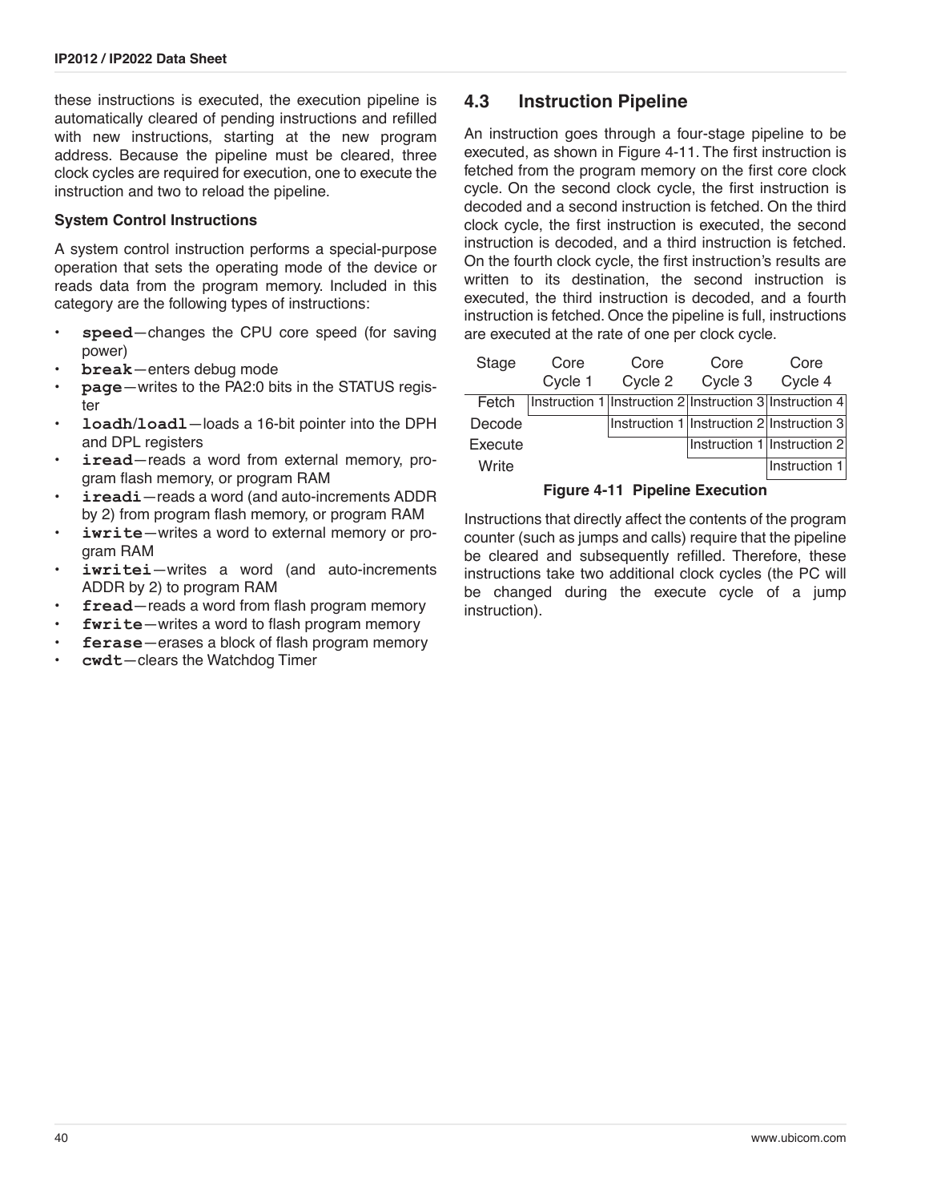these instructions is executed, the execution pipeline is automatically cleared of pending instructions and refilled with new instructions, starting at the new program address. Because the pipeline must be cleared, three clock cycles are required for execution, one to execute the instruction and two to reload the pipeline.

#### System Control Instructions

A system control instruction performs a special-purpose operation that sets the operating mode of the device or reads data from the program memory. Included in this category are the following types of instructions:

- **`speed`**—changes the CPU core speed (for saving power)
- **`break`**—enters debug mode
- **`page`**—writes to the PA2:0 bits in the STATUS register
- **`loadh`/`loadl`**—loads a 16-bit pointer into the DPH and DPL registers
- **`iread`**—reads a word from external memory, program flash memory, or program RAM
- **`ireadi`**—reads a word (and auto-increments ADDR by 2) from program flash memory, or program RAM
- **`iwrite`**—writes a word to external memory or program RAM
- **`iwritei`**—writes a word (and auto-increments ADDR by 2) to program RAM
- **`fread`**—reads a word from flash program memory
- **`fwrite`**—writes a word to flash program memory
- **`ferase`**—erases a block of flash program memory
- **`cwdt`**—clears the Watchdog Timer

## 4.3 Instruction Pipeline

An instruction goes through a four-stage pipeline to be executed, as shown in Figure 4-11. The first instruction is fetched from the program memory on the first core clock cycle. On the second clock cycle, the first instruction is decoded and a second instruction is fetched. On the third clock cycle, the first instruction is executed, the second instruction is decoded, and a third instruction is fetched. On the fourth clock cycle, the first instruction's results are written to its destination, the second instruction is executed, the third instruction is decoded, and a fourth instruction is fetched. Once the pipeline is full, instructions are executed at the rate of one per clock cycle.

| Stage | Core Cycle 1 | Core Cycle 2 | Core Cycle 3 | Core Cycle 4 |
|---|---|---|---|---|
| Fetch | Instruction 1 | Instruction 2 | Instruction 3 | Instruction 4 |
| Decode | | Instruction 1 | Instruction 2 | Instruction 3 |
| Execute | | | Instruction 1 | Instruction 2 |
| Write | | | | Instruction 1 |

**Figure 4-11 Pipeline Execution**

Instructions that directly affect the contents of the program counter (such as jumps and calls) require that the pipeline be cleared and subsequently refilled. Therefore, these instructions take two additional clock cycles (the PC will be changed during the execute cycle of a jump instruction).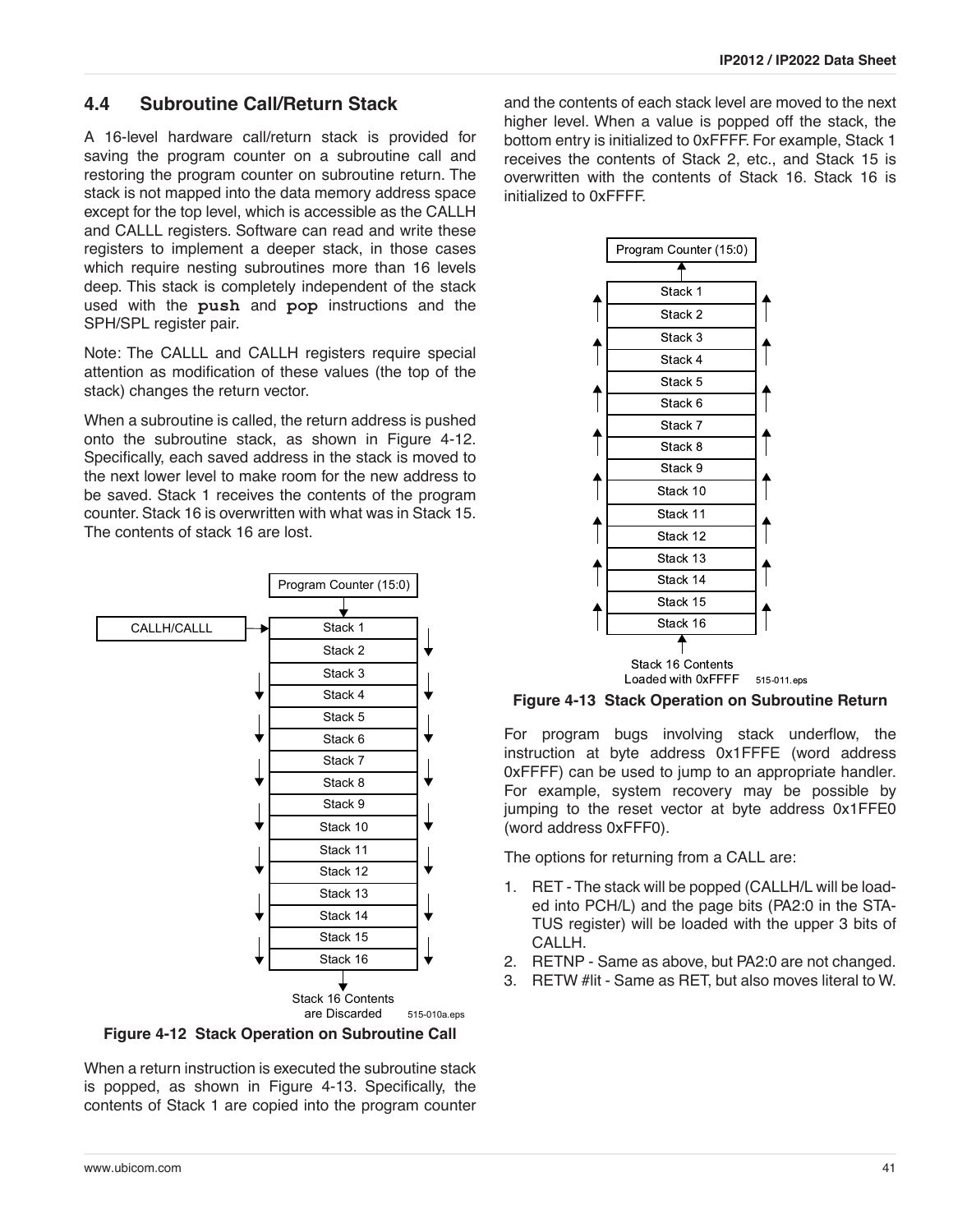## 4.4 Subroutine Call/Return Stack

A 16-level hardware call/return stack is provided for saving the program counter on a subroutine call and restoring the program counter on subroutine return. The stack is not mapped into the data memory address space except for the top level, which is accessible as the CALLH and CALLL registers. Software can read and write these registers to implement a deeper stack, in those cases which require nesting subroutines more than 16 levels deep. This stack is completely independent of the stack used with the **push** and **pop** instructions and the SPH/SPL register pair.

Note: The CALLL and CALLH registers require special attention as modification of these values (the top of the stack) changes the return vector.

When a subroutine is called, the return address is pushed onto the subroutine stack, as shown in Figure 4-12. Specifically, each saved address in the stack is moved to the next lower level to make room for the new address to be saved. Stack 1 receives the contents of the program counter. Stack 16 is overwritten with what was in Stack 15. The contents of stack 16 are lost.

Program Counter (15:0)

CALLH/CALLL → Stack 1, Stack 2, Stack 3, Stack 4, Stack 5, Stack 6, Stack 7, Stack 8, Stack 9, Stack 10, Stack 11, Stack 12, Stack 13, Stack 14, Stack 15, Stack 16

Stack 16 Contents are Discarded

515-010a.eps

**Figure 4-12 Stack Operation on Subroutine Call**

When a return instruction is executed the subroutine stack is popped, as shown in Figure 4-13. Specifically, the contents of Stack 1 are copied into the program counter and the contents of each stack level are moved to the next higher level. When a value is popped off the stack, the bottom entry is initialized to 0xFFFF. For example, Stack 1 receives the contents of Stack 2, etc., and Stack 15 is overwritten with the contents of Stack 16. Stack 16 is initialized to 0xFFFF.

Program Counter (15:0)

Stack 1, Stack 2, Stack 3, Stack 4, Stack 5, Stack 6, Stack 7, Stack 8, Stack 9, Stack 10, Stack 11, Stack 12, Stack 13, Stack 14, Stack 15, Stack 16

Stack 16 Contents Loaded with 0xFFFF

515-011.eps

**Figure 4-13 Stack Operation on Subroutine Return**

For program bugs involving stack underflow, the instruction at byte address 0x1FFFE (word address 0xFFFF) can be used to jump to an appropriate handler. For example, system recovery may be possible by jumping to the reset vector at byte address 0x1FFE0 (word address 0xFFF0).

The options for returning from a CALL are:

1. RET - The stack will be popped (CALLH/L will be loaded into PCH/L) and the page bits (PA2:0 in the STATUS register) will be loaded with the upper 3 bits of CALLH.
2. RETNP - Same as above, but PA2:0 are not changed.
3. RETW #lit - Same as RET, but also moves literal to W.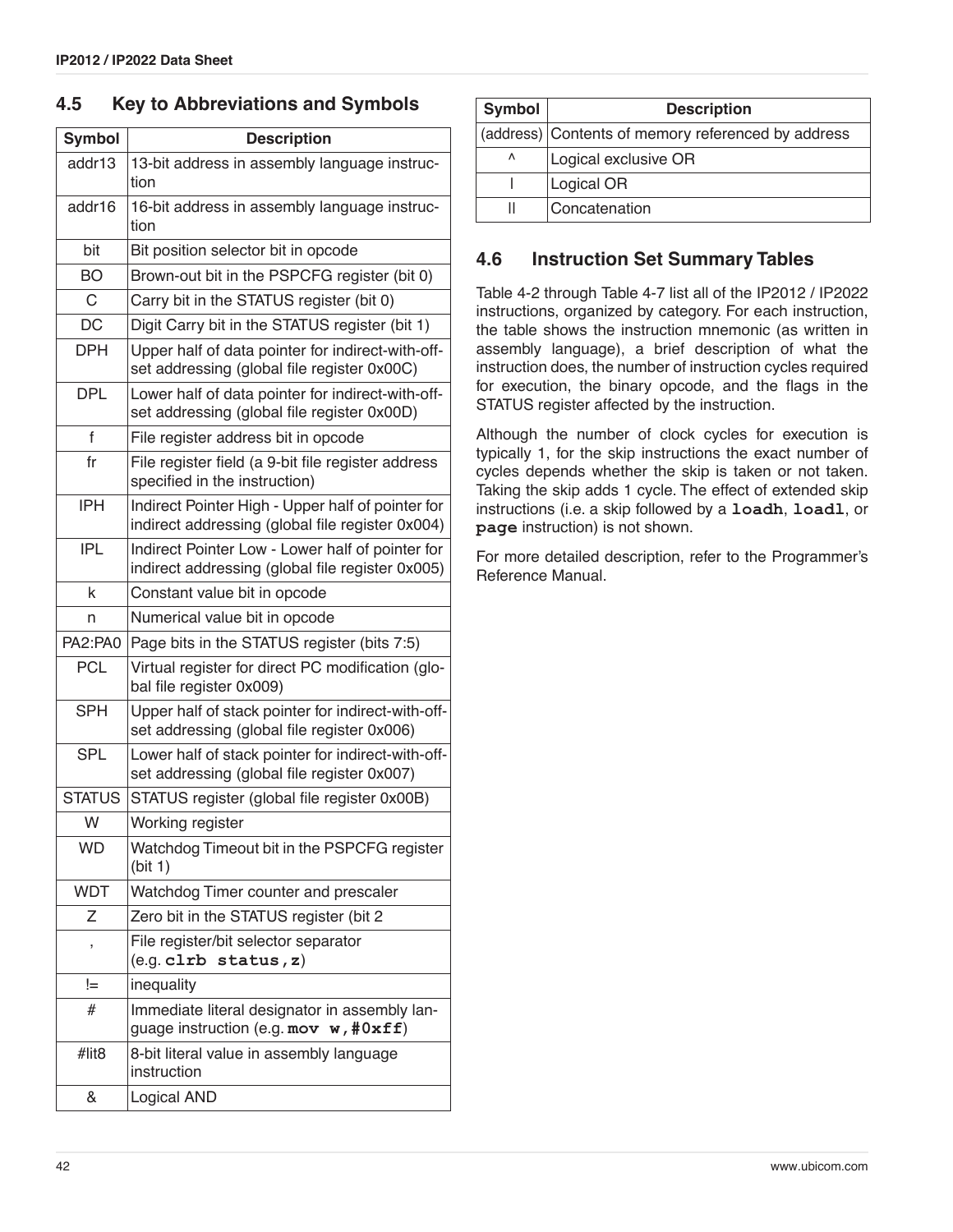## 4.5 Key to Abbreviations and Symbols

| Symbol | Description |
|---|---|
| addr13 | 13-bit address in assembly language instruction |
| addr16 | 16-bit address in assembly language instruction |
| bit | Bit position selector bit in opcode |
| BO | Brown-out bit in the PSPCFG register (bit 0) |
| C | Carry bit in the STATUS register (bit 0) |
| DC | Digit Carry bit in the STATUS register (bit 1) |
| DPH | Upper half of data pointer for indirect-with-offset addressing (global file register 0x00C) |
| DPL | Lower half of data pointer for indirect-with-offset addressing (global file register 0x00D) |
| f | File register address bit in opcode |
| fr | File register field (a 9-bit file register address specified in the instruction) |
| IPH | Indirect Pointer High - Upper half of pointer for indirect addressing (global file register 0x004) |
| IPL | Indirect Pointer Low - Lower half of pointer for indirect addressing (global file register 0x005) |
| k | Constant value bit in opcode |
| n | Numerical value bit in opcode |
| PA2:PA0 | Page bits in the STATUS register (bits 7:5) |
| PCL | Virtual register for direct PC modification (global file register 0x009) |
| SPH | Upper half of stack pointer for indirect-with-offset addressing (global file register 0x006) |
| SPL | Lower half of stack pointer for indirect-with-offset addressing (global file register 0x007) |
| STATUS | STATUS register (global file register 0x00B) |
| W | Working register |
| WD | Watchdog Timeout bit in the PSPCFG register (bit 1) |
| WDT | Watchdog Timer counter and prescaler |
| Z | Zero bit in the STATUS register (bit 2 |
| , | File register/bit selector separator (e.g. **clrb status,z**) |
| != | inequality |
| # | Immediate literal designator in assembly language instruction (e.g. **mov w,#0xff**) |
| #lit8 | 8-bit literal value in assembly language instruction |
| & | Logical AND |
| (address) | Contents of memory referenced by address |
| ^ | Logical exclusive OR |
| \| | Logical OR |
| \|\| | Concatenation |

## 4.6 Instruction Set Summary Tables

Table 4-2 through Table 4-7 list all of the IP2012 / IP2022 instructions, organized by category. For each instruction, the table shows the instruction mnemonic (as written in assembly language), a brief description of what the instruction does, the number of instruction cycles required for execution, the binary opcode, and the flags in the STATUS register affected by the instruction.

Although the number of clock cycles for execution is typically 1, for the skip instructions the exact number of cycles depends whether the skip is taken or not taken. Taking the skip adds 1 cycle. The effect of extended skip instructions (i.e. a skip followed by a **loadh**, **loadl**, or **page** instruction) is not shown.

For more detailed description, refer to the Programmer's Reference Manual.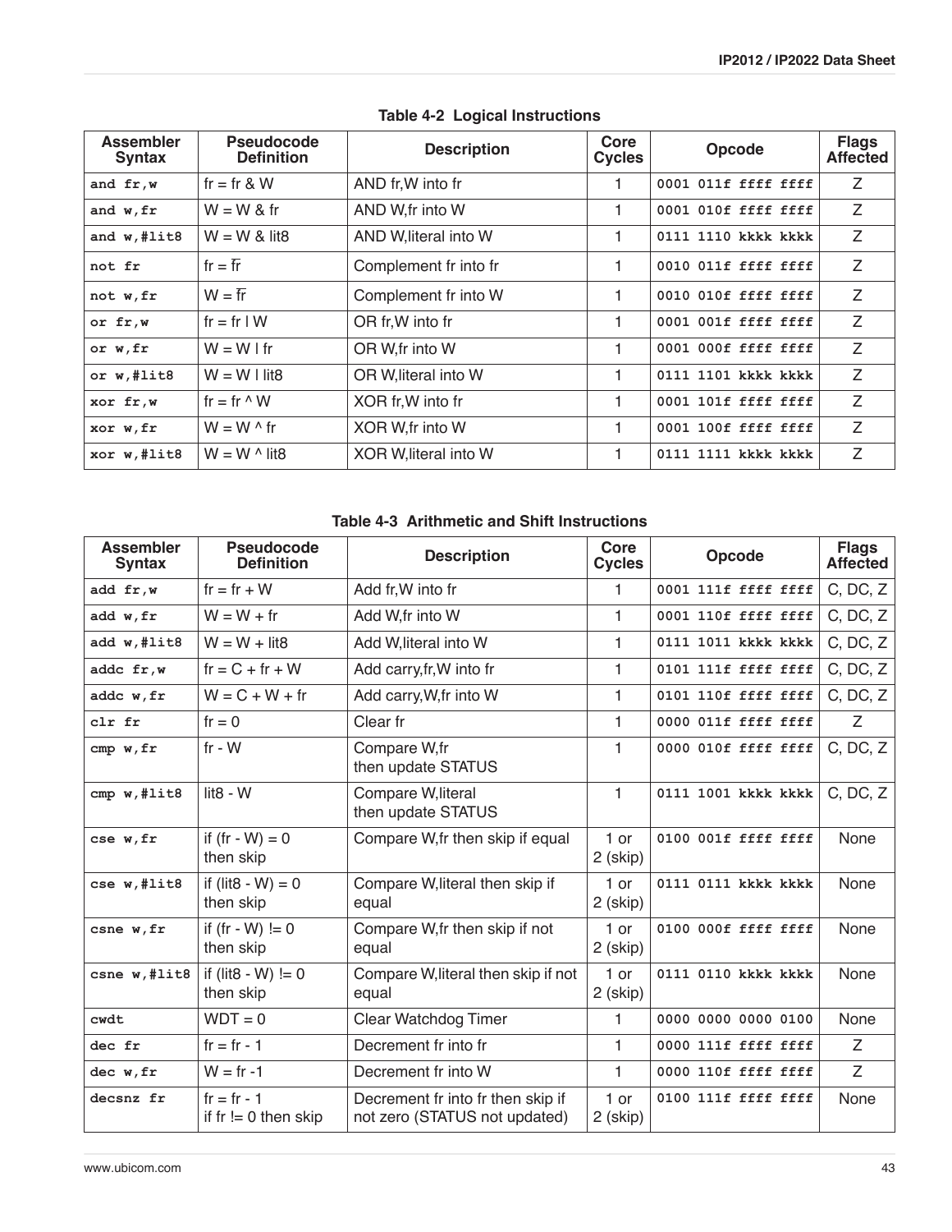**Table 4-2 Logical Instructions**

| Assembler Syntax | Pseudocode Definition | Description | Core Cycles | Opcode | Flags Affected |
|---|---|---|---|---|---|
| `and fr,w` | fr = fr & W | AND fr,W into fr | 1 | `0001 011f ffff ffff` | Z |
| `and w,fr` | W = W & fr | AND W,fr into W | 1 | `0001 010f ffff ffff` | Z |
| `and w,#lit8` | W = W & lit8 | AND W,literal into W | 1 | `0111 1110 kkkk kkkk` | Z |
| `not fr` | fr = $\overline{\text{fr}}$ | Complement fr into fr | 1 | `0010 011f ffff ffff` | Z |
| `not w,fr` | W = $\overline{\text{fr}}$ | Complement fr into W | 1 | `0010 010f ffff ffff` | Z |
| `or fr,w` | fr = fr \| W | OR fr,W into fr | 1 | `0001 001f ffff ffff` | Z |
| `or w,fr` | W = W \| fr | OR W,fr into W | 1 | `0001 000f ffff ffff` | Z |
| `or w,#lit8` | W = W \| lit8 | OR W,literal into W | 1 | `0111 1101 kkkk kkkk` | Z |
| `xor fr,w` | fr = fr ^ W | XOR fr,W into fr | 1 | `0001 101f ffff ffff` | Z |
| `xor w,fr` | W = W ^ fr | XOR W,fr into W | 1 | `0001 100f ffff ffff` | Z |
| `xor w,#lit8` | W = W ^ lit8 | XOR W,literal into W | 1 | `0111 1111 kkkk kkkk` | Z |

**Table 4-3 Arithmetic and Shift Instructions**

| Assembler Syntax | Pseudocode Definition | Description | Core Cycles | Opcode | Flags Affected |
|---|---|---|---|---|---|
| `add fr,w` | fr = fr + W | Add fr,W into fr | 1 | `0001 111f ffff ffff` | C, DC, Z |
| `add w,fr` | W = W + fr | Add W,fr into W | 1 | `0001 110f ffff ffff` | C, DC, Z |
| `add w,#lit8` | W = W + lit8 | Add W,literal into W | 1 | `0111 1011 kkkk kkkk` | C, DC, Z |
| `addc fr,w` | fr = C + fr + W | Add carry,fr,W into fr | 1 | `0101 111f ffff ffff` | C, DC, Z |
| `addc w,fr` | W = C + W + fr | Add carry,W,fr into W | 1 | `0101 110f ffff ffff` | C, DC, Z |
| `clr fr` | fr = 0 | Clear fr | 1 | `0000 011f ffff ffff` | Z |
| `cmp w,fr` | fr - W | Compare W,fr then update STATUS | 1 | `0000 010f ffff ffff` | C, DC, Z |
| `cmp w,#lit8` | lit8 - W | Compare W,literal then update STATUS | 1 | `0111 1001 kkkk kkkk` | C, DC, Z |
| `cse w,fr` | if (fr - W) = 0 then skip | Compare W,fr then skip if equal | 1 or 2 (skip) | `0100 001f ffff ffff` | None |
| `cse w,#lit8` | if (lit8 - W) = 0 then skip | Compare W,literal then skip if equal | 1 or 2 (skip) | `0111 0111 kkkk kkkk` | None |
| `csne w,fr` | if (fr - W) != 0 then skip | Compare W,fr then skip if not equal | 1 or 2 (skip) | `0100 000f ffff ffff` | None |
| `csne w,#lit8` | if (lit8 - W) != 0 then skip | Compare W,literal then skip if not equal | 1 or 2 (skip) | `0111 0110 kkkk kkkk` | None |
| `cwdt` | WDT = 0 | Clear Watchdog Timer | 1 | `0000 0000 0000 0100` | None |
| `dec fr` | fr = fr - 1 | Decrement fr into fr | 1 | `0000 111f ffff ffff` | Z |
| `dec w,fr` | W = fr -1 | Decrement fr into W | 1 | `0000 110f ffff ffff` | Z |
| `decsnz fr` | fr = fr - 1 if fr != 0 then skip | Decrement fr into fr then skip if not zero (STATUS not updated) | 1 or 2 (skip) | `0100 111f ffff ffff` | None |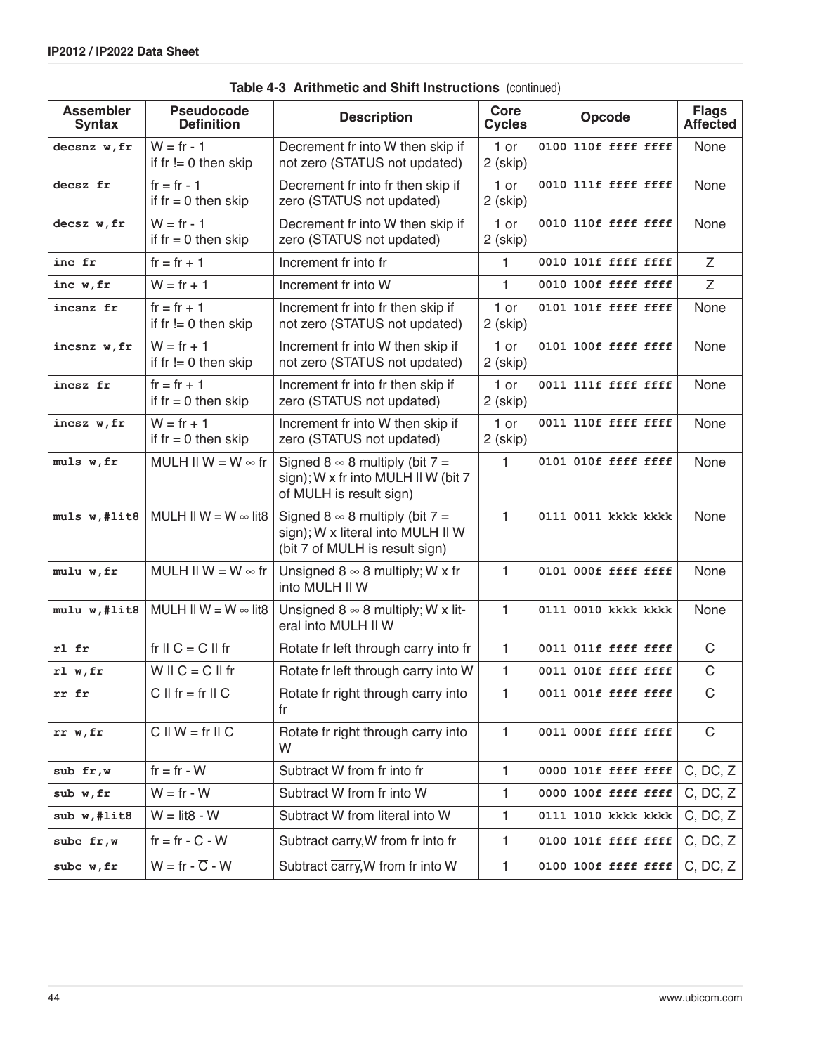**Table 4-3 Arithmetic and Shift Instructions** (continued)

| Assembler Syntax | Pseudocode Definition | Description | Core Cycles | Opcode | Flags Affected |
|---|---|---|---|---|---|
| `decsnz w,fr` | W = fr - 1<br>if fr != 0 then skip | Decrement fr into W then skip if not zero (STATUS not updated) | 1 or 2 (skip) | `0100 110f ffff ffff` | None |
| `decsz fr` | fr = fr - 1<br>if fr = 0 then skip | Decrement fr into fr then skip if zero (STATUS not updated) | 1 or 2 (skip) | `0010 111f ffff ffff` | None |
| `decsz w,fr` | W = fr - 1<br>if fr = 0 then skip | Decrement fr into W then skip if zero (STATUS not updated) | 1 or 2 (skip) | `0010 110f ffff ffff` | None |
| `inc fr` | fr = fr + 1 | Increment fr into fr | 1 | `0010 101f ffff ffff` | Z |
| `inc w,fr` | W = fr + 1 | Increment fr into W | 1 | `0010 100f ffff ffff` | Z |
| `incsnz fr` | fr = fr + 1<br>if fr != 0 then skip | Increment fr into fr then skip if not zero (STATUS not updated) | 1 or 2 (skip) | `0101 101f ffff ffff` | None |
| `incsnz w,fr` | W = fr + 1<br>if fr != 0 then skip | Increment fr into W then skip if not zero (STATUS not updated) | 1 or 2 (skip) | `0101 100f ffff ffff` | None |
| `incsz fr` | fr = fr + 1<br>if fr = 0 then skip | Increment fr into fr then skip if zero (STATUS not updated) | 1 or 2 (skip) | `0011 111f ffff ffff` | None |
| `incsz w,fr` | W = fr + 1<br>if fr = 0 then skip | Increment fr into W then skip if zero (STATUS not updated) | 1 or 2 (skip) | `0011 110f ffff ffff` | None |
| `muls w,fr` | MULH \|\| W = W ∞ fr | Signed 8 ∞ 8 multiply (bit 7 = sign); W x fr into MULH \|\| W (bit 7 of MULH is result sign) | 1 | `0101 010f ffff ffff` | None |
| `muls w,#lit8` | MULH \|\| W = W ∞ lit8 | Signed 8 ∞ 8 multiply (bit 7 = sign); W x literal into MULH \|\| W (bit 7 of MULH is result sign) | 1 | `0111 0011 kkkk kkkk` | None |
| `mulu w,fr` | MULH \|\| W = W ∞ fr | Unsigned 8 ∞ 8 multiply; W x fr into MULH \|\| W | 1 | `0101 000f ffff ffff` | None |
| `mulu w,#lit8` | MULH \|\| W = W ∞ lit8 | Unsigned 8 ∞ 8 multiply; W x literal into MULH \|\| W | 1 | `0111 0010 kkkk kkkk` | None |
| `rl fr` | fr \|\| C = C \|\| fr | Rotate fr left through carry into fr | 1 | `0011 011f ffff ffff` | C |
| `rl w,fr` | W \|\| C = C \|\| fr | Rotate fr left through carry into W | 1 | `0011 010f ffff ffff` | C |
| `rr fr` | C \|\| fr = fr \|\| C | Rotate fr right through carry into fr | 1 | `0011 001f ffff ffff` | C |
| `rr w,fr` | C \|\| W = fr \|\| C | Rotate fr right through carry into W | 1 | `0011 000f ffff ffff` | C |
| `sub fr,w` | fr = fr - W | Subtract W from fr into fr | 1 | `0000 101f ffff ffff` | C, DC, Z |
| `sub w,fr` | W = fr - W | Subtract W from fr into W | 1 | `0000 100f ffff ffff` | C, DC, Z |
| `sub w,#lit8` | W = lit8 - W | Subtract W from literal into W | 1 | `0111 1010 kkkk kkkk` | C, DC, Z |
| `subc fr,w` | fr = fr - $\overline{C}$ - W | Subtract $\overline{\text{carry}}$,W from fr into fr | 1 | `0100 101f ffff ffff` | C, DC, Z |
| `subc w,fr` | W = fr - $\overline{C}$ - W | Subtract $\overline{\text{carry}}$,W from fr into W | 1 | `0100 100f ffff ffff` | C, DC, Z |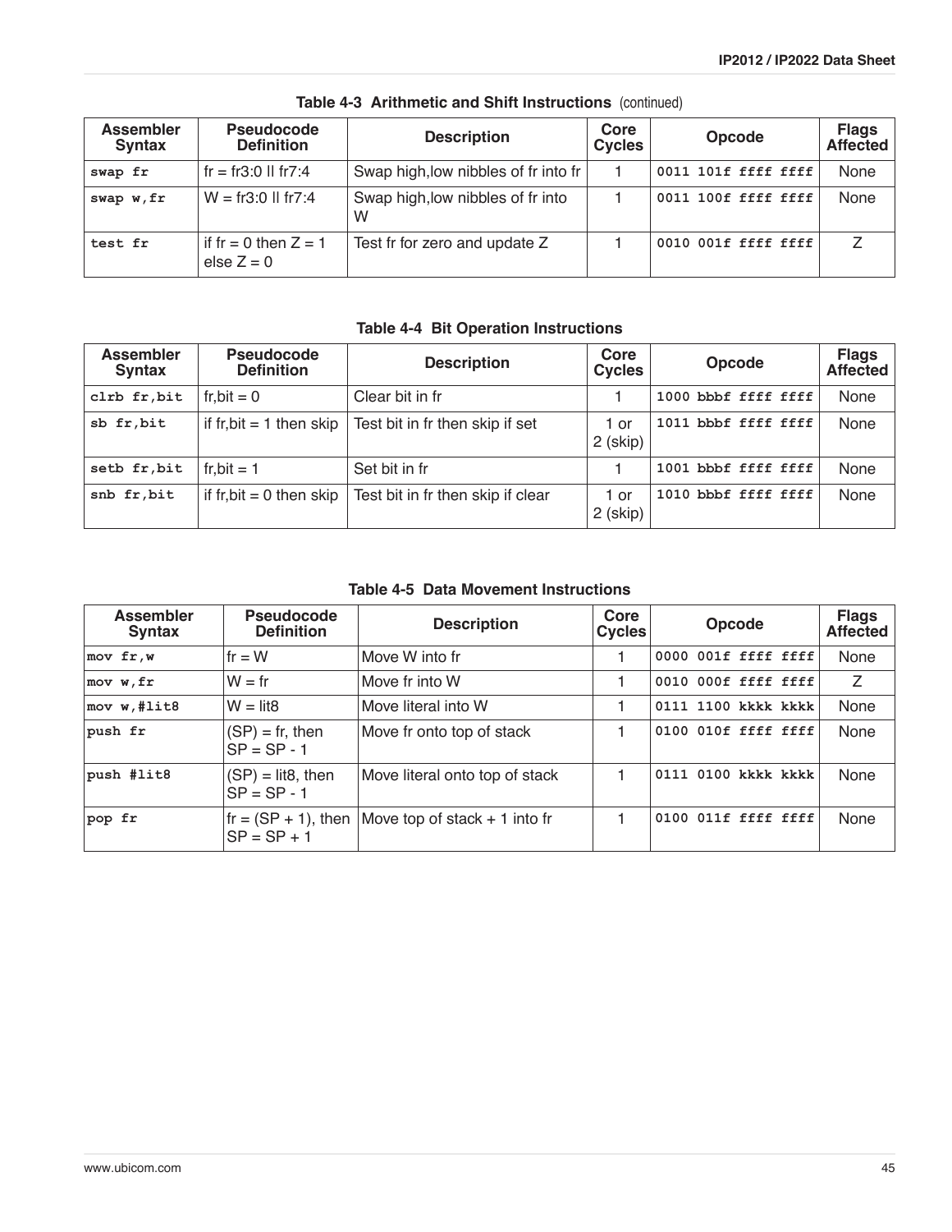**Table 4-3 Arithmetic and Shift Instructions** (continued)

| Assembler Syntax | Pseudocode Definition | Description | Core Cycles | Opcode | Flags Affected |
|---|---|---|---|---|---|
| `swap fr` | fr = fr3:0 ll fr7:4 | Swap high,low nibbles of fr into fr | 1 | `0011 101f ffff ffff` | None |
| `swap w,fr` | W = fr3:0 ll fr7:4 | Swap high,low nibbles of fr into W | 1 | `0011 100f ffff ffff` | None |
| `test fr` | if fr = 0 then Z = 1 else Z = 0 | Test fr for zero and update Z | 1 | `0010 001f ffff ffff` | Z |

**Table 4-4 Bit Operation Instructions**

| Assembler Syntax | Pseudocode Definition | Description | Core Cycles | Opcode | Flags Affected |
|---|---|---|---|---|---|
| `clrb fr,bit` | fr,bit = 0 | Clear bit in fr | 1 | `1000 bbbf ffff ffff` | None |
| `sb fr,bit` | if fr,bit = 1 then skip | Test bit in fr then skip if set | 1 or 2 (skip) | `1011 bbbf ffff ffff` | None |
| `setb fr,bit` | fr,bit = 1 | Set bit in fr | 1 | `1001 bbbf ffff ffff` | None |
| `snb fr,bit` | if fr,bit = 0 then skip | Test bit in fr then skip if clear | 1 or 2 (skip) | `1010 bbbf ffff ffff` | None |

**Table 4-5 Data Movement Instructions**

| Assembler Syntax | Pseudocode Definition | Description | Core Cycles | Opcode | Flags Affected |
|---|---|---|---|---|---|
| `mov fr,w` | fr = W | Move W into fr | 1 | `0000 001f ffff ffff` | None |
| `mov w,fr` | W = fr | Move fr into W | 1 | `0010 000f ffff ffff` | Z |
| `mov w,#lit8` | W = lit8 | Move literal into W | 1 | `0111 1100 kkkk kkkk` | None |
| `push fr` | (SP) = fr, then SP = SP - 1 | Move fr onto top of stack | 1 | `0100 010f ffff ffff` | None |
| `push #lit8` | (SP) = lit8, then SP = SP - 1 | Move literal onto top of stack | 1 | `0111 0100 kkkk kkkk` | None |
| `pop fr` | fr = (SP + 1), then SP = SP + 1 | Move top of stack + 1 into fr | 1 | `0100 011f ffff ffff` | None |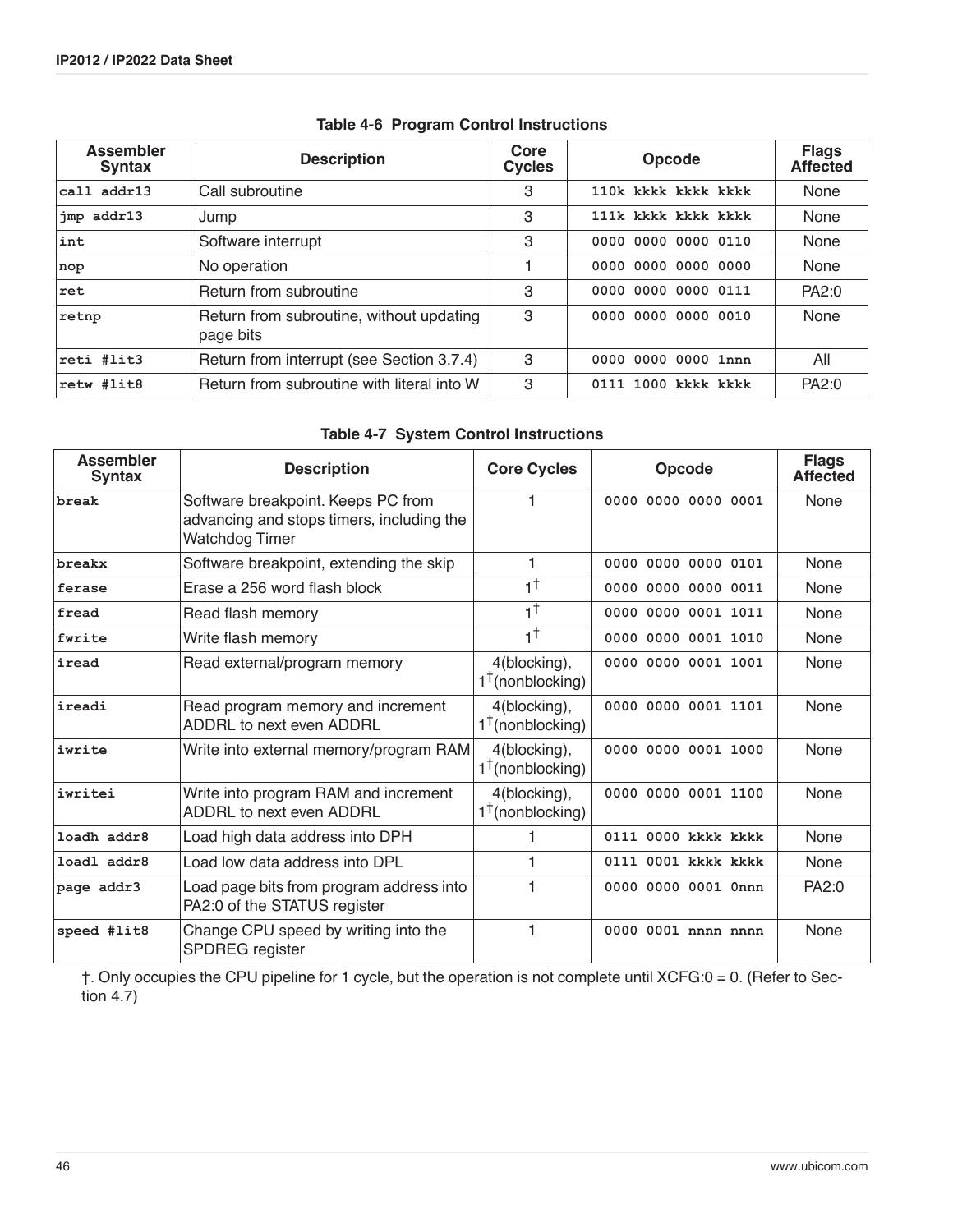**Table 4-6 Program Control Instructions**

| Assembler Syntax | Description | Core Cycles | Opcode | Flags Affected |
|---|---|---|---|---|
| `call addr13` | Call subroutine | 3 | `110k kkkk kkkk kkkk` | None |
| `jmp addr13` | Jump | 3 | `111k kkkk kkkk kkkk` | None |
| `int` | Software interrupt | 3 | `0000 0000 0000 0110` | None |
| `nop` | No operation | 1 | `0000 0000 0000 0000` | None |
| `ret` | Return from subroutine | 3 | `0000 0000 0000 0111` | PA2:0 |
| `retnp` | Return from subroutine, without updating page bits | 3 | `0000 0000 0000 0010` | None |
| `reti #lit3` | Return from interrupt (see Section 3.7.4) | 3 | `0000 0000 0000 1nnn` | All |
| `retw #lit8` | Return from subroutine with literal into W | 3 | `0111 1000 kkkk kkkk` | PA2:0 |

**Table 4-7 System Control Instructions**

| Assembler Syntax | Description | Core Cycles | Opcode | Flags Affected |
|---|---|---|---|---|
| `break` | Software breakpoint. Keeps PC from advancing and stops timers, including the Watchdog Timer | 1 | `0000 0000 0000 0001` | None |
| `breakx` | Software breakpoint, extending the skip | 1 | `0000 0000 0000 0101` | None |
| `ferase` | Erase a 256 word flash block | 1† | `0000 0000 0000 0011` | None |
| `fread` | Read flash memory | 1† | `0000 0000 0001 1011` | None |
| `fwrite` | Write flash memory | 1† | `0000 0000 0001 1010` | None |
| `iread` | Read external/program memory | 4(blocking), 1†(nonblocking) | `0000 0000 0001 1001` | None |
| `ireadi` | Read program memory and increment ADDRL to next even ADDRL | 4(blocking), 1†(nonblocking) | `0000 0000 0001 1101` | None |
| `iwrite` | Write into external memory/program RAM | 4(blocking), 1†(nonblocking) | `0000 0000 0001 1000` | None |
| `iwritei` | Write into program RAM and increment ADDRL to next even ADDRL | 4(blocking), 1†(nonblocking) | `0000 0000 0001 1100` | None |
| `loadh addr8` | Load high data address into DPH | 1 | `0111 0000 kkkk kkkk` | None |
| `loadl addr8` | Load low data address into DPL | 1 | `0111 0001 kkkk kkkk` | None |
| `page addr3` | Load page bits from program address into PA2:0 of the STATUS register | 1 | `0000 0000 0001 0nnn` | PA2:0 |
| `speed #lit8` | Change CPU speed by writing into the SPDREG register | 1 | `0000 0001 nnnn nnnn` | None |

†. Only occupies the CPU pipeline for 1 cycle, but the operation is not complete until XCFG:0 = 0. (Refer to Section 4.7)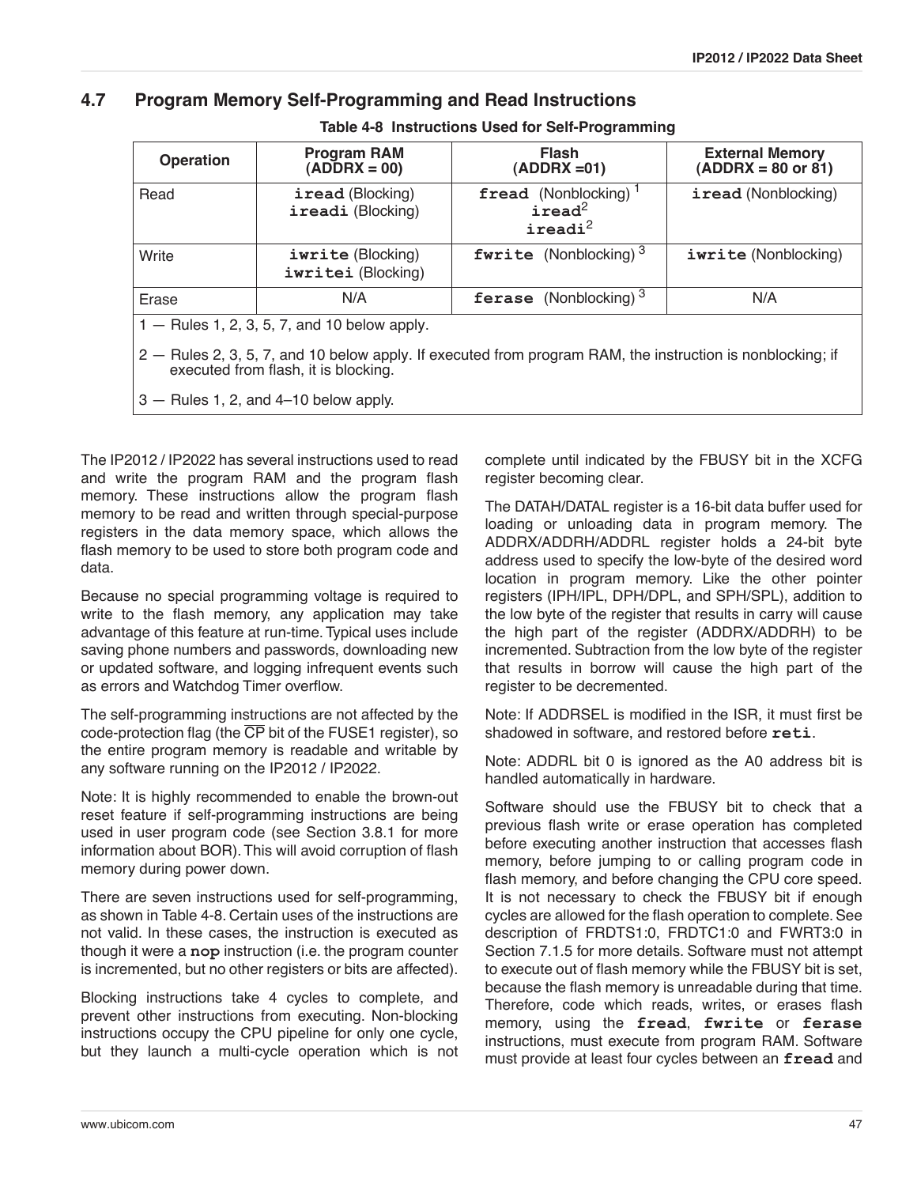## 4.7 Program Memory Self-Programming and Read Instructions

**Table 4-8 Instructions Used for Self-Programming**

| Operation | Program RAM (ADDRX = 00) | Flash (ADDRX =01) | External Memory (ADDRX = 80 or 81) |
|---|---|---|---|
| Read | **iread** (Blocking) **ireadi** (Blocking) | **fread** (Nonblocking) [1] **iread**[2] **ireadi**[2] | **iread** (Nonblocking) |
| Write | **iwrite** (Blocking) **iwritei** (Blocking) | **fwrite** (Nonblocking) [3] | **iwrite** (Nonblocking) |
| Erase | N/A | **ferase** (Nonblocking) [3] | N/A |

1 — Rules 1, 2, 3, 5, 7, and 10 below apply.

2 — Rules 2, 3, 5, 7, and 10 below apply. If executed from program RAM, the instruction is nonblocking; if executed from flash, it is blocking.

3 — Rules 1, 2, and 4–10 below apply.

The IP2012 / IP2022 has several instructions used to read and write the program RAM and the program flash memory. These instructions allow the program flash memory to be read and written through special-purpose registers in the data memory space, which allows the flash memory to be used to store both program code and data.

Because no special programming voltage is required to write to the flash memory, any application may take advantage of this feature at run-time. Typical uses include saving phone numbers and passwords, downloading new or updated software, and logging infrequent events such as errors and Watchdog Timer overflow.

The self-programming instructions are not affected by the code-protection flag (the $\overline{\text{CP}}$ bit of the FUSE1 register), so the entire program memory is readable and writable by any software running on the IP2012 / IP2022.

Note: It is highly recommended to enable the brown-out reset feature if self-programming instructions are being used in user program code (see Section 3.8.1 for more information about BOR). This will avoid corruption of flash memory during power down.

There are seven instructions used for self-programming, as shown in Table 4-8. Certain uses of the instructions are not valid. In these cases, the instruction is executed as though it were a **nop** instruction (i.e. the program counter is incremented, but no other registers or bits are affected).

Blocking instructions take 4 cycles to complete, and prevent other instructions from executing. Non-blocking instructions occupy the CPU pipeline for only one cycle, but they launch a multi-cycle operation which is not complete until indicated by the FBUSY bit in the XCFG register becoming clear.

The DATAH/DATAL register is a 16-bit data buffer used for loading or unloading data in program memory. The ADDRX/ADDRH/ADDRL register holds a 24-bit byte address used to specify the low-byte of the desired word location in program memory. Like the other pointer registers (IPH/IPL, DPH/DPL, and SPH/SPL), addition to the low byte of the register that results in carry will cause the high part of the register (ADDRX/ADDRH) to be incremented. Subtraction from the low byte of the register that results in borrow will cause the high part of the register to be decremented.

Note: If ADDRSEL is modified in the ISR, it must first be shadowed in software, and restored before **reti**.

Note: ADDRL bit 0 is ignored as the A0 address bit is handled automatically in hardware.

Software should use the FBUSY bit to check that a previous flash write or erase operation has completed before executing another instruction that accesses flash memory, before jumping to or calling program code in flash memory, and before changing the CPU core speed. It is not necessary to check the FBUSY bit if enough cycles are allowed for the flash operation to complete. See description of FRDTS1:0, FRDTC1:0 and FWRT3:0 in Section 7.1.5 for more details. Software must not attempt to execute out of flash memory while the FBUSY bit is set, because the flash memory is unreadable during that time. Therefore, code which reads, writes, or erases flash memory, using the **fread**, **fwrite** or **ferase** instructions, must execute from program RAM. Software must provide at least four cycles between an **fread** and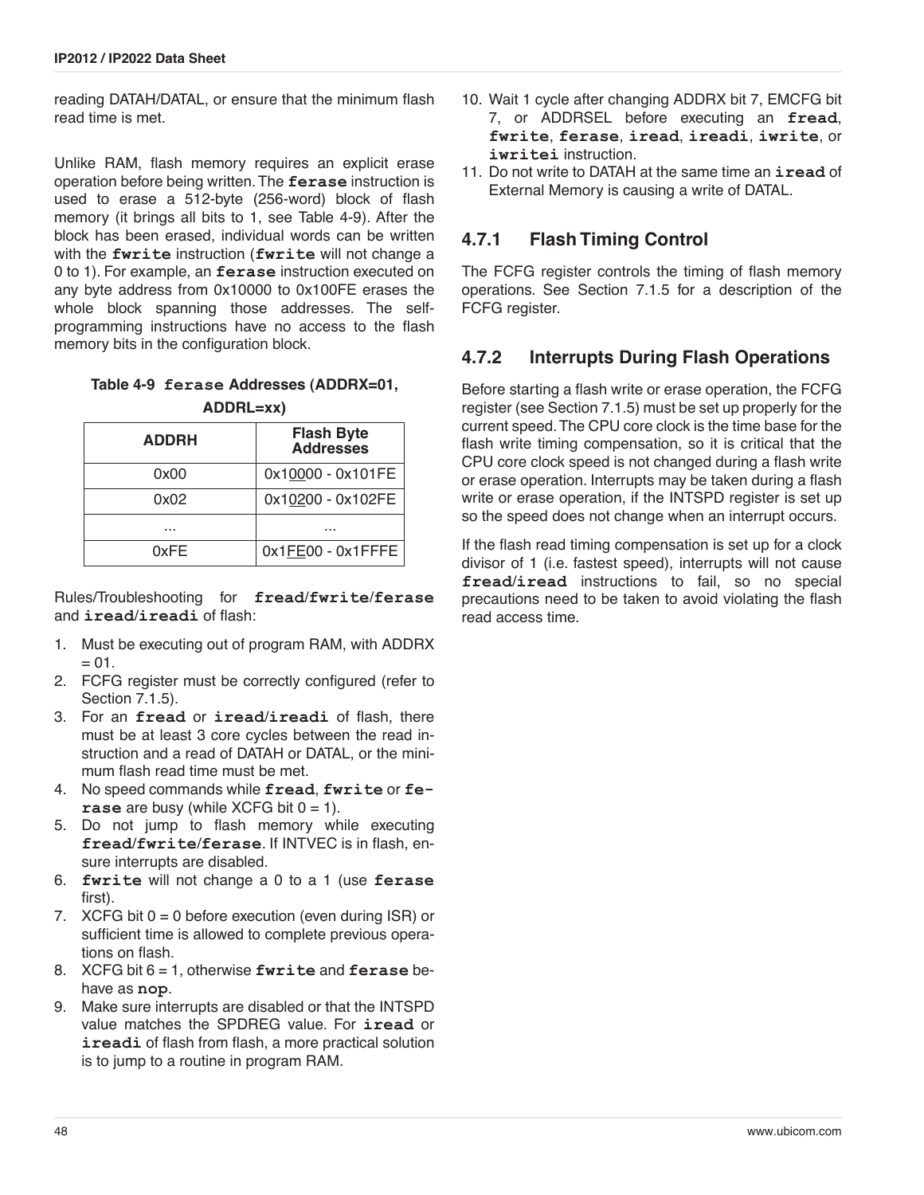reading DATAH/DATAL, or ensure that the minimum flash read time is met.

Unlike RAM, flash memory requires an explicit erase operation before being written. The **ferase** instruction is used to erase a 512-byte (256-word) block of flash memory (it brings all bits to 1, see Table 4-9). After the block has been erased, individual words can be written with the **fwrite** instruction (**fwrite** will not change a 0 to 1). For example, an **ferase** instruction executed on any byte address from 0x10000 to 0x100FE erases the whole block spanning those addresses. The self-programming instructions have no access to the flash memory bits in the configuration block.

**Table 4-9 ferase Addresses (ADDRX=01, ADDRL=xx)**

| ADDRH | Flash Byte Addresses |
|---|---|
| 0x00 | 0x10000 - 0x101FE |
| 0x02 | 0x10200 - 0x102FE |
| ... | ... |
| 0xFE | 0x1FE00 - 0x1FFFE |

Rules/Troubleshooting for **fread/fwrite/ferase** and **iread/ireadi** of flash:

1. Must be executing out of program RAM, with ADDRX = 01.
2. FCFG register must be correctly configured (refer to Section 7.1.5).
3. For an **fread** or **iread/ireadi** of flash, there must be at least 3 core cycles between the read instruction and a read of DATAH or DATAL, or the minimum flash read time must be met.
4. No speed commands while **fread**, **fwrite** or **ferase** are busy (while XCFG bit 0 = 1).
5. Do not jump to flash memory while executing **fread/fwrite/ferase**. If INTVEC is in flash, ensure interrupts are disabled.
6. **fwrite** will not change a 0 to a 1 (use **ferase** first).
7. XCFG bit 0 = 0 before execution (even during ISR) or sufficient time is allowed to complete previous operations on flash.
8. XCFG bit 6 = 1, otherwise **fwrite** and **ferase** behave as **nop**.
9. Make sure interrupts are disabled or that the INTSPD value matches the SPDREG value. For **iread** or **ireadi** of flash from flash, a more practical solution is to jump to a routine in program RAM.
10. Wait 1 cycle after changing ADDRX bit 7, EMCFG bit 7, or ADDRSEL before executing an **fread**, **fwrite**, **ferase**, **iread**, **ireadi**, **iwrite**, or **iwritei** instruction.
11. Do not write to DATAH at the same time an **iread** of External Memory is causing a write of DATAL.

### 4.7.1 Flash Timing Control

The FCFG register controls the timing of flash memory operations. See Section 7.1.5 for a description of the FCFG register.

### 4.7.2 Interrupts During Flash Operations

Before starting a flash write or erase operation, the FCFG register (see Section 7.1.5) must be set up properly for the current speed. The CPU core clock is the time base for the flash write timing compensation, so it is critical that the CPU core clock speed is not changed during a flash write or erase operation. Interrupts may be taken during a flash write or erase operation, if the INTSPD register is set up so the speed does not change when an interrupt occurs.

If the flash read timing compensation is set up for a clock divisor of 1 (i.e. fastest speed), interrupts will not cause **fread/iread** instructions to fail, so no special precautions need to be taken to avoid violating the flash read access time.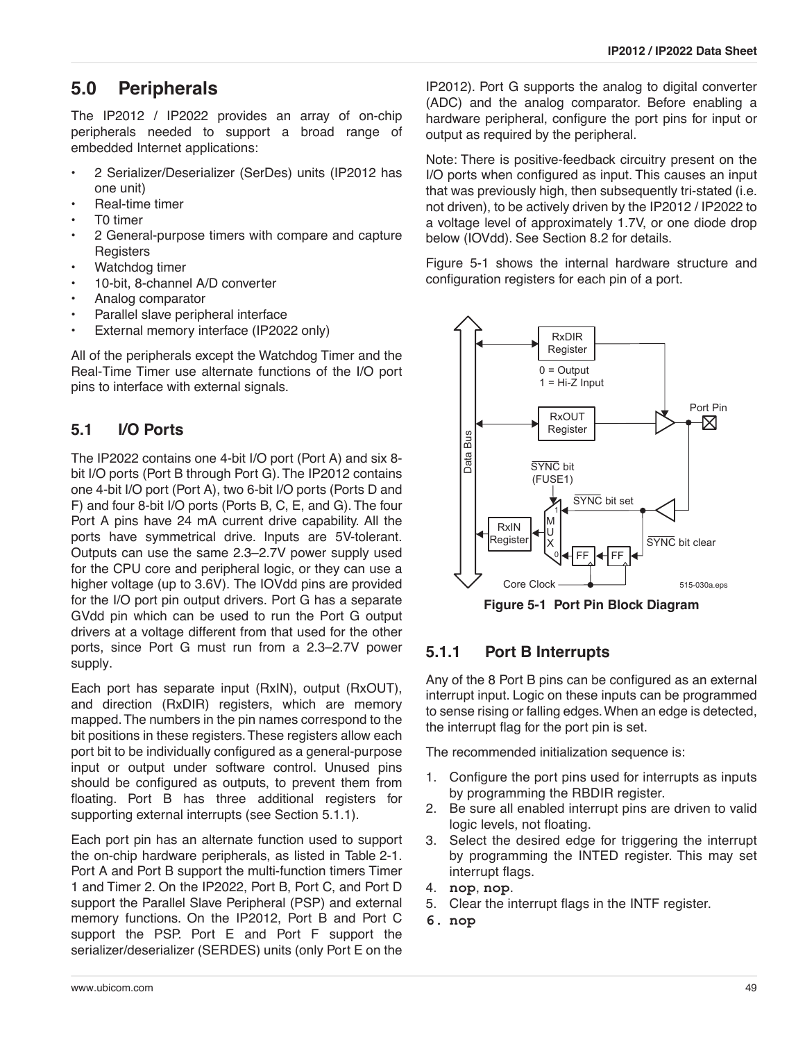## 5.0 Peripherals

The IP2012 / IP2022 provides an array of on-chip peripherals needed to support a broad range of embedded Internet applications:

- 2 Serializer/Deserializer (SerDes) units (IP2012 has one unit)
- Real-time timer
- T0 timer
- 2 General-purpose timers with compare and capture Registers
- Watchdog timer
- 10-bit, 8-channel A/D converter
- Analog comparator
- Parallel slave peripheral interface
- External memory interface (IP2022 only)

All of the peripherals except the Watchdog Timer and the Real-Time Timer use alternate functions of the I/O port pins to interface with external signals.

### 5.1 I/O Ports

The IP2022 contains one 4-bit I/O port (Port A) and six 8-bit I/O ports (Port B through Port G). The IP2012 contains one 4-bit I/O port (Port A), two 6-bit I/O ports (Ports D and F) and four 8-bit I/O ports (Ports B, C, E, and G). The four Port A pins have 24 mA current drive capability. All the ports have symmetrical drive. Inputs are 5V-tolerant. Outputs can use the same 2.3–2.7V power supply used for the CPU core and peripheral logic, or they can use a higher voltage (up to 3.6V). The IOVdd pins are provided for the I/O port pin output drivers. Port G has a separate GVdd pin which can be used to run the Port G output drivers at a voltage different from that used for the other ports, since Port G must run from a 2.3–2.7V power supply.

Each port has separate input (RxIN), output (RxOUT), and direction (RxDIR) registers, which are memory mapped. The numbers in the pin names correspond to the bit positions in these registers. These registers allow each port bit to be individually configured as a general-purpose input or output under software control. Unused pins should be configured as outputs, to prevent them from floating. Port B has three additional registers for supporting external interrupts (see Section 5.1.1).

Each port pin has an alternate function used to support the on-chip hardware peripherals, as listed in Table 2-1. Port A and Port B support the multi-function timers Timer 1 and Timer 2. On the IP2022, Port B, Port C, and Port D support the Parallel Slave Peripheral (PSP) and external memory functions. On the IP2012, Port B and Port C support the PSP. Port E and Port F support the serializer/deserializer (SERDES) units (only Port E on the IP2012). Port G supports the analog to digital converter (ADC) and the analog comparator. Before enabling a hardware peripheral, configure the port pins for input or output as required by the peripheral.

Note: There is positive-feedback circuitry present on the I/O ports when configured as input. This causes an input that was previously high, then subsequently tri-stated (i.e. not driven), to be actively driven by the IP2012 / IP2022 to a voltage level of approximately 1.7V, or one diode drop below (IOVdd). See Section 8.2 for details.

Figure 5-1 shows the internal hardware structure and configuration registers for each pin of a port.

**Figure 5-1 Port Pin Block Diagram**

#### 5.1.1 Port B Interrupts

Any of the 8 Port B pins can be configured as an external interrupt input. Logic on these inputs can be programmed to sense rising or falling edges. When an edge is detected, the interrupt flag for the port pin is set.

The recommended initialization sequence is:

1. Configure the port pins used for interrupts as inputs by programming the RBDIR register.
2. Be sure all enabled interrupt pins are driven to valid logic levels, not floating.
3. Select the desired edge for triggering the interrupt by programming the INTED register. This may set interrupt flags.
4. **nop**, **nop**.
5. Clear the interrupt flags in the INTF register.
6. **nop**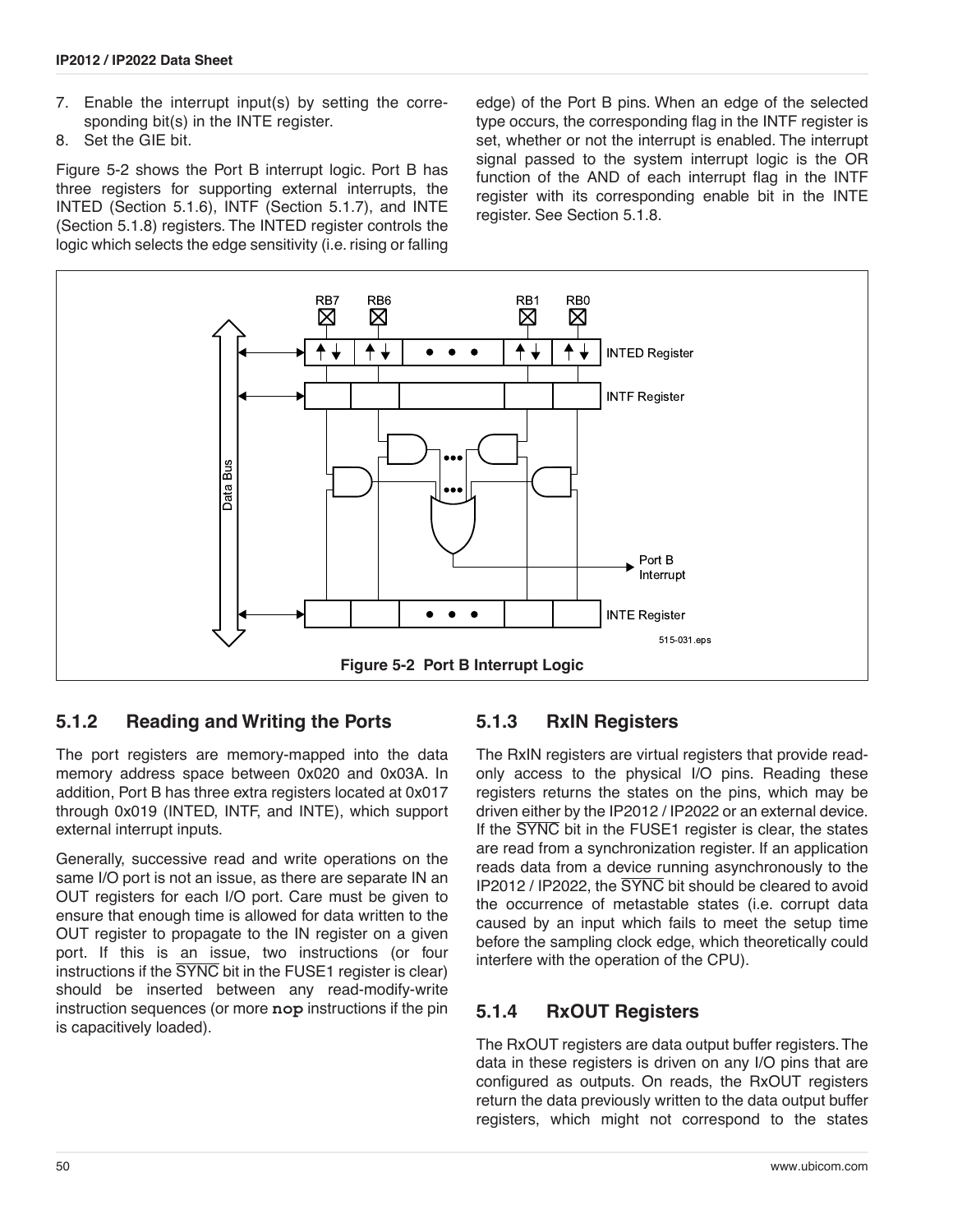7. Enable the interrupt input(s) by setting the corresponding bit(s) in the INTE register.
8. Set the GIE bit.

Figure 5-2 shows the Port B interrupt logic. Port B has three registers for supporting external interrupts, the INTED (Section 5.1.6), INTF (Section 5.1.7), and INTE (Section 5.1.8) registers. The INTED register controls the logic which selects the edge sensitivity (i.e. rising or falling edge) of the Port B pins. When an edge of the selected type occurs, the corresponding flag in the INTF register is set, whether or not the interrupt is enabled. The interrupt signal passed to the system interrupt logic is the OR function of the AND of each interrupt flag in the INTF register with its corresponding enable bit in the INTE register. See Section 5.1.8.

**Figure 5-2 Port B Interrupt Logic**

### 5.1.2 Reading and Writing the Ports

The port registers are memory-mapped into the data memory address space between 0x020 and 0x03A. In addition, Port B has three extra registers located at 0x017 through 0x019 (INTED, INTF, and INTE), which support external interrupt inputs.

Generally, successive read and write operations on the same I/O port is not an issue, as there are separate IN an OUT registers for each I/O port. Care must be given to ensure that enough time is allowed for data written to the OUT register to propagate to the IN register on a given port. If this is an issue, two instructions (or four instructions if the $\overline{\text{SYNC}}$ bit in the FUSE1 register is clear) should be inserted between any read-modify-write instruction sequences (or more **nop** instructions if the pin is capacitively loaded).

### 5.1.3 RxIN Registers

The RxIN registers are virtual registers that provide read-only access to the physical I/O pins. Reading these registers returns the states on the pins, which may be driven either by the IP2012 / IP2022 or an external device. If the $\overline{\text{SYNC}}$ bit in the FUSE1 register is clear, the states are read from a synchronization register. If an application reads data from a device running asynchronously to the IP2012 / IP2022, the $\overline{\text{SYNC}}$ bit should be cleared to avoid the occurrence of metastable states (i.e. corrupt data caused by an input which fails to meet the setup time before the sampling clock edge, which theoretically could interfere with the operation of the CPU).

### 5.1.4 RxOUT Registers

The RxOUT registers are data output buffer registers. The data in these registers is driven on any I/O pins that are configured as outputs. On reads, the RxOUT registers return the data previously written to the data output buffer registers, which might not correspond to the states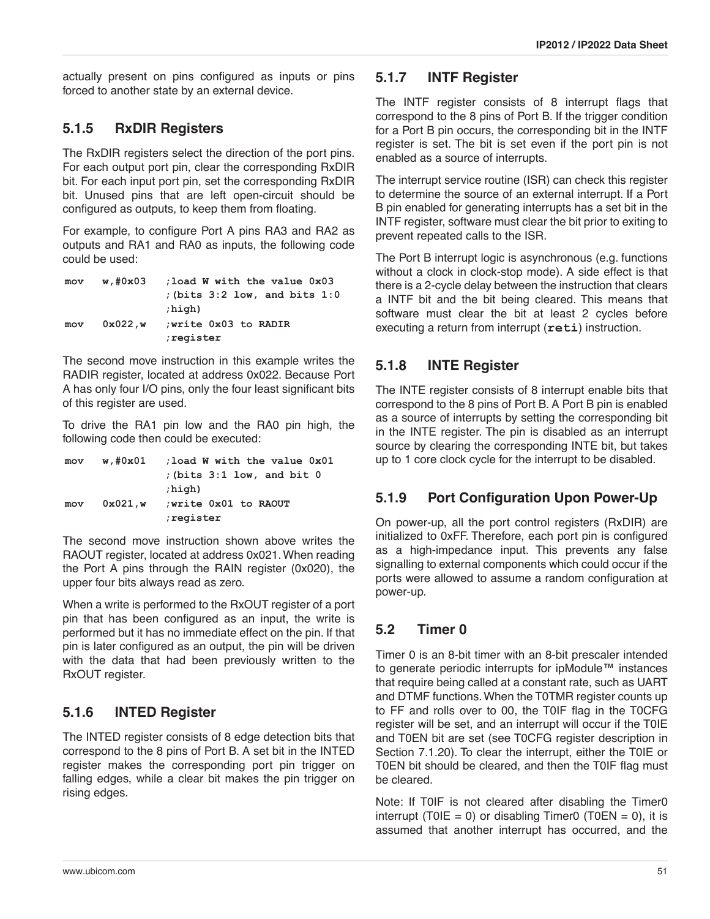actually present on pins configured as inputs or pins forced to another state by an external device.

### 5.1.5 RxDIR Registers

The RxDIR registers select the direction of the port pins. For each output port pin, clear the corresponding RxDIR bit. For each input port pin, set the corresponding RxDIR bit. Unused pins that are left open-circuit should be configured as outputs, to keep them from floating.

For example, to configure Port A pins RA3 and RA2 as outputs and RA1 and RA0 as inputs, the following code could be used:

```
mov   w,#0x03    ;load W with the value 0x03
                 ;(bits 3:2 low, and bits 1:0
                 ;high)
mov   0x022,w    ;write 0x03 to RADIR
                 ;register
```

The second move instruction in this example writes the RADIR register, located at address 0x022. Because Port A has only four I/O pins, only the four least significant bits of this register are used.

To drive the RA1 pin low and the RA0 pin high, the following code then could be executed:

```
mov   w,#0x01    ;load W with the value 0x01
                 ;(bits 3:1 low, and bit 0
                 ;high)
mov   0x021,w    ;write 0x01 to RAOUT
                 ;register
```

The second move instruction shown above writes the RAOUT register, located at address 0x021. When reading the Port A pins through the RAIN register (0x020), the upper four bits always read as zero.

When a write is performed to the RxOUT register of a port pin that has been configured as an input, the write is performed but it has no immediate effect on the pin. If that pin is later configured as an output, the pin will be driven with the data that had been previously written to the RxOUT register.

### 5.1.6 INTED Register

The INTED register consists of 8 edge detection bits that correspond to the 8 pins of Port B. A set bit in the INTED register makes the corresponding port pin trigger on falling edges, while a clear bit makes the pin trigger on rising edges.

### 5.1.7 INTF Register

The INTF register consists of 8 interrupt flags that correspond to the 8 pins of Port B. If the trigger condition for a Port B pin occurs, the corresponding bit in the INTF register is set. The bit is set even if the port pin is not enabled as a source of interrupts.

The interrupt service routine (ISR) can check this register to determine the source of an external interrupt. If a Port B pin enabled for generating interrupts has a set bit in the INTF register, software must clear the bit prior to exiting to prevent repeated calls to the ISR.

The Port B interrupt logic is asynchronous (e.g. functions without a clock in clock-stop mode). A side effect is that there is a 2-cycle delay between the instruction that clears a INTF bit and the bit being cleared. This means that software must clear the bit at least 2 cycles before executing a return from interrupt (`reti`) instruction.

### 5.1.8 INTE Register

The INTE register consists of 8 interrupt enable bits that correspond to the 8 pins of Port B. A Port B pin is enabled as a source of interrupts by setting the corresponding bit in the INTE register. The pin is disabled as an interrupt source by clearing the corresponding INTE bit, but takes up to 1 core clock cycle for the interrupt to be disabled.

### 5.1.9 Port Configuration Upon Power-Up

On power-up, all the port control registers (RxDIR) are initialized to 0xFF. Therefore, each port pin is configured as a high-impedance input. This prevents any false signalling to external components which could occur if the ports were allowed to assume a random configuration at power-up.

## 5.2 Timer 0

Timer 0 is an 8-bit timer with an 8-bit prescaler intended to generate periodic interrupts for ipModule™ instances that require being called at a constant rate, such as UART and DTMF functions. When the T0TMR register counts up to FF and rolls over to 00, the T0IF flag in the T0CFG register will be set, and an interrupt will occur if the T0IE and T0EN bit are set (see T0CFG register description in Section 7.1.20). To clear the interrupt, either the T0IE or T0EN bit should be cleared, and then the T0IF flag must be cleared.

Note: If T0IF is not cleared after disabling the Timer0 interrupt (T0IE = 0) or disabling Timer0 (T0EN = 0), it is assumed that another interrupt has occurred, and the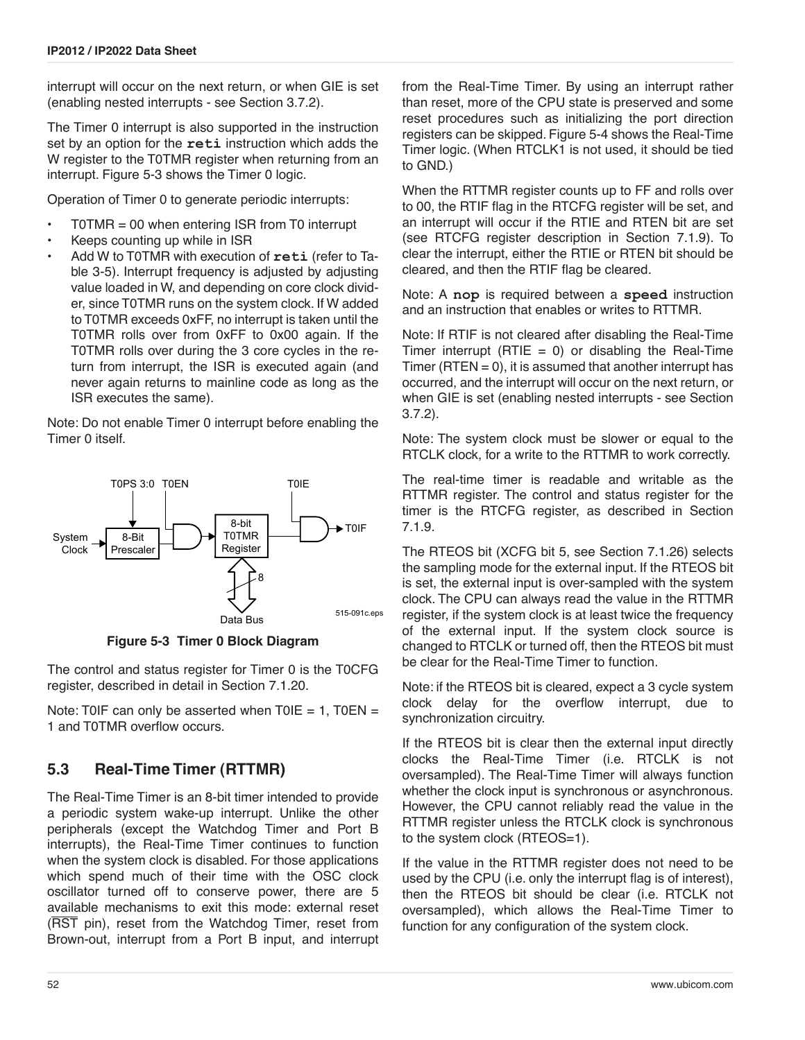interrupt will occur on the next return, or when GIE is set (enabling nested interrupts - see Section 3.7.2).

The Timer 0 interrupt is also supported in the instruction set by an option for the **reti** instruction which adds the W register to the T0TMR register when returning from an interrupt. Figure 5-3 shows the Timer 0 logic.

Operation of Timer 0 to generate periodic interrupts:

- T0TMR = 00 when entering ISR from T0 interrupt
- Keeps counting up while in ISR
- Add W to T0TMR with execution of **reti** (refer to Table 3-5). Interrupt frequency is adjusted by adjusting value loaded in W, and depending on core clock divider, since T0TMR runs on the system clock. If W added to T0TMR exceeds 0xFF, no interrupt is taken until the T0TMR rolls over from 0xFF to 0x00 again. If the T0TMR rolls over during the 3 core cycles in the return from interrupt, the ISR is executed again (and never again returns to mainline code as long as the ISR executes the same).

Note: Do not enable Timer 0 interrupt before enabling the Timer 0 itself.

**Figure 5-3 Timer 0 Block Diagram**

The control and status register for Timer 0 is the T0CFG register, described in detail in Section 7.1.20.

Note: T0IF can only be asserted when T0IE = 1, T0EN = 1 and T0TMR overflow occurs.

## 5.3 Real-Time Timer (RTTMR)

The Real-Time Timer is an 8-bit timer intended to provide a periodic system wake-up interrupt. Unlike the other peripherals (except the Watchdog Timer and Port B interrupts), the Real-Time Timer continues to function when the system clock is disabled. For those applications which spend much of their time with the OSC clock oscillator turned off to conserve power, there are 5 available mechanisms to exit this mode: external reset ($\overline{RST}$ pin), reset from the Watchdog Timer, reset from Brown-out, interrupt from a Port B input, and interrupt from the Real-Time Timer. By using an interrupt rather than reset, more of the CPU state is preserved and some reset procedures such as initializing the port direction registers can be skipped. Figure 5-4 shows the Real-Time Timer logic. (When RTCLK1 is not used, it should be tied to GND.)

When the RTTMR register counts up to FF and rolls over to 00, the RTIF flag in the RTCFG register will be set, and an interrupt will occur if the RTIE and RTEN bit are set (see RTCFG register description in Section 7.1.9). To clear the interrupt, either the RTIE or RTEN bit should be cleared, and then the RTIF flag be cleared.

Note: A **nop** is required between a **speed** instruction and an instruction that enables or writes to RTTMR.

Note: If RTIF is not cleared after disabling the Real-Time Timer interrupt (RTIE = 0) or disabling the Real-Time Timer (RTEN = 0), it is assumed that another interrupt has occurred, and the interrupt will occur on the next return, or when GIE is set (enabling nested interrupts - see Section 3.7.2).

Note: The system clock must be slower or equal to the RTCLK clock, for a write to the RTTMR to work correctly.

The real-time timer is readable and writable as the RTTMR register. The control and status register for the timer is the RTCFG register, as described in Section 7.1.9.

The RTEOS bit (XCFG bit 5, see Section 7.1.26) selects the sampling mode for the external input. If the RTEOS bit is set, the external input is over-sampled with the system clock. The CPU can always read the value in the RTTMR register, if the system clock is at least twice the frequency of the external input. If the system clock source is changed to RTCLK or turned off, then the RTEOS bit must be clear for the Real-Time Timer to function.

Note: if the RTEOS bit is cleared, expect a 3 cycle system clock delay for the overflow interrupt, due to synchronization circuitry.

If the RTEOS bit is clear then the external input directly clocks the Real-Time Timer (i.e. RTCLK is not oversampled). The Real-Time Timer will always function whether the clock input is synchronous or asynchronous. However, the CPU cannot reliably read the value in the RTTMR register unless the RTCLK clock is synchronous to the system clock (RTEOS=1).

If the value in the RTTMR register does not need to be used by the CPU (i.e. only the interrupt flag is of interest), then the RTEOS bit should be clear (i.e. RTCLK not oversampled), which allows the Real-Time Timer to function for any configuration of the system clock.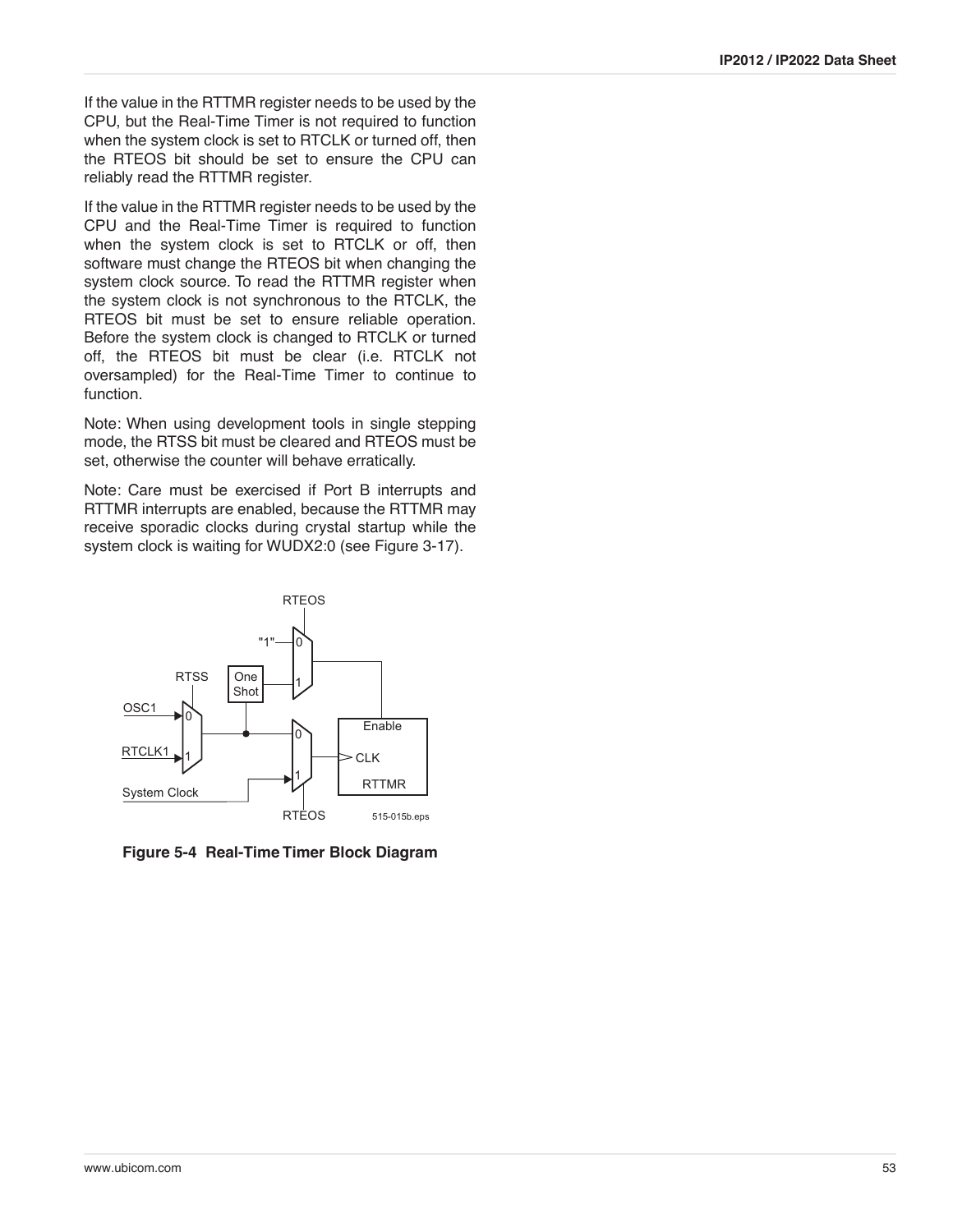If the value in the RTTMR register needs to be used by the CPU, but the Real-Time Timer is not required to function when the system clock is set to RTCLK or turned off, then the RTEOS bit should be set to ensure the CPU can reliably read the RTTMR register.

If the value in the RTTMR register needs to be used by the CPU and the Real-Time Timer is required to function when the system clock is set to RTCLK or off, then software must change the RTEOS bit when changing the system clock source. To read the RTTMR register when the system clock is not synchronous to the RTCLK, the RTEOS bit must be set to ensure reliable operation. Before the system clock is changed to RTCLK or turned off, the RTEOS bit must be clear (i.e. RTCLK not oversampled) for the Real-Time Timer to continue to function.

Note: When using development tools in single stepping mode, the RTSS bit must be cleared and RTEOS must be set, otherwise the counter will behave erratically.

Note: Care must be exercised if Port B interrupts and RTTMR interrupts are enabled, because the RTTMR may receive sporadic clocks during crystal startup while the system clock is waiting for WUDX2:0 (see Figure 3-17).

**Figure 5-4 Real-Time Timer Block Diagram**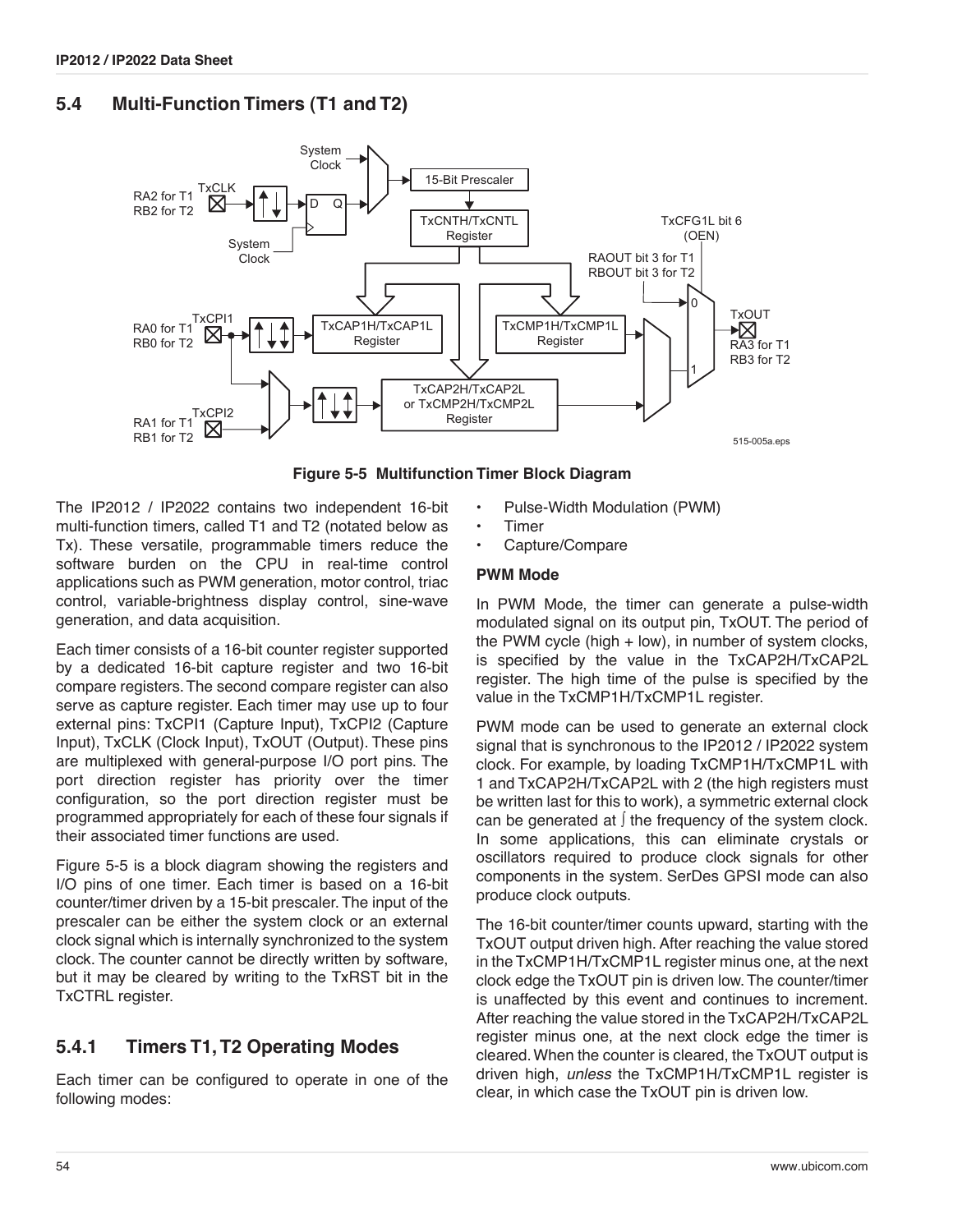## 5.4 Multi-Function Timers (T1 and T2)

**Figure 5-5 Multifunction Timer Block Diagram**

The IP2012 / IP2022 contains two independent 16-bit multi-function timers, called T1 and T2 (notated below as Tx). These versatile, programmable timers reduce the software burden on the CPU in real-time control applications such as PWM generation, motor control, triac control, variable-brightness display control, sine-wave generation, and data acquisition.

Each timer consists of a 16-bit counter register supported by a dedicated 16-bit capture register and two 16-bit compare registers. The second compare register can also serve as capture register. Each timer may use up to four external pins: TxCPI1 (Capture Input), TxCPI2 (Capture Input), TxCLK (Clock Input), TxOUT (Output). These pins are multiplexed with general-purpose I/O port pins. The port direction register has priority over the timer configuration, so the port direction register must be programmed appropriately for each of these four signals if their associated timer functions are used.

Figure 5-5 is a block diagram showing the registers and I/O pins of one timer. Each timer is based on a 16-bit counter/timer driven by a 15-bit prescaler. The input of the prescaler can be either the system clock or an external clock signal which is internally synchronized to the system clock. The counter cannot be directly written by software, but it may be cleared by writing to the TxRST bit in the TxCTRL register.

### 5.4.1 Timers T1, T2 Operating Modes

Each timer can be configured to operate in one of the following modes:

- Pulse-Width Modulation (PWM)
- Timer
- Capture/Compare

**PWM Mode**

In PWM Mode, the timer can generate a pulse-width modulated signal on its output pin, TxOUT. The period of the PWM cycle (high + low), in number of system clocks, is specified by the value in the TxCAP2H/TxCAP2L register. The high time of the pulse is specified by the value in the TxCMP1H/TxCMP1L register.

PWM mode can be used to generate an external clock signal that is synchronous to the IP2012 / IP2022 system clock. For example, by loading TxCMP1H/TxCMP1L with 1 and TxCAP2H/TxCAP2L with 2 (the high registers must be written last for this to work), a symmetric external clock can be generated at ∫ the frequency of the system clock. In some applications, this can eliminate crystals or oscillators required to produce clock signals for other components in the system. SerDes GPSI mode can also produce clock outputs.

The 16-bit counter/timer counts upward, starting with the TxOUT output driven high. After reaching the value stored in the TxCMP1H/TxCMP1L register minus one, at the next clock edge the TxOUT pin is driven low. The counter/timer is unaffected by this event and continues to increment. After reaching the value stored in the TxCAP2H/TxCAP2L register minus one, at the next clock edge the timer is cleared. When the counter is cleared, the TxOUT output is driven high, *unless* the TxCMP1H/TxCMP1L register is clear, in which case the TxOUT pin is driven low.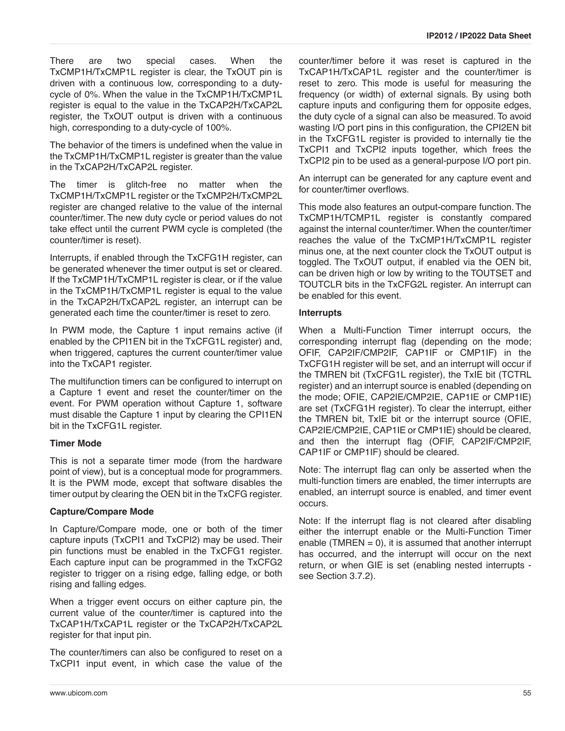There are two special cases. When the TxCMP1H/TxCMP1L register is clear, the TxOUT pin is driven with a continuous low, corresponding to a duty-cycle of 0%. When the value in the TxCMP1H/TxCMP1L register is equal to the value in the TxCAP2H/TxCAP2L register, the TxOUT output is driven with a continuous high, corresponding to a duty-cycle of 100%.

The behavior of the timers is undefined when the value in the TxCMP1H/TxCMP1L register is greater than the value in the TxCAP2H/TxCAP2L register.

The timer is glitch-free no matter when the TxCMP1H/TxCMP1L register or the TxCMP2H/TxCMP2L register are changed relative to the value of the internal counter/timer. The new duty cycle or period values do not take effect until the current PWM cycle is completed (the counter/timer is reset).

Interrupts, if enabled through the TxCFG1H register, can be generated whenever the timer output is set or cleared. If the TxCMP1H/TxCMP1L register is clear, or if the value in the TxCMP1H/TxCMP1L register is equal to the value in the TxCAP2H/TxCAP2L register, an interrupt can be generated each time the counter/timer is reset to zero.

In PWM mode, the Capture 1 input remains active (if enabled by the CPI1EN bit in the TxCFG1L register) and, when triggered, captures the current counter/timer value into the TxCAP1 register.

The multifunction timers can be configured to interrupt on a Capture 1 event and reset the counter/timer on the event. For PWM operation without Capture 1, software must disable the Capture 1 input by clearing the CPI1EN bit in the TxCFG1L register.

**Timer Mode**

This is not a separate timer mode (from the hardware point of view), but is a conceptual mode for programmers. It is the PWM mode, except that software disables the timer output by clearing the OEN bit in the TxCFG register.

**Capture/Compare Mode**

In Capture/Compare mode, one or both of the timer capture inputs (TxCPI1 and TxCPI2) may be used. Their pin functions must be enabled in the TxCFG1 register. Each capture input can be programmed in the TxCFG2 register to trigger on a rising edge, falling edge, or both rising and falling edges.

When a trigger event occurs on either capture pin, the current value of the counter/timer is captured into the TxCAP1H/TxCAP1L register or the TxCAP2H/TxCAP2L register for that input pin.

The counter/timers can also be configured to reset on a TxCPI1 input event, in which case the value of the counter/timer before it was reset is captured in the TxCAP1H/TxCAP1L register and the counter/timer is reset to zero. This mode is useful for measuring the frequency (or width) of external signals. By using both capture inputs and configuring them for opposite edges, the duty cycle of a signal can also be measured. To avoid wasting I/O port pins in this configuration, the CPI2EN bit in the TxCFG1L register is provided to internally tie the TxCPI1 and TxCPI2 inputs together, which frees the TxCPI2 pin to be used as a general-purpose I/O port pin.

An interrupt can be generated for any capture event and for counter/timer overflows.

This mode also features an output-compare function. The TxCMP1H/TCMP1L register is constantly compared against the internal counter/timer. When the counter/timer reaches the value of the TxCMP1H/TxCMP1L register minus one, at the next counter clock the TxOUT output is toggled. The TxOUT output, if enabled via the OEN bit, can be driven high or low by writing to the TOUTSET and TOUTCLR bits in the TxCFG2L register. An interrupt can be enabled for this event.

**Interrupts**

When a Multi-Function Timer interrupt occurs, the corresponding interrupt flag (depending on the mode; OFIF, CAP2IF/CMP2IF, CAP1IF or CMP1IF) in the TxCFG1H register will be set, and an interrupt will occur if the TMREN bit (TxCFG1L register), the TxIE bit (TCTRL register) and an interrupt source is enabled (depending on the mode; OFIE, CAP2IE/CMP2IE, CAP1IE or CMP1IE) are set (TxCFG1H register). To clear the interrupt, either the TMREN bit, TxIE bit or the interrupt source (OFIE, CAP2IE/CMP2IE, CAP1IE or CMP1IE) should be cleared, and then the interrupt flag (OFIF, CAP2IF/CMP2IF, CAP1IF or CMP1IF) should be cleared.

Note: The interrupt flag can only be asserted when the multi-function timers are enabled, the timer interrupts are enabled, an interrupt source is enabled, and timer event occurs.

Note: If the interrupt flag is not cleared after disabling either the interrupt enable or the Multi-Function Timer enable (TMREN = 0), it is assumed that another interrupt has occurred, and the interrupt will occur on the next return, or when GIE is set (enabling nested interrupts - see Section 3.7.2).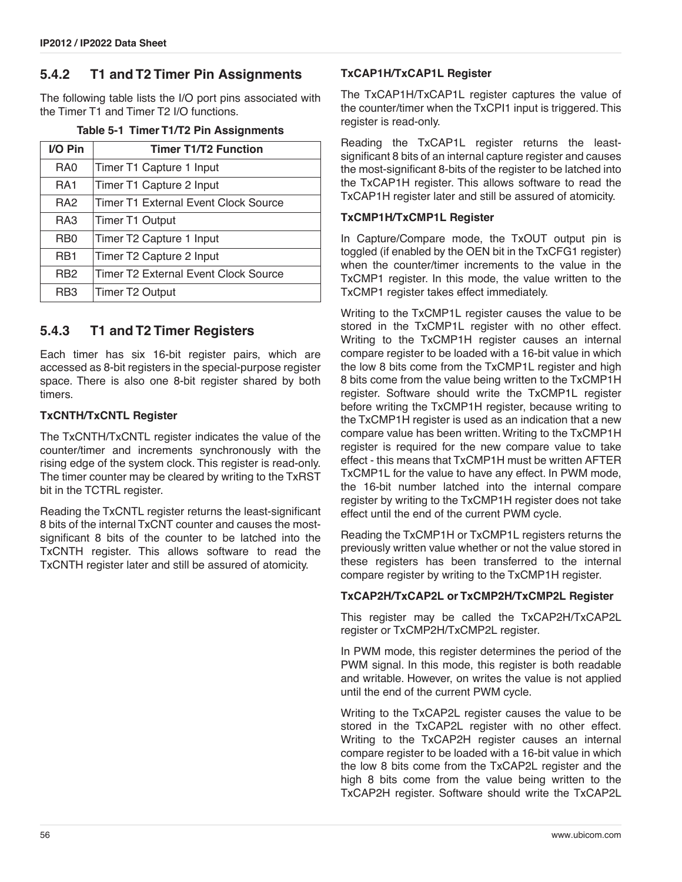### 5.4.2 T1 and T2 Timer Pin Assignments

The following table lists the I/O port pins associated with the Timer T1 and Timer T2 I/O functions.

**Table 5-1 Timer T1/T2 Pin Assignments**

| I/O Pin | Timer T1/T2 Function |
|---|---|
| RA0 | Timer T1 Capture 1 Input |
| RA1 | Timer T1 Capture 2 Input |
| RA2 | Timer T1 External Event Clock Source |
| RA3 | Timer T1 Output |
| RB0 | Timer T2 Capture 1 Input |
| RB1 | Timer T2 Capture 2 Input |
| RB2 | Timer T2 External Event Clock Source |
| RB3 | Timer T2 Output |

### 5.4.3 T1 and T2 Timer Registers

Each timer has six 16-bit register pairs, which are accessed as 8-bit registers in the special-purpose register space. There is also one 8-bit register shared by both timers.

**TxCNTH/TxCNTL Register**

The TxCNTH/TxCNTL register indicates the value of the counter/timer and increments synchronously with the rising edge of the system clock. This register is read-only. The timer counter may be cleared by writing to the TxRST bit in the TCTRL register.

Reading the TxCNTL register returns the least-significant 8 bits of the internal TxCNT counter and causes the most-significant 8 bits of the counter to be latched into the TxCNTH register. This allows software to read the TxCNTH register later and still be assured of atomicity.

**TxCAP1H/TxCAP1L Register**

The TxCAP1H/TxCAP1L register captures the value of the counter/timer when the TxCPI1 input is triggered. This register is read-only.

Reading the TxCAP1L register returns the least-significant 8 bits of an internal capture register and causes the most-significant 8-bits of the register to be latched into the TxCAP1H register. This allows software to read the TxCAP1H register later and still be assured of atomicity.

**TxCMP1H/TxCMP1L Register**

In Capture/Compare mode, the TxOUT output pin is toggled (if enabled by the OEN bit in the TxCFG1 register) when the counter/timer increments to the value in the TxCMP1 register. In this mode, the value written to the TxCMP1 register takes effect immediately.

Writing to the TxCMP1L register causes the value to be stored in the TxCMP1L register with no other effect. Writing to the TxCMP1H register causes an internal compare register to be loaded with a 16-bit value in which the low 8 bits come from the TxCMP1L register and high 8 bits come from the value being written to the TxCMP1H register. Software should write the TxCMP1L register before writing the TxCMP1H register, because writing to the TxCMP1H register is used as an indication that a new compare value has been written. Writing to the TxCMP1H register is required for the new compare value to take effect - this means that TxCMP1H must be written AFTER TxCMP1L for the value to have any effect. In PWM mode, the 16-bit number latched into the internal compare register by writing to the TxCMP1H register does not take effect until the end of the current PWM cycle.

Reading the TxCMP1H or TxCMP1L registers returns the previously written value whether or not the value stored in these registers has been transferred to the internal compare register by writing to the TxCMP1H register.

**TxCAP2H/TxCAP2L or TxCMP2H/TxCMP2L Register**

This register may be called the TxCAP2H/TxCAP2L register or TxCMP2H/TxCMP2L register.

In PWM mode, this register determines the period of the PWM signal. In this mode, this register is both readable and writable. However, on writes the value is not applied until the end of the current PWM cycle.

Writing to the TxCAP2L register causes the value to be stored in the TxCAP2L register with no other effect. Writing to the TxCAP2H register causes an internal compare register to be loaded with a 16-bit value in which the low 8 bits come from the TxCAP2L register and the high 8 bits come from the value being written to the TxCAP2H register. Software should write the TxCAP2L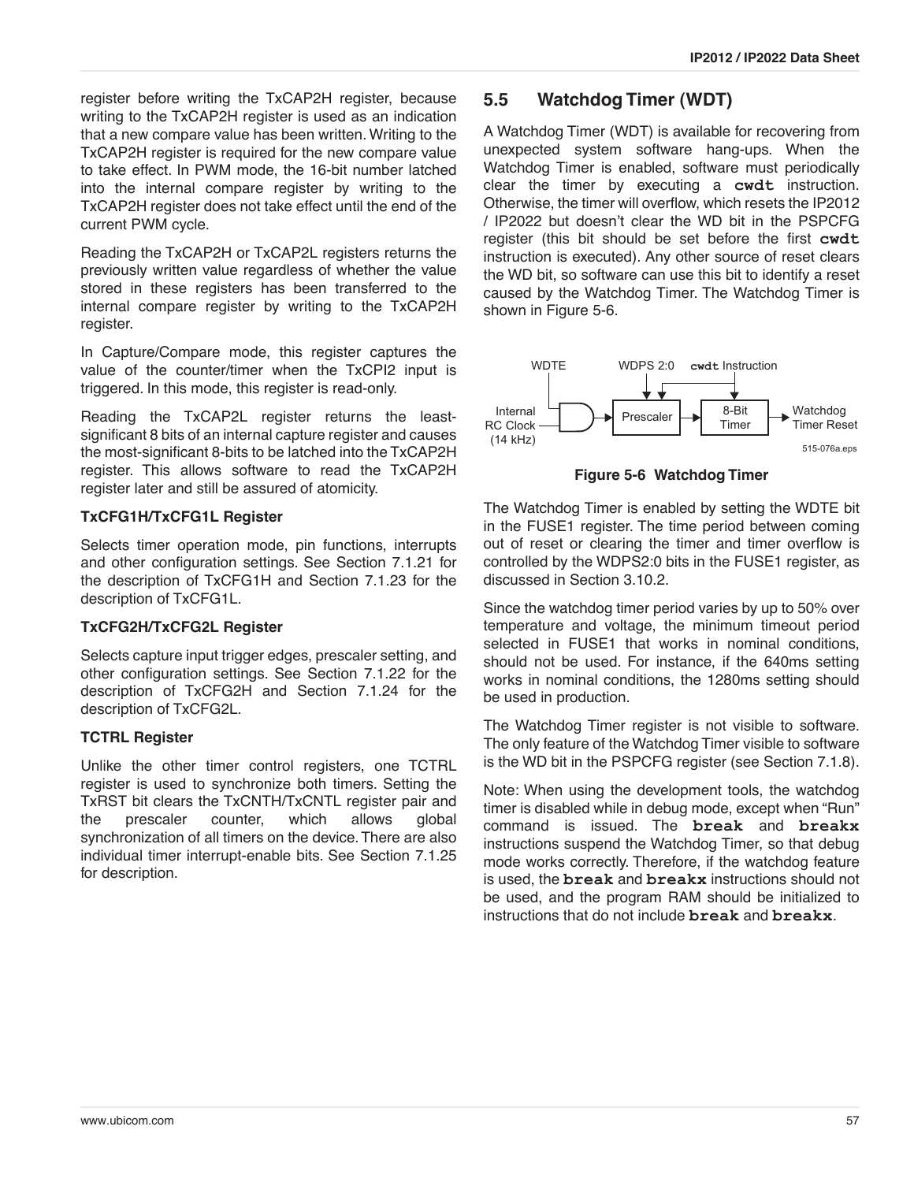register before writing the TxCAP2H register, because writing to the TxCAP2H register is used as an indication that a new compare value has been written. Writing to the TxCAP2H register is required for the new compare value to take effect. In PWM mode, the 16-bit number latched into the internal compare register by writing to the TxCAP2H register does not take effect until the end of the current PWM cycle.

Reading the TxCAP2H or TxCAP2L registers returns the previously written value regardless of whether the value stored in these registers has been transferred to the internal compare register by writing to the TxCAP2H register.

In Capture/Compare mode, this register captures the value of the counter/timer when the TxCPI2 input is triggered. In this mode, this register is read-only.

Reading the TxCAP2L register returns the least-significant 8 bits of an internal capture register and causes the most-significant 8-bits to be latched into the TxCAP2H register. This allows software to read the TxCAP2H register later and still be assured of atomicity.

**TxCFG1H/TxCFG1L Register**

Selects timer operation mode, pin functions, interrupts and other configuration settings. See Section 7.1.21 for the description of TxCFG1H and Section 7.1.23 for the description of TxCFG1L.

**TxCFG2H/TxCFG2L Register**

Selects capture input trigger edges, prescaler setting, and other configuration settings. See Section 7.1.22 for the description of TxCFG2H and Section 7.1.24 for the description of TxCFG2L.

**TCTRL Register**

Unlike the other timer control registers, one TCTRL register is used to synchronize both timers. Setting the TxRST bit clears the TxCNTH/TxCNTL register pair and the prescaler counter, which allows global synchronization of all timers on the device. There are also individual timer interrupt-enable bits. See Section 7.1.25 for description.

## 5.5 Watchdog Timer (WDT)

A Watchdog Timer (WDT) is available for recovering from unexpected system software hang-ups. When the Watchdog Timer is enabled, software must periodically clear the timer by executing a **`cwdt`** instruction. Otherwise, the timer will overflow, which resets the IP2012 / IP2022 but doesn't clear the WD bit in the PSPCFG register (this bit should be set before the first **`cwdt`** instruction is executed). Any other source of reset clears the WD bit, so software can use this bit to identify a reset caused by the Watchdog Timer. The Watchdog Timer is shown in Figure 5-6.

WDTE | WDPS 2:0 | `cwdt` Instruction | Internal RC Clock (14 kHz) | Prescaler | 8-Bit Timer | Watchdog Timer Reset | 515-076a.eps

**Figure 5-6 Watchdog Timer**

The Watchdog Timer is enabled by setting the WDTE bit in the FUSE1 register. The time period between coming out of reset or clearing the timer and timer overflow is controlled by the WDPS2:0 bits in the FUSE1 register, as discussed in Section 3.10.2.

Since the watchdog timer period varies by up to 50% over temperature and voltage, the minimum timeout period selected in FUSE1 that works in nominal conditions, should not be used. For instance, if the 640ms setting works in nominal conditions, the 1280ms setting should be used in production.

The Watchdog Timer register is not visible to software. The only feature of the Watchdog Timer visible to software is the WD bit in the PSPCFG register (see Section 7.1.8).

Note: When using the development tools, the watchdog timer is disabled while in debug mode, except when "Run" command is issued. The **`break`** and **`breakx`** instructions suspend the Watchdog Timer, so that debug mode works correctly. Therefore, if the watchdog feature is used, the **`break`** and **`breakx`** instructions should not be used, and the program RAM should be initialized to instructions that do not include **`break`** and **`breakx`**.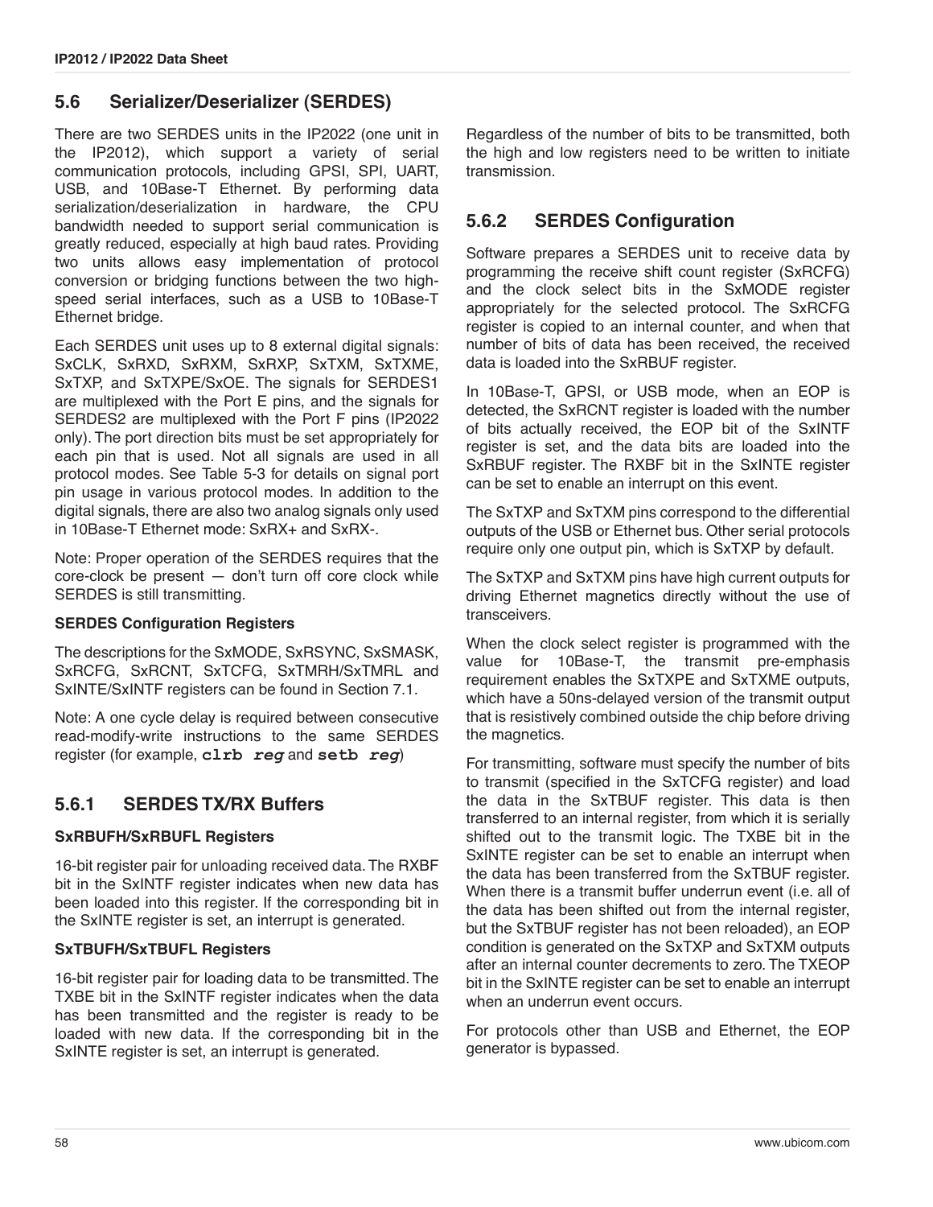## 5.6 Serializer/Deserializer (SERDES)

There are two SERDES units in the IP2022 (one unit in the IP2012), which support a variety of serial communication protocols, including GPSI, SPI, UART, USB, and 10Base-T Ethernet. By performing data serialization/deserialization in hardware, the CPU bandwidth needed to support serial communication is greatly reduced, especially at high baud rates. Providing two units allows easy implementation of protocol conversion or bridging functions between the two high-speed serial interfaces, such as a USB to 10Base-T Ethernet bridge.

Each SERDES unit uses up to 8 external digital signals: SxCLK, SxRXD, SxRXM, SxRXP, SxTXM, SxTXME, SxTXP, and SxTXPE/SxOE. The signals for SERDES1 are multiplexed with the Port E pins, and the signals for SERDES2 are multiplexed with the Port F pins (IP2022 only). The port direction bits must be set appropriately for each pin that is used. Not all signals are used in all protocol modes. See Table 5-3 for details on signal port pin usage in various protocol modes. In addition to the digital signals, there are also two analog signals only used in 10Base-T Ethernet mode: SxRX+ and SxRX-.

Note: Proper operation of the SERDES requires that the core-clock be present — don't turn off core clock while SERDES is still transmitting.

**SERDES Configuration Registers**

The descriptions for the SxMODE, SxRSYNC, SxSMASK, SxRCFG, SxRCNT, SxTCFG, SxTMRH/SxTMRL and SxINTE/SxINTF registers can be found in Section 7.1.

Note: A one cycle delay is required between consecutive read-modify-write instructions to the same SERDES register (for example, `clrb reg` and `setb reg`)

### 5.6.1 SERDES TX/RX Buffers

**SxRBUFH/SxRBUFL Registers**

16-bit register pair for unloading received data. The RXBF bit in the SxINTF register indicates when new data has been loaded into this register. If the corresponding bit in the SxINTE register is set, an interrupt is generated.

**SxTBUFH/SxTBUFL Registers**

16-bit register pair for loading data to be transmitted. The TXBE bit in the SxINTF register indicates when the data has been transmitted and the register is ready to be loaded with new data. If the corresponding bit in the SxINTE register is set, an interrupt is generated.

Regardless of the number of bits to be transmitted, both the high and low registers need to be written to initiate transmission.

### 5.6.2 SERDES Configuration

Software prepares a SERDES unit to receive data by programming the receive shift count register (SxRCFG) and the clock select bits in the SxMODE register appropriately for the selected protocol. The SxRCFG register is copied to an internal counter, and when that number of bits of data has been received, the received data is loaded into the SxRBUF register.

In 10Base-T, GPSI, or USB mode, when an EOP is detected, the SxRCNT register is loaded with the number of bits actually received, the EOP bit of the SxINTF register is set, and the data bits are loaded into the SxRBUF register. The RXBF bit in the SxINTE register can be set to enable an interrupt on this event.

The SxTXP and SxTXM pins correspond to the differential outputs of the USB or Ethernet bus. Other serial protocols require only one output pin, which is SxTXP by default.

The SxTXP and SxTXM pins have high current outputs for driving Ethernet magnetics directly without the use of transceivers.

When the clock select register is programmed with the value for 10Base-T, the transmit pre-emphasis requirement enables the SxTXPE and SxTXME outputs, which have a 50ns-delayed version of the transmit output that is resistively combined outside the chip before driving the magnetics.

For transmitting, software must specify the number of bits to transmit (specified in the SxTCFG register) and load the data in the SxTBUF register. This data is then transferred to an internal register, from which it is serially shifted out to the transmit logic. The TXBE bit in the SxINTE register can be set to enable an interrupt when the data has been transferred from the SxTBUF register. When there is a transmit buffer underrun event (i.e. all of the data has been shifted out from the internal register, but the SxTBUF register has not been reloaded), an EOP condition is generated on the SxTXP and SxTXM outputs after an internal counter decrements to zero. The TXEOP bit in the SxINTE register can be set to enable an interrupt when an underrun event occurs.

For protocols other than USB and Ethernet, the EOP generator is bypassed.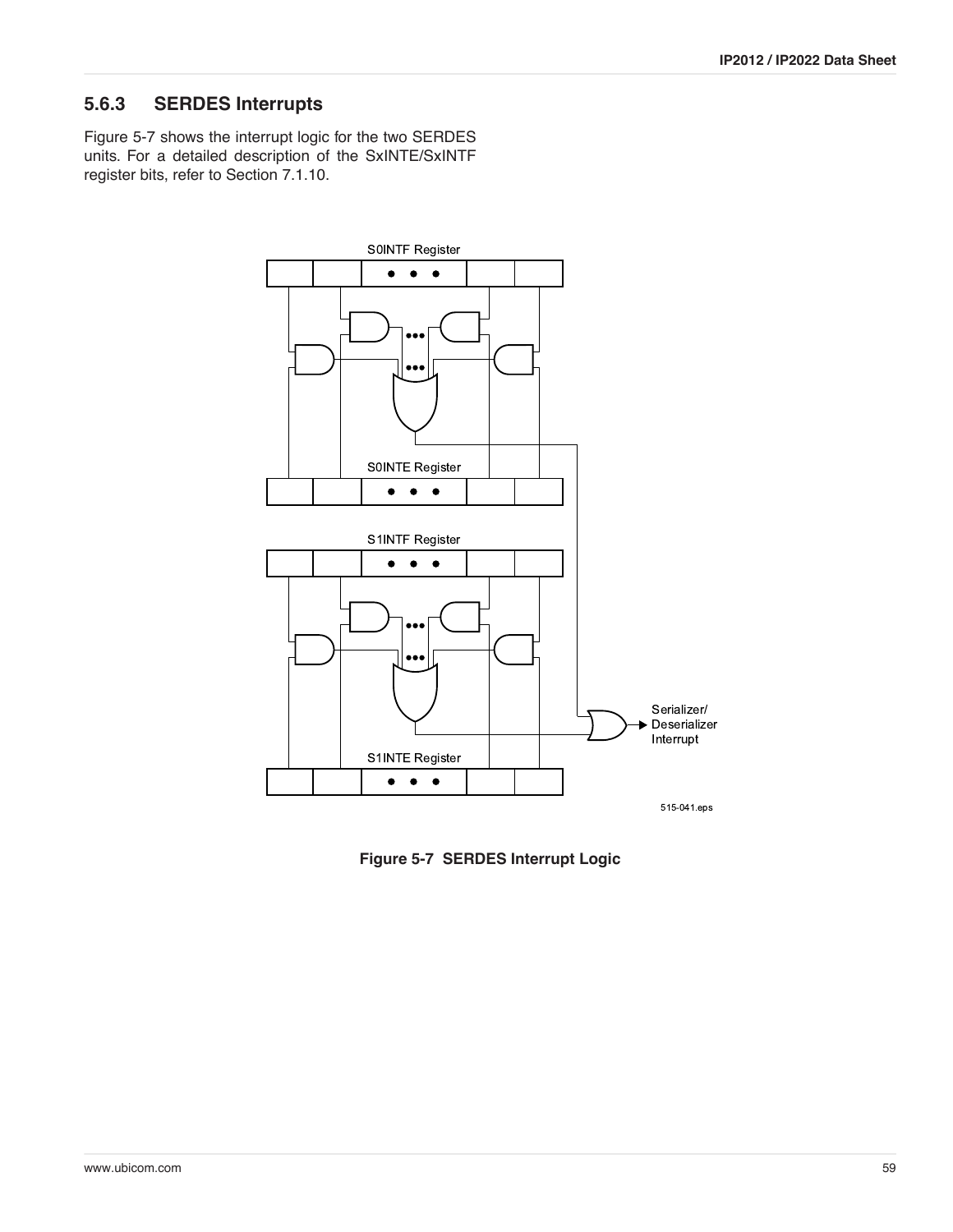### 5.6.3 SERDES Interrupts

Figure 5-7 shows the interrupt logic for the two SERDES units. For a detailed description of the SxINTE/SxINTF register bits, refer to Section 7.1.10.

**Figure 5-7 SERDES Interrupt Logic**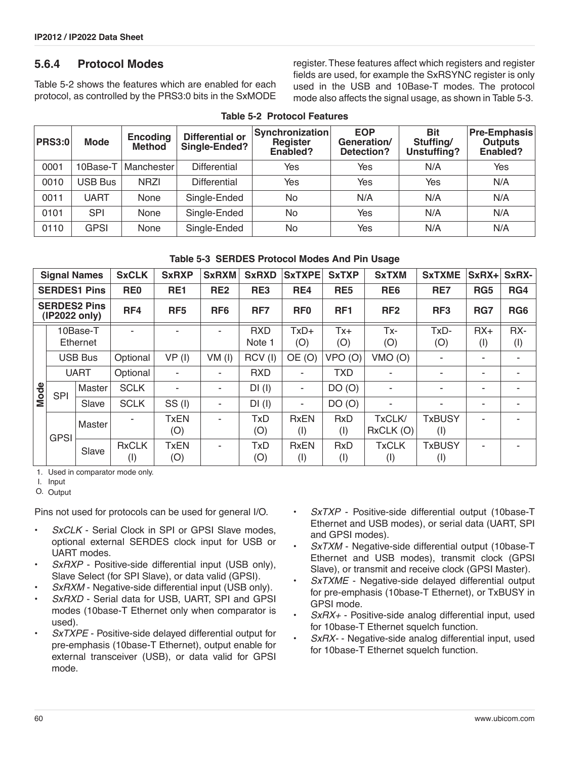### 5.6.4 Protocol Modes

Table 5-2 shows the features which are enabled for each protocol, as controlled by the PRS3:0 bits in the SxMODE register. These features affect which registers and register fields are used, for example the SxRSYNC register is only used in the USB and 10Base-T modes. The protocol mode also affects the signal usage, as shown in Table 5-3.

**Table 5-2 Protocol Features**

| PRS3:0 | Mode | Encoding Method | Differential or Single-Ended? | Synchronization Register Enabled? | EOP Generation/ Detection? | Bit Stuffing/ Unstuffing? | Pre-Emphasis Outputs Enabled? |
|---|---|---|---|---|---|---|---|
| 0001 | 10Base-T | Manchester | Differential | Yes | Yes | N/A | Yes |
| 0010 | USB Bus | NRZI | Differential | Yes | Yes | Yes | N/A |
| 0011 | UART | None | Single-Ended | No | N/A | N/A | N/A |
| 0101 | SPI | None | Single-Ended | No | Yes | N/A | N/A |
| 0110 | GPSI | None | Single-Ended | No | Yes | N/A | N/A |

**Table 5-3 SERDES Protocol Modes And Pin Usage**

| Signal Names | | | SxCLK | SxRXP | SxRXM | SxRXD | SxTXPE | SxTXP | SxTXM | SxTXME | SxRX+ | SxRX- |
|---|---|---|---|---|---|---|---|---|---|---|---|---|
| SERDES1 Pins | | | RE0 | RE1 | RE2 | RE3 | RE4 | RE5 | RE6 | RE7 | RG5 | RG4 |
| SERDES2 Pins (IP2022 only) | | | RF4 | RF5 | RF6 | RF7 | RF0 | RF1 | RF2 | RF3 | RG7 | RG6 |
| Mode | 10Base-T Ethernet | | - | - | - | RXD Note 1 | TxD+ (O) | Tx+ (O) | Tx- (O) | TxD- (O) | RX+ (I) | RX- (I) |
| | USB Bus | | Optional | VP (I) | VM (I) | RCV (I) | OE (O) | VPO (O) | VMO (O) | - | - | - |
| | UART | | Optional | - | - | RXD | - | TXD | - | - | - | - |
| | SPI | Master | SCLK | - | - | DI (I) | - | DO (O) | - | - | - | - |
| | | Slave | SCLK | SS (I) | - | DI (I) | - | DO (O) | - | - | - | - |
| | GPSI | Master | - | TxEN (O) | - | TxD (O) | RxEN (I) | RxD (I) | TxCLK/ RxCLK (O) | TxBUSY (I) | - | - |
| | | Slave | RxCLK (I) | TxEN (O) | - | TxD (O) | RxEN (I) | RxD (I) | TxCLK (I) | TxBUSY (I) | - | - |

1. Used in comparator mode only.
I. Input
O. Output

Pins not used for protocols can be used for general I/O.

- *SxCLK* - Serial Clock in SPI or GPSI Slave modes, optional external SERDES clock input for USB or UART modes.
- *SxRXP* - Positive-side differential input (USB only), Slave Select (for SPI Slave), or data valid (GPSI).
- *SxRXM* - Negative-side differential input (USB only).
- *SxRXD* - Serial data for USB, UART, SPI and GPSI modes (10base-T Ethernet only when comparator is used).
- *SxTXPE* - Positive-side delayed differential output for pre-emphasis (10base-T Ethernet), output enable for external transceiver (USB), or data valid for GPSI mode.
- *SxTXP* - Positive-side differential output (10base-T Ethernet and USB modes), or serial data (UART, SPI and GPSI modes).
- *SxTXM* - Negative-side differential output (10base-T Ethernet and USB modes), transmit clock (GPSI Slave), or transmit and receive clock (GPSI Master).
- *SxTXME* - Negative-side delayed differential output for pre-emphasis (10base-T Ethernet), or TxBUSY in GPSI mode.
- *SxRX+* - Positive-side analog differential input, used for 10base-T Ethernet squelch function.
- *SxRX-* - Negative-side analog differential input, used for 10base-T Ethernet squelch function.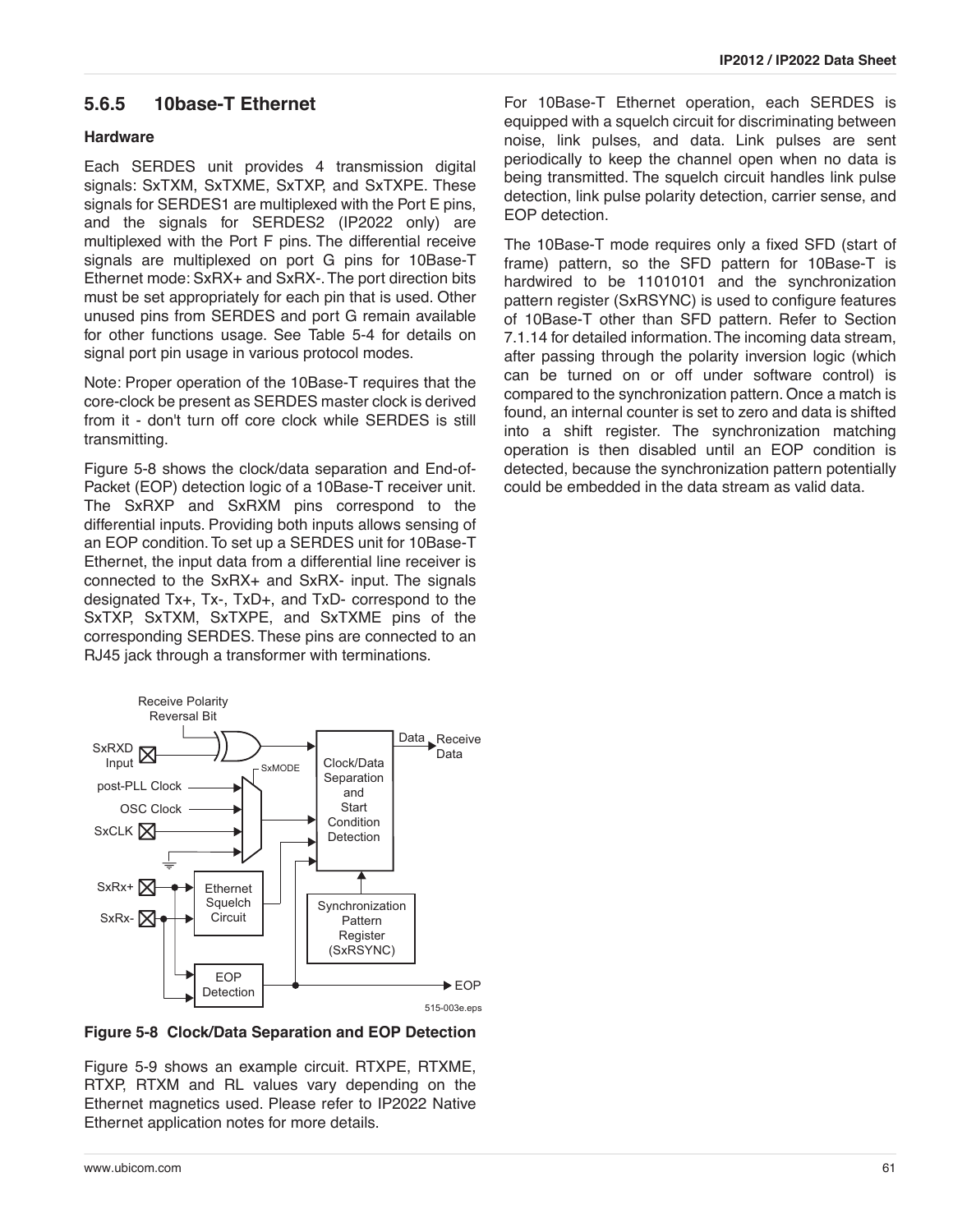### 5.6.5 10base-T Ethernet

**Hardware**

Each SERDES unit provides 4 transmission digital signals: SxTXM, SxTXME, SxTXP, and SxTXPE. These signals for SERDES1 are multiplexed with the Port E pins, and the signals for SERDES2 (IP2022 only) are multiplexed with the Port F pins. The differential receive signals are multiplexed on port G pins for 10Base-T Ethernet mode: SxRX+ and SxRX-. The port direction bits must be set appropriately for each pin that is used. Other unused pins from SERDES and port G remain available for other functions usage. See Table 5-4 for details on signal port pin usage in various protocol modes.

Note: Proper operation of the 10Base-T requires that the core-clock be present as SERDES master clock is derived from it - don't turn off core clock while SERDES is still transmitting.

Figure 5-8 shows the clock/data separation and End-of-Packet (EOP) detection logic of a 10Base-T receiver unit. The SxRXP and SxRXM pins correspond to the differential inputs. Providing both inputs allows sensing of an EOP condition. To set up a SERDES unit for 10Base-T Ethernet, the input data from a differential line receiver is connected to the SxRX+ and SxRX- input. The signals designated Tx+, Tx-, TxD+, and TxD- correspond to the SxTXP, SxTXM, SxTXPE, and SxTXME pins of the corresponding SERDES. These pins are connected to an RJ45 jack through a transformer with terminations.

**Figure 5-8 Clock/Data Separation and EOP Detection**

Figure 5-9 shows an example circuit. RTXPE, RTXME, RTXP, RTXM and RL values vary depending on the Ethernet magnetics used. Please refer to IP2022 Native Ethernet application notes for more details.

For 10Base-T Ethernet operation, each SERDES is equipped with a squelch circuit for discriminating between noise, link pulses, and data. Link pulses are sent periodically to keep the channel open when no data is being transmitted. The squelch circuit handles link pulse detection, link pulse polarity detection, carrier sense, and EOP detection.

The 10Base-T mode requires only a fixed SFD (start of frame) pattern, so the SFD pattern for 10Base-T is hardwired to be 11010101 and the synchronization pattern register (SxRSYNC) is used to configure features of 10Base-T other than SFD pattern. Refer to Section 7.1.14 for detailed information. The incoming data stream, after passing through the polarity inversion logic (which can be turned on or off under software control) is compared to the synchronization pattern. Once a match is found, an internal counter is set to zero and data is shifted into a shift register. The synchronization matching operation is then disabled until an EOP condition is detected, because the synchronization pattern potentially could be embedded in the data stream as valid data.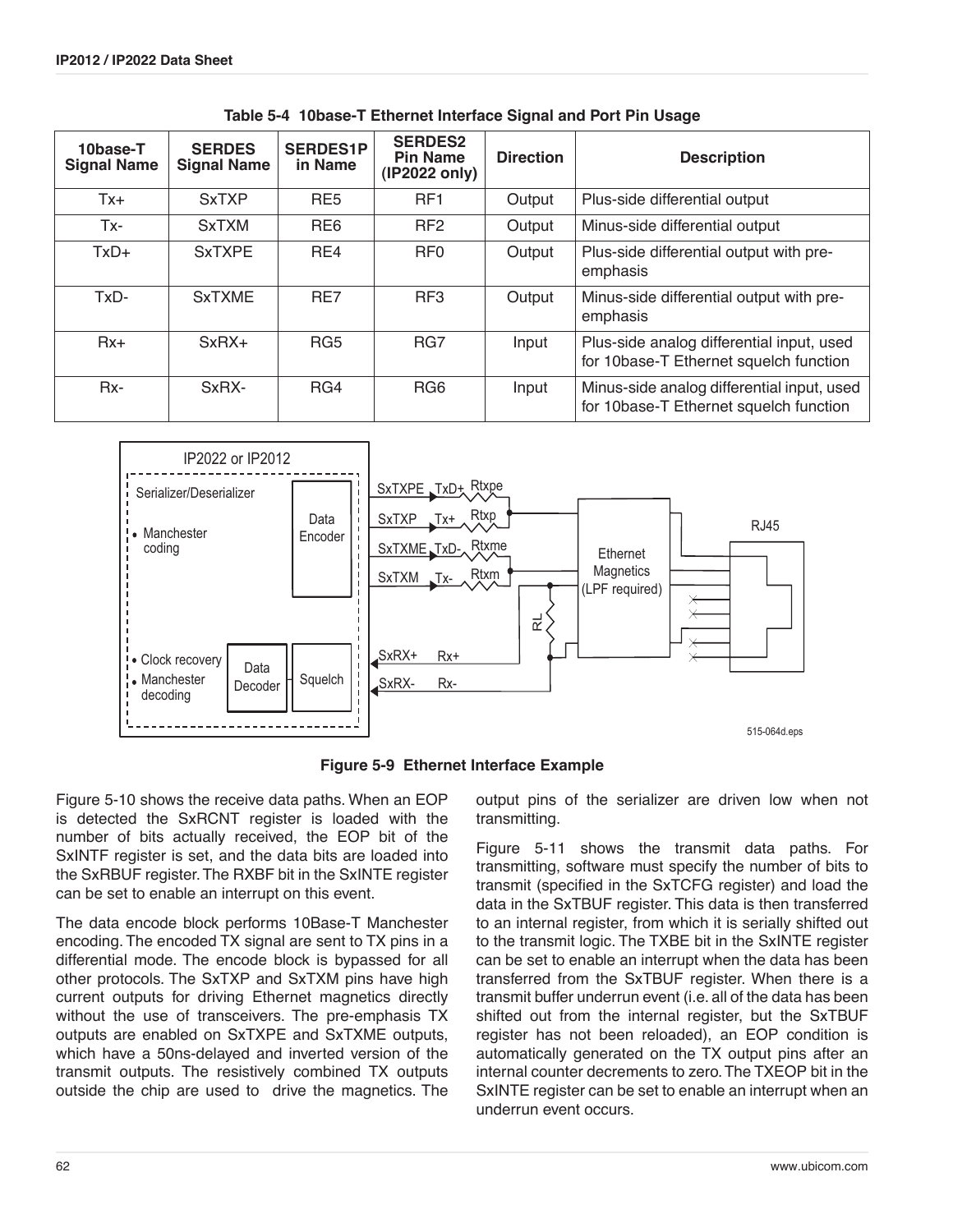**Table 5-4 10base-T Ethernet Interface Signal and Port Pin Usage**

| 10base-T Signal Name | SERDES Signal Name | SERDES1P in Name | SERDES2 Pin Name (IP2022 only) | Direction | Description |
|---|---|---|---|---|---|
| Tx+ | SxTXP | RE5 | RF1 | Output | Plus-side differential output |
| Tx- | SxTXM | RE6 | RF2 | Output | Minus-side differential output |
| TxD+ | SxTXPE | RE4 | RF0 | Output | Plus-side differential output with pre-emphasis |
| TxD- | SxTXME | RE7 | RF3 | Output | Minus-side differential output with pre-emphasis |
| Rx+ | SxRX+ | RG5 | RG7 | Input | Plus-side analog differential input, used for 10base-T Ethernet squelch function |
| Rx- | SxRX- | RG4 | RG6 | Input | Minus-side analog differential input, used for 10base-T Ethernet squelch function |

**Figure 5-9 Ethernet Interface Example**

Figure 5-10 shows the receive data paths. When an EOP is detected the SxRCNT register is loaded with the number of bits actually received, the EOP bit of the SxINTF register is set, and the data bits are loaded into the SxRBUF register. The RXBF bit in the SxINTE register can be set to enable an interrupt on this event.

The data encode block performs 10Base-T Manchester encoding. The encoded TX signal are sent to TX pins in a differential mode. The encode block is bypassed for all other protocols. The SxTXP and SxTXM pins have high current outputs for driving Ethernet magnetics directly without the use of transceivers. The pre-emphasis TX outputs are enabled on SxTXPE and SxTXME outputs, which have a 50ns-delayed and inverted version of the transmit outputs. The resistively combined TX outputs outside the chip are used to drive the magnetics. The output pins of the serializer are driven low when not transmitting.

Figure 5-11 shows the transmit data paths. For transmitting, software must specify the number of bits to transmit (specified in the SxTCFG register) and load the data in the SxTBUF register. This data is then transferred to an internal register, from which it is serially shifted out to the transmit logic. The TXBE bit in the SxINTE register can be set to enable an interrupt when the data has been transferred from the SxTBUF register. When there is a transmit buffer underrun event (i.e. all of the data has been shifted out from the internal register, but the SxTBUF register has not been reloaded), an EOP condition is automatically generated on the TX output pins after an internal counter decrements to zero. The TXEOP bit in the SxINTE register can be set to enable an interrupt when an underrun event occurs.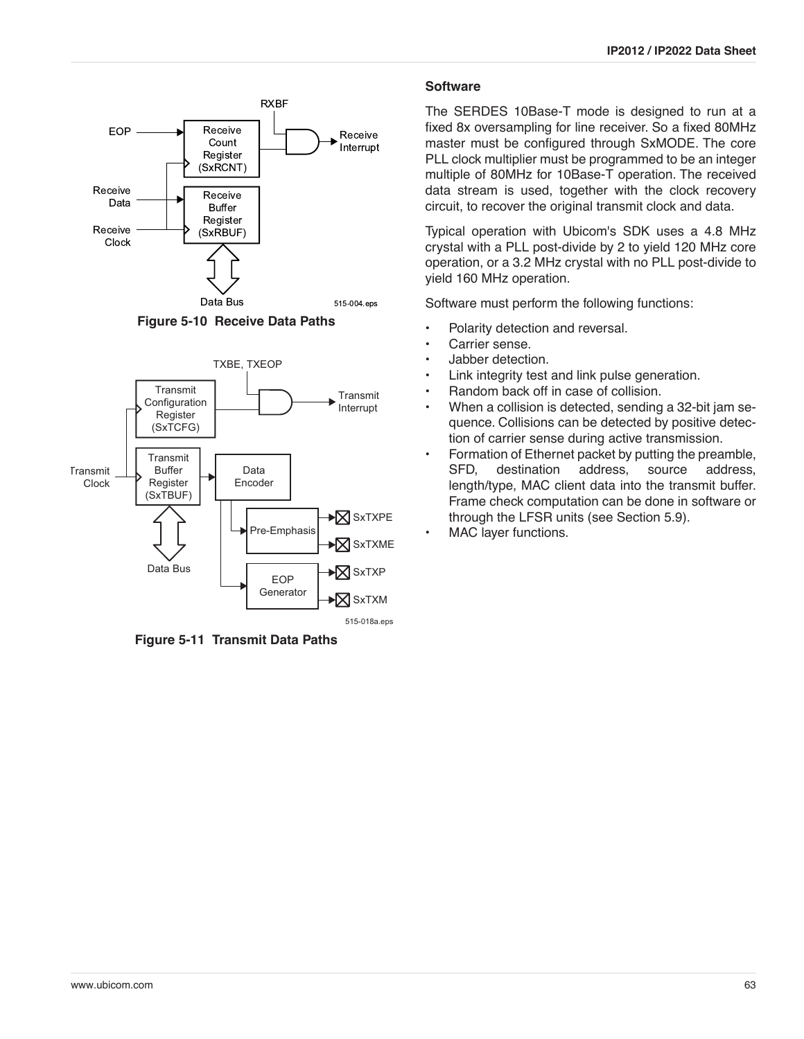Figure 5-10 Receive Data Paths

Figure 5-11 Transmit Data Paths

### Software

The SERDES 10Base-T mode is designed to run at a fixed 8x oversampling for line receiver. So a fixed 80MHz master must be configured through SxMODE. The core PLL clock multiplier must be programmed to be an integer multiple of 80MHz for 10Base-T operation. The received data stream is used, together with the clock recovery circuit, to recover the original transmit clock and data.

Typical operation with Ubicom's SDK uses a 4.8 MHz crystal with a PLL post-divide by 2 to yield 120 MHz core operation, or a 3.2 MHz crystal with no PLL post-divide to yield 160 MHz operation.

Software must perform the following functions:

- Polarity detection and reversal.
- Carrier sense.
- Jabber detection.
- Link integrity test and link pulse generation.
- Random back off in case of collision.
- When a collision is detected, sending a 32-bit jam sequence. Collisions can be detected by positive detection of carrier sense during active transmission.
- Formation of Ethernet packet by putting the preamble, SFD, destination address, source address, length/type, MAC client data into the transmit buffer. Frame check computation can be done in software or through the LFSR units (see Section 5.9).
- MAC layer functions.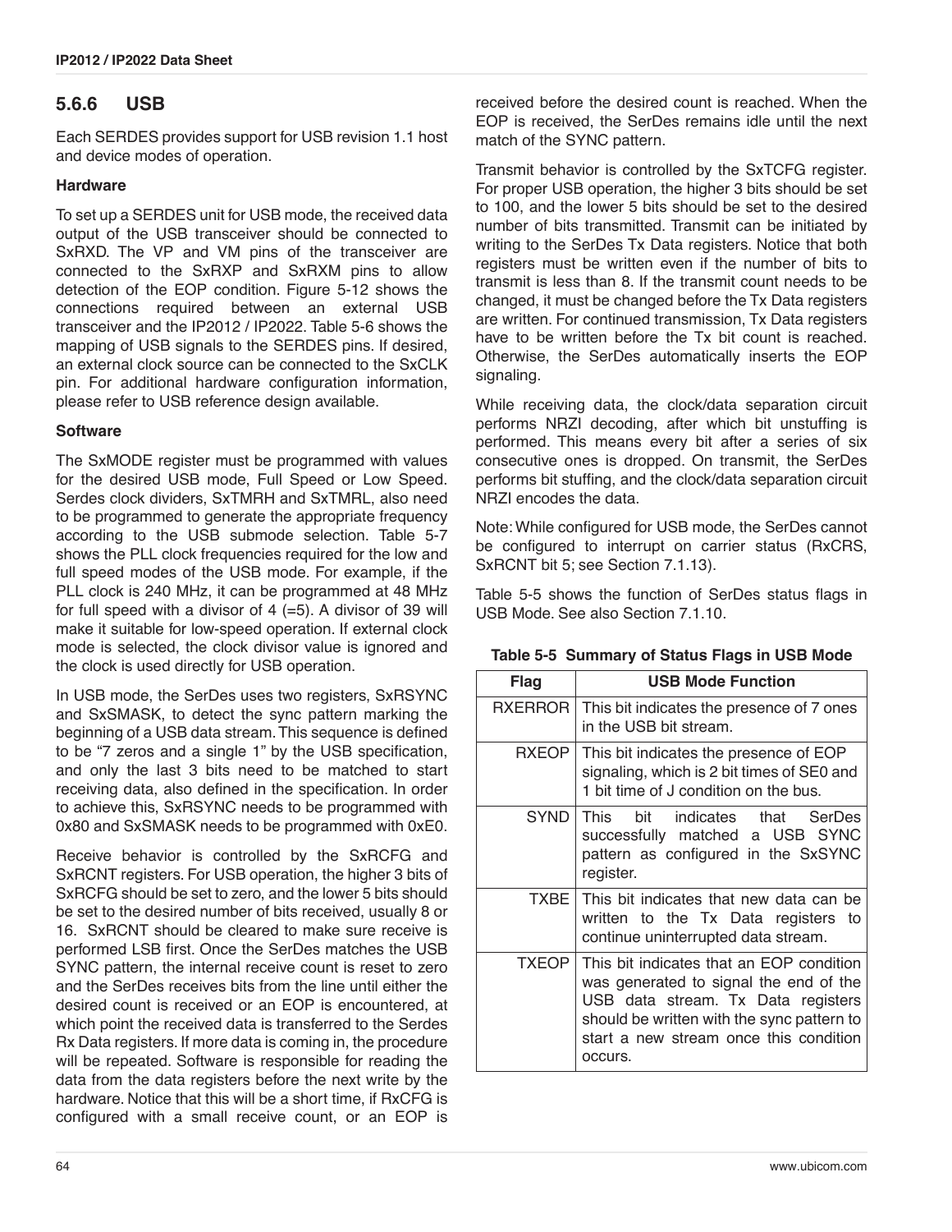## 5.6.6 USB

Each SERDES provides support for USB revision 1.1 host and device modes of operation.

**Hardware**

To set up a SERDES unit for USB mode, the received data output of the USB transceiver should be connected to SxRXD. The VP and VM pins of the transceiver are connected to the SxRXP and SxRXM pins to allow detection of the EOP condition. Figure 5-12 shows the connections required between an external USB transceiver and the IP2012 / IP2022. Table 5-6 shows the mapping of USB signals to the SERDES pins. If desired, an external clock source can be connected to the SxCLK pin. For additional hardware configuration information, please refer to USB reference design available.

**Software**

The SxMODE register must be programmed with values for the desired USB mode, Full Speed or Low Speed. Serdes clock dividers, SxTMRH and SxTMRL, also need to be programmed to generate the appropriate frequency according to the USB submode selection. Table 5-7 shows the PLL clock frequencies required for the low and full speed modes of the USB mode. For example, if the PLL clock is 240 MHz, it can be programmed at 48 MHz for full speed with a divisor of 4 (=5). A divisor of 39 will make it suitable for low-speed operation. If external clock mode is selected, the clock divisor value is ignored and the clock is used directly for USB operation.

In USB mode, the SerDes uses two registers, SxRSYNC and SxSMASK, to detect the sync pattern marking the beginning of a USB data stream. This sequence is defined to be "7 zeros and a single 1" by the USB specification, and only the last 3 bits need to be matched to start receiving data, also defined in the specification. In order to achieve this, SxRSYNC needs to be programmed with 0x80 and SxSMASK needs to be programmed with 0xE0.

Receive behavior is controlled by the SxRCFG and SxRCNT registers. For USB operation, the higher 3 bits of SxRCFG should be set to zero, and the lower 5 bits should be set to the desired number of bits received, usually 8 or 16. SxRCNT should be cleared to make sure receive is performed LSB first. Once the SerDes matches the USB SYNC pattern, the internal receive count is reset to zero and the SerDes receives bits from the line until either the desired count is received or an EOP is encountered, at which point the received data is transferred to the Serdes Rx Data registers. If more data is coming in, the procedure will be repeated. Software is responsible for reading the data from the data registers before the next write by the hardware. Notice that this will be a short time, if RxCFG is configured with a small receive count, or an EOP is received before the desired count is reached. When the EOP is received, the SerDes remains idle until the next match of the SYNC pattern.

Transmit behavior is controlled by the SxTCFG register. For proper USB operation, the higher 3 bits should be set to 100, and the lower 5 bits should be set to the desired number of bits transmitted. Transmit can be initiated by writing to the SerDes Tx Data registers. Notice that both registers must be written even if the number of bits to transmit is less than 8. If the transmit count needs to be changed, it must be changed before the Tx Data registers are written. For continued transmission, Tx Data registers have to be written before the Tx bit count is reached. Otherwise, the SerDes automatically inserts the EOP signaling.

While receiving data, the clock/data separation circuit performs NRZI decoding, after which bit unstuffing is performed. This means every bit after a series of six consecutive ones is dropped. On transmit, the SerDes performs bit stuffing, and the clock/data separation circuit NRZI encodes the data.

Note: While configured for USB mode, the SerDes cannot be configured to interrupt on carrier status (RxCRS, SxRCNT bit 5; see Section 7.1.13).

Table 5-5 shows the function of SerDes status flags in USB Mode. See also Section 7.1.10.

**Table 5-5 Summary of Status Flags in USB Mode**

| Flag | USB Mode Function |
|---|---|
| RXERROR | This bit indicates the presence of 7 ones in the USB bit stream. |
| RXEOP | This bit indicates the presence of EOP signaling, which is 2 bit times of SE0 and 1 bit time of J condition on the bus. |
| SYND | This bit indicates that SerDes successfully matched a USB SYNC pattern as configured in the SxSYNC register. |
| TXBE | This bit indicates that new data can be written to the Tx Data registers to continue uninterrupted data stream. |
| TXEOP | This bit indicates that an EOP condition was generated to signal the end of the USB data stream. Tx Data registers should be written with the sync pattern to start a new stream once this condition occurs. |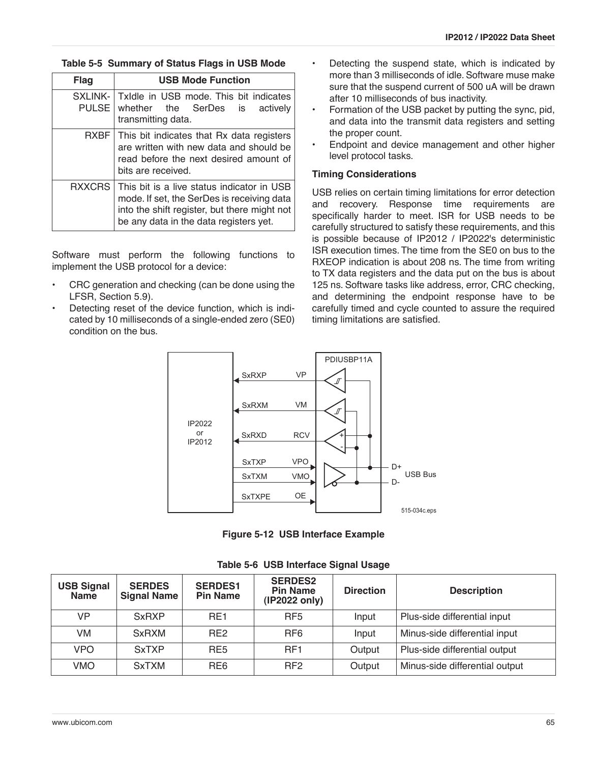**Table 5-5 Summary of Status Flags in USB Mode**

| Flag | USB Mode Function |
| --- | --- |
| SXLINK-PULSE | TxIdle in USB mode. This bit indicates whether the SerDes is actively transmitting data. |
| RXBF | This bit indicates that Rx data registers are written with new data and should be read before the next desired amount of bits are received. |
| RXXCRS | This bit is a live status indicator in USB mode. If set, the SerDes is receiving data into the shift register, but there might not be any data in the data registers yet. |

Software must perform the following functions to implement the USB protocol for a device:

- CRC generation and checking (can be done using the LFSR, Section 5.9).
- Detecting reset of the device function, which is indicated by 10 milliseconds of a single-ended zero (SE0) condition on the bus.
- Detecting the suspend state, which is indicated by more than 3 milliseconds of idle. Software muse make sure that the suspend current of 500 uA will be drawn after 10 milliseconds of bus inactivity.
- Formation of the USB packet by putting the sync, pid, and data into the transmit data registers and setting the proper count.
- Endpoint and device management and other higher level protocol tasks.

**Timing Considerations**

USB relies on certain timing limitations for error detection and recovery. Response time requirements are specifically harder to meet. ISR for USB needs to be carefully structured to satisfy these requirements, and this is possible because of IP2012 / IP2022's deterministic ISR execution times. The time from the SE0 on bus to the RXEOP indication is about 208 ns. The time from writing to TX data registers and the data put on the bus is about 125 ns. Software tasks like address, error, CRC checking, and determining the endpoint response have to be carefully timed and cycle counted to assure the required timing limitations are satisfied.

**Figure 5-12 USB Interface Example**

**Table 5-6 USB Interface Signal Usage**

| USB Signal Name | SERDES Signal Name | SERDES1 Pin Name | SERDES2 Pin Name (IP2022 only) | Direction | Description |
| --- | --- | --- | --- | --- | --- |
| VP | SxRXP | RE1 | RF5 | Input | Plus-side differential input |
| VM | SxRXM | RE2 | RF6 | Input | Minus-side differential input |
| VPO | SxTXP | RE5 | RF1 | Output | Plus-side differential output |
| VMO | SxTXM | RE6 | RF2 | Output | Minus-side differential output |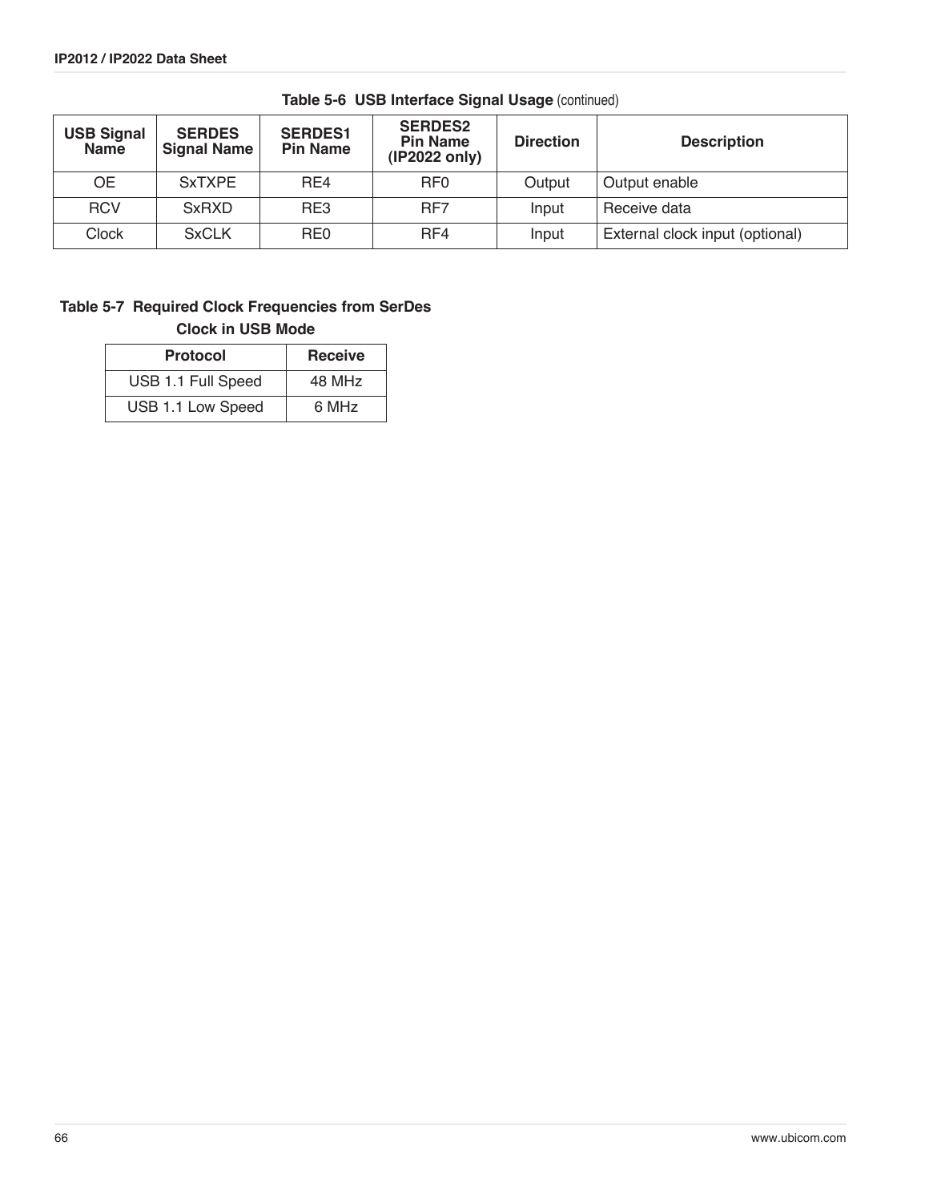**Table 5-6 USB Interface Signal Usage** (continued)

| USB Signal Name | SERDES Signal Name | SERDES1 Pin Name | SERDES2 Pin Name (IP2022 only) | Direction | Description |
|---|---|---|---|---|---|
| OE | SxTXPE | RE4 | RF0 | Output | Output enable |
| RCV | SxRXD | RE3 | RF7 | Input | Receive data |
| Clock | SxCLK | RE0 | RF4 | Input | External clock input (optional) |

**Table 5-7 Required Clock Frequencies from SerDes Clock in USB Mode**

| Protocol | Receive |
|---|---|
| USB 1.1 Full Speed | 48 MHz |
| USB 1.1 Low Speed | 6 MHz |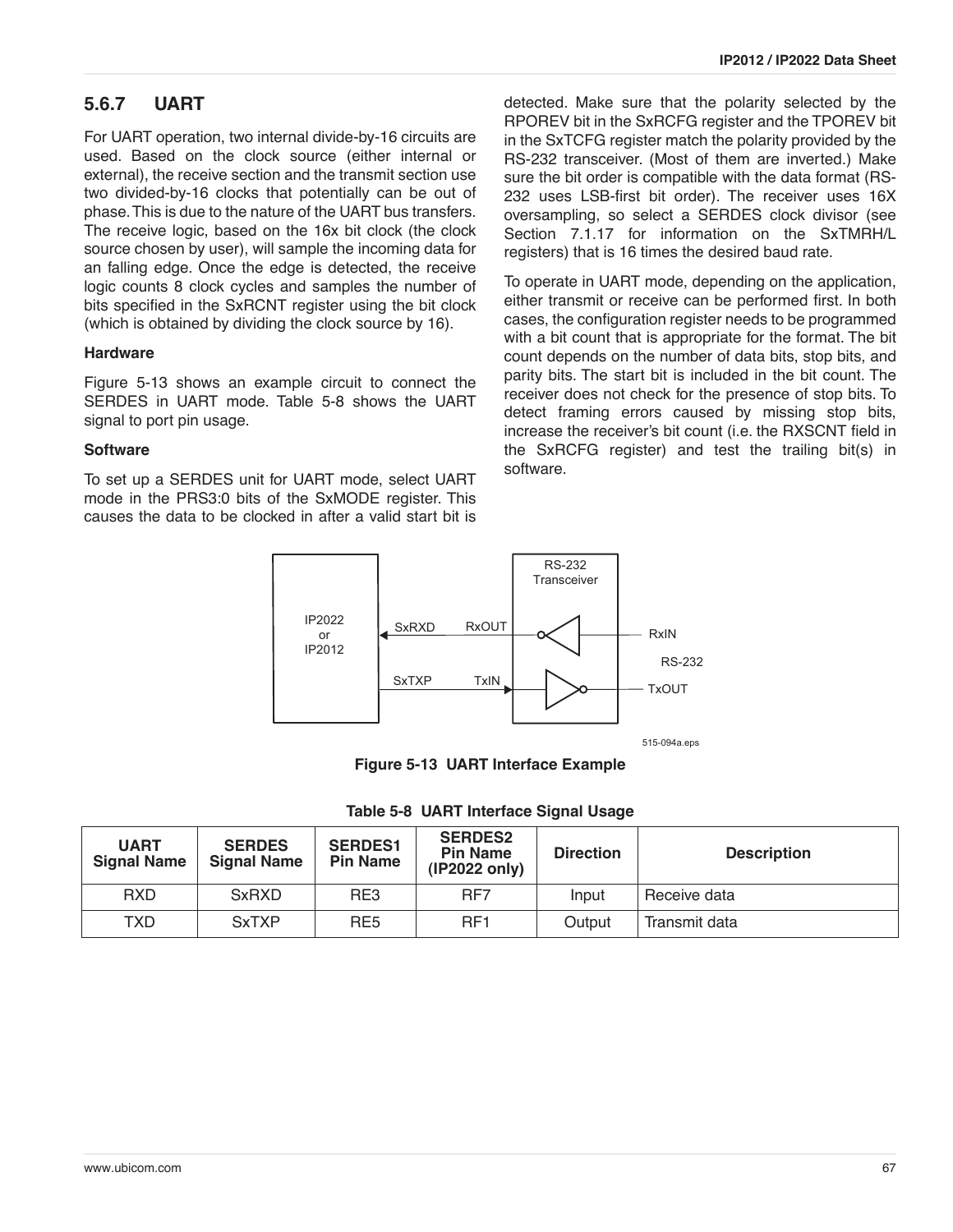### 5.6.7 UART

For UART operation, two internal divide-by-16 circuits are used. Based on the clock source (either internal or external), the receive section and the transmit section use two divided-by-16 clocks that potentially can be out of phase. This is due to the nature of the UART bus transfers. The receive logic, based on the 16x bit clock (the clock source chosen by user), will sample the incoming data for an falling edge. Once the edge is detected, the receive logic counts 8 clock cycles and samples the number of bits specified in the SxRCNT register using the bit clock (which is obtained by dividing the clock source by 16).

**Hardware**

Figure 5-13 shows an example circuit to connect the SERDES in UART mode. Table 5-8 shows the UART signal to port pin usage.

**Software**

To set up a SERDES unit for UART mode, select UART mode in the PRS3:0 bits of the SxMODE register. This causes the data to be clocked in after a valid start bit is detected. Make sure that the polarity selected by the RPOREV bit in the SxRCFG register and the TPOREV bit in the SxTCFG register match the polarity provided by the RS-232 transceiver. (Most of them are inverted.) Make sure the bit order is compatible with the data format (RS-232 uses LSB-first bit order). The receiver uses 16X oversampling, so select a SERDES clock divisor (see Section 7.1.17 for information on the SxTMRH/L registers) that is 16 times the desired baud rate.

To operate in UART mode, depending on the application, either transmit or receive can be performed first. In both cases, the configuration register needs to be programmed with a bit count that is appropriate for the format. The bit count depends on the number of data bits, stop bits, and parity bits. The start bit is included in the bit count. The receiver does not check for the presence of stop bits. To detect framing errors caused by missing stop bits, increase the receiver's bit count (i.e. the RXSCNT field in the SxRCFG register) and test the trailing bit(s) in software.

**Figure 5-13 UART Interface Example**

**Table 5-8 UART Interface Signal Usage**

| UART Signal Name | SERDES Signal Name | SERDES1 Pin Name | SERDES2 Pin Name (IP2022 only) | Direction | Description |
|---|---|---|---|---|---|
| RXD | SxRXD | RE3 | RF7 | Input | Receive data |
| TXD | SxTXP | RE5 | RF1 | Output | Transmit data |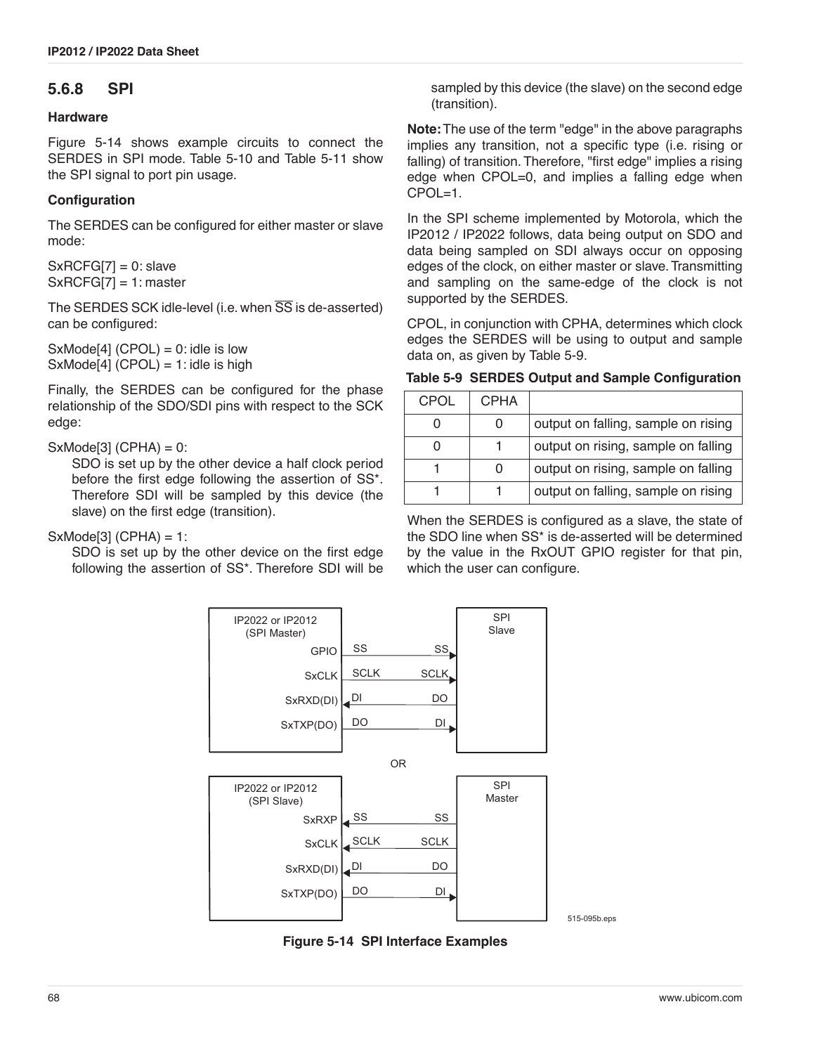### 5.6.8 SPI

**Hardware**

Figure 5-14 shows example circuits to connect the SERDES in SPI mode. Table 5-10 and Table 5-11 show the SPI signal to port pin usage.

**Configuration**

The SERDES can be configured for either master or slave mode:

SxRCFG[7] = 0: slave
SxRCFG[7] = 1: master

The SERDES SCK idle-level (i.e. when $\overline{SS}$ is de-asserted) can be configured:

SxMode[4] (CPOL) = 0: idle is low
SxMode[4] (CPOL) = 1: idle is high

Finally, the SERDES can be configured for the phase relationship of the SDO/SDI pins with respect to the SCK edge:

SxMode[3] (CPHA) = 0:
SDO is set up by the other device a half clock period before the first edge following the assertion of SS*. Therefore SDI will be sampled by this device (the slave) on the first edge (transition).

SxMode[3] (CPHA) = 1:
SDO is set up by the other device on the first edge following the assertion of SS*. Therefore SDI will be sampled by this device (the slave) on the second edge (transition).

**Note:** The use of the term "edge" in the above paragraphs implies any transition, not a specific type (i.e. rising or falling) of transition. Therefore, "first edge" implies a rising edge when CPOL=0, and implies a falling edge when CPOL=1.

In the SPI scheme implemented by Motorola, which the IP2012 / IP2022 follows, data being output on SDO and data being sampled on SDI always occur on opposing edges of the clock, on either master or slave. Transmitting and sampling on the same-edge of the clock is not supported by the SERDES.

CPOL, in conjunction with CPHA, determines which clock edges the SERDES will be using to output and sample data on, as given by Table 5-9.

**Table 5-9 SERDES Output and Sample Configuration**

| CPOL | CPHA | |
|---|---|---|
| 0 | 0 | output on falling, sample on rising |
| 0 | 1 | output on rising, sample on falling |
| 1 | 0 | output on rising, sample on falling |
| 1 | 1 | output on falling, sample on rising |

When the SERDES is configured as a slave, the state of the SDO line when SS* is de-asserted will be determined by the value in the RxOUT GPIO register for that pin, which the user can configure.

**Figure 5-14 SPI Interface Examples**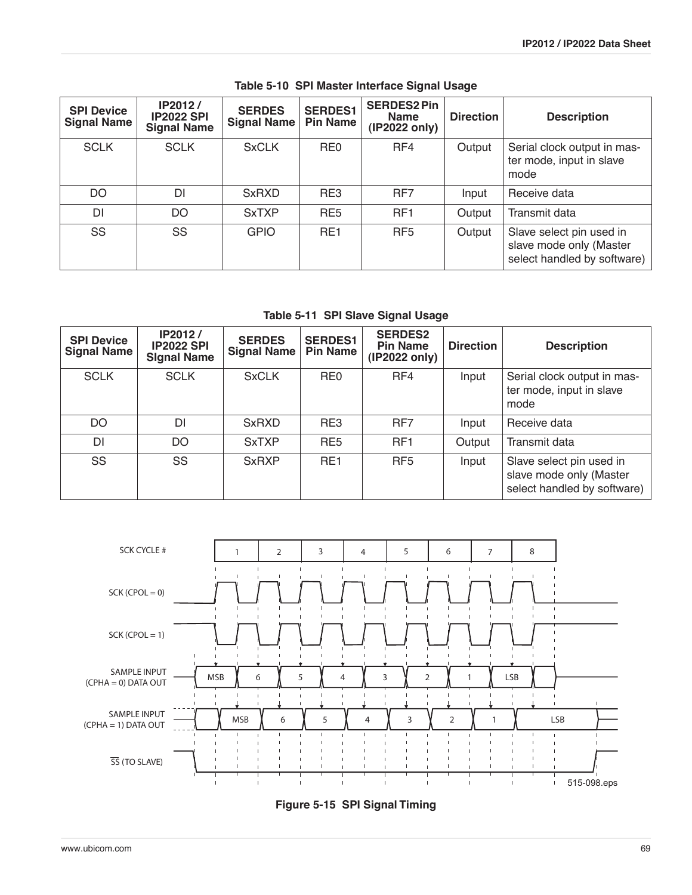**Table 5-10 SPI Master Interface Signal Usage**

| SPI Device Signal Name | IP2012 / IP2022 SPI Signal Name | SERDES Signal Name | SERDES1 Pin Name | SERDES2 Pin Name (IP2022 only) | Direction | Description |
|---|---|---|---|---|---|---|
| SCLK | SCLK | SxCLK | RE0 | RF4 | Output | Serial clock output in master mode, input in slave mode |
| DO | DI | SxRXD | RE3 | RF7 | Input | Receive data |
| DI | DO | SxTXP | RE5 | RF1 | Output | Transmit data |
| SS | SS | GPIO | RE1 | RF5 | Output | Slave select pin used in slave mode only (Master select handled by software) |

**Table 5-11 SPI Slave Signal Usage**

| SPI Device Signal Name | IP2012 / IP2022 SPI SIgnal Name | SERDES Signal Name | SERDES1 Pin Name | SERDES2 Pin Name (IP2022 only) | Direction | Description |
|---|---|---|---|---|---|---|
| SCLK | SCLK | SxCLK | RE0 | RF4 | Input | Serial clock output in master mode, input in slave mode |
| DO | DI | SxRXD | RE3 | RF7 | Input | Receive data |
| DI | DO | SxTXP | RE5 | RF1 | Output | Transmit data |
| SS | SS | SxRXP | RE1 | RF5 | Input | Slave select pin used in slave mode only (Master select handled by software) |

**Figure 5-15 SPI Signal Timing**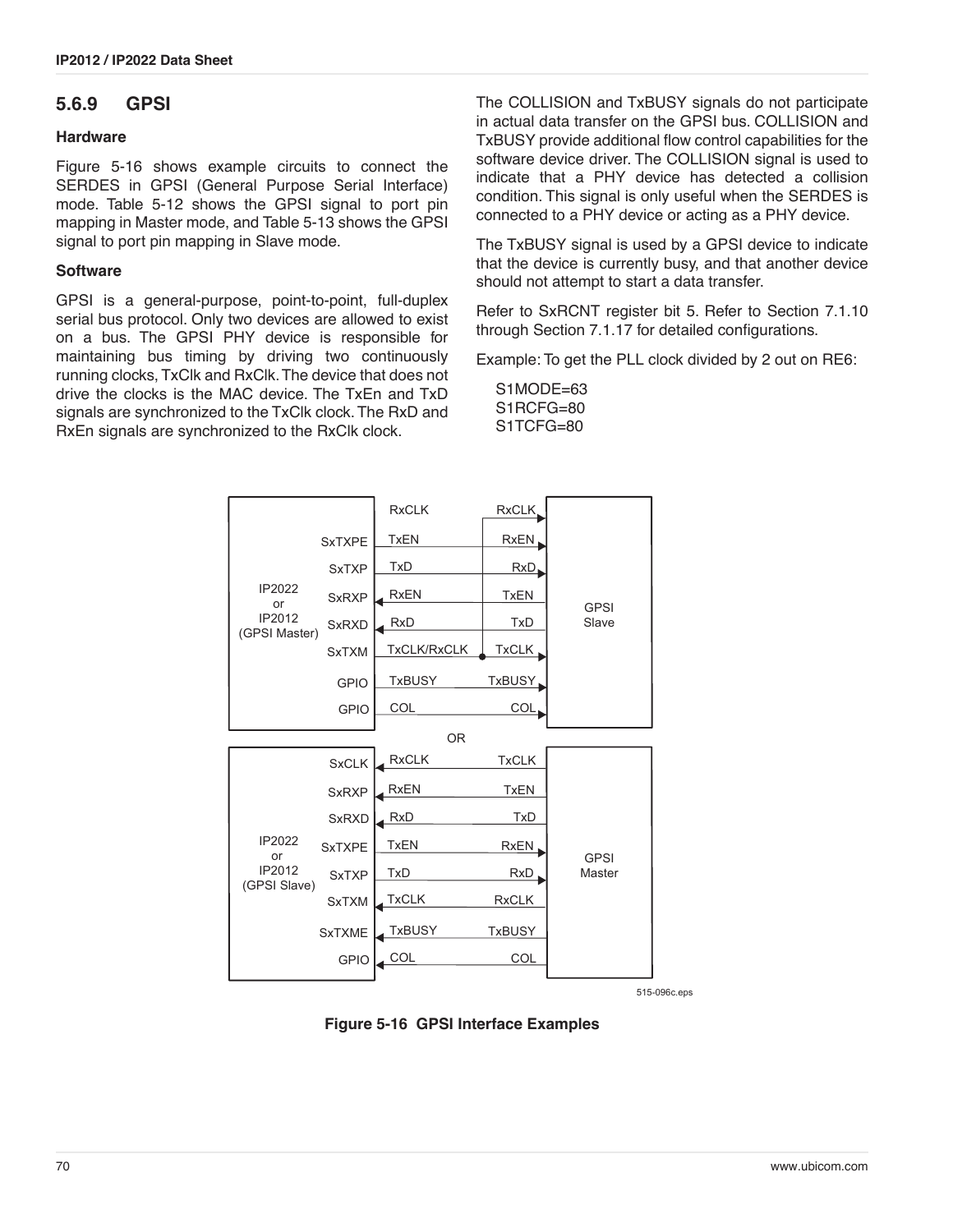### 5.6.9 GPSI

#### Hardware

Figure 5-16 shows example circuits to connect the SERDES in GPSI (General Purpose Serial Interface) mode. Table 5-12 shows the GPSI signal to port pin mapping in Master mode, and Table 5-13 shows the GPSI signal to port pin mapping in Slave mode.

#### Software

GPSI is a general-purpose, point-to-point, full-duplex serial bus protocol. Only two devices are allowed to exist on a bus. The GPSI PHY device is responsible for maintaining bus timing by driving two continuously running clocks, TxClk and RxClk. The device that does not drive the clocks is the MAC device. The TxEn and TxD signals are synchronized to the TxClk clock. The RxD and RxEn signals are synchronized to the RxClk clock.

The COLLISION and TxBUSY signals do not participate in actual data transfer on the GPSI bus. COLLISION and TxBUSY provide additional flow control capabilities for the software device driver. The COLLISION signal is used to indicate that a PHY device has detected a collision condition. This signal is only useful when the SERDES is connected to a PHY device or acting as a PHY device.

The TxBUSY signal is used by a GPSI device to indicate that the device is currently busy, and that another device should not attempt to start a data transfer.

Refer to SxRCNT register bit 5. Refer to Section 7.1.10 through Section 7.1.17 for detailed configurations.

Example: To get the PLL clock divided by 2 out on RE6:

S1MODE=63
S1RCFG=80
S1TCFG=80

Figure 5-16 GPSI Interface Examples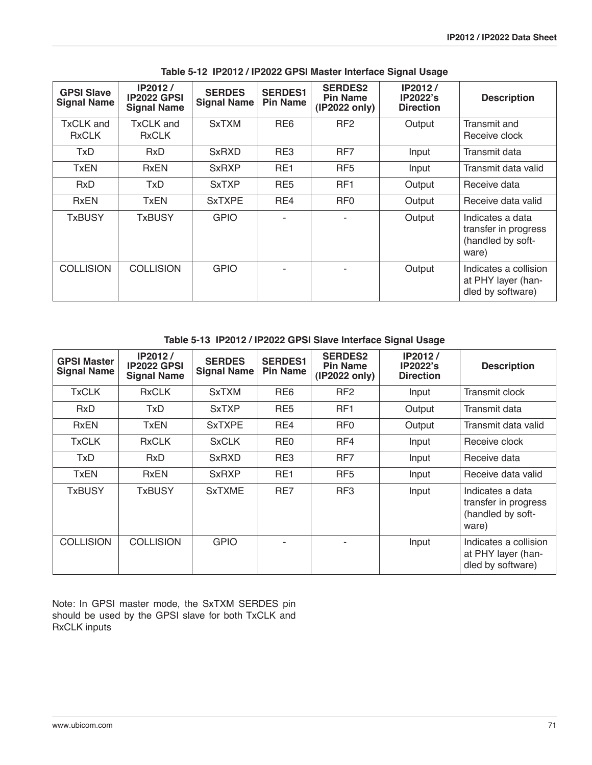**Table 5-12 IP2012 / IP2022 GPSI Master Interface Signal Usage**

| GPSI Slave Signal Name | IP2012 / IP2022 GPSI Signal Name | SERDES Signal Name | SERDES1 Pin Name | SERDES2 Pin Name (IP2022 only) | IP2012 / IP2022's Direction | Description |
|---|---|---|---|---|---|---|
| TxCLK and RxCLK | TxCLK and RxCLK | SxTXM | RE6 | RF2 | Output | Transmit and Receive clock |
| TxD | RxD | SxRXD | RE3 | RF7 | Input | Transmit data |
| TxEN | RxEN | SxRXP | RE1 | RF5 | Input | Transmit data valid |
| RxD | TxD | SxTXP | RE5 | RF1 | Output | Receive data |
| RxEN | TxEN | SxTXPE | RE4 | RF0 | Output | Receive data valid |
| TxBUSY | TxBUSY | GPIO | - | - | Output | Indicates a data transfer in progress (handled by software) |
| COLLISION | COLLISION | GPIO | - | - | Output | Indicates a collision at PHY layer (handled by software) |

**Table 5-13 IP2012 / IP2022 GPSI Slave Interface Signal Usage**

| GPSI Master Signal Name | IP2012 / IP2022 GPSI Signal Name | SERDES Signal Name | SERDES1 Pin Name | SERDES2 Pin Name (IP2022 only) | IP2012 / IP2022's Direction | Description |
|---|---|---|---|---|---|---|
| TxCLK | RxCLK | SxTXM | RE6 | RF2 | Input | Transmit clock |
| RxD | TxD | SxTXP | RE5 | RF1 | Output | Transmit data |
| RxEN | TxEN | SxTXPE | RE4 | RF0 | Output | Transmit data valid |
| TxCLK | RxCLK | SxCLK | RE0 | RF4 | Input | Receive clock |
| TxD | RxD | SxRXD | RE3 | RF7 | Input | Receive data |
| TxEN | RxEN | SxRXP | RE1 | RF5 | Input | Receive data valid |
| TxBUSY | TxBUSY | SxTXME | RE7 | RF3 | Input | Indicates a data transfer in progress (handled by software) |
| COLLISION | COLLISION | GPIO | - | - | Input | Indicates a collision at PHY layer (handled by software) |

Note: In GPSI master mode, the SxTXM SERDES pin should be used by the GPSI slave for both TxCLK and RxCLK inputs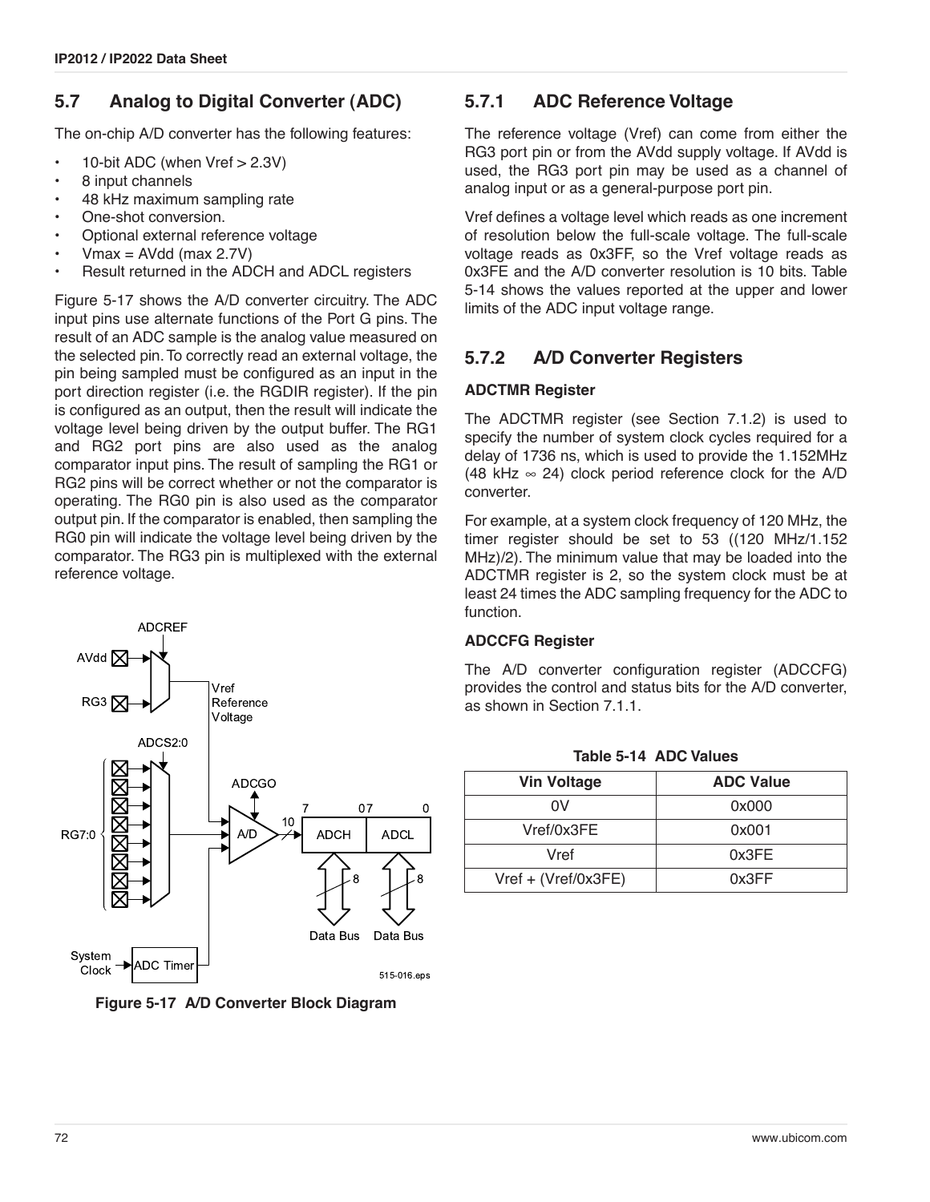## 5.7 Analog to Digital Converter (ADC)

The on-chip A/D converter has the following features:

- 10-bit ADC (when Vref > 2.3V)
- 8 input channels
- 48 kHz maximum sampling rate
- One-shot conversion.
- Optional external reference voltage
- Vmax = AVdd (max 2.7V)
- Result returned in the ADCH and ADCL registers

Figure 5-17 shows the A/D converter circuitry. The ADC input pins use alternate functions of the Port G pins. The result of an ADC sample is the analog value measured on the selected pin. To correctly read an external voltage, the pin being sampled must be configured as an input in the port direction register (i.e. the RGDIR register). If the pin is configured as an output, then the result will indicate the voltage level being driven by the output buffer. The RG1 and RG2 port pins are also used as the analog comparator input pins. The result of sampling the RG1 or RG2 pins will be correct whether or not the comparator is operating. The RG0 pin is also used as the comparator output pin. If the comparator is enabled, then sampling the RG0 pin will indicate the voltage level being driven by the comparator. The RG3 pin is multiplexed with the external reference voltage.

**Figure 5-17 A/D Converter Block Diagram**

### 5.7.1 ADC Reference Voltage

The reference voltage (Vref) can come from either the RG3 port pin or from the AVdd supply voltage. If AVdd is used, the RG3 port pin may be used as a channel of analog input or as a general-purpose port pin.

Vref defines a voltage level which reads as one increment of resolution below the full-scale voltage. The full-scale voltage reads as 0x3FF, so the Vref voltage reads as 0x3FE and the A/D converter resolution is 10 bits. Table 5-14 shows the values reported at the upper and lower limits of the ADC input voltage range.

### 5.7.2 A/D Converter Registers

**ADCTMR Register**

The ADCTMR register (see Section 7.1.2) is used to specify the number of system clock cycles required for a delay of 1736 ns, which is used to provide the 1.152MHz (48 kHz ∞ 24) clock period reference clock for the A/D converter.

For example, at a system clock frequency of 120 MHz, the timer register should be set to 53 ((120 MHz/1.152 MHz)/2). The minimum value that may be loaded into the ADCTMR register is 2, so the system clock must be at least 24 times the ADC sampling frequency for the ADC to function.

**ADCCFG Register**

The A/D converter configuration register (ADCCFG) provides the control and status bits for the A/D converter, as shown in Section 7.1.1.

**Table 5-14 ADC Values**

| Vin Voltage | ADC Value |
|---|---|
| 0V | 0x000 |
| Vref/0x3FE | 0x001 |
| Vref | 0x3FE |
| Vref + (Vref/0x3FE) | 0x3FF |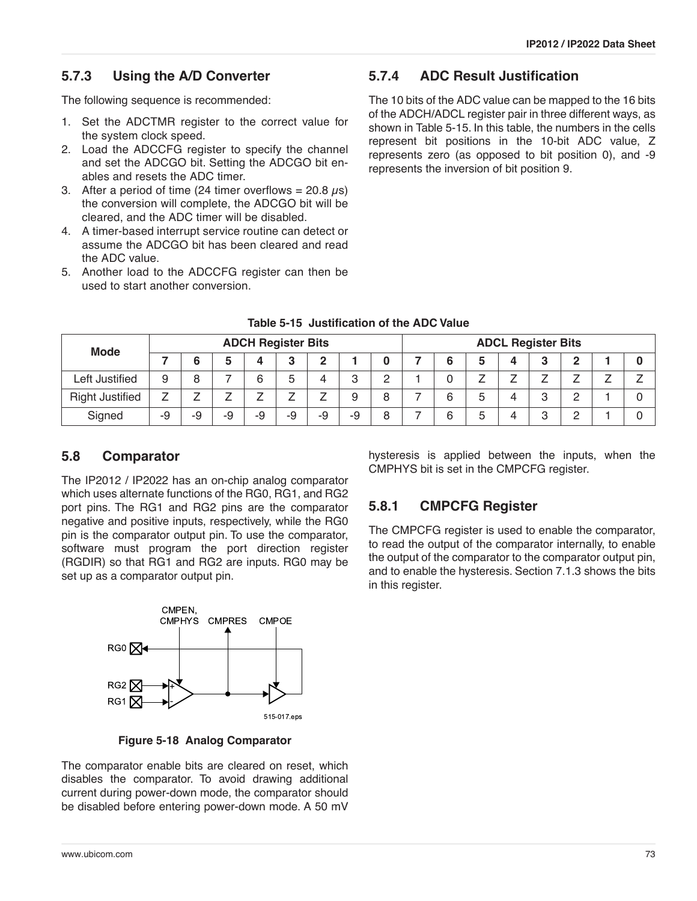### 5.7.3 Using the A/D Converter

The following sequence is recommended:

1. Set the ADCTMR register to the correct value for the system clock speed.
2. Load the ADCCFG register to specify the channel and set the ADCGO bit. Setting the ADCGO bit enables and resets the ADC timer.
3. After a period of time (24 timer overflows = 20.8 $\mu$s) the conversion will complete, the ADCGO bit will be cleared, and the ADC timer will be disabled.
4. A timer-based interrupt service routine can detect or assume the ADCGO bit has been cleared and read the ADC value.
5. Another load to the ADCCFG register can then be used to start another conversion.

### 5.7.4 ADC Result Justification

The 10 bits of the ADC value can be mapped to the 16 bits of the ADCH/ADCL register pair in three different ways, as shown in Table 5-15. In this table, the numbers in the cells represent bit positions in the 10-bit ADC value, Z represents zero (as opposed to bit position 0), and -9 represents the inversion of bit position 9.

**Table 5-15 Justification of the ADC Value**

| Mode | ADCH Register Bits | | | | | | | | ADCL Register Bits | | | | | | | |
|---|---|---|---|---|---|---|---|---|---|---|---|---|---|---|---|---|
| | 7 | 6 | 5 | 4 | 3 | 2 | 1 | 0 | 7 | 6 | 5 | 4 | 3 | 2 | 1 | 0 |
| Left Justified | 9 | 8 | 7 | 6 | 5 | 4 | 3 | 2 | 1 | 0 | Z | Z | Z | Z | Z | Z |
| Right Justified | Z | Z | Z | Z | Z | Z | 9 | 8 | 7 | 6 | 5 | 4 | 3 | 2 | 1 | 0 |
| Signed | -9 | -9 | -9 | -9 | -9 | -9 | -9 | 8 | 7 | 6 | 5 | 4 | 3 | 2 | 1 | 0 |

## 5.8 Comparator

The IP2012 / IP2022 has an on-chip analog comparator which uses alternate functions of the RG0, RG1, and RG2 port pins. The RG1 and RG2 pins are the comparator negative and positive inputs, respectively, while the RG0 pin is the comparator output pin. To use the comparator, software must program the port direction register (RGDIR) so that RG1 and RG2 are inputs. RG0 may be set up as a comparator output pin.

**Figure 5-18 Analog Comparator**

The comparator enable bits are cleared on reset, which disables the comparator. To avoid drawing additional current during power-down mode, the comparator should be disabled before entering power-down mode. A 50 mV hysteresis is applied between the inputs, when the CMPHYS bit is set in the CMPCFG register.

### 5.8.1 CMPCFG Register

The CMPCFG register is used to enable the comparator, to read the output of the comparator internally, to enable the output of the comparator to the comparator output pin, and to enable the hysteresis. Section 7.1.3 shows the bits in this register.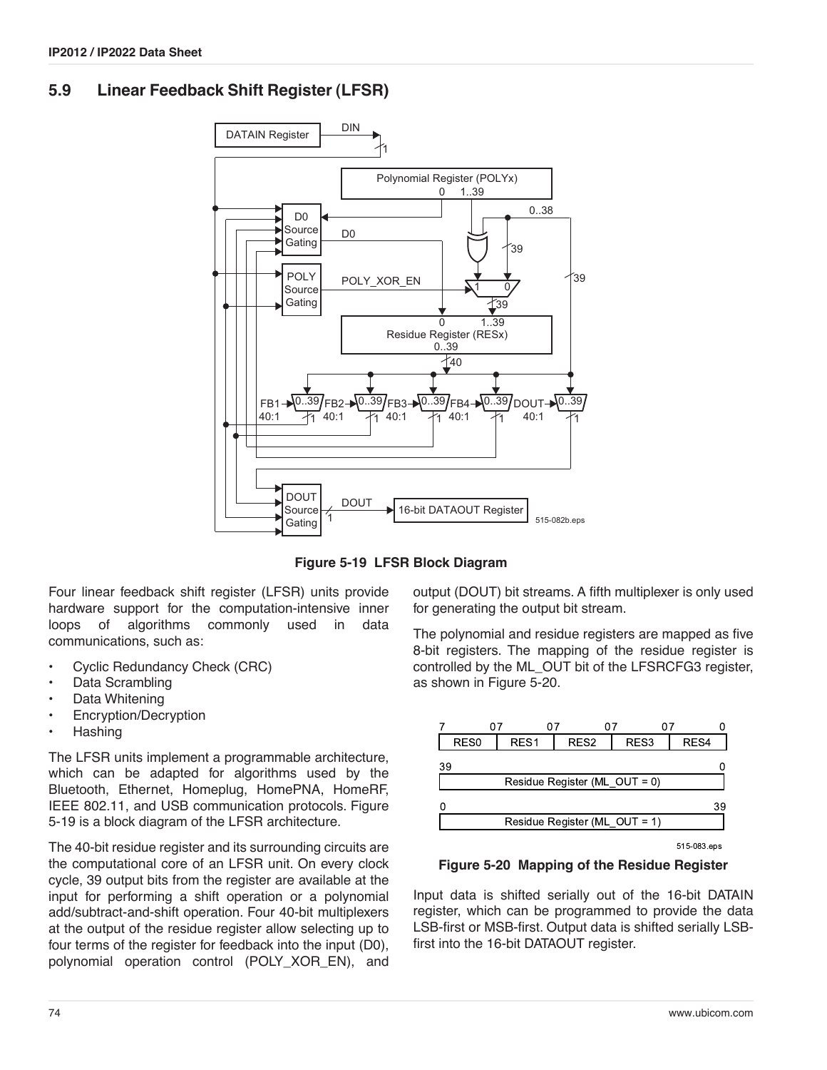## 5.9 Linear Feedback Shift Register (LFSR)

**Figure 5-19 LFSR Block Diagram**

Four linear feedback shift register (LFSR) units provide hardware support for the computation-intensive inner loops of algorithms commonly used in data communications, such as:

- Cyclic Redundancy Check (CRC)
- Data Scrambling
- Data Whitening
- Encryption/Decryption
- Hashing

The LFSR units implement a programmable architecture, which can be adapted for algorithms used by the Bluetooth, Ethernet, Homeplug, HomePNA, HomeRF, IEEE 802.11, and USB communication protocols. Figure 5-19 is a block diagram of the LFSR architecture.

The 40-bit residue register and its surrounding circuits are the computational core of an LFSR unit. On every clock cycle, 39 output bits from the register are available at the input for performing a shift operation or a polynomial add/subtract-and-shift operation. Four 40-bit multiplexers at the output of the residue register allow selecting up to four terms of the register for feedback into the input (D0), polynomial operation control (POLY_XOR_EN), and output (DOUT) bit streams. A fifth multiplexer is only used for generating the output bit stream.

The polynomial and residue registers are mapped as five 8-bit registers. The mapping of the residue register is controlled by the ML_OUT bit of the LFSRCFG3 register, as shown in Figure 5-20.

**Figure 5-20 Mapping of the Residue Register**

Input data is shifted serially out of the 16-bit DATAIN register, which can be programmed to provide the data LSB-first or MSB-first. Output data is shifted serially LSB-first into the 16-bit DATAOUT register.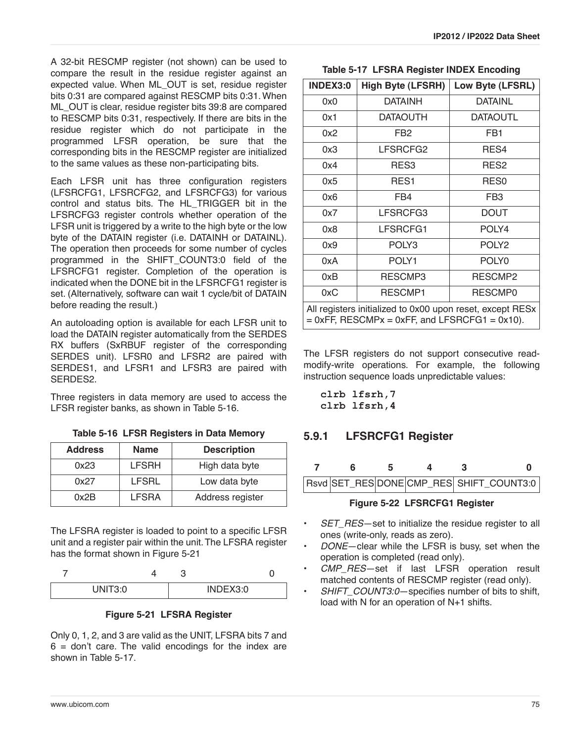A 32-bit RESCMP register (not shown) can be used to compare the result in the residue register against an expected value. When ML_OUT is set, residue register bits 0:31 are compared against RESCMP bits 0:31. When ML_OUT is clear, residue register bits 39:8 are compared to RESCMP bits 0:31, respectively. If there are bits in the residue register which do not participate in the programmed LFSR operation, be sure that the corresponding bits in the RESCMP register are initialized to the same values as these non-participating bits.

Each LFSR unit has three configuration registers (LFSRCFG1, LFSRCFG2, and LFSRCFG3) for various control and status bits. The HL_TRIGGER bit in the LFSRCFG3 register controls whether operation of the LFSR unit is triggered by a write to the high byte or the low byte of the DATAIN register (i.e. DATAINH or DATAINL). The operation then proceeds for some number of cycles programmed in the SHIFT_COUNT3:0 field of the LFSRCFG1 register. Completion of the operation is indicated when the DONE bit in the LFSRCFG1 register is set. (Alternatively, software can wait 1 cycle/bit of DATAIN before reading the result.)

An autoloading option is available for each LFSR unit to load the DATAIN register automatically from the SERDES RX buffers (SxRBUF register of the corresponding SERDES unit). LFSR0 and LFSR2 are paired with SERDES1, and LFSR1 and LFSR3 are paired with SERDES2.

Three registers in data memory are used to access the LFSR register banks, as shown in Table 5-16.

**Table 5-16 LFSR Registers in Data Memory**

| Address | Name | Description |
|---|---|---|
| 0x23 | LFSRH | High data byte |
| 0x27 | LFSRL | Low data byte |
| 0x2B | LFSRA | Address register |

The LFSRA register is loaded to point to a specific LFSR unit and a register pair within the unit. The LFSRA register has the format shown in Figure 5-21

| 7 – 4 | 3 – 0 |
|---|---|
| UNIT3:0 | INDEX3:0 |

**Figure 5-21 LFSRA Register**

Only 0, 1, 2, and 3 are valid as the UNIT, LFSRA bits 7 and 6 = don't care. The valid encodings for the index are shown in Table 5-17.

**Table 5-17 LFSRA Register INDEX Encoding**

| INDEX3:0 | High Byte (LFSRH) | Low Byte (LFSRL) |
|---|---|---|
| 0x0 | DATAINH | DATAINL |
| 0x1 | DATAOUTH | DATAOUTL |
| 0x2 | FB2 | FB1 |
| 0x3 | LFSRCFG2 | RES4 |
| 0x4 | RES3 | RES2 |
| 0x5 | RES1 | RES0 |
| 0x6 | FB4 | FB3 |
| 0x7 | LFSRCFG3 | DOUT |
| 0x8 | LFSRCFG1 | POLY4 |
| 0x9 | POLY3 | POLY2 |
| 0xA | POLY1 | POLY0 |
| 0xB | RESCMP3 | RESCMP2 |
| 0xC | RESCMP1 | RESCMP0 |
| All registers initialized to 0x00 upon reset, except RESx = 0xFF, RESCMPx = 0xFF, and LFSRCFG1 = 0x10). | | |

The LFSR registers do not support consecutive read-modify-write operations. For example, the following instruction sequence loads unpredictable values:

```
clrb lfsrh,7
clrb lfsrh,4
```

### 5.9.1 LFSRCFG1 Register

| 7 | 6 | 5 | 4 | 3 – 0 |
|---|---|---|---|---|
| Rsvd | SET_RES | DONE | CMP_RES | SHIFT_COUNT3:0 |

**Figure 5-22 LFSRCFG1 Register**

- *SET_RES*—set to initialize the residue register to all ones (write-only, reads as zero).
- *DONE*—clear while the LFSR is busy, set when the operation is completed (read only).
- *CMP_RES*—set if last LFSR operation result matched contents of RESCMP register (read only).
- *SHIFT_COUNT3:0*—specifies number of bits to shift, load with N for an operation of N+1 shifts.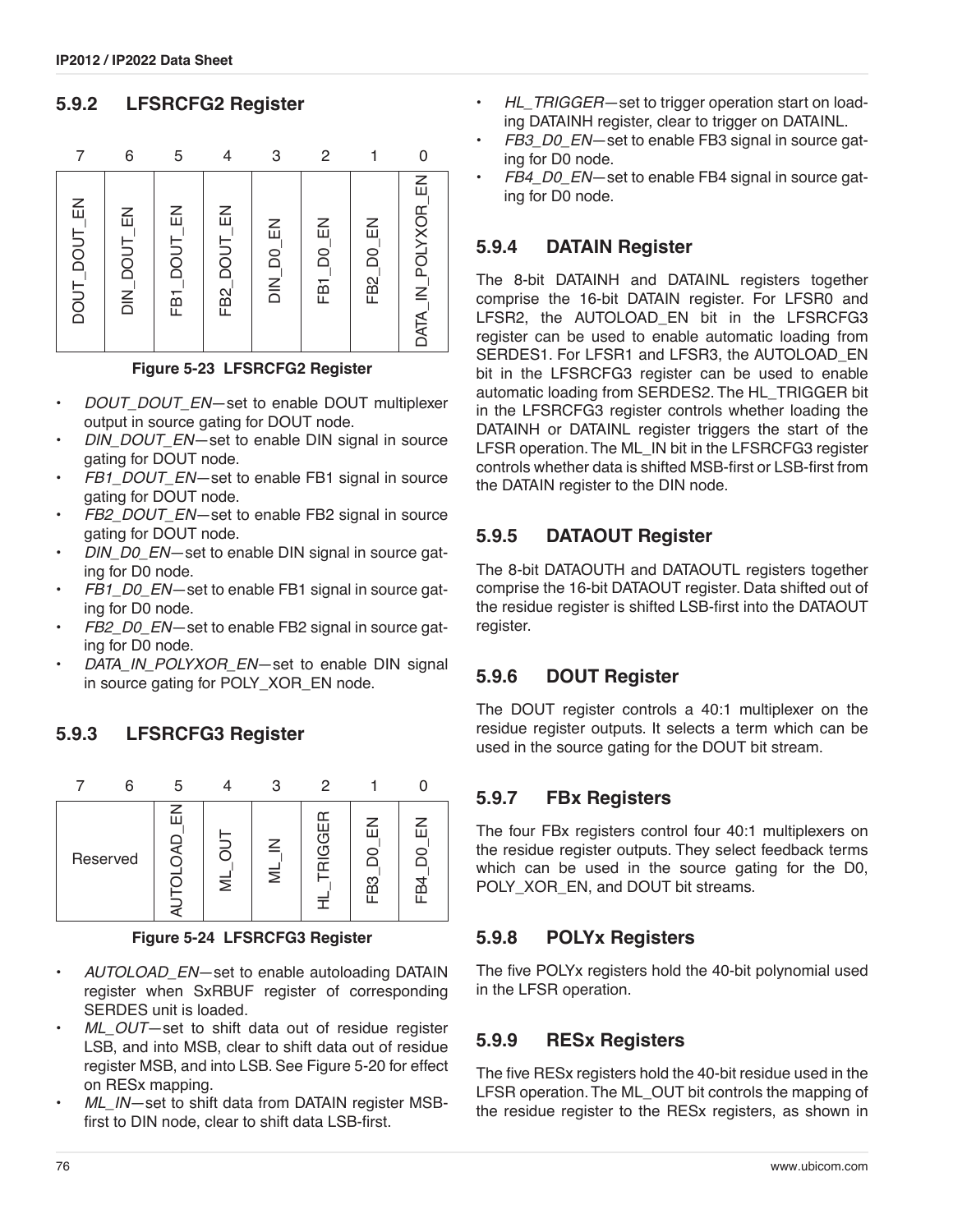### 5.9.2 LFSRCFG2 Register

| 7 | 6 | 5 | 4 | 3 | 2 | 1 | 0 |
|---|---|---|---|---|---|---|---|
| DOUT_DOUT_EN | DIN_DOUT_EN | FB1_DOUT_EN | FB2_DOUT_EN | DIN_D0_EN | FB1_D0_EN | FB2_D0_EN | DATA_IN_POLYXOR_EN |

**Figure 5-23 LFSRCFG2 Register**

- *DOUT_DOUT_EN*—set to enable DOUT multiplexer output in source gating for DOUT node.
- *DIN_DOUT_EN*—set to enable DIN signal in source gating for DOUT node.
- *FB1_DOUT_EN*—set to enable FB1 signal in source gating for DOUT node.
- *FB2_DOUT_EN*—set to enable FB2 signal in source gating for DOUT node.
- *DIN_D0_EN*—set to enable DIN signal in source gating for D0 node.
- *FB1_D0_EN*—set to enable FB1 signal in source gating for D0 node.
- *FB2_D0_EN*—set to enable FB2 signal in source gating for D0 node.
- *DATA_IN_POLYXOR_EN*—set to enable DIN signal in source gating for POLY_XOR_EN node.

### 5.9.3 LFSRCFG3 Register

| 7 | 6 | 5 | 4 | 3 | 2 | 1 | 0 |
|---|---|---|---|---|---|---|---|
| Reserved | | AUTOLOAD_EN | ML_OUT | ML_IN | HL_TRIGGER | FB3_D0_EN | FB4_D0_EN |

**Figure 5-24 LFSRCFG3 Register**

- *AUTOLOAD_EN*—set to enable autoloading DATAIN register when SxRBUF register of corresponding SERDES unit is loaded.
- *ML_OUT*—set to shift data out of residue register LSB, and into MSB, clear to shift data out of residue register MSB, and into LSB. See Figure 5-20 for effect on RESx mapping.
- *ML_IN*—set to shift data from DATAIN register MSB-first to DIN node, clear to shift data LSB-first.
- *HL_TRIGGER*—set to trigger operation start on loading DATAINH register, clear to trigger on DATAINL.
- *FB3_D0_EN*—set to enable FB3 signal in source gating for D0 node.
- *FB4_D0_EN*—set to enable FB4 signal in source gating for D0 node.

### 5.9.4 DATAIN Register

The 8-bit DATAINH and DATAINL registers together comprise the 16-bit DATAIN register. For LFSR0 and LFSR2, the AUTOLOAD_EN bit in the LFSRCFG3 register can be used to enable automatic loading from SERDES1. For LFSR1 and LFSR3, the AUTOLOAD_EN bit in the LFSRCFG3 register can be used to enable automatic loading from SERDES2. The HL_TRIGGER bit in the LFSRCFG3 register controls whether loading the DATAINH or DATAINL register triggers the start of the LFSR operation. The ML_IN bit in the LFSRCFG3 register controls whether data is shifted MSB-first or LSB-first from the DATAIN register to the DIN node.

### 5.9.5 DATAOUT Register

The 8-bit DATAOUTH and DATAOUTL registers together comprise the 16-bit DATAOUT register. Data shifted out of the residue register is shifted LSB-first into the DATAOUT register.

### 5.9.6 DOUT Register

The DOUT register controls a 40:1 multiplexer on the residue register outputs. It selects a term which can be used in the source gating for the DOUT bit stream.

### 5.9.7 FBx Registers

The four FBx registers control four 40:1 multiplexers on the residue register outputs. They select feedback terms which can be used in the source gating for the D0, POLY_XOR_EN, and DOUT bit streams.

### 5.9.8 POLYx Registers

The five POLYx registers hold the 40-bit polynomial used in the LFSR operation.

### 5.9.9 RESx Registers

The five RESx registers hold the 40-bit residue used in the LFSR operation. The ML_OUT bit controls the mapping of the residue register to the RESx registers, as shown in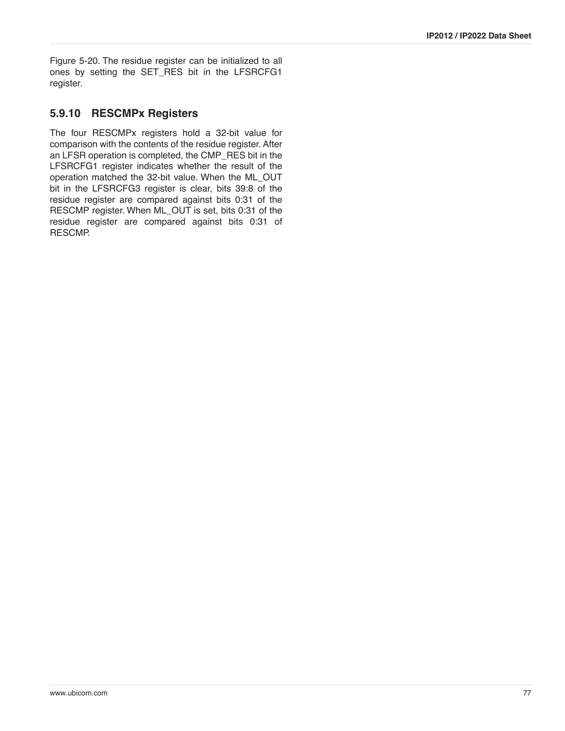Figure 5-20. The residue register can be initialized to all ones by setting the SET_RES bit in the LFSRCFG1 register.

### 5.9.10 RESCMPx Registers

The four RESCMPx registers hold a 32-bit value for comparison with the contents of the residue register. After an LFSR operation is completed, the CMP_RES bit in the LFSRCFG1 register indicates whether the result of the operation matched the 32-bit value. When the ML_OUT bit in the LFSRCFG3 register is clear, bits 39:8 of the residue register are compared against bits 0:31 of the RESCMP register. When ML_OUT is set, bits 0:31 of the residue register are compared against bits 0:31 of RESCMP.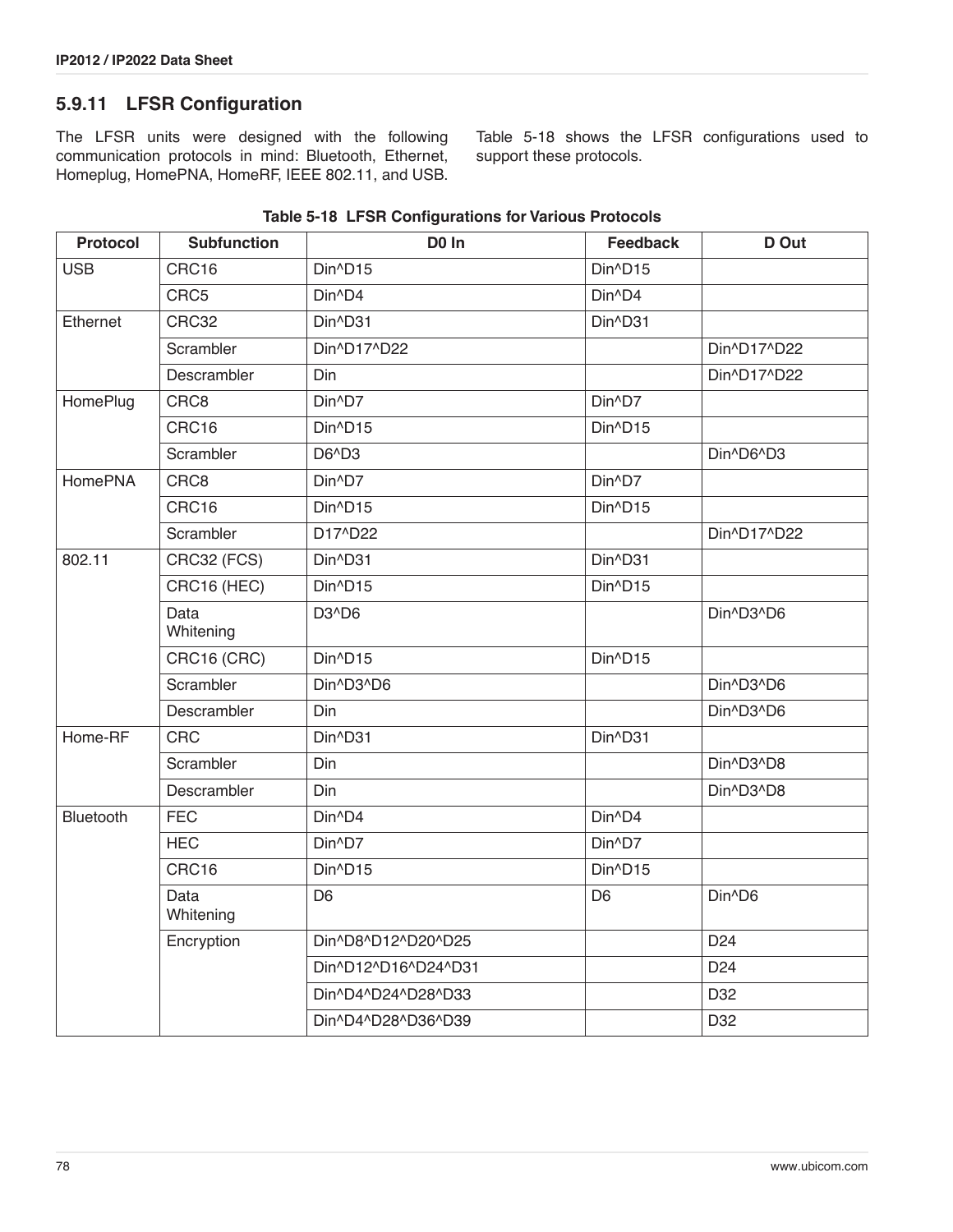## 5.9.11 LFSR Configuration

The LFSR units were designed with the following communication protocols in mind: Bluetooth, Ethernet, Homeplug, HomePNA, HomeRF, IEEE 802.11, and USB. Table 5-18 shows the LFSR configurations used to support these protocols.

**Table 5-18 LFSR Configurations for Various Protocols**

| Protocol | Subfunction | D0 In | Feedback | D Out |
|---|---|---|---|---|
| USB | CRC16 | Din^D15 | Din^D15 | |
| | CRC5 | Din^D4 | Din^D4 | |
| Ethernet | CRC32 | Din^D31 | Din^D31 | |
| | Scrambler | Din^D17^D22 | | Din^D17^D22 |
| | Descrambler | Din | | Din^D17^D22 |
| HomePlug | CRC8 | Din^D7 | Din^D7 | |
| | CRC16 | Din^D15 | Din^D15 | |
| | Scrambler | D6^D3 | | Din^D6^D3 |
| HomePNA | CRC8 | Din^D7 | Din^D7 | |
| | CRC16 | Din^D15 | Din^D15 | |
| | Scrambler | D17^D22 | | Din^D17^D22 |
| 802.11 | CRC32 (FCS) | Din^D31 | Din^D31 | |
| | CRC16 (HEC) | Din^D15 | Din^D15 | |
| | Data Whitening | D3^D6 | | Din^D3^D6 |
| | CRC16 (CRC) | Din^D15 | Din^D15 | |
| | Scrambler | Din^D3^D6 | | Din^D3^D6 |
| | Descrambler | Din | | Din^D3^D6 |
| Home-RF | CRC | Din^D31 | Din^D31 | |
| | Scrambler | Din | | Din^D3^D8 |
| | Descrambler | Din | | Din^D3^D8 |
| Bluetooth | FEC | Din^D4 | Din^D4 | |
| | HEC | Din^D7 | Din^D7 | |
| | CRC16 | Din^D15 | Din^D15 | |
| | Data Whitening | D6 | D6 | Din^D6 |
| | Encryption | Din^D8^D12^D20^D25 | | D24 |
| | | Din^D12^D16^D24^D31 | | D24 |
| | | Din^D4^D24^D28^D33 | | D32 |
| | | Din^D4^D28^D36^D39 | | D32 |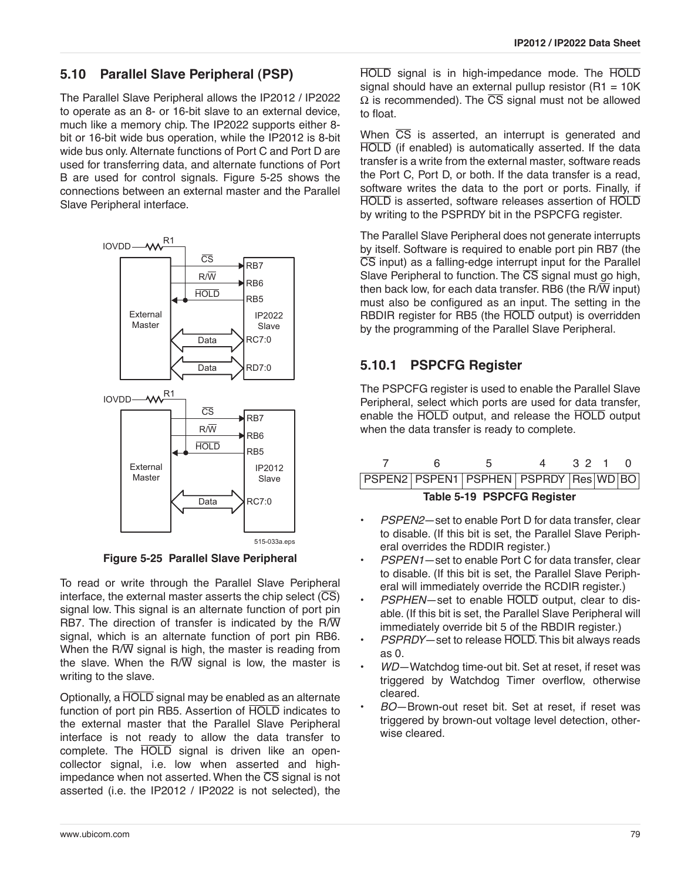## 5.10 Parallel Slave Peripheral (PSP)

The Parallel Slave Peripheral allows the IP2012 / IP2022 to operate as an 8- or 16-bit slave to an external device, much like a memory chip. The IP2022 supports either 8-bit or 16-bit wide bus operation, while the IP2012 is 8-bit wide bus only. Alternate functions of Port C and Port D are used for transferring data, and alternate functions of Port B are used for control signals. Figure 5-25 shows the connections between an external master and the Parallel Slave Peripheral interface.

**Figure 5-25 Parallel Slave Peripheral**

To read or write through the Parallel Slave Peripheral interface, the external master asserts the chip select (CS) signal low. This signal is an alternate function of port pin RB7. The direction of transfer is indicated by the R/W signal, which is an alternate function of port pin RB6. When the R/W signal is high, the master is reading from the slave. When the R/W signal is low, the master is writing to the slave.

Optionally, a HOLD signal may be enabled as an alternate function of port pin RB5. Assertion of HOLD indicates to the external master that the Parallel Slave Peripheral interface is not ready to allow the data transfer to complete. The HOLD signal is driven like an open-collector signal, i.e. low when asserted and high-impedance when not asserted. When the CS signal is not asserted (i.e. the IP2012 / IP2022 is not selected), the HOLD signal is in high-impedance mode. The HOLD signal should have an external pullup resistor (R1 = 10K Ω is recommended). The CS signal must not be allowed to float.

When CS is asserted, an interrupt is generated and HOLD (if enabled) is automatically asserted. If the data transfer is a write from the external master, software reads the Port C, Port D, or both. If the data transfer is a read, software writes the data to the port or ports. Finally, if HOLD is asserted, software releases assertion of HOLD by writing to the PSPRDY bit in the PSPCFG register.

The Parallel Slave Peripheral does not generate interrupts by itself. Software is required to enable port pin RB7 (the CS input) as a falling-edge interrupt input for the Parallel Slave Peripheral to function. The CS signal must go high, then back low, for each data transfer. RB6 (the R/W input) must also be configured as an input. The setting in the RBDIR register for RB5 (the HOLD output) is overridden by the programming of the Parallel Slave Peripheral.

### 5.10.1 PSPCFG Register

The PSPCFG register is used to enable the Parallel Slave Peripheral, select which ports are used for data transfer, enable the HOLD output, and release the HOLD output when the data transfer is ready to complete.

| 7 | 6 | 5 | 4 | 3 2 | 1 | 0 |
|---|---|---|---|---|---|---|
| PSPEN2 | PSPEN1 | PSPHEN | PSPRDY | Res | WD | BO |

**Table 5-19 PSPCFG Register**

- *PSPEN2*—set to enable Port D for data transfer, clear to disable. (If this bit is set, the Parallel Slave Peripheral overrides the RDDIR register.)
- *PSPEN1*—set to enable Port C for data transfer, clear to disable. (If this bit is set, the Parallel Slave Peripheral will immediately override the RCDIR register.)
- *PSPHEN*—set to enable HOLD output, clear to disable. (If this bit is set, the Parallel Slave Peripheral will immediately override bit 5 of the RBDIR register.)
- *PSPRDY*—set to release HOLD. This bit always reads as 0.
- *WD*—Watchdog time-out bit. Set at reset, if reset was triggered by Watchdog Timer overflow, otherwise cleared.
- *BO*—Brown-out reset bit. Set at reset, if reset was triggered by brown-out voltage level detection, otherwise cleared.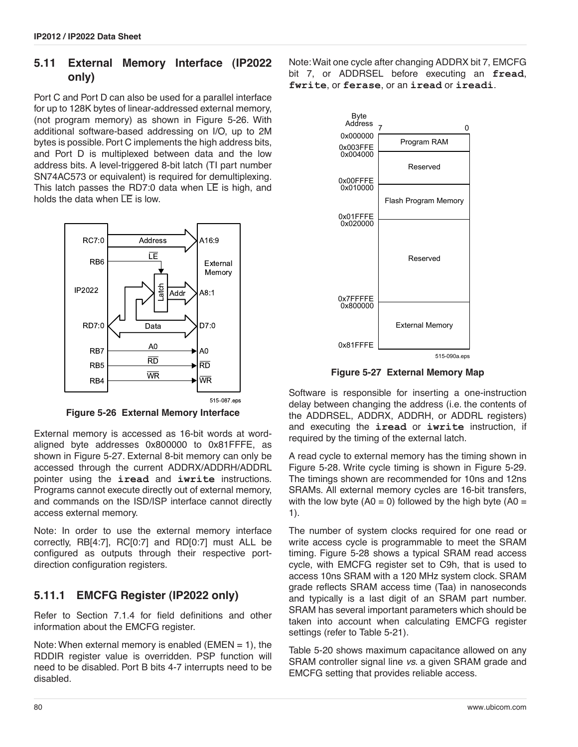## 5.11 External Memory Interface (IP2022 only)

Port C and Port D can also be used for a parallel interface for up to 128K bytes of linear-addressed external memory, (not program memory) as shown in Figure 5-26. With additional software-based addressing on I/O, up to 2M bytes is possible. Port C implements the high address bits, and Port D is multiplexed between data and the low address bits. A level-triggered 8-bit latch (TI part number SN74AC573 or equivalent) is required for demultiplexing. This latch passes the RD7:0 data when $\overline{LE}$ is high, and holds the data when $\overline{LE}$ is low.

Figure 5-26 External Memory Interface

External memory is accessed as 16-bit words at word-aligned byte addresses 0x800000 to 0x81FFFE, as shown in Figure 5-27. External 8-bit memory can only be accessed through the current ADDRX/ADDRH/ADDRL pointer using the **iread** and **iwrite** instructions. Programs cannot execute directly out of external memory, and commands on the ISD/ISP interface cannot directly access external memory.

Note: In order to use the external memory interface correctly, RB[4:7], RC[0:7] and RD[0:7] must ALL be configured as outputs through their respective port-direction configuration registers.

### 5.11.1 EMCFG Register (IP2022 only)

Refer to Section 7.1.4 for field definitions and other information about the EMCFG register.

Note: When external memory is enabled (EMEN = 1), the RDDIR register value is overridden. PSP function will need to be disabled. Port B bits 4-7 interrupts need to be disabled.

Note: Wait one cycle after changing ADDRX bit 7, EMCFG bit 7, or ADDRSEL before executing an **fread**, **fwrite**, or **ferase**, or an **iread** or **iread**i.

Figure 5-27 External Memory Map

Software is responsible for inserting a one-instruction delay between changing the address (i.e. the contents of the ADDRSEL, ADDRX, ADDRH, or ADDRL registers) and executing the **iread** or **iwrite** instruction, if required by the timing of the external latch.

A read cycle to external memory has the timing shown in Figure 5-28. Write cycle timing is shown in Figure 5-29. The timings shown are recommended for 10ns and 12ns SRAMs. All external memory cycles are 16-bit transfers, with the low byte (A0 = 0) followed by the high byte (A0 = 1).

The number of system clocks required for one read or write access cycle is programmable to meet the SRAM timing. Figure 5-28 shows a typical SRAM read access cycle, with EMCFG register set to C9h, that is used to access 10ns SRAM with a 120 MHz system clock. SRAM grade reflects SRAM access time (Taa) in nanoseconds and typically is a last digit of an SRAM part number. SRAM has several important parameters which should be taken into account when calculating EMCFG register settings (refer to Table 5-21).

Table 5-20 shows maximum capacitance allowed on any SRAM controller signal line *vs*. a given SRAM grade and EMCFG setting that provides reliable access.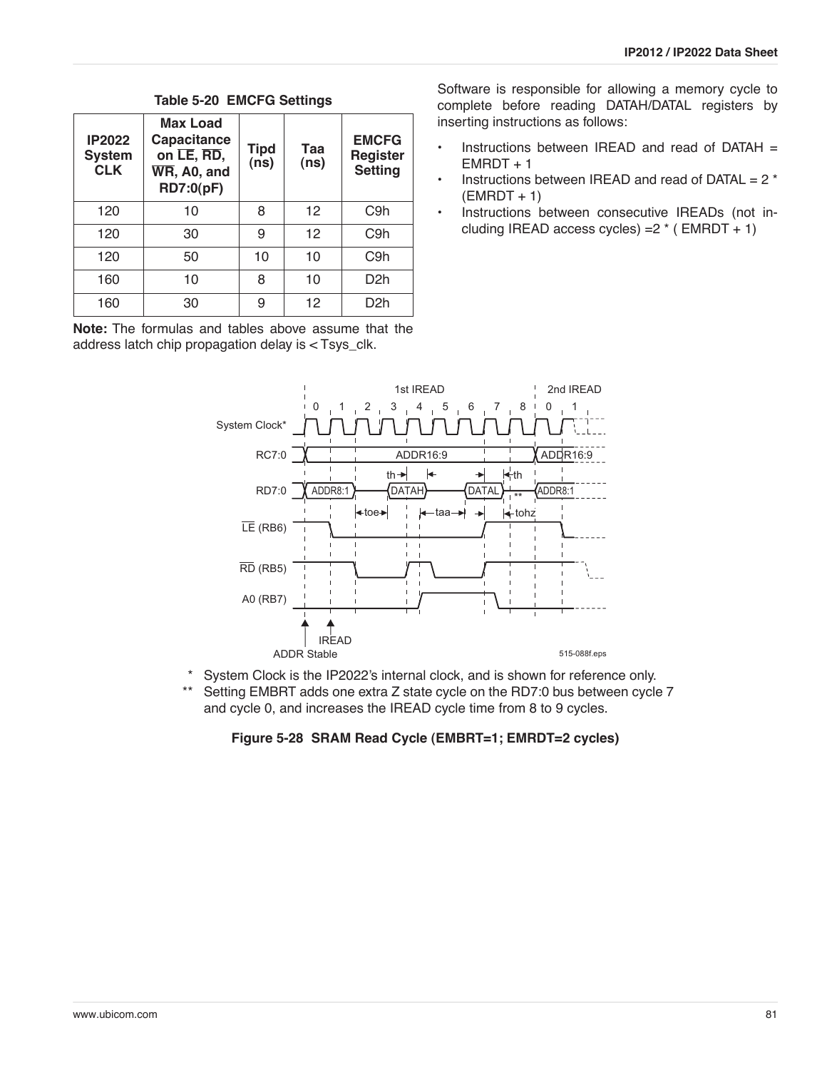**Table 5-20 EMCFG Settings**

| IP2022 System CLK | Max Load Capacitance on LE, RD, WR, A0, and RD7:0(pF) | Tipd (ns) | Taa (ns) | EMCFG Register Setting |
|---|---|---|---|---|
| 120 | 10 | 8 | 12 | C9h |
| 120 | 30 | 9 | 12 | C9h |
| 120 | 50 | 10 | 10 | C9h |
| 160 | 10 | 8 | 10 | D2h |
| 160 | 30 | 9 | 12 | D2h |

**Note:** The formulas and tables above assume that the address latch chip propagation delay is < Tsys_clk.

Software is responsible for allowing a memory cycle to complete before reading DATAH/DATAL registers by inserting instructions as follows:

- Instructions between IREAD and read of DATAH = EMRDT + 1
- Instructions between IREAD and read of DATAL = 2 * (EMRDT + 1)
- Instructions between consecutive IREADs (not including IREAD access cycles) =2 * ( EMRDT + 1)

\* System Clock is the IP2022's internal clock, and is shown for reference only.

\*\* Setting EMBRT adds one extra Z state cycle on the RD7:0 bus between cycle 7 and cycle 0, and increases the IREAD cycle time from 8 to 9 cycles.

**Figure 5-28 SRAM Read Cycle (EMBRT=1; EMRDT=2 cycles)**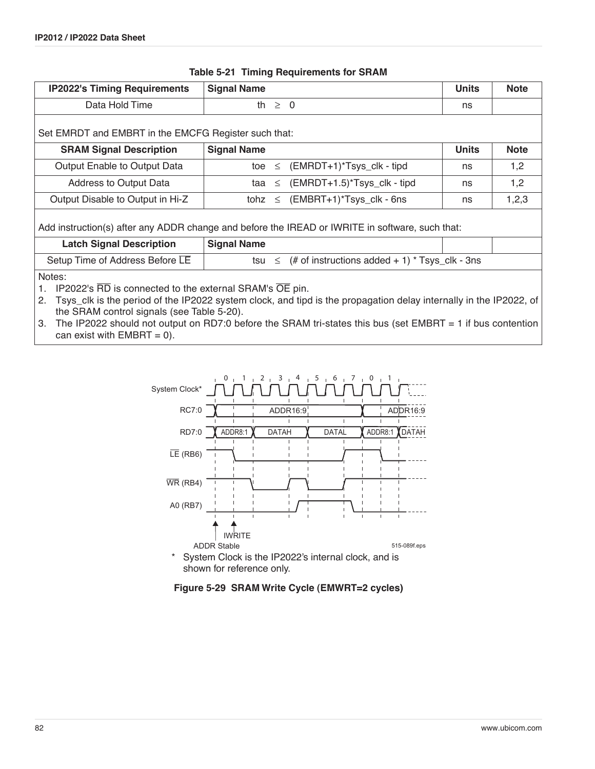**Table 5-21 Timing Requirements for SRAM**

| IP2022's Timing Requirements | Signal Name | Units | Note |
|---|---|---|---|
| Data Hold Time | th ≥ 0 | ns | |
| Set EMRDT and EMBRT in the EMCFG Register such that: | | | |
| **SRAM Signal Description** | **Signal Name** | **Units** | **Note** |
| Output Enable to Output Data | toe ≤ (EMRDT+1)*Tsys_clk - tipd | ns | 1,2 |
| Address to Output Data | taa ≤ (EMRDT+1.5)*Tsys_clk - tipd | ns | 1,2 |
| Output Disable to Output in Hi-Z | tohz ≤ (EMBRT+1)*Tsys_clk - 6ns | ns | 1,2,3 |
| Add instruction(s) after any ADDR change and before the IREAD or IWRITE in software, such that: | | | |
| **Latch Signal Description** | **Signal Name** | | |
| Setup Time of Address Before $\overline{LE}$ | tsu ≤ (# of instructions added + 1) * Tsys_clk - 3ns | | |

Notes:
1. IP2022's $\overline{RD}$ is connected to the external SRAM's $\overline{OE}$ pin.
2. Tsys_clk is the period of the IP2022 system clock, and tipd is the propagation delay internally in the IP2022, of the SRAM control signals (see Table 5-20).
3. The IP2022 should not output on RD7:0 before the SRAM tri-states this bus (set EMBRT = 1 if bus contention can exist with EMBRT = 0).

* System Clock is the IP2022's internal clock, and is shown for reference only.

**Figure 5-29 SRAM Write Cycle (EMWRT=2 cycles)**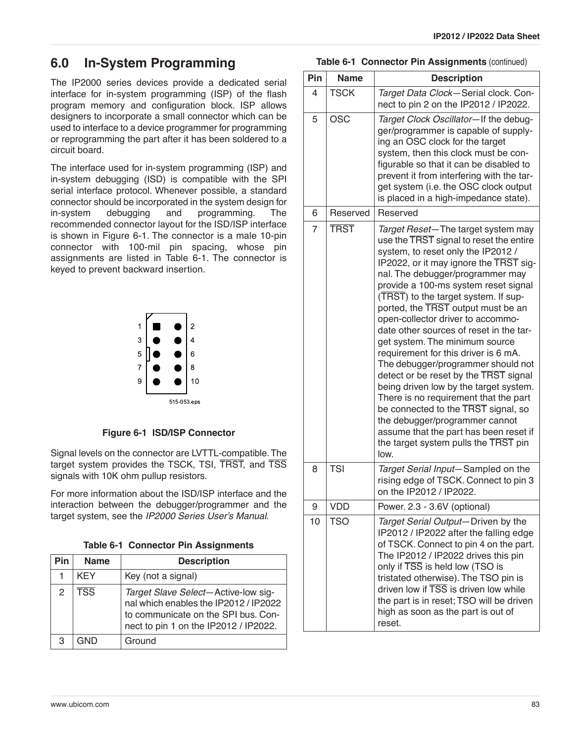# 6.0 In-System Programming

The IP2000 series devices provide a dedicated serial interface for in-system programming (ISP) of the flash program memory and configuration block. ISP allows designers to incorporate a small connector which can be used to interface to a device programmer for programming or reprogramming the part after it has been soldered to a circuit board.

The interface used for in-system programming (ISP) and in-system debugging (ISD) is compatible with the SPI serial interface protocol. Whenever possible, a standard connector should be incorporated in the system design for in-system debugging and programming. The recommended connector layout for the ISD/ISP interface is shown in Figure 6-1. The connector is a male 10-pin connector with 100-mil pin spacing, whose pin assignments are listed in Table 6-1. The connector is keyed to prevent backward insertion.

**Figure 6-1 ISD/ISP Connector**

Signal levels on the connector are LVTTL-compatible. The target system provides the TSCK, TSI, $\overline{\text{TRST}}$, and $\overline{\text{TSS}}$ signals with 10K ohm pullup resistors.

For more information about the ISD/ISP interface and the interaction between the debugger/programmer and the target system, see the *IP2000 Series User's Manual*.

**Table 6-1 Connector Pin Assignments**

| Pin | Name | Description |
|---|---|---|
| 1 | KEY | Key (not a signal) |
| 2 | $\overline{\text{TSS}}$ | *Target Slave Select*—Active-low signal which enables the IP2012 / IP2022 to communicate on the SPI bus. Connect to pin 1 on the IP2012 / IP2022. |
| 3 | GND | Ground |
| 4 | TSCK | *Target Data Clock*—Serial clock. Connect to pin 2 on the IP2012 / IP2022. |
| 5 | OSC | *Target Clock Oscillator*—If the debugger/programmer is capable of supplying an OSC clock for the target system, then this clock must be configurable so that it can be disabled to prevent it from interfering with the target system (i.e. the OSC clock output is placed in a high-impedance state). |
| 6 | Reserved | Reserved |
| 7 | $\overline{\text{TRST}}$ | *Target Reset*—The target system may use the $\overline{\text{TRST}}$ signal to reset the entire system, to reset only the IP2012 / IP2022, or it may ignore the $\overline{\text{TRST}}$ signal. The debugger/programmer may provide a 100-ms system reset signal ($\overline{\text{TRST}}$) to the target system. If supported, the $\overline{\text{TRST}}$ output must be an open-collector driver to accommodate other sources of reset in the target system. The minimum source requirement for this driver is 6 mA. The debugger/programmer should not detect or be reset by the $\overline{\text{TRST}}$ signal being driven low by the target system. There is no requirement that the part be connected to the $\overline{\text{TRST}}$ signal, so the debugger/programmer cannot assume that the part has been reset if the target system pulls the $\overline{\text{TRST}}$ pin low. |
| 8 | TSI | *Target Serial Input*—Sampled on the rising edge of TSCK. Connect to pin 3 on the IP2012 / IP2022. |
| 9 | VDD | Power. 2.3 - 3.6V (optional) |
| 10 | TSO | *Target Serial Output*—Driven by the IP2012 / IP2022 after the falling edge of TSCK. Connect to pin 4 on the part. The IP2012 / IP2022 drives this pin only if $\overline{\text{TSS}}$ is held low (TSO is tristated otherwise). The TSO pin is driven low if $\overline{\text{TSS}}$ is driven low while the part is in reset; TSO will be driven high as soon as the part is out of reset. |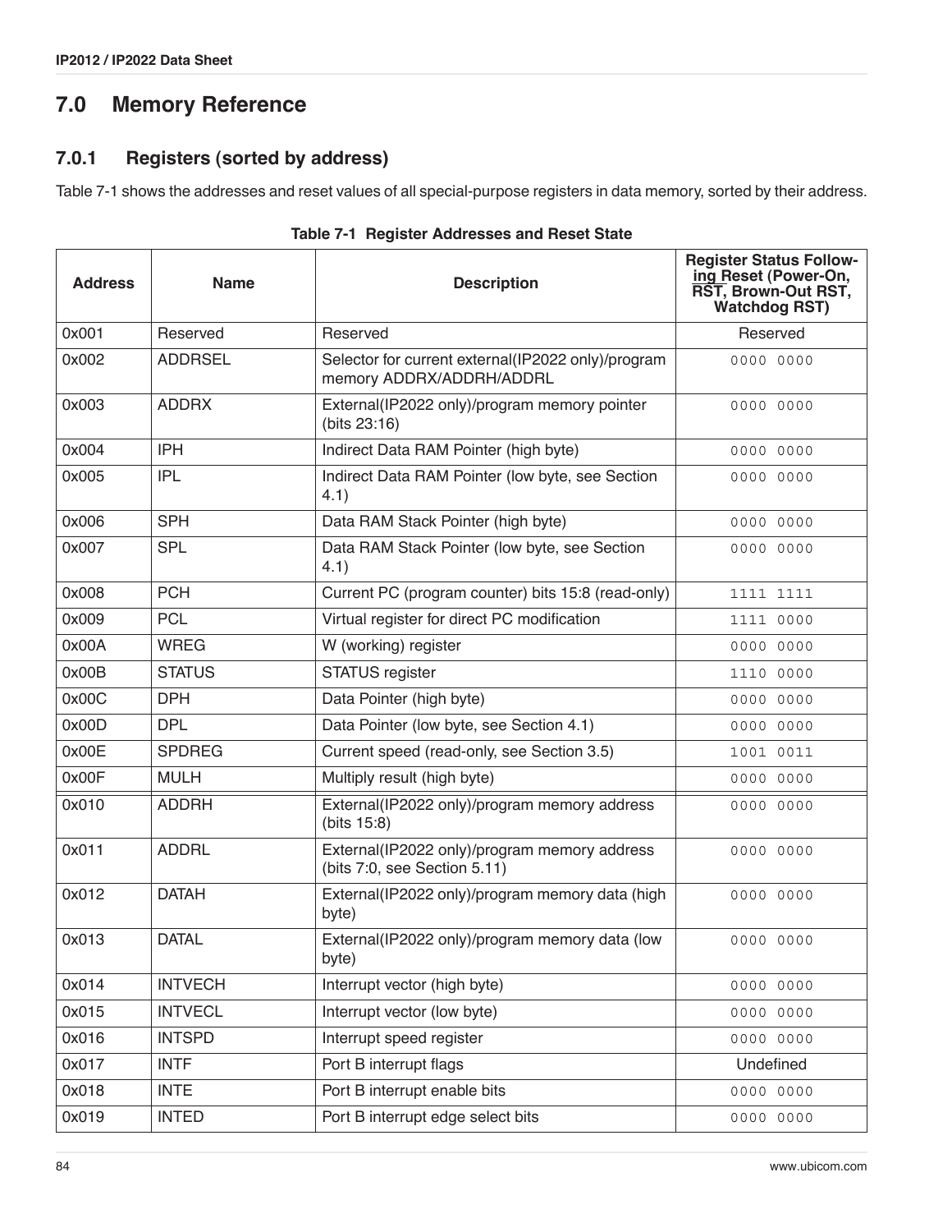# 7.0 Memory Reference

## 7.0.1 Registers (sorted by address)

Table 7-1 shows the addresses and reset values of all special-purpose registers in data memory, sorted by their address.

**Table 7-1 Register Addresses and Reset State**

| Address | Name | Description | Register Status Following Reset (Power-On, RST, Brown-Out RST, Watchdog RST) |
|---|---|---|---|
| 0x001 | Reserved | Reserved | Reserved |
| 0x002 | ADDRSEL | Selector for current external(IP2022 only)/program memory ADDRX/ADDRH/ADDRL | 0000 0000 |
| 0x003 | ADDRX | External(IP2022 only)/program memory pointer (bits 23:16) | 0000 0000 |
| 0x004 | IPH | Indirect Data RAM Pointer (high byte) | 0000 0000 |
| 0x005 | IPL | Indirect Data RAM Pointer (low byte, see Section 4.1) | 0000 0000 |
| 0x006 | SPH | Data RAM Stack Pointer (high byte) | 0000 0000 |
| 0x007 | SPL | Data RAM Stack Pointer (low byte, see Section 4.1) | 0000 0000 |
| 0x008 | PCH | Current PC (program counter) bits 15:8 (read-only) | 1111 1111 |
| 0x009 | PCL | Virtual register for direct PC modification | 1111 0000 |
| 0x00A | WREG | W (working) register | 0000 0000 |
| 0x00B | STATUS | STATUS register | 1110 0000 |
| 0x00C | DPH | Data Pointer (high byte) | 0000 0000 |
| 0x00D | DPL | Data Pointer (low byte, see Section 4.1) | 0000 0000 |
| 0x00E | SPDREG | Current speed (read-only, see Section 3.5) | 1001 0011 |
| 0x00F | MULH | Multiply result (high byte) | 0000 0000 |
| 0x010 | ADDRH | External(IP2022 only)/program memory address (bits 15:8) | 0000 0000 |
| 0x011 | ADDRL | External(IP2022 only)/program memory address (bits 7:0, see Section 5.11) | 0000 0000 |
| 0x012 | DATAH | External(IP2022 only)/program memory data (high byte) | 0000 0000 |
| 0x013 | DATAL | External(IP2022 only)/program memory data (low byte) | 0000 0000 |
| 0x014 | INTVECH | Interrupt vector (high byte) | 0000 0000 |
| 0x015 | INTVECL | Interrupt vector (low byte) | 0000 0000 |
| 0x016 | INTSPD | Interrupt speed register | 0000 0000 |
| 0x017 | INTF | Port B interrupt flags | Undefined |
| 0x018 | INTE | Port B interrupt enable bits | 0000 0000 |
| 0x019 | INTED | Port B interrupt edge select bits | 0000 0000 |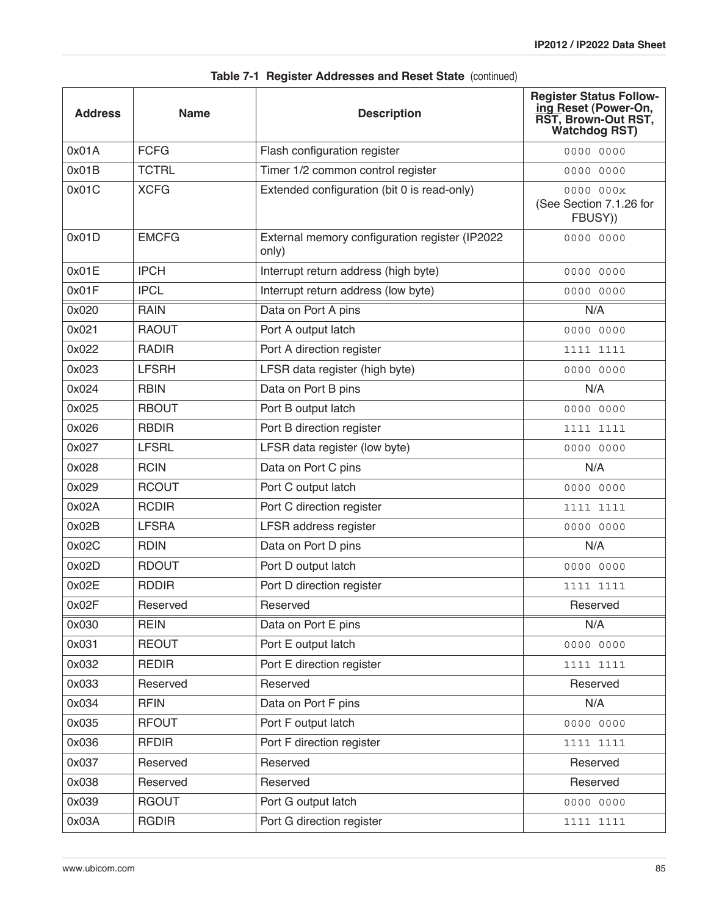**Table 7-1 Register Addresses and Reset State** (continued)

| Address | Name | Description | Register Status Following Reset (Power-On, RST, Brown-Out RST, Watchdog RST) |
|---|---|---|---|
| 0x01A | FCFG | Flash configuration register | 0000 0000 |
| 0x01B | TCTRL | Timer 1/2 common control register | 0000 0000 |
| 0x01C | XCFG | Extended configuration (bit 0 is read-only) | 0000 000x (See Section 7.1.26 for FBUSY)) |
| 0x01D | EMCFG | External memory configuration register (IP2022 only) | 0000 0000 |
| 0x01E | IPCH | Interrupt return address (high byte) | 0000 0000 |
| 0x01F | IPCL | Interrupt return address (low byte) | 0000 0000 |
| 0x020 | RAIN | Data on Port A pins | N/A |
| 0x021 | RAOUT | Port A output latch | 0000 0000 |
| 0x022 | RADIR | Port A direction register | 1111 1111 |
| 0x023 | LFSRH | LFSR data register (high byte) | 0000 0000 |
| 0x024 | RBIN | Data on Port B pins | N/A |
| 0x025 | RBOUT | Port B output latch | 0000 0000 |
| 0x026 | RBDIR | Port B direction register | 1111 1111 |
| 0x027 | LFSRL | LFSR data register (low byte) | 0000 0000 |
| 0x028 | RCIN | Data on Port C pins | N/A |
| 0x029 | RCOUT | Port C output latch | 0000 0000 |
| 0x02A | RCDIR | Port C direction register | 1111 1111 |
| 0x02B | LFSRA | LFSR address register | 0000 0000 |
| 0x02C | RDIN | Data on Port D pins | N/A |
| 0x02D | RDOUT | Port D output latch | 0000 0000 |
| 0x02E | RDDIR | Port D direction register | 1111 1111 |
| 0x02F | Reserved | Reserved | Reserved |
| 0x030 | REIN | Data on Port E pins | N/A |
| 0x031 | REOUT | Port E output latch | 0000 0000 |
| 0x032 | REDIR | Port E direction register | 1111 1111 |
| 0x033 | Reserved | Reserved | Reserved |
| 0x034 | RFIN | Data on Port F pins | N/A |
| 0x035 | RFOUT | Port F output latch | 0000 0000 |
| 0x036 | RFDIR | Port F direction register | 1111 1111 |
| 0x037 | Reserved | Reserved | Reserved |
| 0x038 | Reserved | Reserved | Reserved |
| 0x039 | RGOUT | Port G output latch | 0000 0000 |
| 0x03A | RGDIR | Port G direction register | 1111 1111 |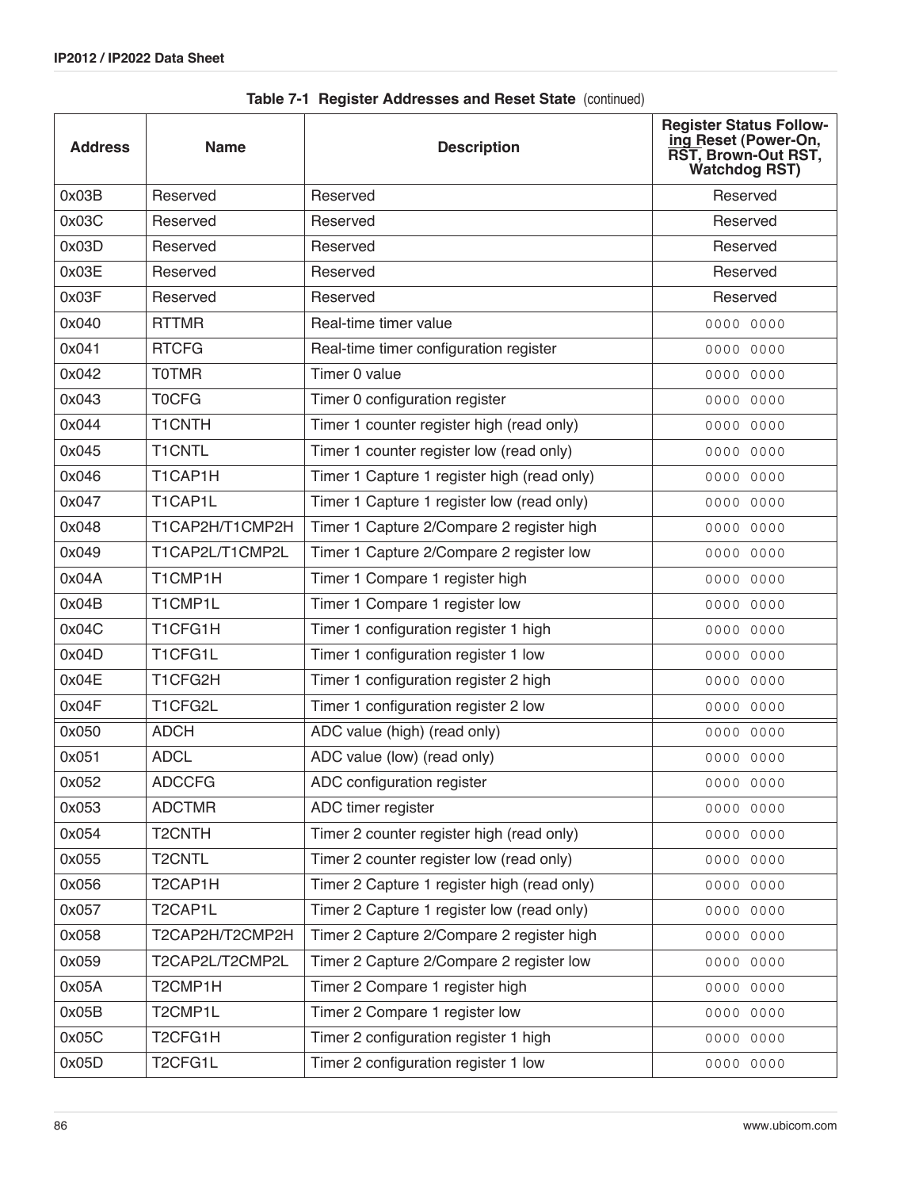**Table 7-1 Register Addresses and Reset State** (continued)

| Address | Name | Description | Register Status Following Reset (Power-On, RST, Brown-Out RST, Watchdog RST) |
|---|---|---|---|
| 0x03B | Reserved | Reserved | Reserved |
| 0x03C | Reserved | Reserved | Reserved |
| 0x03D | Reserved | Reserved | Reserved |
| 0x03E | Reserved | Reserved | Reserved |
| 0x03F | Reserved | Reserved | Reserved |
| 0x040 | RTTMR | Real-time timer value | 0000 0000 |
| 0x041 | RTCFG | Real-time timer configuration register | 0000 0000 |
| 0x042 | T0TMR | Timer 0 value | 0000 0000 |
| 0x043 | T0CFG | Timer 0 configuration register | 0000 0000 |
| 0x044 | T1CNTH | Timer 1 counter register high (read only) | 0000 0000 |
| 0x045 | T1CNTL | Timer 1 counter register low (read only) | 0000 0000 |
| 0x046 | T1CAP1H | Timer 1 Capture 1 register high (read only) | 0000 0000 |
| 0x047 | T1CAP1L | Timer 1 Capture 1 register low (read only) | 0000 0000 |
| 0x048 | T1CAP2H/T1CMP2H | Timer 1 Capture 2/Compare 2 register high | 0000 0000 |
| 0x049 | T1CAP2L/T1CMP2L | Timer 1 Capture 2/Compare 2 register low | 0000 0000 |
| 0x04A | T1CMP1H | Timer 1 Compare 1 register high | 0000 0000 |
| 0x04B | T1CMP1L | Timer 1 Compare 1 register low | 0000 0000 |
| 0x04C | T1CFG1H | Timer 1 configuration register 1 high | 0000 0000 |
| 0x04D | T1CFG1L | Timer 1 configuration register 1 low | 0000 0000 |
| 0x04E | T1CFG2H | Timer 1 configuration register 2 high | 0000 0000 |
| 0x04F | T1CFG2L | Timer 1 configuration register 2 low | 0000 0000 |
| 0x050 | ADCH | ADC value (high) (read only) | 0000 0000 |
| 0x051 | ADCL | ADC value (low) (read only) | 0000 0000 |
| 0x052 | ADCCFG | ADC configuration register | 0000 0000 |
| 0x053 | ADCTMR | ADC timer register | 0000 0000 |
| 0x054 | T2CNTH | Timer 2 counter register high (read only) | 0000 0000 |
| 0x055 | T2CNTL | Timer 2 counter register low (read only) | 0000 0000 |
| 0x056 | T2CAP1H | Timer 2 Capture 1 register high (read only) | 0000 0000 |
| 0x057 | T2CAP1L | Timer 2 Capture 1 register low (read only) | 0000 0000 |
| 0x058 | T2CAP2H/T2CMP2H | Timer 2 Capture 2/Compare 2 register high | 0000 0000 |
| 0x059 | T2CAP2L/T2CMP2L | Timer 2 Capture 2/Compare 2 register low | 0000 0000 |
| 0x05A | T2CMP1H | Timer 2 Compare 1 register high | 0000 0000 |
| 0x05B | T2CMP1L | Timer 2 Compare 1 register low | 0000 0000 |
| 0x05C | T2CFG1H | Timer 2 configuration register 1 high | 0000 0000 |
| 0x05D | T2CFG1L | Timer 2 configuration register 1 low | 0000 0000 |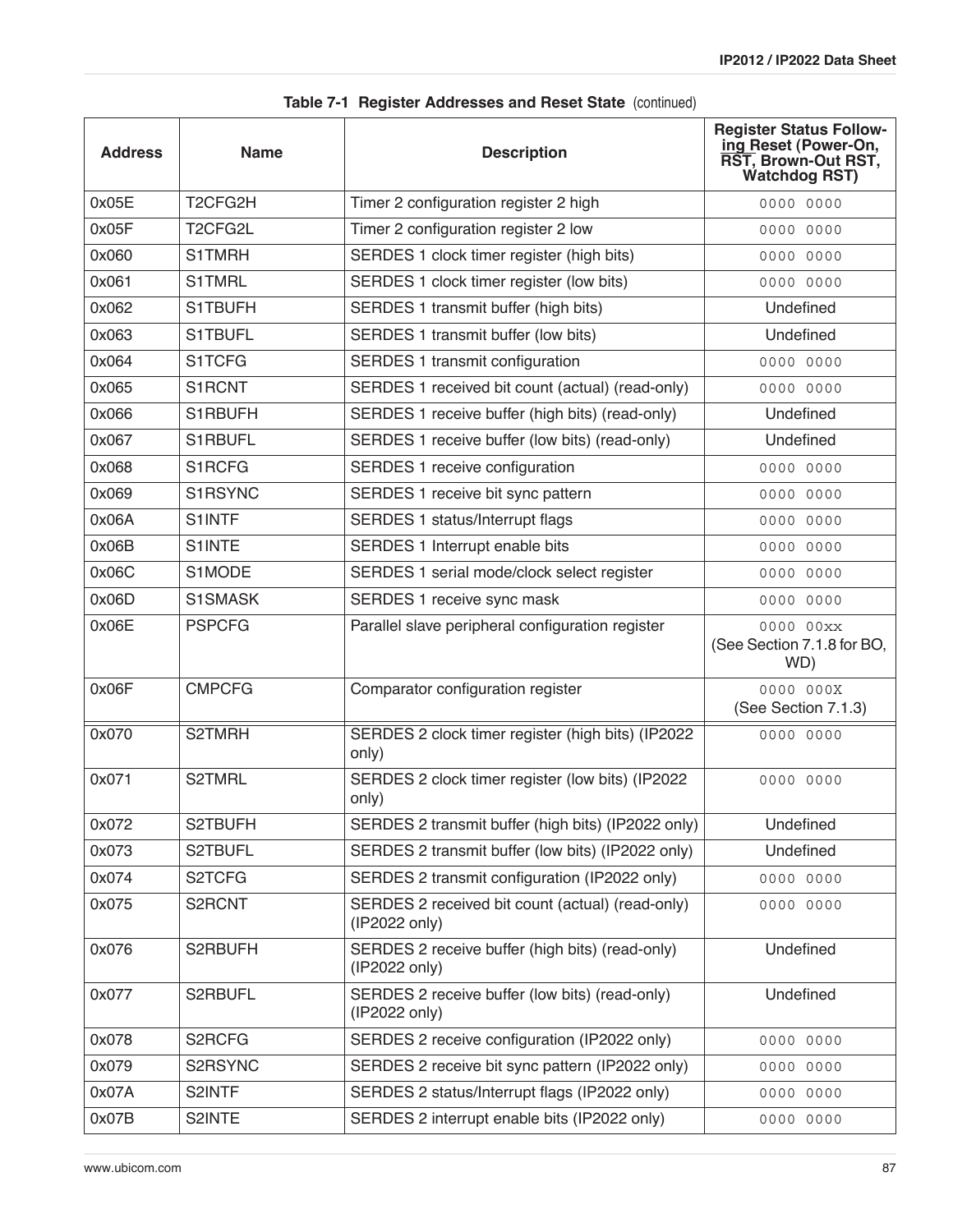**Table 7-1 Register Addresses and Reset State** (continued)

| Address | Name | Description | Register Status Following Reset (Power-On, RST, Brown-Out RST, Watchdog RST) |
|---|---|---|---|
| 0x05E | T2CFG2H | Timer 2 configuration register 2 high | 0000 0000 |
| 0x05F | T2CFG2L | Timer 2 configuration register 2 low | 0000 0000 |
| 0x060 | S1TMRH | SERDES 1 clock timer register (high bits) | 0000 0000 |
| 0x061 | S1TMRL | SERDES 1 clock timer register (low bits) | 0000 0000 |
| 0x062 | S1TBUFH | SERDES 1 transmit buffer (high bits) | Undefined |
| 0x063 | S1TBUFL | SERDES 1 transmit buffer (low bits) | Undefined |
| 0x064 | S1TCFG | SERDES 1 transmit configuration | 0000 0000 |
| 0x065 | S1RCNT | SERDES 1 received bit count (actual) (read-only) | 0000 0000 |
| 0x066 | S1RBUFH | SERDES 1 receive buffer (high bits) (read-only) | Undefined |
| 0x067 | S1RBUFL | SERDES 1 receive buffer (low bits) (read-only) | Undefined |
| 0x068 | S1RCFG | SERDES 1 receive configuration | 0000 0000 |
| 0x069 | S1RSYNC | SERDES 1 receive bit sync pattern | 0000 0000 |
| 0x06A | S1INTF | SERDES 1 status/Interrupt flags | 0000 0000 |
| 0x06B | S1INTE | SERDES 1 Interrupt enable bits | 0000 0000 |
| 0x06C | S1MODE | SERDES 1 serial mode/clock select register | 0000 0000 |
| 0x06D | S1SMASK | SERDES 1 receive sync mask | 0000 0000 |
| 0x06E | PSPCFG | Parallel slave peripheral configuration register | 0000 00xx (See Section 7.1.8 for BO, WD) |
| 0x06F | CMPCFG | Comparator configuration register | 0000 000X (See Section 7.1.3) |
| 0x070 | S2TMRH | SERDES 2 clock timer register (high bits) (IP2022 only) | 0000 0000 |
| 0x071 | S2TMRL | SERDES 2 clock timer register (low bits) (IP2022 only) | 0000 0000 |
| 0x072 | S2TBUFH | SERDES 2 transmit buffer (high bits) (IP2022 only) | Undefined |
| 0x073 | S2TBUFL | SERDES 2 transmit buffer (low bits) (IP2022 only) | Undefined |
| 0x074 | S2TCFG | SERDES 2 transmit configuration (IP2022 only) | 0000 0000 |
| 0x075 | S2RCNT | SERDES 2 received bit count (actual) (read-only) (IP2022 only) | 0000 0000 |
| 0x076 | S2RBUFH | SERDES 2 receive buffer (high bits) (read-only) (IP2022 only) | Undefined |
| 0x077 | S2RBUFL | SERDES 2 receive buffer (low bits) (read-only) (IP2022 only) | Undefined |
| 0x078 | S2RCFG | SERDES 2 receive configuration (IP2022 only) | 0000 0000 |
| 0x079 | S2RSYNC | SERDES 2 receive bit sync pattern (IP2022 only) | 0000 0000 |
| 0x07A | S2INTF | SERDES 2 status/Interrupt flags (IP2022 only) | 0000 0000 |
| 0x07B | S2INTE | SERDES 2 interrupt enable bits (IP2022 only) | 0000 0000 |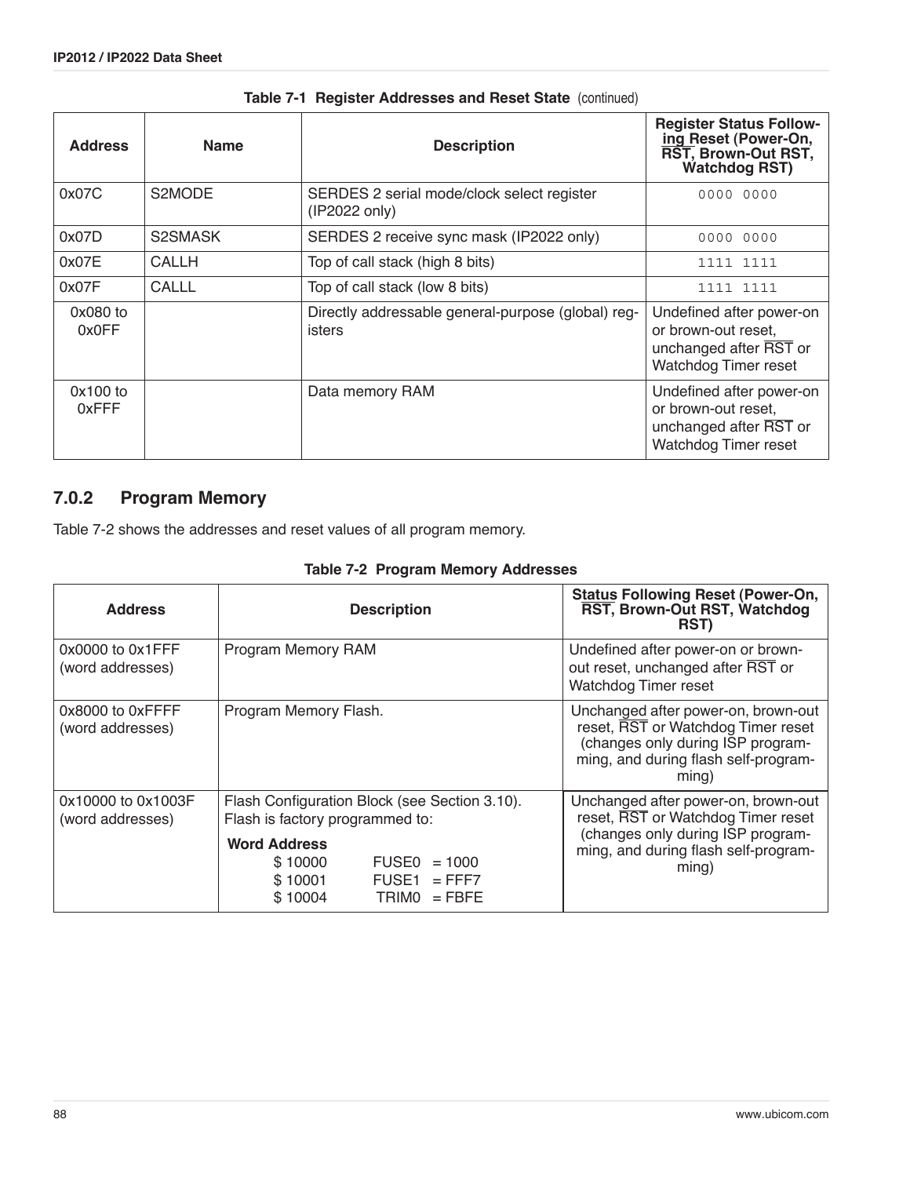**Table 7-1 Register Addresses and Reset State** (continued)

| Address | Name | Description | Register Status Following Reset (Power-On, RST, Brown-Out RST, Watchdog RST) |
|---|---|---|---|
| 0x07C | S2MODE | SERDES 2 serial mode/clock select register (IP2022 only) | 0000 0000 |
| 0x07D | S2SMASK | SERDES 2 receive sync mask (IP2022 only) | 0000 0000 |
| 0x07E | CALLH | Top of call stack (high 8 bits) | 1111 1111 |
| 0x07F | CALLL | Top of call stack (low 8 bits) | 1111 1111 |
| 0x080 to 0x0FF | | Directly addressable general-purpose (global) registers | Undefined after power-on or brown-out reset, unchanged after RST or Watchdog Timer reset |
| 0x100 to 0xFFF | | Data memory RAM | Undefined after power-on or brown-out reset, unchanged after RST or Watchdog Timer reset |

### 7.0.2 Program Memory

Table 7-2 shows the addresses and reset values of all program memory.

**Table 7-2 Program Memory Addresses**

| Address | Description | Status Following Reset (Power-On, RST, Brown-Out RST, Watchdog RST) |
|---|---|---|
| 0x0000 to 0x1FFF (word addresses) | Program Memory RAM | Undefined after power-on or brown-out reset, unchanged after RST or Watchdog Timer reset |
| 0x8000 to 0xFFFF (word addresses) | Program Memory Flash. | Unchanged after power-on, brown-out reset, RST or Watchdog Timer reset (changes only during ISP programming, and during flash self-programming) |
| 0x10000 to 0x1003F (word addresses) | Flash Configuration Block (see Section 3.10). Flash is factory programmed to: **Word Address** $ 10000 FUSE0 = 1000; $ 10001 FUSE1 = FFF7; $ 10004 TRIM0 = FBFE | Unchanged after power-on, brown-out reset, RST or Watchdog Timer reset (changes only during ISP programming, and during flash self-programming) |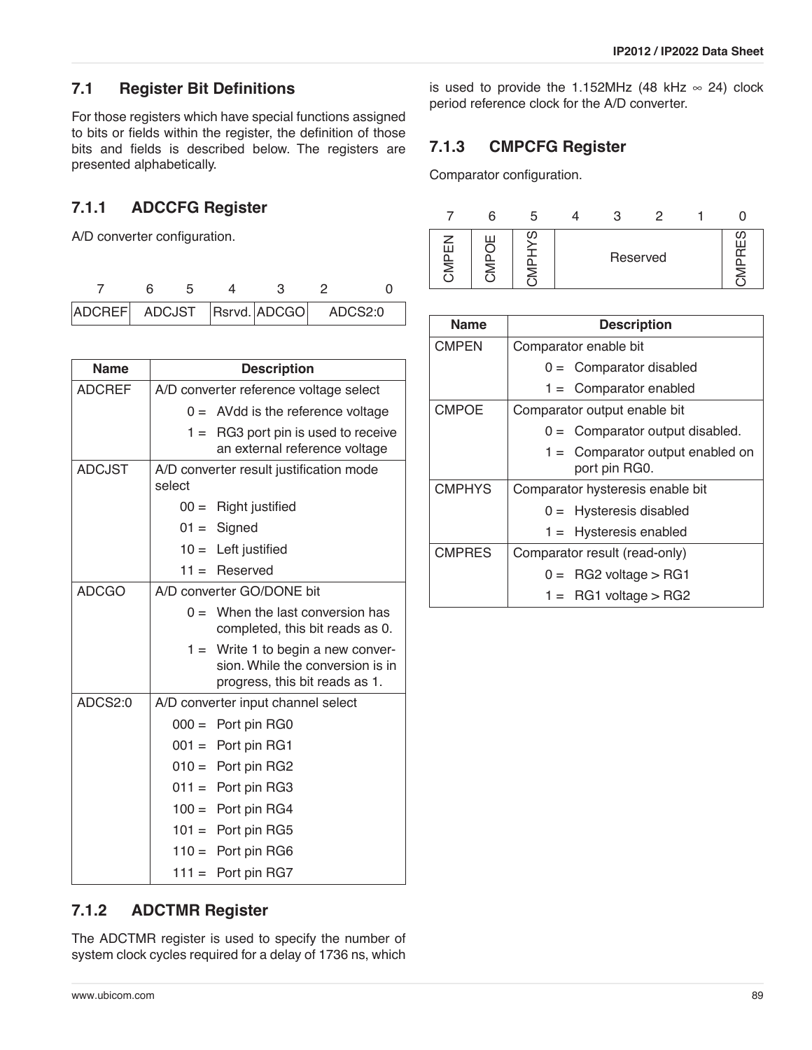## 7.1 Register Bit Definitions

For those registers which have special functions assigned to bits or fields within the register, the definition of those bits and fields is described below. The registers are presented alphabetically.

### 7.1.1 ADCCFG Register

A/D converter configuration.

| 7 | 6 5 | 4 | 3 | 2 0 |
|---|---|---|---|---|
| ADCREF | ADCJST | Rsrvd. | ADCGO | ADCS2:0 |

| Name | Description |
|---|---|
| ADCREF | A/D converter reference voltage select<br>0 = AVdd is the reference voltage<br>1 = RG3 port pin is used to receive an external reference voltage |
| ADCJST | A/D converter result justification mode select<br>00 = Right justified<br>01 = Signed<br>10 = Left justified<br>11 = Reserved |
| ADCGO | A/D converter GO/DONE bit<br>0 = When the last conversion has completed, this bit reads as 0.<br>1 = Write 1 to begin a new conversion. While the conversion is in progress, this bit reads as 1. |
| ADCS2:0 | A/D converter input channel select<br>000 = Port pin RG0<br>001 = Port pin RG1<br>010 = Port pin RG2<br>011 = Port pin RG3<br>100 = Port pin RG4<br>101 = Port pin RG5<br>110 = Port pin RG6<br>111 = Port pin RG7 |

### 7.1.2 ADCTMR Register

The ADCTMR register is used to specify the number of system clock cycles required for a delay of 1736 ns, which is used to provide the 1.152MHz (48 kHz ∞ 24) clock period reference clock for the A/D converter.

### 7.1.3 CMPCFG Register

Comparator configuration.

| 7 | 6 | 5 | 4 | 3 | 2 | 1 | 0 |
|---|---|---|---|---|---|---|---|
| CMPEN | CMPOE | CMPHYS | Reserved | | | | CMPRES |

| Name | Description |
|---|---|
| CMPEN | Comparator enable bit<br>0 = Comparator disabled<br>1 = Comparator enabled |
| CMPOE | Comparator output enable bit<br>0 = Comparator output disabled.<br>1 = Comparator output enabled on port pin RG0. |
| CMPHYS | Comparator hysteresis enable bit<br>0 = Hysteresis disabled<br>1 = Hysteresis enabled |
| CMPRES | Comparator result (read-only)<br>0 = RG2 voltage > RG1<br>1 = RG1 voltage > RG2 |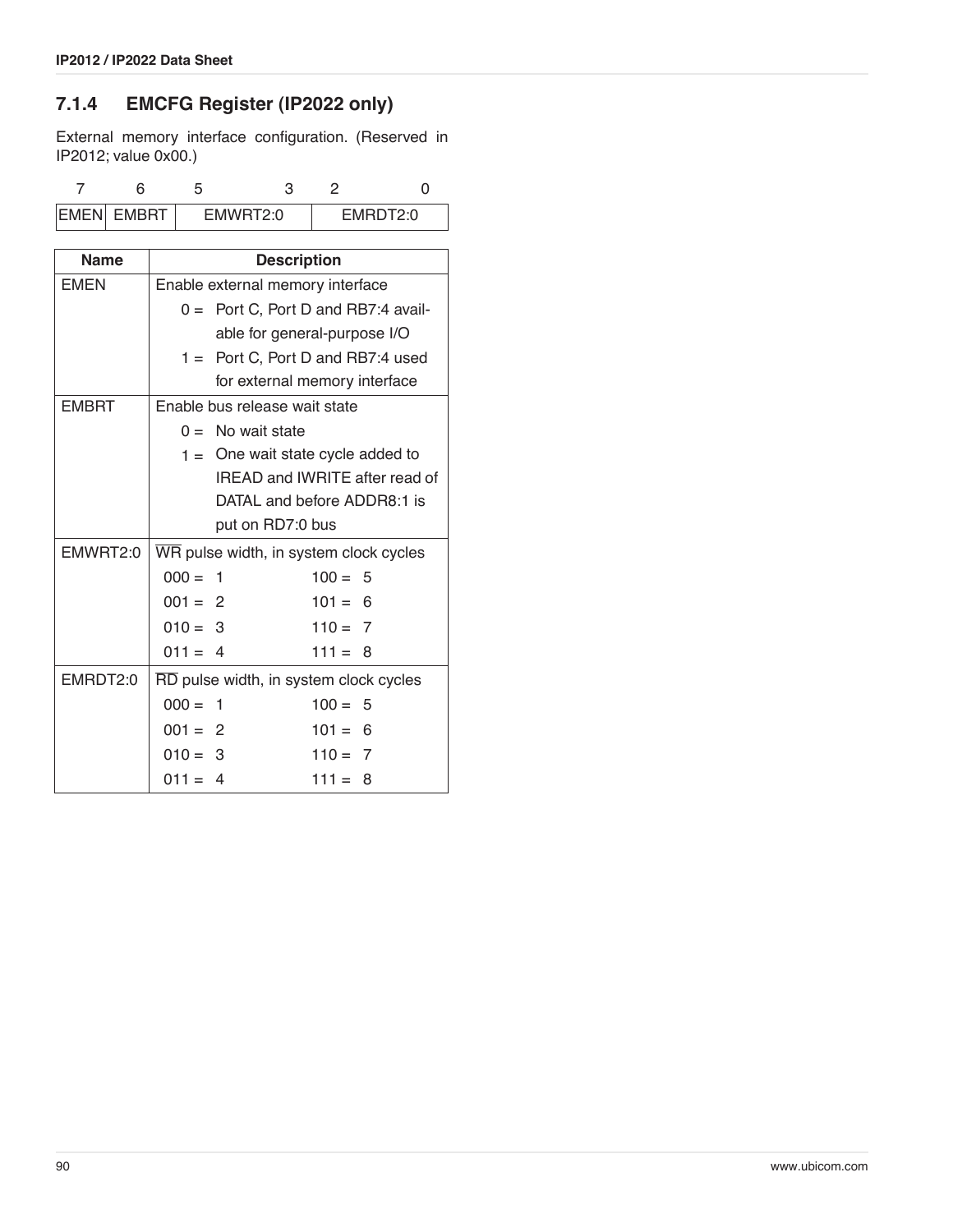### 7.1.4 EMCFG Register (IP2022 only)

External memory interface configuration. (Reserved in IP2012; value 0x00.)

| 7 | 6 | 5 – 3 | 2 – 0 |
|---|---|---|---|
| EMEN | EMBRT | EMWRT2:0 | EMRDT2:0 |

| Name | Description |
|---|---|
| EMEN | Enable external memory interface<br>0 = Port C, Port D and RB7:4 available for general-purpose I/O<br>1 = Port C, Port D and RB7:4 used for external memory interface |
| EMBRT | Enable bus release wait state<br>0 = No wait state<br>1 = One wait state cycle added to IREAD and IWRITE after read of DATAL and before ADDR8:1 is put on RD7:0 bus |
| EMWRT2:0 | $\overline{\text{WR}}$ pulse width, in system clock cycles<br>000 = 1 &nbsp;&nbsp; 100 = 5<br>001 = 2 &nbsp;&nbsp; 101 = 6<br>010 = 3 &nbsp;&nbsp; 110 = 7<br>011 = 4 &nbsp;&nbsp; 111 = 8 |
| EMRDT2:0 | $\overline{\text{RD}}$ pulse width, in system clock cycles<br>000 = 1 &nbsp;&nbsp; 100 = 5<br>001 = 2 &nbsp;&nbsp; 101 = 6<br>010 = 3 &nbsp;&nbsp; 110 = 7<br>011 = 4 &nbsp;&nbsp; 111 = 8 |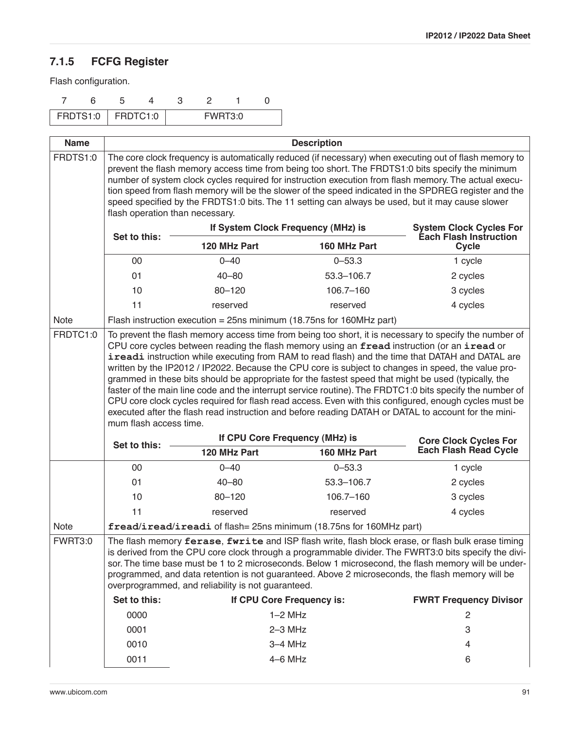### 7.1.5 FCFG Register

Flash configuration.

| 7 | 6 | 5 | 4 | 3 | 2 | 1 | 0 |
|---|---|---|---|---|---|---|---|
| FRDTS1:0 | | FRDTC1:0 | | FWRT3:0 | | | |

| Name | Description |
|---|---|
| FRDTS1:0 | The core clock frequency is automatically reduced (if necessary) when executing out of flash memory to prevent the flash memory access time from being too short. The FRDTS1:0 bits specify the minimum number of system clock cycles required for instruction execution from flash memory. The actual execution speed from flash memory will be the slower of the speed indicated in the SPDREG register and the speed specified by the FRDTS1:0 bits. The 11 setting can always be used, but it may cause slower flash operation than necessary. |

| Set to this: | If System Clock Frequency (MHz) is | | System Clock Cycles For Each Flash Instruction Cycle |
|---|---|---|---|
| | 120 MHz Part | 160 MHz Part | |
| 00 | 0–40 | 0–53.3 | 1 cycle |
| 01 | 40–80 | 53.3–106.7 | 2 cycles |
| 10 | 80–120 | 106.7–160 | 3 cycles |
| 11 | reserved | reserved | 4 cycles |

Note: Flash instruction execution = 25ns minimum (18.75ns for 160MHz part)

| Name | Description |
|---|---|
| FRDTC1:0 | To prevent the flash memory access time from being too short, it is necessary to specify the number of CPU core cycles between reading the flash memory using an **`fread`** instruction (or an **`iread`** or **`ireadi`** instruction while executing from RAM to read flash) and the time that DATAH and DATAL are written by the IP2012 / IP2022. Because the CPU core is subject to changes in speed, the value programmed in these bits should be appropriate for the fastest speed that might be used (typically, the faster of the main line code and the interrupt service routine). The FRDTC1:0 bits specify the number of CPU core clock cycles required for flash read access. Even with this configured, enough cycles must be executed after the flash read instruction and before reading DATAH or DATAL to account for the minimum flash access time. |

| Set to this: | If CPU Core Frequency (MHz) is | | Core Clock Cycles For Each Flash Read Cycle |
|---|---|---|---|
| | 120 MHz Part | 160 MHz Part | |
| 00 | 0–40 | 0–53.3 | 1 cycle |
| 01 | 40–80 | 53.3–106.7 | 2 cycles |
| 10 | 80–120 | 106.7–160 | 3 cycles |
| 11 | reserved | reserved | 4 cycles |

Note: **`fread`**/**`iread`**/**`ireadi`** of flash= 25ns minimum (18.75ns for 160MHz part)

| Name | Description |
|---|---|
| FWRT3:0 | The flash memory **`ferase`**, **`fwrite`** and ISP flash write, flash block erase, or flash bulk erase timing is derived from the CPU core clock through a programmable divider. The FWRT3:0 bits specify the divisor. The time base must be 1 to 2 microseconds. Below 1 microsecond, the flash memory will be underprogrammed, and data retention is not guaranteed. Above 2 microseconds, the flash memory will be overprogrammed, and reliability is not guaranteed. |

| Set to this: | If CPU Core Frequency is: | FWRT Frequency Divisor |
|---|---|---|
| 0000 | 1–2 MHz | 2 |
| 0001 | 2–3 MHz | 3 |
| 0010 | 3–4 MHz | 4 |
| 0011 | 4–6 MHz | 6 |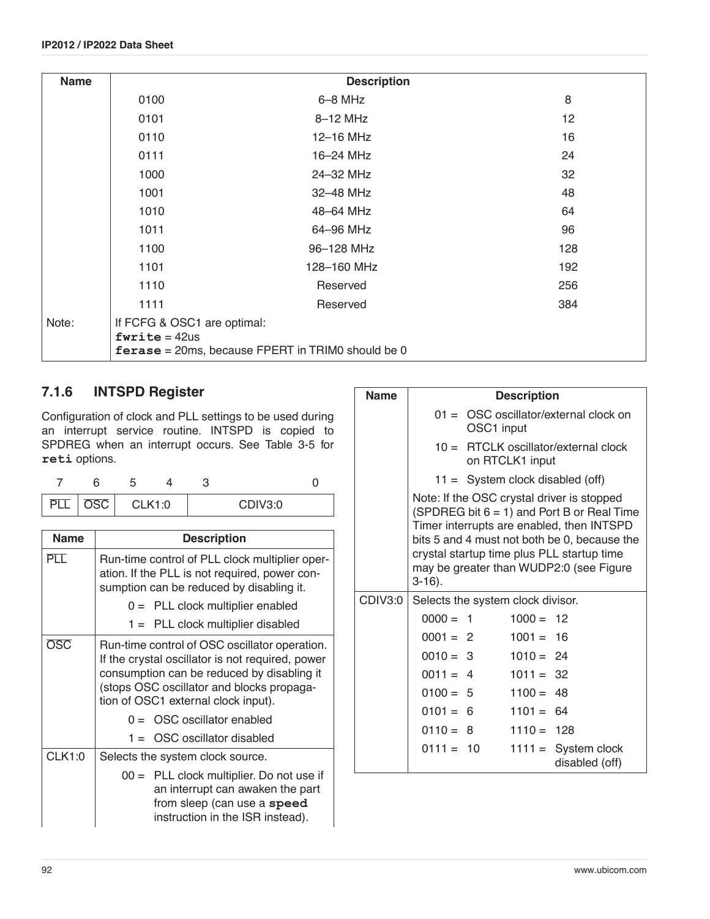| Name | Description | | |
|---|---|---|---|
| | 0100 | 6–8 MHz | 8 |
| | 0101 | 8–12 MHz | 12 |
| | 0110 | 12–16 MHz | 16 |
| | 0111 | 16–24 MHz | 24 |
| | 1000 | 24–32 MHz | 32 |
| | 1001 | 32–48 MHz | 48 |
| | 1010 | 48–64 MHz | 64 |
| | 1011 | 64–96 MHz | 96 |
| | 1100 | 96–128 MHz | 128 |
| | 1101 | 128–160 MHz | 192 |
| | 1110 | Reserved | 256 |
| | 1111 | Reserved | 384 |
| Note: | If FCFG & OSC1 are optimal:<br>**fwrite** = 42us<br>**ferase** = 20ms, because FPERT in TRIM0 should be 0 | | |

### 7.1.6 INTSPD Register

Configuration of clock and PLL settings to be used during an interrupt service routine. INTSPD is copied to SPDREG when an interrupt occurs. See Table 3-5 for **reti** options.

| 7 | 6 | 5–4 | 3–0 |
|---|---|---|---|
| $\overline{\text{PLL}}$ | $\overline{\text{OSC}}$ | CLK1:0 | CDIV3:0 |

| Name | Description |
|---|---|
| $\overline{\text{PLL}}$ | Run-time control of PLL clock multiplier operation. If the PLL is not required, power consumption can be reduced by disabling it.<br>0 = PLL clock multiplier enabled<br>1 = PLL clock multiplier disabled |
| $\overline{\text{OSC}}$ | Run-time control of OSC oscillator operation. If the crystal oscillator is not required, power consumption can be reduced by disabling it (stops OSC oscillator and blocks propagation of OSC1 external clock input).<br>0 = OSC oscillator enabled<br>1 = OSC oscillator disabled |
| CLK1:0 | Selects the system clock source.<br>00 = PLL clock multiplier. Do not use if an interrupt can awaken the part from sleep (can use a **speed** instruction in the ISR instead).<br>01 = OSC oscillator/external clock on OSC1 input<br>10 = RTCLK oscillator/external clock on RTCLK1 input<br>11 = System clock disabled (off)<br>Note: If the OSC crystal driver is stopped (SPDREG bit 6 = 1) and Port B or Real Time Timer interrupts are enabled, then INTSPD bits 5 and 4 must not both be 0, because the crystal startup time plus PLL startup time may be greater than WUDP2:0 (see Figure 3-16). |
| CDIV3:0 | Selects the system clock divisor.<br>0000 = 1 &nbsp; 1000 = 12<br>0001 = 2 &nbsp; 1001 = 16<br>0010 = 3 &nbsp; 1010 = 24<br>0011 = 4 &nbsp; 1011 = 32<br>0100 = 5 &nbsp; 1100 = 48<br>0101 = 6 &nbsp; 1101 = 64<br>0110 = 8 &nbsp; 1110 = 128<br>0111 = 10 &nbsp; 1111 = System clock disabled (off) |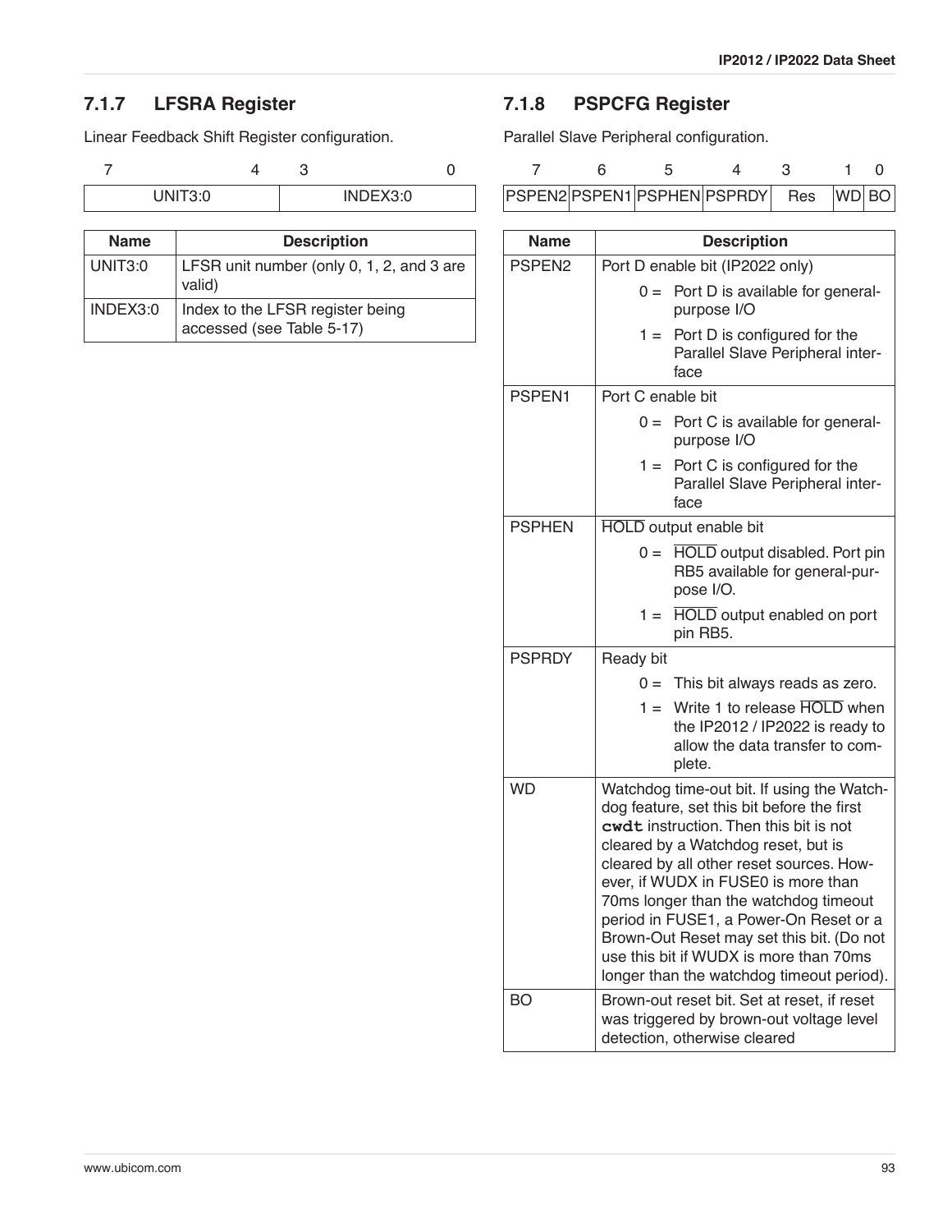### 7.1.7 LFSRA Register

Linear Feedback Shift Register configuration.

| 7 ... 4 | 3 ... 0 |
|---|---|
| UNIT3:0 | INDEX3:0 |

| Name | Description |
|---|---|
| UNIT3:0 | LFSR unit number (only 0, 1, 2, and 3 are valid) |
| INDEX3:0 | Index to the LFSR register being accessed (see Table 5-17) |

### 7.1.8 PSPCFG Register

Parallel Slave Peripheral configuration.

| 7 | 6 | 5 | 4 | 3 ... 2 | 1 | 0 |
|---|---|---|---|---|---|---|
| PSPEN2 | PSPEN1 | PSPHEN | PSPRDY | Res | WD | BO |

| Name | Description |
|---|---|
| PSPEN2 | Port D enable bit (IP2022 only)<br>0 = Port D is available for general-purpose I/O<br>1 = Port D is configured for the Parallel Slave Peripheral interface |
| PSPEN1 | Port C enable bit<br>0 = Port C is available for general-purpose I/O<br>1 = Port C is configured for the Parallel Slave Peripheral interface |
| PSPHEN | $\overline{\text{HOLD}}$ output enable bit<br>0 = $\overline{\text{HOLD}}$ output disabled. Port pin RB5 available for general-purpose I/O.<br>1 = $\overline{\text{HOLD}}$ output enabled on port pin RB5. |
| PSPRDY | Ready bit<br>0 = This bit always reads as zero.<br>1 = Write 1 to release $\overline{\text{HOLD}}$ when the IP2012 / IP2022 is ready to allow the data transfer to complete. |
| WD | Watchdog time-out bit. If using the Watchdog feature, set this bit before the first **`cwdt`** instruction. Then this bit is not cleared by a Watchdog reset, but is cleared by all other reset sources. However, if WUDX in FUSE0 is more than 70ms longer than the watchdog timeout period in FUSE1, a Power-On Reset or a Brown-Out Reset may set this bit. (Do not use this bit if WUDX is more than 70ms longer than the watchdog timeout period). |
| BO | Brown-out reset bit. Set at reset, if reset was triggered by brown-out voltage level detection, otherwise cleared |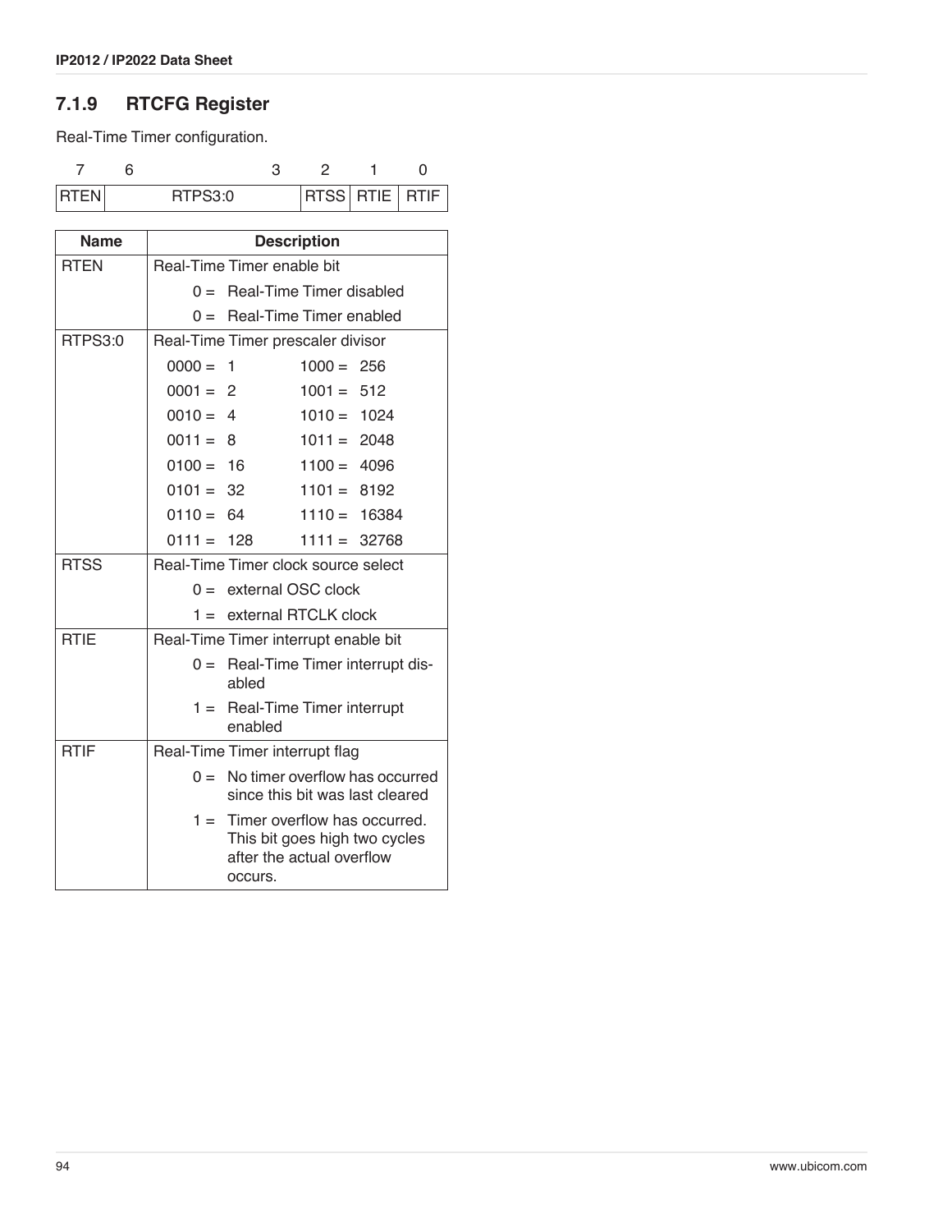### 7.1.9 RTCFG Register

Real-Time Timer configuration.

| 7 | 6 | | 3 | 2 | 1 | 0 |
|---|---|---|---|---|---|---|
| RTEN | RTPS3:0 | | | RTSS | RTIE | RTIF |

| Name | Description |
|---|---|
| RTEN | Real-Time Timer enable bit |
| | 0 = Real-Time Timer disabled |
| | 0 = Real-Time Timer enabled |
| RTPS3:0 | Real-Time Timer prescaler divisor |
| | 0000 = 1 &nbsp;&nbsp; 1000 = 256 |
| | 0001 = 2 &nbsp;&nbsp; 1001 = 512 |
| | 0010 = 4 &nbsp;&nbsp; 1010 = 1024 |
| | 0011 = 8 &nbsp;&nbsp; 1011 = 2048 |
| | 0100 = 16 &nbsp;&nbsp; 1100 = 4096 |
| | 0101 = 32 &nbsp;&nbsp; 1101 = 8192 |
| | 0110 = 64 &nbsp;&nbsp; 1110 = 16384 |
| | 0111 = 128 &nbsp;&nbsp; 1111 = 32768 |
| RTSS | Real-Time Timer clock source select |
| | 0 = external OSC clock |
| | 1 = external RTCLK clock |
| RTIE | Real-Time Timer interrupt enable bit |
| | 0 = Real-Time Timer interrupt disabled |
| | 1 = Real-Time Timer interrupt enabled |
| RTIF | Real-Time Timer interrupt flag |
| | 0 = No timer overflow has occurred since this bit was last cleared |
| | 1 = Timer overflow has occurred. This bit goes high two cycles after the actual overflow occurs. |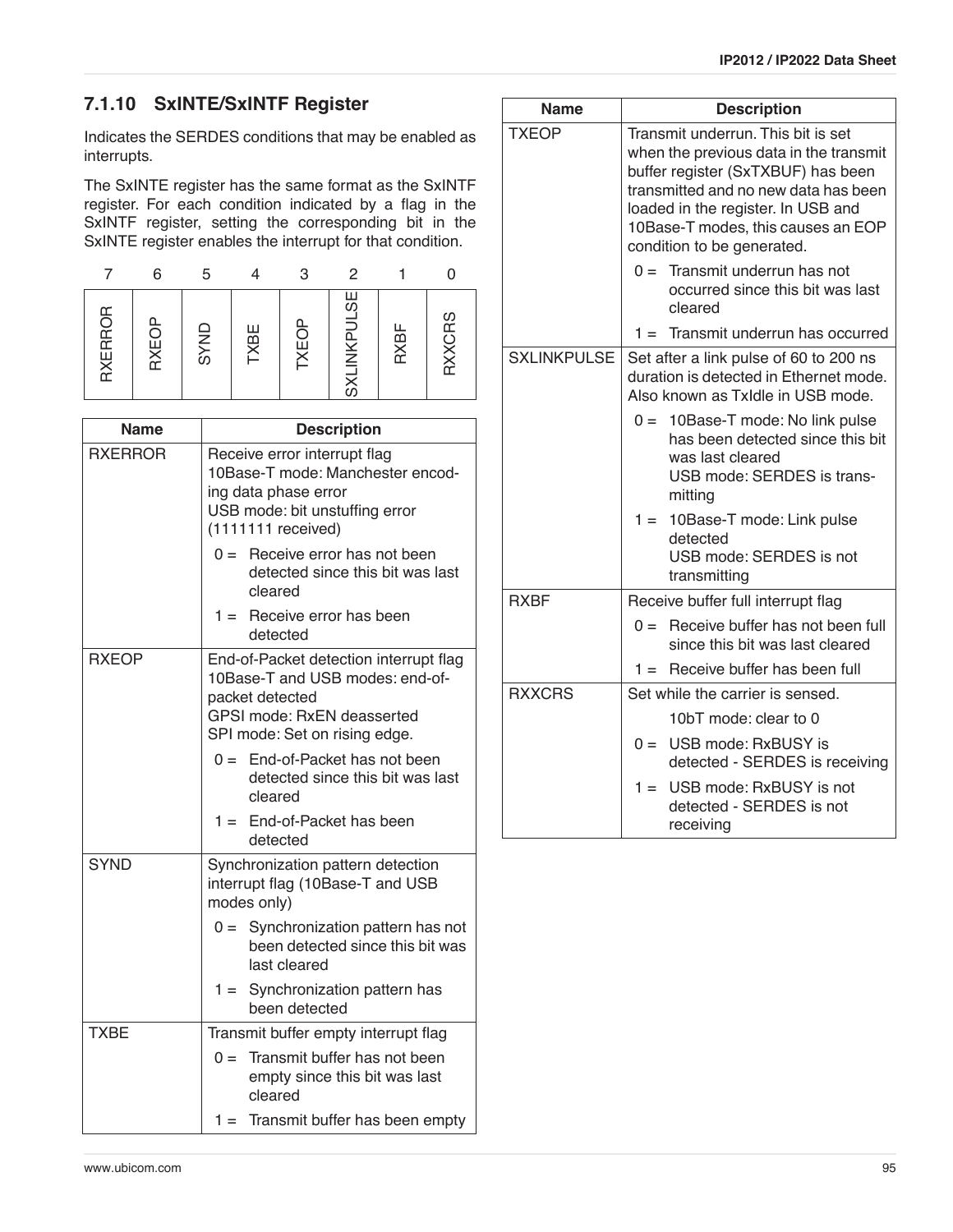### 7.1.10 SxINTE/SxINTF Register

Indicates the SERDES conditions that may be enabled as interrupts.

The SxINTE register has the same format as the SxINTF register. For each condition indicated by a flag in the SxINTF register, setting the corresponding bit in the SxINTE register enables the interrupt for that condition.

| 7 | 6 | 5 | 4 | 3 | 2 | 1 | 0 |
|---|---|---|---|---|---|---|---|
| RXERROR | RXEOP | SYND | TXBE | TXEOP | SXLINKPULSE | RXBF | RXXCRS |

| Name | Description |
|---|---|
| RXERROR | Receive error interrupt flag<br>10Base-T mode: Manchester encoding data phase error<br>USB mode: bit unstuffing error (1111111 received)<br>0 = Receive error has not been detected since this bit was last cleared<br>1 = Receive error has been detected |
| RXEOP | End-of-Packet detection interrupt flag<br>10Base-T and USB modes: end-of-packet detected<br>GPSI mode: RxEN deasserted<br>SPI mode: Set on rising edge.<br>0 = End-of-Packet has not been detected since this bit was last cleared<br>1 = End-of-Packet has been detected |
| SYND | Synchronization pattern detection interrupt flag (10Base-T and USB modes only)<br>0 = Synchronization pattern has not been detected since this bit was last cleared<br>1 = Synchronization pattern has been detected |
| TXBE | Transmit buffer empty interrupt flag<br>0 = Transmit buffer has not been empty since this bit was last cleared<br>1 = Transmit buffer has been empty |
| TXEOP | Transmit underrun. This bit is set when the previous data in the transmit buffer register (SxTXBUF) has been transmitted and no new data has been loaded in the register. In USB and 10Base-T modes, this causes an EOP condition to be generated.<br>0 = Transmit underrun has not occurred since this bit was last cleared<br>1 = Transmit underrun has occurred |
| SXLINKPULSE | Set after a link pulse of 60 to 200 ns duration is detected in Ethernet mode. Also known as TxIdle in USB mode.<br>0 = 10Base-T mode: No link pulse has been detected since this bit was last cleared<br>USB mode: SERDES is transmitting<br>1 = 10Base-T mode: Link pulse detected<br>USB mode: SERDES is not transmitting |
| RXBF | Receive buffer full interrupt flag<br>0 = Receive buffer has not been full since this bit was last cleared<br>1 = Receive buffer has been full |
| RXXCRS | Set while the carrier is sensed.<br>10bT mode: clear to 0<br>0 = USB mode: RxBUSY is detected - SERDES is receiving<br>1 = USB mode: RxBUSY is not detected - SERDES is not receiving |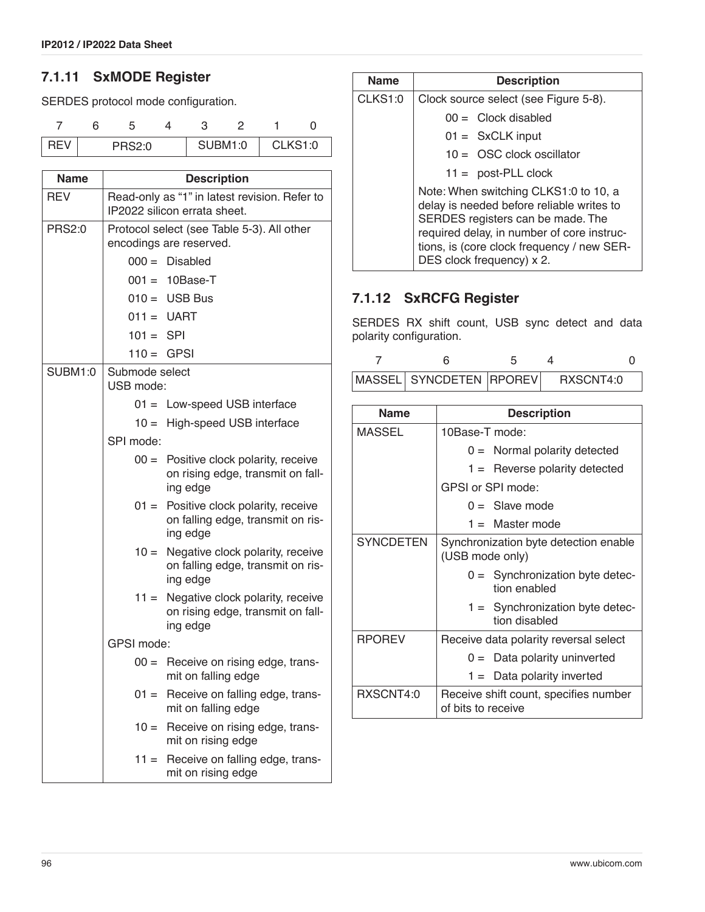### 7.1.11 SxMODE Register

SERDES protocol mode configuration.

| 7 | 6 | 5 | 4 | 3 | 2 | 1 | 0 |
|---|---|---|---|---|---|---|---|
| REV | PRS2:0 | | | SUBM1:0 | | CLKS1:0 | |

| Name | Description |
|---|---|
| REV | Read-only as "1" in latest revision. Refer to IP2022 silicon errata sheet. |
| PRS2:0 | Protocol select (see Table 5-3). All other encodings are reserved.<br>000 = Disabled<br>001 = 10Base-T<br>010 = USB Bus<br>011 = UART<br>101 = SPI<br>110 = GPSI |
| SUBM1:0 | Submode select<br>USB mode:<br>01 = Low-speed USB interface<br>10 = High-speed USB interface<br>SPI mode:<br>00 = Positive clock polarity, receive on rising edge, transmit on falling edge<br>01 = Positive clock polarity, receive on falling edge, transmit on rising edge<br>10 = Negative clock polarity, receive on falling edge, transmit on rising edge<br>11 = Negative clock polarity, receive on rising edge, transmit on falling edge<br>GPSI mode:<br>00 = Receive on rising edge, transmit on falling edge<br>01 = Receive on falling edge, transmit on falling edge<br>10 = Receive on rising edge, transmit on rising edge<br>11 = Receive on falling edge, transmit on rising edge |
| CLKS1:0 | Clock source select (see Figure 5-8).<br>00 = Clock disabled<br>01 = SxCLK input<br>10 = OSC clock oscillator<br>11 = post-PLL clock<br>Note: When switching CLKS1:0 to 10, a delay is needed before reliable writes to SERDES registers can be made. The required delay, in number of core instructions, is (core clock frequency / new SERDES clock frequency) x 2. |

### 7.1.12 SxRCFG Register

SERDES RX shift count, USB sync detect and data polarity configuration.

| 7 | 6 | 5 | 4 | | | | 0 |
|---|---|---|---|---|---|---|---|
| MASSEL | SYNCDETEN | RPOREV | RXSCNT4:0 | | | | |

| Name | Description |
|---|---|
| MASSEL | 10Base-T mode:<br>0 = Normal polarity detected<br>1 = Reverse polarity detected<br>GPSI or SPI mode:<br>0 = Slave mode<br>1 = Master mode |
| SYNCDETEN | Synchronization byte detection enable (USB mode only)<br>0 = Synchronization byte detection enabled<br>1 = Synchronization byte detection disabled |
| RPOREV | Receive data polarity reversal select<br>0 = Data polarity uninverted<br>1 = Data polarity inverted |
| RXSCNT4:0 | Receive shift count, specifies number of bits to receive |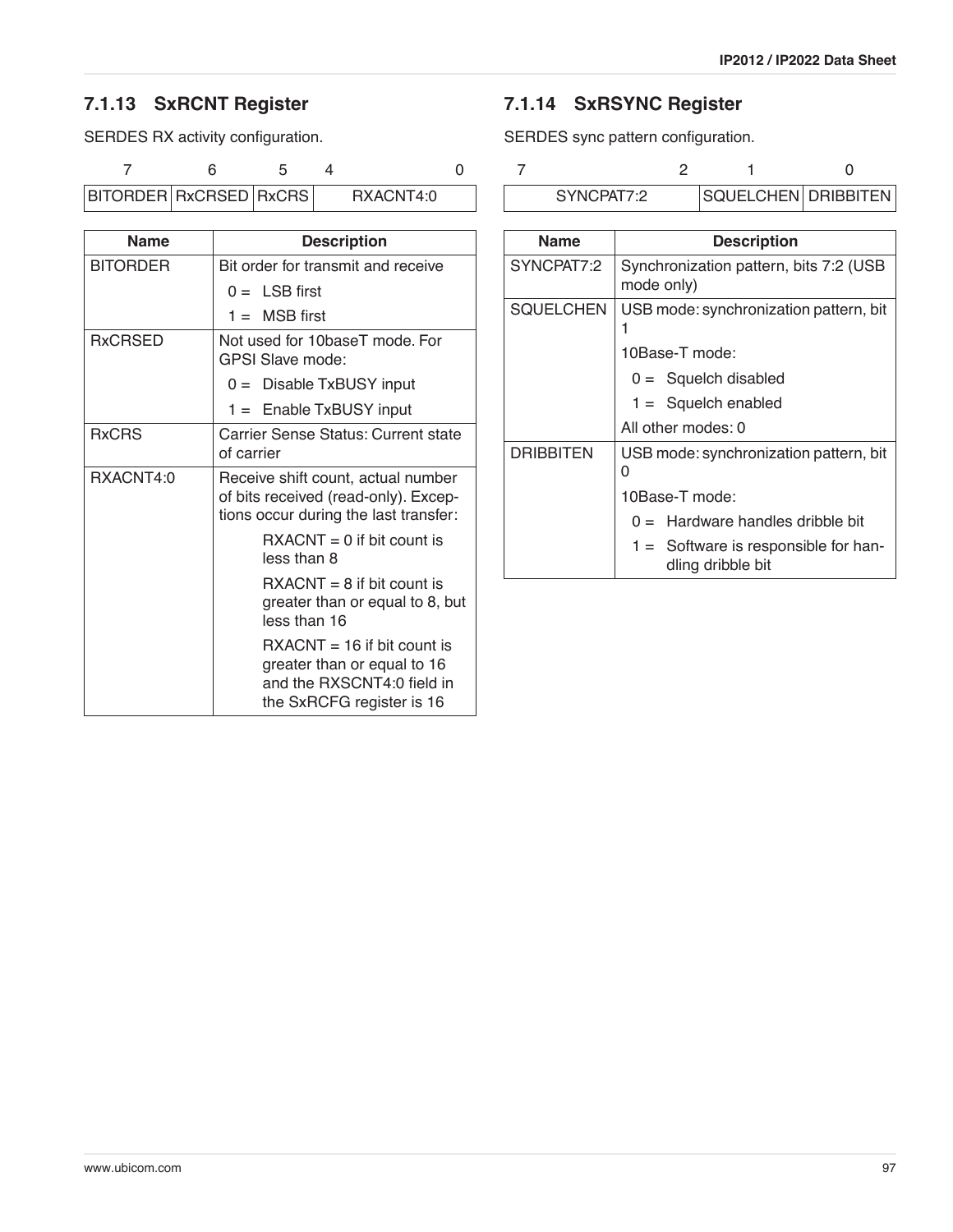### 7.1.13 SxRCNT Register

SERDES RX activity configuration.

| 7 | 6 | 5 | 4 … 0 |
|---|---|---|---|
| BITORDER | RxCRSED | RxCRS | RXACNT4:0 |

| Name | Description |
|---|---|
| BITORDER | Bit order for transmit and receive<br>0 = LSB first<br>1 = MSB first |
| RxCRSED | Not used for 10baseT mode. For GPSI Slave mode:<br>0 = Disable TxBUSY input<br>1 = Enable TxBUSY input |
| RxCRS | Carrier Sense Status: Current state of carrier |
| RXACNT4:0 | Receive shift count, actual number of bits received (read-only). Exceptions occur during the last transfer:<br>RXACNT = 0 if bit count is less than 8<br>RXACNT = 8 if bit count is greater than or equal to 8, but less than 16<br>RXACNT = 16 if bit count is greater than or equal to 16 and the RXSCNT4:0 field in the SxRCFG register is 16 |

### 7.1.14 SxRSYNC Register

SERDES sync pattern configuration.

| 7 … 2 | 1 | 0 |
|---|---|---|
| SYNCPAT7:2 | SQUELCHEN | DRIBBITEN |

| Name | Description |
|---|---|
| SYNCPAT7:2 | Synchronization pattern, bits 7:2 (USB mode only) |
| SQUELCHEN | USB mode: synchronization pattern, bit 1<br>10Base-T mode:<br>0 = Squelch disabled<br>1 = Squelch enabled<br>All other modes: 0 |
| DRIBBITEN | USB mode: synchronization pattern, bit 0<br>10Base-T mode:<br>0 = Hardware handles dribble bit<br>1 = Software is responsible for handling dribble bit |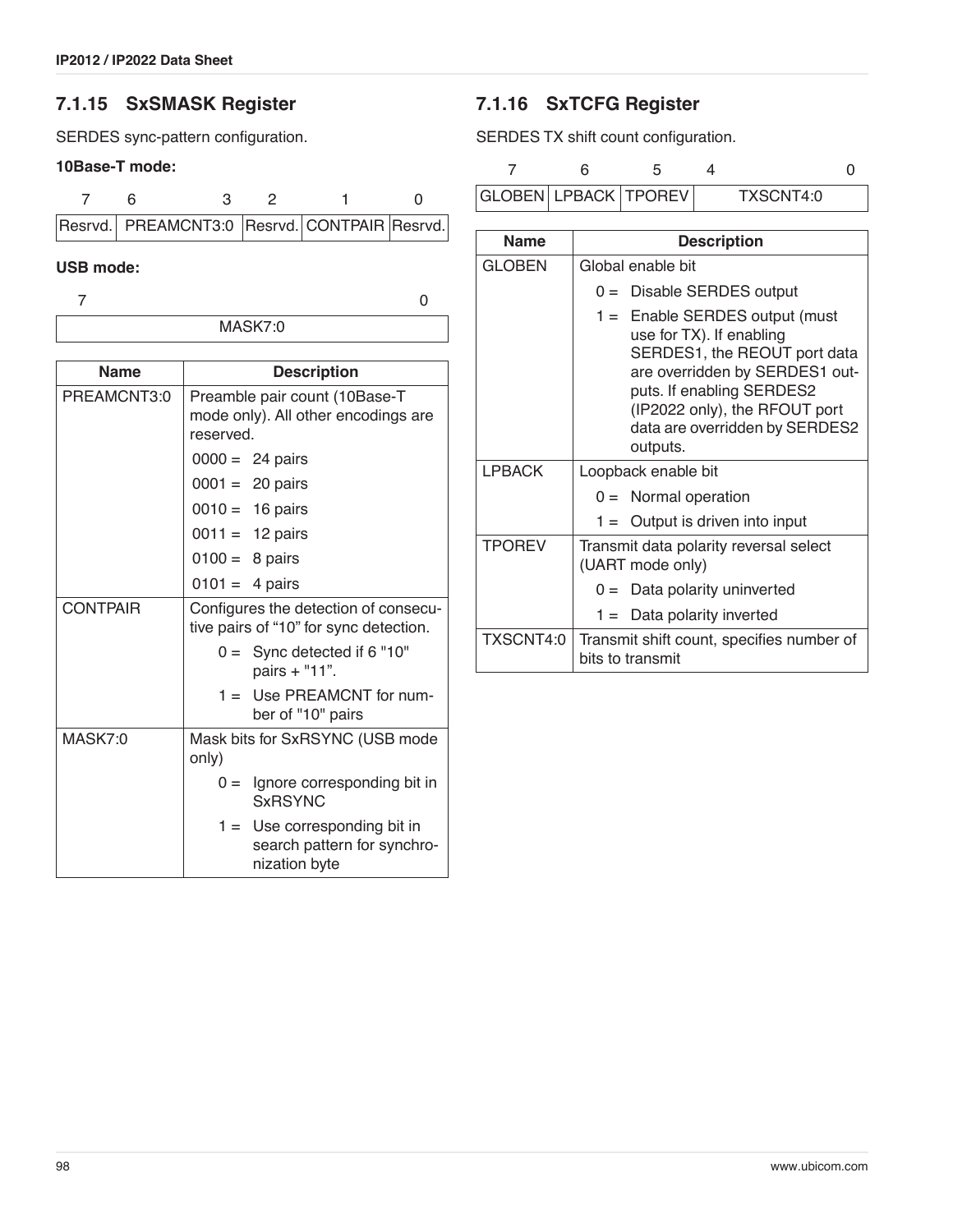### 7.1.15 SxSMASK Register

SERDES sync-pattern configuration.

**10Base-T mode:**

| 7 | 6 – 3 | 2 | 1 | 0 |
|---|---|---|---|---|
| Resrvd. | PREAMCNT3:0 | Resrvd. | CONTPAIR | Resrvd. |

**USB mode:**

| 7 – 0 |
|---|
| MASK7:0 |

| Name | Description |
|---|---|
| PREAMCNT3:0 | Preamble pair count (10Base-T mode only). All other encodings are reserved. |
| | 0000 = 24 pairs |
| | 0001 = 20 pairs |
| | 0010 = 16 pairs |
| | 0011 = 12 pairs |
| | 0100 = 8 pairs |
| | 0101 = 4 pairs |
| CONTPAIR | Configures the detection of consecutive pairs of “10” for sync detection. |
| | 0 = Sync detected if 6 "10" pairs + "11". |
| | 1 = Use PREAMCNT for number of "10" pairs |
| MASK7:0 | Mask bits for SxRSYNC (USB mode only) |
| | 0 = Ignore corresponding bit in SxRSYNC |
| | 1 = Use corresponding bit in search pattern for synchronization byte |

### 7.1.16 SxTCFG Register

SERDES TX shift count configuration.

| 7 | 6 | 5 | 4 – 0 |
|---|---|---|---|
| GLOBEN | LPBACK | TPOREV | TXSCNT4:0 |

| Name | Description |
|---|---|
| GLOBEN | Global enable bit |
| | 0 = Disable SERDES output |
| | 1 = Enable SERDES output (must use for TX). If enabling SERDES1, the REOUT port data are overridden by SERDES1 outputs. If enabling SERDES2 (IP2022 only), the RFOUT port data are overridden by SERDES2 outputs. |
| LPBACK | Loopback enable bit |
| | 0 = Normal operation |
| | 1 = Output is driven into input |
| TPOREV | Transmit data polarity reversal select (UART mode only) |
| | 0 = Data polarity uninverted |
| | 1 = Data polarity inverted |
| TXSCNT4:0 | Transmit shift count, specifies number of bits to transmit |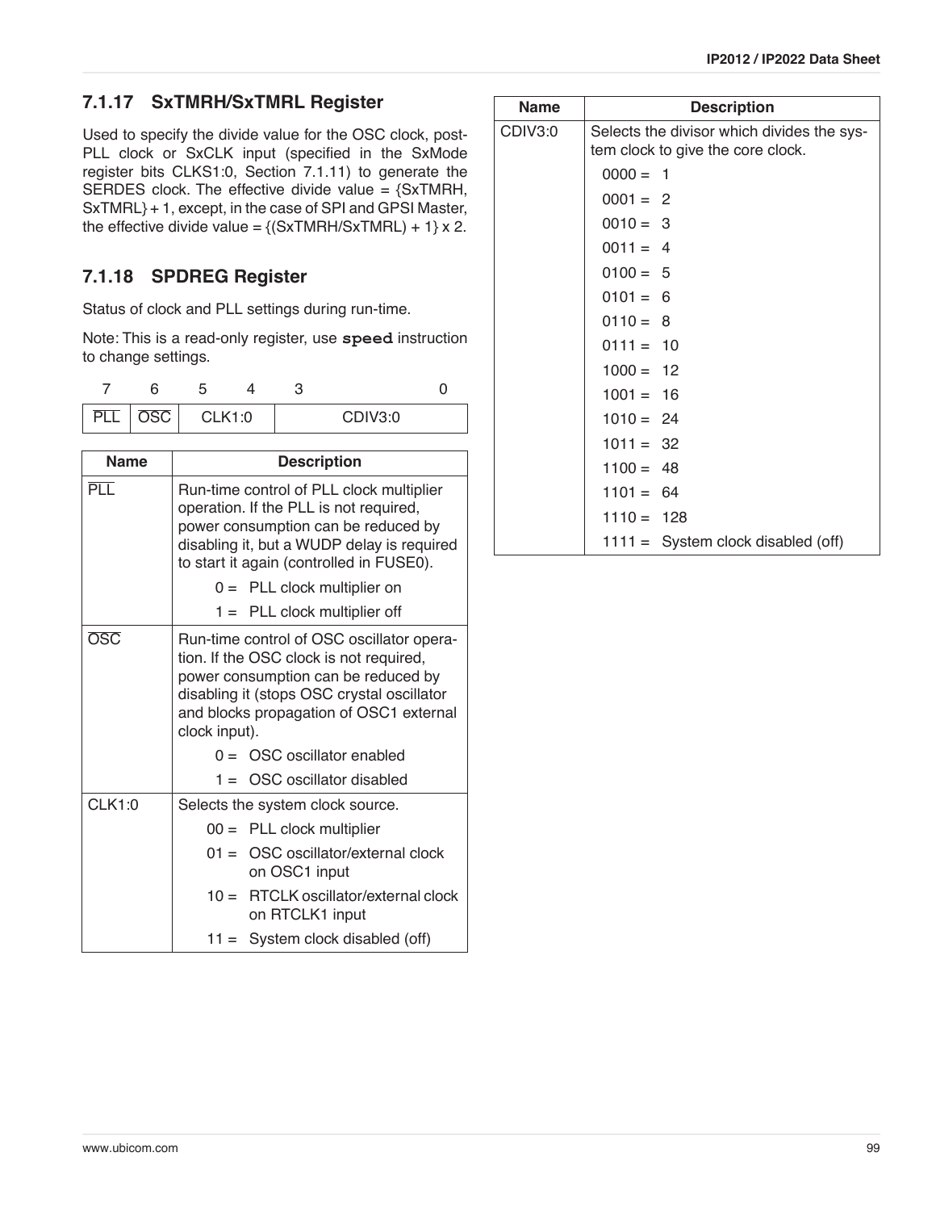### 7.1.17 SxTMRH/SxTMRL Register

Used to specify the divide value for the OSC clock, post-PLL clock or SxCLK input (specified in the SxMode register bits CLKS1:0, Section 7.1.11) to generate the SERDES clock. The effective divide value = {SxTMRH, SxTMRL} + 1, except, in the case of SPI and GPSI Master, the effective divide value = {(SxTMRH/SxTMRL) + 1} x 2.

### 7.1.18 SPDREG Register

Status of clock and PLL settings during run-time.

Note: This is a read-only register, use **speed** instruction to change settings.

| 7 | 6 | 5 | 4 | 3 | | | 0 |
|---|---|---|---|---|---|---|---|
| $\overline{\text{PLL}}$ | $\overline{\text{OSC}}$ | CLK1:0 | | CDIV3:0 | | | |

| Name | Description |
|---|---|
| $\overline{\text{PLL}}$ | Run-time control of PLL clock multiplier operation. If the PLL is not required, power consumption can be reduced by disabling it, but a WUDP delay is required to start it again (controlled in FUSE0).<br>0 = PLL clock multiplier on<br>1 = PLL clock multiplier off |
| $\overline{\text{OSC}}$ | Run-time control of OSC oscillator operation. If the OSC clock is not required, power consumption can be reduced by disabling it (stops OSC crystal oscillator and blocks propagation of OSC1 external clock input).<br>0 = OSC oscillator enabled<br>1 = OSC oscillator disabled |
| CLK1:0 | Selects the system clock source.<br>00 = PLL clock multiplier<br>01 = OSC oscillator/external clock on OSC1 input<br>10 = RTCLK oscillator/external clock on RTCLK1 input<br>11 = System clock disabled (off) |
| CDIV3:0 | Selects the divisor which divides the system clock to give the core clock.<br>0000 = 1<br>0001 = 2<br>0010 = 3<br>0011 = 4<br>0100 = 5<br>0101 = 6<br>0110 = 8<br>0111 = 10<br>1000 = 12<br>1001 = 16<br>1010 = 24<br>1011 = 32<br>1100 = 48<br>1101 = 64<br>1110 = 128<br>1111 = System clock disabled (off) |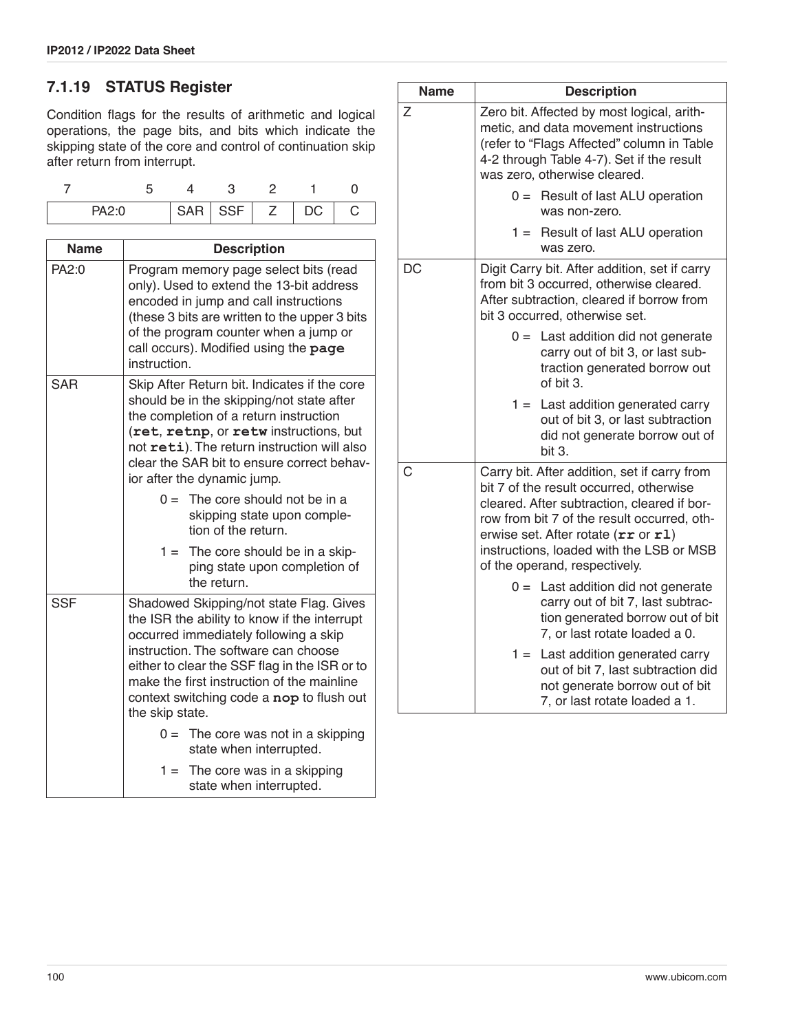### 7.1.19 STATUS Register

Condition flags for the results of arithmetic and logical operations, the page bits, and bits which indicate the skipping state of the core and control of continuation skip after return from interrupt.

| 7 | 6 | 5 | 4 | 3 | 2 | 1 | 0 |
|---|---|---|---|---|---|---|---|
| PA2:0 | | | SAR | SSF | Z | DC | C |

| Name | Description |
|---|---|
| PA2:0 | Program memory page select bits (read only). Used to extend the 13-bit address encoded in jump and call instructions (these 3 bits are written to the upper 3 bits of the program counter when a jump or call occurs). Modified using the **page** instruction. |
| SAR | Skip After Return bit. Indicates if the core should be in the skipping/not state after the completion of a return instruction (**ret**, **retnp**, or **retw** instructions, but not **reti**). The return instruction will also clear the SAR bit to ensure correct behavior after the dynamic jump.<br>0 = The core should not be in a skipping state upon completion of the return.<br>1 = The core should be in a skipping state upon completion of the return. |
| SSF | Shadowed Skipping/not state Flag. Gives the ISR the ability to know if the interrupt occurred immediately following a skip instruction. The software can choose either to clear the SSF flag in the ISR or to make the first instruction of the mainline context switching code a **nop** to flush out the skip state.<br>0 = The core was not in a skipping state when interrupted.<br>1 = The core was in a skipping state when interrupted. |
| Z | Zero bit. Affected by most logical, arithmetic, and data movement instructions (refer to "Flags Affected" column in Table 4-2 through Table 4-7). Set if the result was zero, otherwise cleared.<br>0 = Result of last ALU operation was non-zero.<br>1 = Result of last ALU operation was zero. |
| DC | Digit Carry bit. After addition, set if carry from bit 3 occurred, otherwise cleared. After subtraction, cleared if borrow from bit 3 occurred, otherwise set.<br>0 = Last addition did not generate carry out of bit 3, or last subtraction generated borrow out of bit 3.<br>1 = Last addition generated carry out of bit 3, or last subtraction did not generate borrow out of bit 3. |
| C | Carry bit. After addition, set if carry from bit 7 of the result occurred, otherwise cleared. After subtraction, cleared if borrow from bit 7 of the result occurred, otherwise set. After rotate (**rr** or **rl**) instructions, loaded with the LSB or MSB of the operand, respectively.<br>0 = Last addition did not generate carry out of bit 7, last subtraction generated borrow out of bit 7, or last rotate loaded a 0.<br>1 = Last addition generated carry out of bit 7, last subtraction did not generate borrow out of bit 7, or last rotate loaded a 1. |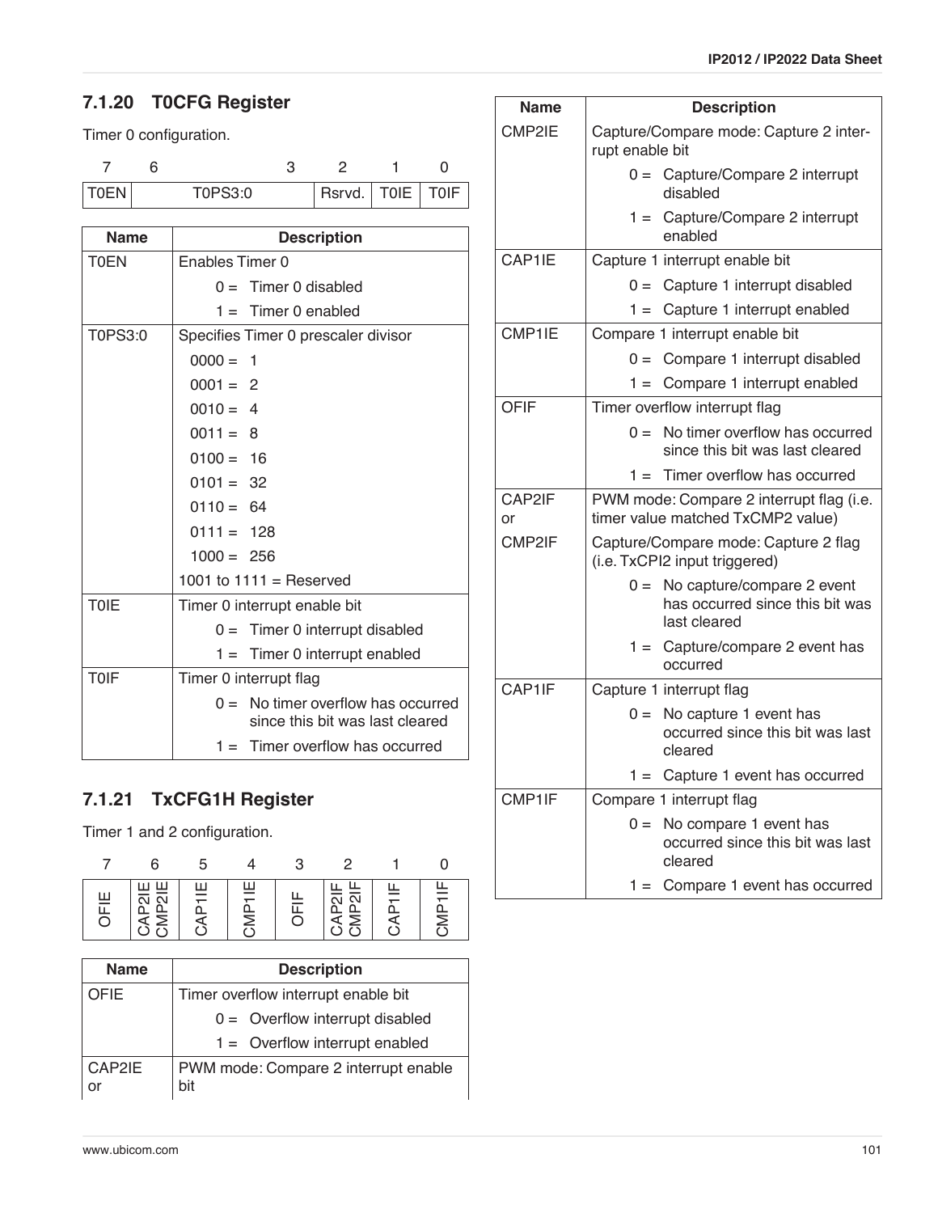### 7.1.20 T0CFG Register

Timer 0 configuration.

| 7 | 6–3 | 2 | 1 | 0 |
|---|---|---|---|---|
| T0EN | T0PS3:0 | Rsrvd. | T0IE | T0IF |

| Name | Description |
|---|---|
| T0EN | Enables Timer 0<br>0 = Timer 0 disabled<br>1 = Timer 0 enabled |
| T0PS3:0 | Specifies Timer 0 prescaler divisor<br>0000 = 1<br>0001 = 2<br>0010 = 4<br>0011 = 8<br>0100 = 16<br>0101 = 32<br>0110 = 64<br>0111 = 128<br>1000 = 256<br>1001 to 1111 = Reserved |
| T0IE | Timer 0 interrupt enable bit<br>0 = Timer 0 interrupt disabled<br>1 = Timer 0 interrupt enabled |
| T0IF | Timer 0 interrupt flag<br>0 = No timer overflow has occurred since this bit was last cleared<br>1 = Timer overflow has occurred |

### 7.1.21 TxCFG1H Register

Timer 1 and 2 configuration.

| 7 | 6 | 5 | 4 | 3 | 2 | 1 | 0 |
|---|---|---|---|---|---|---|---|
| OFIE | CAP2IE CMP2IE | CAP1IE | CMP1IE | OFIF | CAP2IF CMP2IF | CAP1IF | CMP1IF |

| Name | Description |
|---|---|
| OFIE | Timer overflow interrupt enable bit<br>0 = Overflow interrupt disabled<br>1 = Overflow interrupt enabled |
| CAP2IE or CMP2IE | PWM mode: Compare 2 interrupt enable bit<br>Capture/Compare mode: Capture 2 interrupt enable bit<br>0 = Capture/Compare 2 interrupt disabled<br>1 = Capture/Compare 2 interrupt enabled |
| CAP1IE | Capture 1 interrupt enable bit<br>0 = Capture 1 interrupt disabled<br>1 = Capture 1 interrupt enabled |
| CMP1IE | Compare 1 interrupt enable bit<br>0 = Compare 1 interrupt disabled<br>1 = Compare 1 interrupt enabled |
| OFIF | Timer overflow interrupt flag<br>0 = No timer overflow has occurred since this bit was last cleared<br>1 = Timer overflow has occurred |
| CAP2IF or CMP2IF | PWM mode: Compare 2 interrupt flag (i.e. timer value matched TxCMP2 value)<br>Capture/Compare mode: Capture 2 flag (i.e. TxCPI2 input triggered)<br>0 = No capture/compare 2 event has occurred since this bit was last cleared<br>1 = Capture/compare 2 event has occurred |
| CAP1IF | Capture 1 interrupt flag<br>0 = No capture 1 event has occurred since this bit was last cleared<br>1 = Capture 1 event has occurred |
| CMP1IF | Compare 1 interrupt flag<br>0 = No compare 1 event has occurred since this bit was last cleared<br>1 = Compare 1 event has occurred |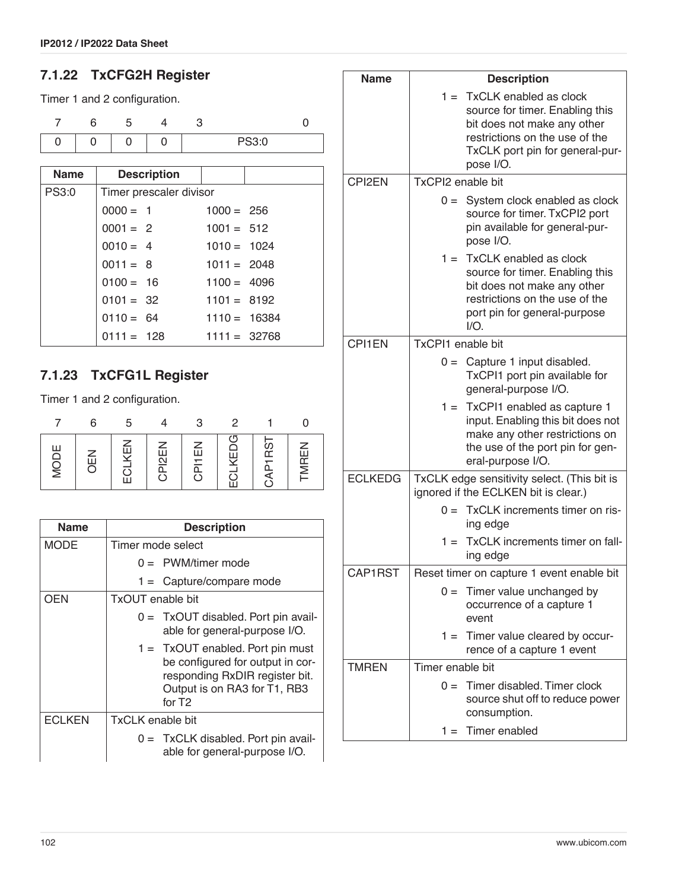## 7.1.22 TxCFG2H Register

Timer 1 and 2 configuration.

| 7 | 6 | 5 | 4 | 3 | 0 |
|---|---|---|---|---|---|
| 0 | 0 | 0 | 0 | PS3:0 | |

| Name | Description | | |
|---|---|---|---|
| PS3:0 | Timer prescaler divisor | | |
| | 0000 = 1 | 1000 = 256 | |
| | 0001 = 2 | 1001 = 512 | |
| | 0010 = 4 | 1010 = 1024 | |
| | 0011 = 8 | 1011 = 2048 | |
| | 0100 = 16 | 1100 = 4096 | |
| | 0101 = 32 | 1101 = 8192 | |
| | 0110 = 64 | 1110 = 16384 | |
| | 0111 = 128 | 1111 = 32768 | |

## 7.1.23 TxCFG1L Register

Timer 1 and 2 configuration.

| 7 | 6 | 5 | 4 | 3 | 2 | 1 | 0 |
|---|---|---|---|---|---|---|---|
| MODE | OEN | ECLKEN | CPI2EN | CPI1EN | ECLKEDG | CAP1RST | TMREN |

| Name | Description |
|---|---|
| MODE | Timer mode select |
| | 0 = PWM/timer mode |
| | 1 = Capture/compare mode |
| OEN | TxOUT enable bit |
| | 0 = TxOUT disabled. Port pin available for general-purpose I/O. |
| | 1 = TxOUT enabled. Port pin must be configured for output in corresponding RxDIR register bit. Output is on RA3 for T1, RB3 for T2 |
| ECLKEN | TxCLK enable bit |
| | 0 = TxCLK disabled. Port pin available for general-purpose I/O. |
| | 1 = TxCLK enabled as clock source for timer. Enabling this bit does not make any other restrictions on the use of the TxCLK port pin for general-purpose I/O. |
| CPI2EN | TxCPI2 enable bit |
| | 0 = System clock enabled as clock source for timer. TxCPI2 port pin available for general-purpose I/O. |
| | 1 = TxCLK enabled as clock source for timer. Enabling this bit does not make any other restrictions on the use of the port pin for general-purpose I/O. |
| CPI1EN | TxCPI1 enable bit |
| | 0 = Capture 1 input disabled. TxCPI1 port pin available for general-purpose I/O. |
| | 1 = TxCPI1 enabled as capture 1 input. Enabling this bit does not make any other restrictions on the use of the port pin for general-purpose I/O. |
| ECLKEDG | TxCLK edge sensitivity select. (This bit is ignored if the ECLKEN bit is clear.) |
| | 0 = TxCLK increments timer on rising edge |
| | 1 = TxCLK increments timer on falling edge |
| CAP1RST | Reset timer on capture 1 event enable bit |
| | 0 = Timer value unchanged by occurrence of a capture 1 event |
| | 1 = Timer value cleared by occurrence of a capture 1 event |
| TMREN | Timer enable bit |
| | 0 = Timer disabled. Timer clock source shut off to reduce power consumption. |
| | 1 = Timer enabled |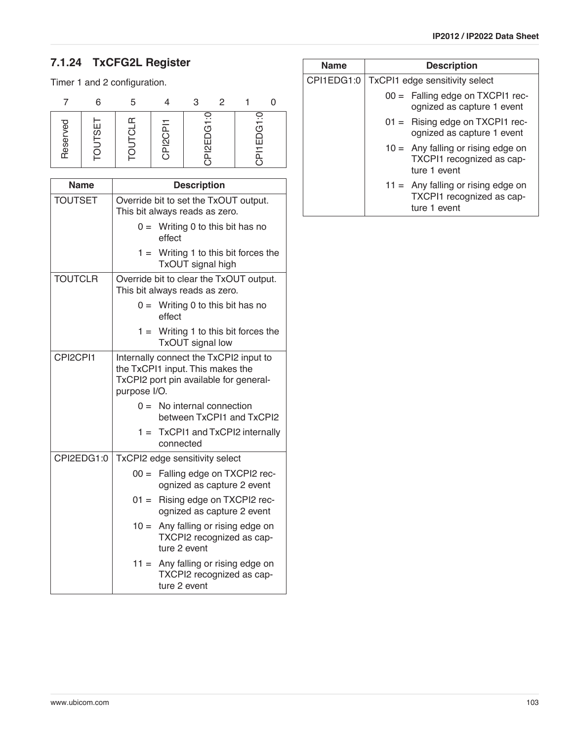### 7.1.24 TxCFG2L Register

Timer 1 and 2 configuration.

| 7 | 6 | 5 | 4 | 3 | 2 | 1 | 0 |
|---|---|---|---|---|---|---|---|
| Reserved | TOUTSET | TOUTCLR | CPI2CPI1 | CPI2EDG1:0 | | CPI1EDG1:0 | |

| Name | Description |
|---|---|
| TOUTSET | Override bit to set the TxOUT output. This bit always reads as zero.<br>0 = Writing 0 to this bit has no effect<br>1 = Writing 1 to this bit forces the TxOUT signal high |
| TOUTCLR | Override bit to clear the TxOUT output. This bit always reads as zero.<br>0 = Writing 0 to this bit has no effect<br>1 = Writing 1 to this bit forces the TxOUT signal low |
| CPI2CPI1 | Internally connect the TxCPI2 input to the TxCPI1 input. This makes the TxCPI2 port pin available for general-purpose I/O.<br>0 = No internal connection between TxCPI1 and TxCPI2<br>1 = TxCPI1 and TxCPI2 internally connected |
| CPI2EDG1:0 | TxCPI2 edge sensitivity select<br>00 = Falling edge on TXCPI2 recognized as capture 2 event<br>01 = Rising edge on TXCPI2 recognized as capture 2 event<br>10 = Any falling or rising edge on TXCPI2 recognized as capture 2 event<br>11 = Any falling or rising edge on TXCPI2 recognized as capture 2 event |
| CPI1EDG1:0 | TxCPI1 edge sensitivity select<br>00 = Falling edge on TXCPI1 recognized as capture 1 event<br>01 = Rising edge on TXCPI1 recognized as capture 1 event<br>10 = Any falling or rising edge on TXCPI1 recognized as capture 1 event<br>11 = Any falling or rising edge on TXCPI1 recognized as capture 1 event |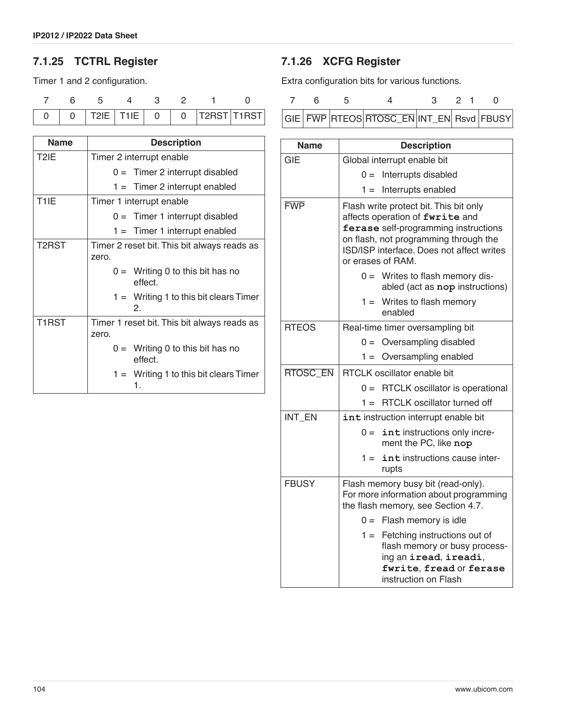### 7.1.25 TCTRL Register

Timer 1 and 2 configuration.

| 7 | 6 | 5 | 4 | 3 | 2 | 1 | 0 |
|---|---|---|---|---|---|---|---|
| 0 | 0 | T2IE | T1IE | 0 | 0 | T2RST | T1RST |

| Name | Description |
|---|---|
| T2IE | Timer 2 interrupt enable<br>0 = Timer 2 interrupt disabled<br>1 = Timer 2 interrupt enabled |
| T1IE | Timer 1 interrupt enable<br>0 = Timer 1 interrupt disabled<br>1 = Timer 1 interrupt enabled |
| T2RST | Timer 2 reset bit. This bit always reads as zero.<br>0 = Writing 0 to this bit has no effect.<br>1 = Writing 1 to this bit clears Timer 2. |
| T1RST | Timer 1 reset bit. This bit always reads as zero.<br>0 = Writing 0 to this bit has no effect.<br>1 = Writing 1 to this bit clears Timer 1. |

### 7.1.26 XCFG Register

Extra configuration bits for various functions.

| 7 | 6 | 5 | 4 | 3 | 2 1 | 0 |
|---|---|---|---|---|---|---|
| GIE | $\overline{\text{FWP}}$ | RTEOS | $\overline{\text{RTOSC\_EN}}$ | INT_EN | Rsvd | FBUSY |

| Name | Description |
|---|---|
| GIE | Global interrupt enable bit<br>0 = Interrupts disabled<br>1 = Interrupts enabled |
| $\overline{\text{FWP}}$ | Flash write protect bit. This bit only affects operation of **`fwrite`** and **`ferase`** self-programming instructions on flash, not programming through the ISD/ISP interface. Does not affect writes or erases of RAM.<br>0 = Writes to flash memory disabled (act as **`nop`** instructions)<br>1 = Writes to flash memory enabled |
| RTEOS | Real-time timer oversampling bit<br>0 = Oversampling disabled<br>1 = Oversampling enabled |
| $\overline{\text{RTOSC\_EN}}$ | RTCLK oscillator enable bit<br>0 = RTCLK oscillator is operational<br>1 = RTCLK oscillator turned off |
| INT_EN | **`int`** instruction interrupt enable bit<br>0 = **`int`** instructions only increment the PC, like **`nop`**<br>1 = **`int`** instructions cause interrupts |
| FBUSY | Flash memory busy bit (read-only). For more information about programming the flash memory, see Section 4.7.<br>0 = Flash memory is idle<br>1 = Fetching instructions out of flash memory or busy processing an **`iread`**, **`ireadi`**, **`fwrite`**, **`fread`** or **`ferase`** instruction on Flash |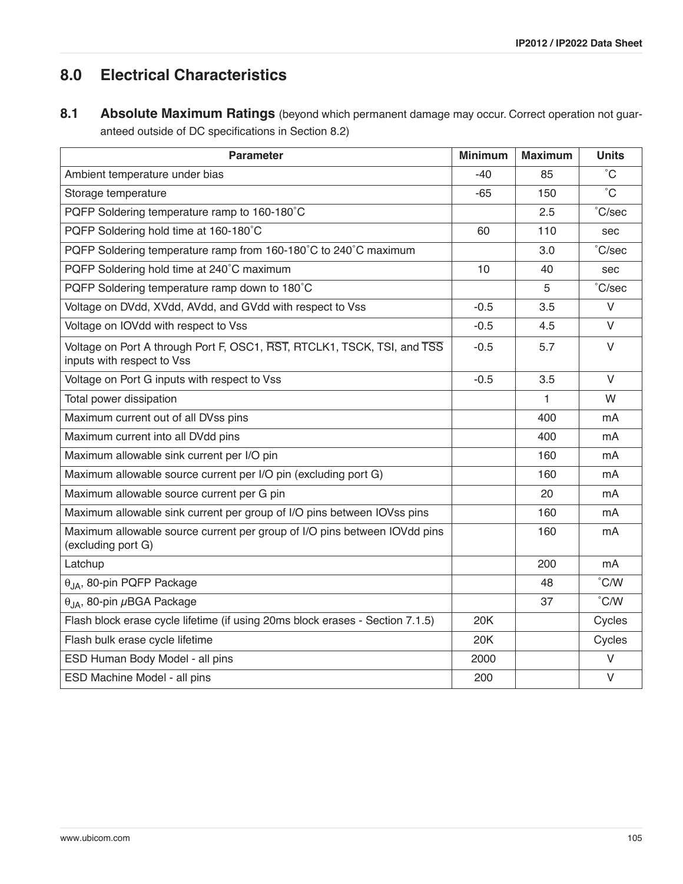# 8.0 Electrical Characteristics

## 8.1 Absolute Maximum Ratings (beyond which permanent damage may occur. Correct operation not guaranteed outside of DC specifications in Section 8.2)

| Parameter | Minimum | Maximum | Units |
|---|---|---|---|
| Ambient temperature under bias | -40 | 85 | ˚C |
| Storage temperature | -65 | 150 | ˚C |
| PQFP Soldering temperature ramp to 160-180˚C | | 2.5 | ˚C/sec |
| PQFP Soldering hold time at 160-180˚C | 60 | 110 | sec |
| PQFP Soldering temperature ramp from 160-180˚C to 240˚C maximum | | 3.0 | ˚C/sec |
| PQFP Soldering hold time at 240˚C maximum | 10 | 40 | sec |
| PQFP Soldering temperature ramp down to 180˚C | | 5 | ˚C/sec |
| Voltage on DVdd, XVdd, AVdd, and GVdd with respect to Vss | -0.5 | 3.5 | V |
| Voltage on IOVdd with respect to Vss | -0.5 | 4.5 | V |
| Voltage on Port A through Port F, OSC1, $\overline{RST}$, RTCLK1, TSCK, TSI, and $\overline{TSS}$ inputs with respect to Vss | -0.5 | 5.7 | V |
| Voltage on Port G inputs with respect to Vss | -0.5 | 3.5 | V |
| Total power dissipation | | 1 | W |
| Maximum current out of all DVss pins | | 400 | mA |
| Maximum current into all DVdd pins | | 400 | mA |
| Maximum allowable sink current per I/O pin | | 160 | mA |
| Maximum allowable source current per I/O pin (excluding port G) | | 160 | mA |
| Maximum allowable source current per G pin | | 20 | mA |
| Maximum allowable sink current per group of I/O pins between IOVss pins | | 160 | mA |
| Maximum allowable source current per group of I/O pins between IOVdd pins (excluding port G) | | 160 | mA |
| Latchup | | 200 | mA |
| $\theta_{JA}$, 80-pin PQFP Package | | 48 | ˚C/W |
| $\theta_{JA}$, 80-pin $\mu$BGA Package | | 37 | ˚C/W |
| Flash block erase cycle lifetime (if using 20ms block erases - Section 7.1.5) | 20K | | Cycles |
| Flash bulk erase cycle lifetime | 20K | | Cycles |
| ESD Human Body Model - all pins | 2000 | | V |
| ESD Machine Model - all pins | 200 | | V |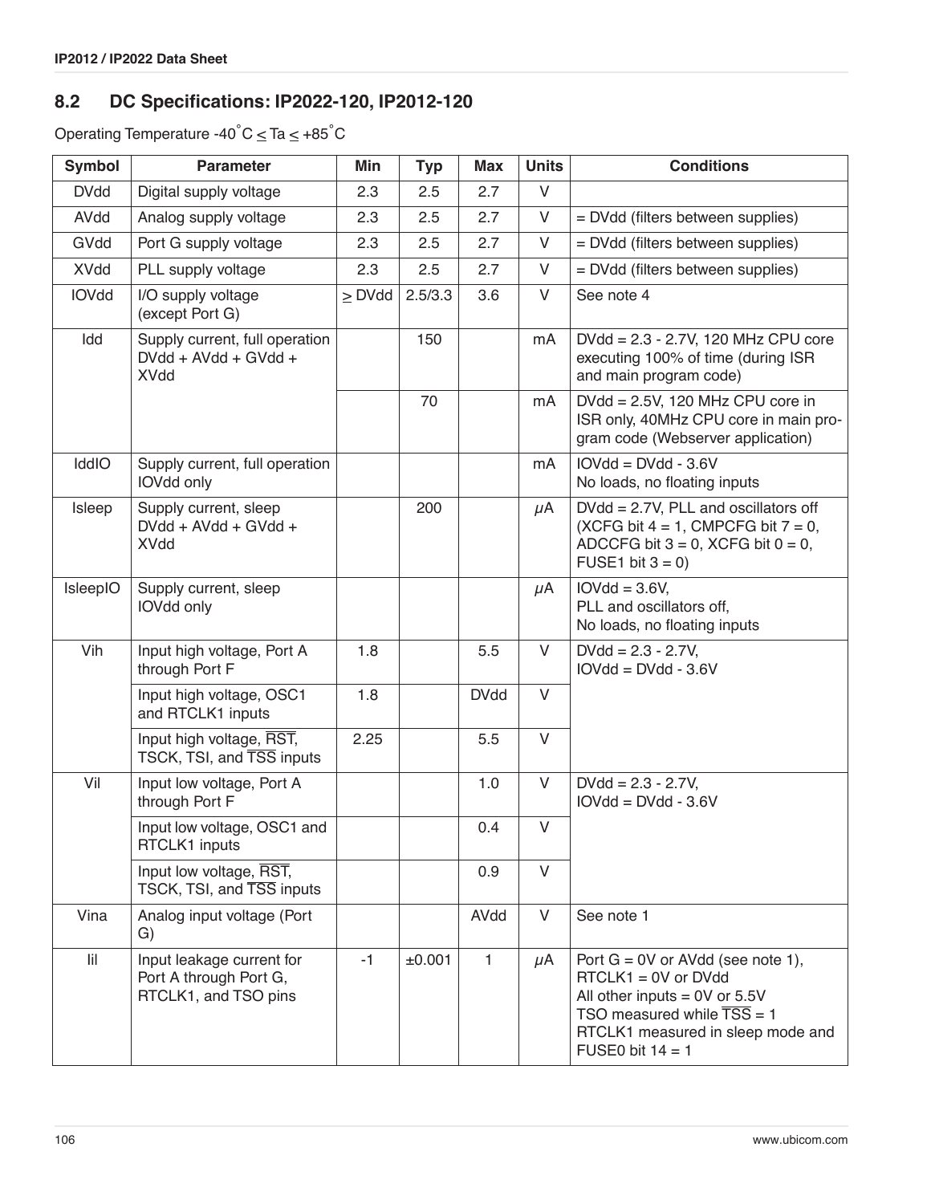## 8.2 DC Specifications: IP2022-120, IP2012-120

Operating Temperature -40˚C ≤ Ta ≤ +85˚C

| Symbol | Parameter | Min | Typ | Max | Units | Conditions |
|---|---|---|---|---|---|---|
| DVdd | Digital supply voltage | 2.3 | 2.5 | 2.7 | V | |
| AVdd | Analog supply voltage | 2.3 | 2.5 | 2.7 | V | = DVdd (filters between supplies) |
| GVdd | Port G supply voltage | 2.3 | 2.5 | 2.7 | V | = DVdd (filters between supplies) |
| XVdd | PLL supply voltage | 2.3 | 2.5 | 2.7 | V | = DVdd (filters between supplies) |
| IOVdd | I/O supply voltage (except Port G) | ≥ DVdd | 2.5/3.3 | 3.6 | V | See note 4 |
| Idd | Supply current, full operation DVdd + AVdd + GVdd + XVdd | | 150 | | mA | DVdd = 2.3 - 2.7V, 120 MHz CPU core executing 100% of time (during ISR and main program code) |
| | | | 70 | | mA | DVdd = 2.5V, 120 MHz CPU core in ISR only, 40MHz CPU core in main program code (Webserver application) |
| IddIO | Supply current, full operation IOVdd only | | | | mA | IOVdd = DVdd - 3.6V<br>No loads, no floating inputs |
| Isleep | Supply current, sleep DVdd + AVdd + GVdd + XVdd | | 200 | | µA | DVdd = 2.7V, PLL and oscillators off (XCFG bit 4 = 1, CMPCFG bit 7 = 0, ADCCFG bit 3 = 0, XCFG bit 0 = 0, FUSE1 bit 3 = 0) |
| IsleepIO | Supply current, sleep IOVdd only | | | | µA | IOVdd = 3.6V,<br>PLL and oscillators off,<br>No loads, no floating inputs |
| Vih | Input high voltage, Port A through Port F | 1.8 | | 5.5 | V | DVdd = 2.3 - 2.7V,<br>IOVdd = DVdd - 3.6V |
| | Input high voltage, OSC1 and RTCLK1 inputs | 1.8 | | DVdd | V | |
| | Input high voltage, $\overline{\text{RST}}$, TSCK, TSI, and $\overline{\text{TSS}}$ inputs | 2.25 | | 5.5 | V | |
| Vil | Input low voltage, Port A through Port F | | | 1.0 | V | DVdd = 2.3 - 2.7V,<br>IOVdd = DVdd - 3.6V |
| | Input low voltage, OSC1 and RTCLK1 inputs | | | 0.4 | V | |
| | Input low voltage, $\overline{\text{RST}}$, TSCK, TSI, and $\overline{\text{TSS}}$ inputs | | | 0.9 | V | |
| Vina | Analog input voltage (Port G) | | | AVdd | V | See note 1 |
| Iil | Input leakage current for Port A through Port G, RTCLK1, and TSO pins | -1 | ±0.001 | 1 | µA | Port G = 0V or AVdd (see note 1),<br>RTCLK1 = 0V or DVdd<br>All other inputs = 0V or 5.5V<br>TSO measured while $\overline{\text{TSS}}$ = 1<br>RTCLK1 measured in sleep mode and FUSE0 bit 14 = 1 |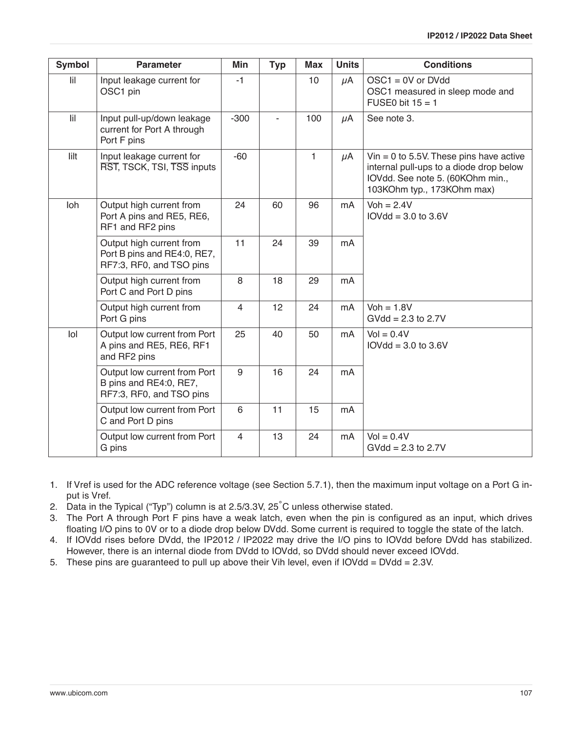| Symbol | Parameter | Min | Typ | Max | Units | Conditions |
|---|---|---|---|---|---|---|
| Iil | Input leakage current for OSC1 pin | -1 | | 10 | μA | OSC1 = 0V or DVdd<br>OSC1 measured in sleep mode and FUSE0 bit 15 = 1 |
| Iil | Input pull-up/down leakage current for Port A through Port F pins | -300 | - | 100 | μA | See note 3. |
| Iilt | Input leakage current for $\overline{\text{RST}}$, TSCK, TSI, $\overline{\text{TSS}}$ inputs | -60 | | 1 | μA | Vin = 0 to 5.5V. These pins have active internal pull-ups to a diode drop below IOVdd. See note 5. (60KOhm min., 103KOhm typ., 173KOhm max) |
| Ioh | Output high current from Port A pins and RE5, RE6, RF1 and RF2 pins | 24 | 60 | 96 | mA | Voh = 2.4V<br>IOVdd = 3.0 to 3.6V |
| | Output high current from Port B pins and RE4:0, RE7, RF7:3, RF0, and TSO pins | 11 | 24 | 39 | mA | |
| | Output high current from Port C and Port D pins | 8 | 18 | 29 | mA | |
| | Output high current from Port G pins | 4 | 12 | 24 | mA | Voh = 1.8V<br>GVdd = 2.3 to 2.7V |
| Iol | Output low current from Port A pins and RE5, RE6, RF1 and RF2 pins | 25 | 40 | 50 | mA | Vol = 0.4V<br>IOVdd = 3.0 to 3.6V |
| | Output low current from Port B pins and RE4:0, RE7, RF7:3, RF0, and TSO pins | 9 | 16 | 24 | mA | |
| | Output low current from Port C and Port D pins | 6 | 11 | 15 | mA | |
| | Output low current from Port G pins | 4 | 13 | 24 | mA | Vol = 0.4V<br>GVdd = 2.3 to 2.7V |

1. If Vref is used for the ADC reference voltage (see Section 5.7.1), then the maximum input voltage on a Port G input is Vref.
2. Data in the Typical ("Typ") column is at 2.5/3.3V, 25°C unless otherwise stated.
3. The Port A through Port F pins have a weak latch, even when the pin is configured as an input, which drives floating I/O pins to 0V or to a diode drop below DVdd. Some current is required to toggle the state of the latch.
4. If IOVdd rises before DVdd, the IP2012 / IP2022 may drive the I/O pins to IOVdd before DVdd has stabilized. However, there is an internal diode from DVdd to IOVdd, so DVdd should never exceed IOVdd.
5. These pins are guaranteed to pull up above their Vih level, even if IOVdd = DVdd = 2.3V.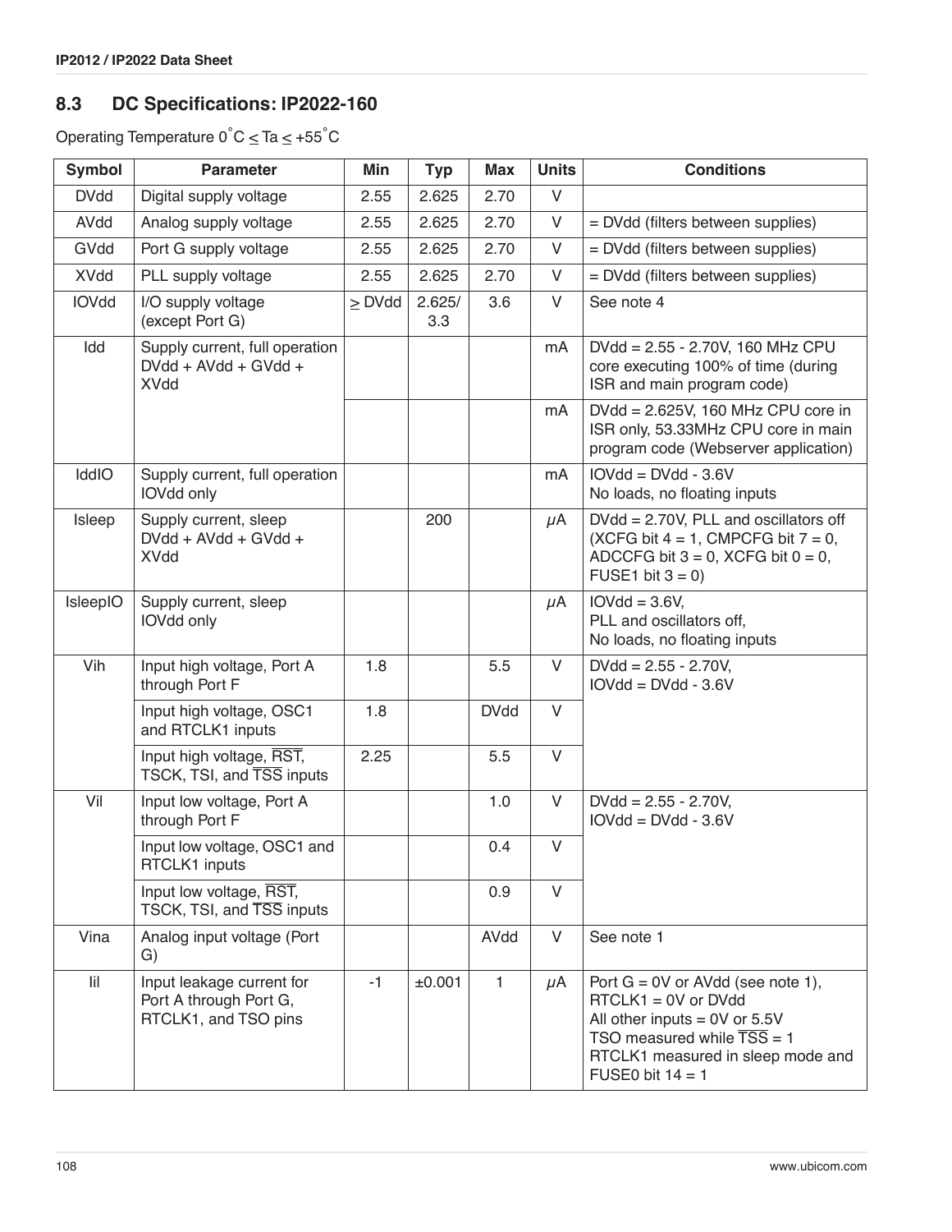## 8.3 DC Specifications: IP2022-160

Operating Temperature 0˚C ≤ Ta ≤ +55˚C

| Symbol | Parameter | Min | Typ | Max | Units | Conditions |
|---|---|---|---|---|---|---|
| DVdd | Digital supply voltage | 2.55 | 2.625 | 2.70 | V | |
| AVdd | Analog supply voltage | 2.55 | 2.625 | 2.70 | V | = DVdd (filters between supplies) |
| GVdd | Port G supply voltage | 2.55 | 2.625 | 2.70 | V | = DVdd (filters between supplies) |
| XVdd | PLL supply voltage | 2.55 | 2.625 | 2.70 | V | = DVdd (filters between supplies) |
| IOVdd | I/O supply voltage (except Port G) | ≥ DVdd | 2.625/ 3.3 | 3.6 | V | See note 4 |
| Idd | Supply current, full operation DVdd + AVdd + GVdd + XVdd | | | | mA | DVdd = 2.55 - 2.70V, 160 MHz CPU core executing 100% of time (during ISR and main program code) |
| | | | | | mA | DVdd = 2.625V, 160 MHz CPU core in ISR only, 53.33MHz CPU core in main program code (Webserver application) |
| IddIO | Supply current, full operation IOVdd only | | | | mA | IOVdd = DVdd - 3.6V<br>No loads, no floating inputs |
| Isleep | Supply current, sleep DVdd + AVdd + GVdd + XVdd | | 200 | | μA | DVdd = 2.70V, PLL and oscillators off (XCFG bit 4 = 1, CMPCFG bit 7 = 0, ADCCFG bit 3 = 0, XCFG bit 0 = 0, FUSE1 bit 3 = 0) |
| IsleepIO | Supply current, sleep IOVdd only | | | | μA | IOVdd = 3.6V,<br>PLL and oscillators off,<br>No loads, no floating inputs |
| Vih | Input high voltage, Port A through Port F | 1.8 | | 5.5 | V | DVdd = 2.55 - 2.70V,<br>IOVdd = DVdd - 3.6V |
| | Input high voltage, OSC1 and RTCLK1 inputs | 1.8 | | DVdd | V | |
| | Input high voltage, $\overline{\text{RST}}$, TSCK, TSI, and $\overline{\text{TSS}}$ inputs | 2.25 | | 5.5 | V | |
| Vil | Input low voltage, Port A through Port F | | | 1.0 | V | DVdd = 2.55 - 2.70V,<br>IOVdd = DVdd - 3.6V |
| | Input low voltage, OSC1 and RTCLK1 inputs | | | 0.4 | V | |
| | Input low voltage, $\overline{\text{RST}}$, TSCK, TSI, and $\overline{\text{TSS}}$ inputs | | | 0.9 | V | |
| Vina | Analog input voltage (Port G) | | | AVdd | V | See note 1 |
| Iil | Input leakage current for Port A through Port G, RTCLK1, and TSO pins | -1 | ±0.001 | 1 | μA | Port G = 0V or AVdd (see note 1),<br>RTCLK1 = 0V or DVdd<br>All other inputs = 0V or 5.5V<br>TSO measured while $\overline{\text{TSS}}$ = 1<br>RTCLK1 measured in sleep mode and FUSE0 bit 14 = 1 |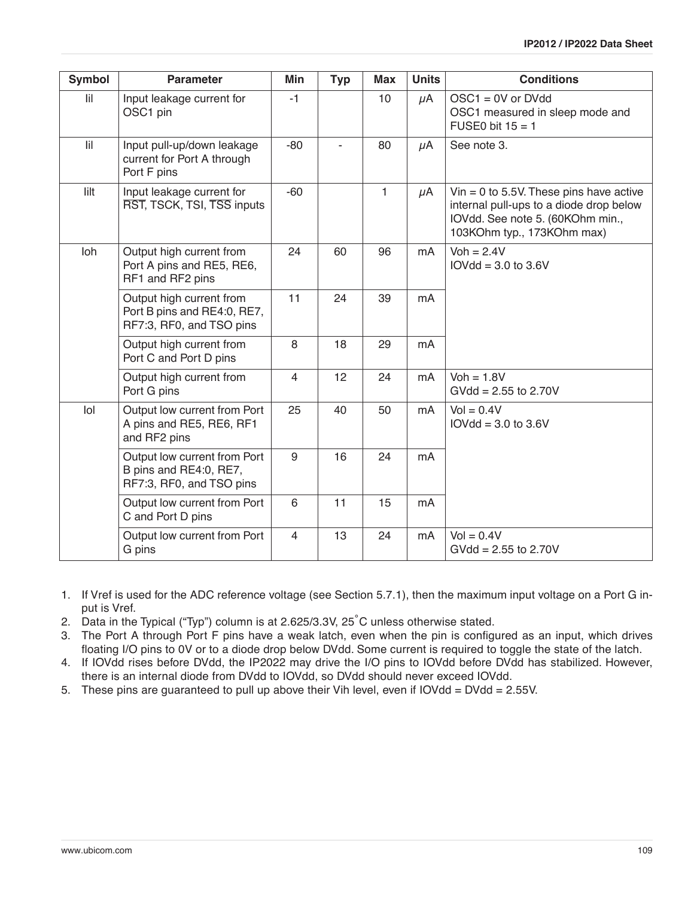| Symbol | Parameter | Min | Typ | Max | Units | Conditions |
|---|---|---|---|---|---|---|
| Iil | Input leakage current for OSC1 pin | -1 | | 10 | μA | OSC1 = 0V or DVdd<br>OSC1 measured in sleep mode and FUSE0 bit 15 = 1 |
| Iil | Input pull-up/down leakage current for Port A through Port F pins | -80 | - | 80 | μA | See note 3. |
| Iilt | Input leakage current for $\overline{\text{RST}}$, TSCK, TSI, $\overline{\text{TSS}}$ inputs | -60 | | 1 | μA | Vin = 0 to 5.5V. These pins have active internal pull-ups to a diode drop below IOVdd. See note 5. (60KOhm min., 103KOhm typ., 173KOhm max) |
| Ioh | Output high current from Port A pins and RE5, RE6, RF1 and RF2 pins | 24 | 60 | 96 | mA | Voh = 2.4V<br>IOVdd = 3.0 to 3.6V |
| | Output high current from Port B pins and RE4:0, RE7, RF7:3, RF0, and TSO pins | 11 | 24 | 39 | mA | |
| | Output high current from Port C and Port D pins | 8 | 18 | 29 | mA | |
| | Output high current from Port G pins | 4 | 12 | 24 | mA | Voh = 1.8V<br>GVdd = 2.55 to 2.70V |
| Iol | Output low current from Port A pins and RE5, RE6, RF1 and RF2 pins | 25 | 40 | 50 | mA | Vol = 0.4V<br>IOVdd = 3.0 to 3.6V |
| | Output low current from Port B pins and RE4:0, RE7, RF7:3, RF0, and TSO pins | 9 | 16 | 24 | mA | |
| | Output low current from Port C and Port D pins | 6 | 11 | 15 | mA | |
| | Output low current from Port G pins | 4 | 13 | 24 | mA | Vol = 0.4V<br>GVdd = 2.55 to 2.70V |

1. If Vref is used for the ADC reference voltage (see Section 5.7.1), then the maximum input voltage on a Port G input is Vref.
2. Data in the Typical ("Typ") column is at 2.625/3.3V, 25°C unless otherwise stated.
3. The Port A through Port F pins have a weak latch, even when the pin is configured as an input, which drives floating I/O pins to 0V or to a diode drop below DVdd. Some current is required to toggle the state of the latch.
4. If IOVdd rises before DVdd, the IP2022 may drive the I/O pins to IOVdd before DVdd has stabilized. However, there is an internal diode from DVdd to IOVdd, so DVdd should never exceed IOVdd.
5. These pins are guaranteed to pull up above their Vih level, even if IOVdd = DVdd = 2.55V.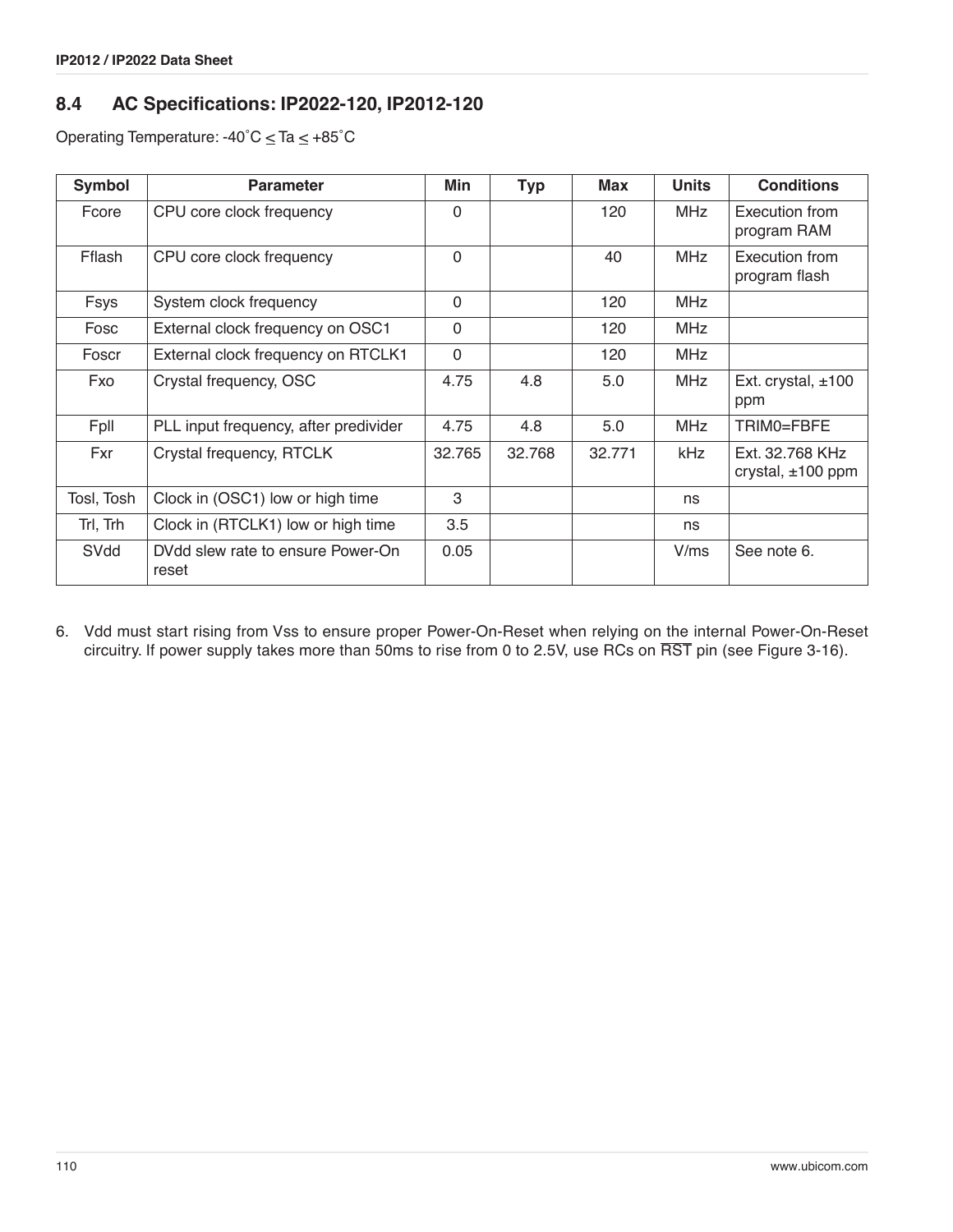## 8.4 AC Specifications: IP2022-120, IP2012-120

Operating Temperature: -40˚C ≤ Ta ≤ +85˚C

| Symbol | Parameter | Min | Typ | Max | Units | Conditions |
|---|---|---|---|---|---|---|
| Fcore | CPU core clock frequency | 0 | | 120 | MHz | Execution from program RAM |
| Fflash | CPU core clock frequency | 0 | | 40 | MHz | Execution from program flash |
| Fsys | System clock frequency | 0 | | 120 | MHz | |
| Fosc | External clock frequency on OSC1 | 0 | | 120 | MHz | |
| Foscr | External clock frequency on RTCLK1 | 0 | | 120 | MHz | |
| Fxo | Crystal frequency, OSC | 4.75 | 4.8 | 5.0 | MHz | Ext. crystal, ±100 ppm |
| Fpll | PLL input frequency, after predivider | 4.75 | 4.8 | 5.0 | MHz | TRIM0=FBFE |
| Fxr | Crystal frequency, RTCLK | 32.765 | 32.768 | 32.771 | kHz | Ext. 32.768 KHz crystal, ±100 ppm |
| Tosl, Tosh | Clock in (OSC1) low or high time | 3 | | | ns | |
| Trl, Trh | Clock in (RTCLK1) low or high time | 3.5 | | | ns | |
| SVdd | DVdd slew rate to ensure Power-On reset | 0.05 | | | V/ms | See note 6. |

6. Vdd must start rising from Vss to ensure proper Power-On-Reset when relying on the internal Power-On-Reset circuitry. If power supply takes more than 50ms to rise from 0 to 2.5V, use RCs on $\overline{\text{RST}}$ pin (see Figure 3-16).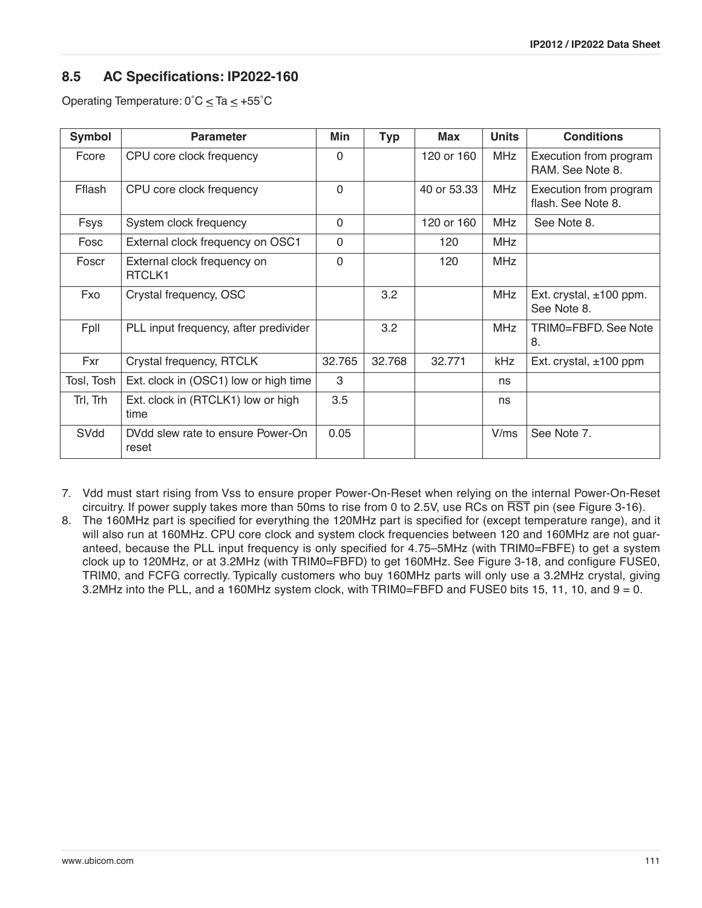## 8.5 AC Specifications: IP2022-160

Operating Temperature: 0˚C ≤ Ta ≤ +55˚C

| Symbol | Parameter | Min | Typ | Max | Units | Conditions |
|---|---|---|---|---|---|---|
| Fcore | CPU core clock frequency | 0 | | 120 or 160 | MHz | Execution from program RAM. See Note 8. |
| Fflash | CPU core clock frequency | 0 | | 40 or 53.33 | MHz | Execution from program flash. See Note 8. |
| Fsys | System clock frequency | 0 | | 120 or 160 | MHz | See Note 8. |
| Fosc | External clock frequency on OSC1 | 0 | | 120 | MHz | |
| Foscr | External clock frequency on RTCLK1 | 0 | | 120 | MHz | |
| Fxo | Crystal frequency, OSC | | 3.2 | | MHz | Ext. crystal, ±100 ppm. See Note 8. |
| Fpll | PLL input frequency, after predivider | | 3.2 | | MHz | TRIM0=FBFD. See Note 8. |
| Fxr | Crystal frequency, RTCLK | 32.765 | 32.768 | 32.771 | kHz | Ext. crystal, ±100 ppm |
| Tosl, Tosh | Ext. clock in (OSC1) low or high time | 3 | | | ns | |
| Trl, Trh | Ext. clock in (RTCLK1) low or high time | 3.5 | | | ns | |
| SVdd | DVdd slew rate to ensure Power-On reset | 0.05 | | | V/ms | See Note 7. |

7. Vdd must start rising from Vss to ensure proper Power-On-Reset when relying on the internal Power-On-Reset circuitry. If power supply takes more than 50ms to rise from 0 to 2.5V, use RCs on $\overline{\text{RST}}$ pin (see Figure 3-16).
8. The 160MHz part is specified for everything the 120MHz part is specified for (except temperature range), and it will also run at 160MHz. CPU core clock and system clock frequencies between 120 and 160MHz are not guaranteed, because the PLL input frequency is only specified for 4.75–5MHz (with TRIM0=FBFE) to get a system clock up to 120MHz, or at 3.2MHz (with TRIM0=FBFD) to get 160MHz. See Figure 3-18, and configure FUSE0, TRIM0, and FCFG correctly. Typically customers who buy 160MHz parts will only use a 3.2MHz crystal, giving 3.2MHz into the PLL, and a 160MHz system clock, with TRIM0=FBFD and FUSE0 bits 15, 11, 10, and 9 = 0.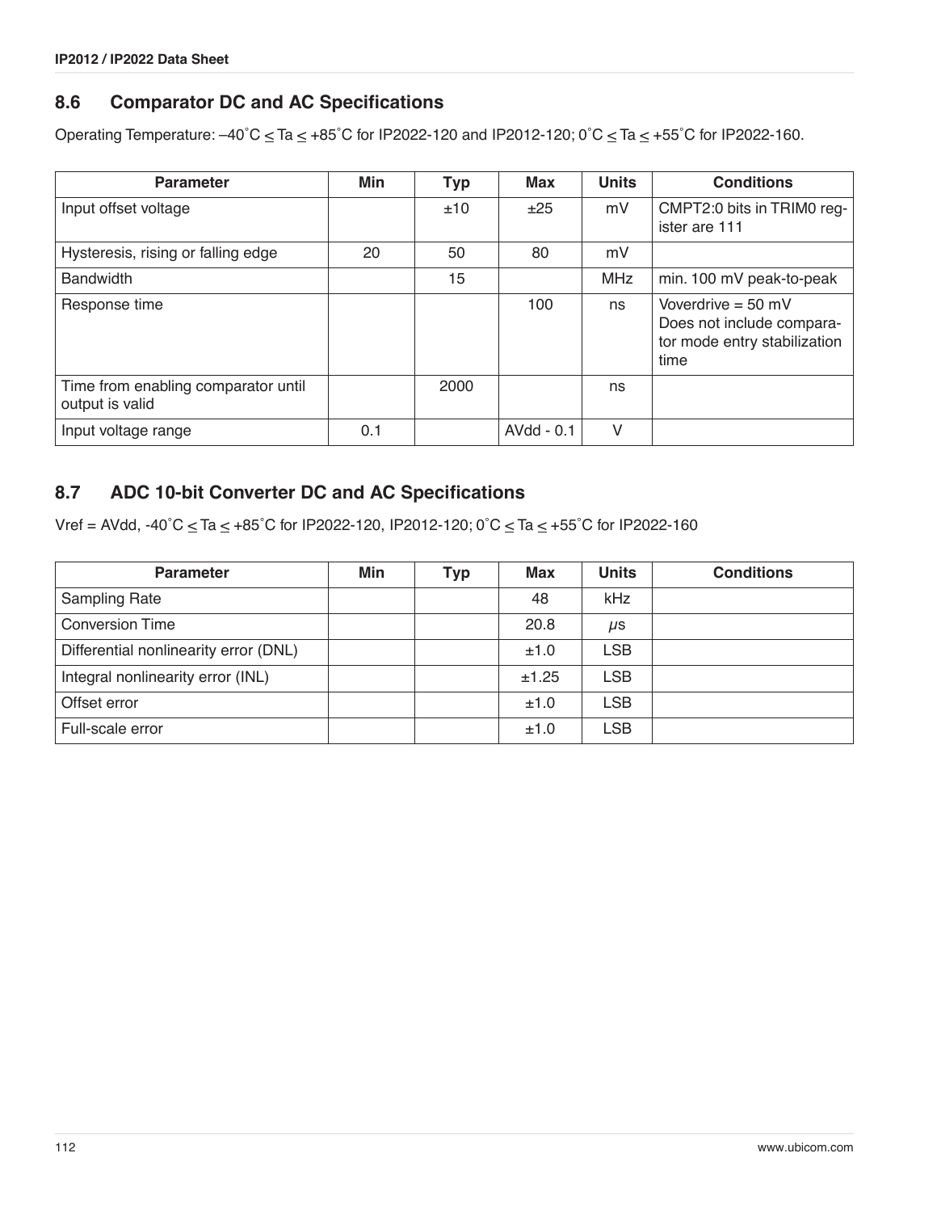## 8.6 Comparator DC and AC Specifications

Operating Temperature: –40˚C ≤ Ta ≤ +85˚C for IP2022-120 and IP2012-120; 0˚C ≤ Ta ≤ +55˚C for IP2022-160.

| Parameter | Min | Typ | Max | Units | Conditions |
|---|---|---|---|---|---|
| Input offset voltage | | ±10 | ±25 | mV | CMPT2:0 bits in TRIM0 register are 111 |
| Hysteresis, rising or falling edge | 20 | 50 | 80 | mV | |
| Bandwidth | | 15 | | MHz | min. 100 mV peak-to-peak |
| Response time | | | 100 | ns | Voverdrive = 50 mV Does not include comparator mode entry stabilization time |
| Time from enabling comparator until output is valid | | 2000 | | ns | |
| Input voltage range | 0.1 | | AVdd - 0.1 | V | |

## 8.7 ADC 10-bit Converter DC and AC Specifications

Vref = AVdd, -40˚C ≤ Ta ≤ +85˚C for IP2022-120, IP2012-120; 0˚C ≤ Ta ≤ +55˚C for IP2022-160

| Parameter | Min | Typ | Max | Units | Conditions |
|---|---|---|---|---|---|
| Sampling Rate | | | 48 | kHz | |
| Conversion Time | | | 20.8 | µs | |
| Differential nonlinearity error (DNL) | | | ±1.0 | LSB | |
| Integral nonlinearity error (INL) | | | ±1.25 | LSB | |
| Offset error | | | ±1.0 | LSB | |
| Full-scale error | | | ±1.0 | LSB | |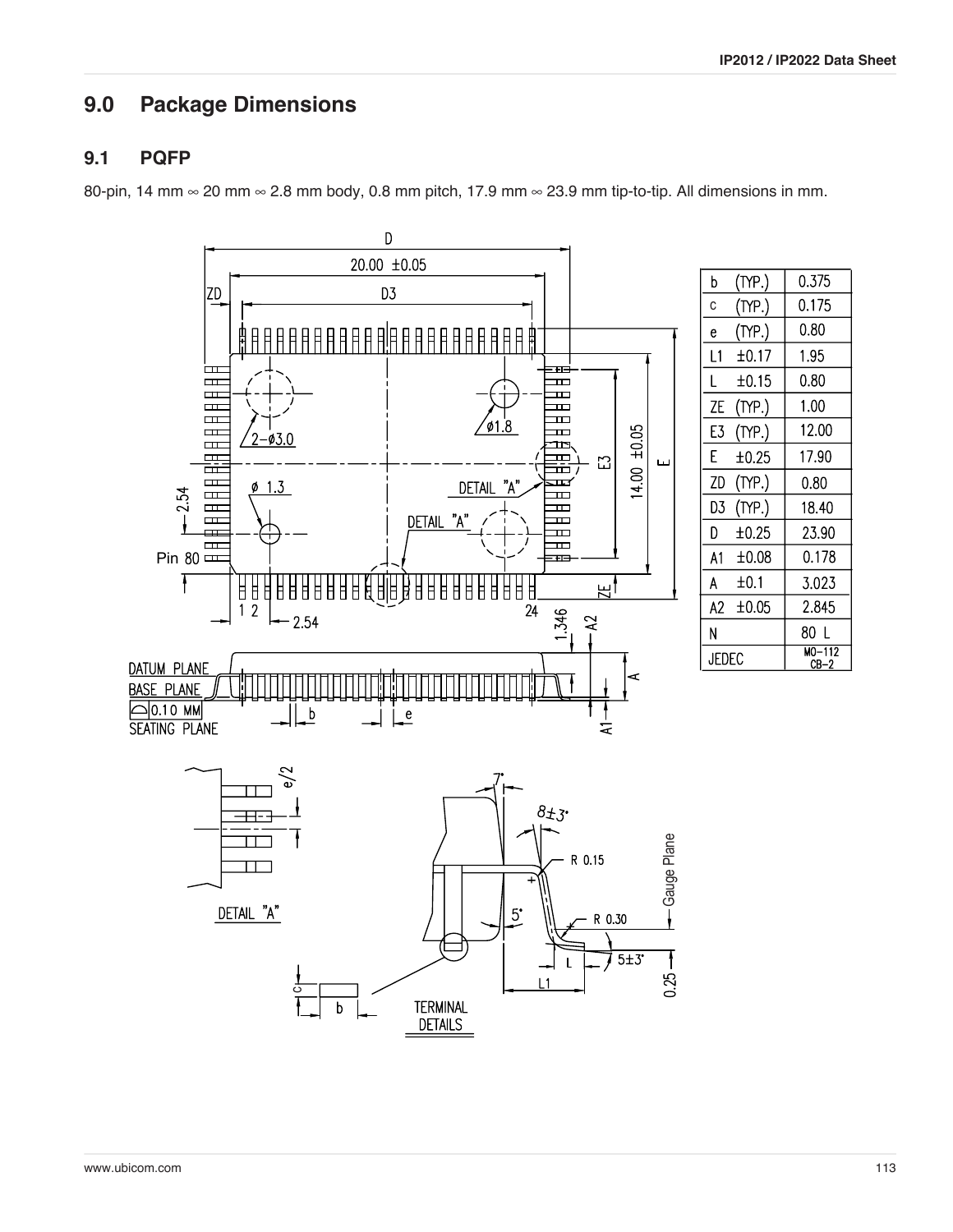# 9.0 Package Dimensions

## 9.1 PQFP

80-pin, 14 mm ∞ 20 mm ∞ 2.8 mm body, 0.8 mm pitch, 17.9 mm ∞ 23.9 mm tip-to-tip. All dimensions in mm.

| | | |
|---|---|---|
| b | (TYP.) | 0.375 |
| c | (TYP.) | 0.175 |
| e | (TYP.) | 0.80 |
| L1 | ±0.17 | 1.95 |
| L | ±0.15 | 0.80 |
| ZE | (TYP.) | 1.00 |
| E3 | (TYP.) | 12.00 |
| E | ±0.25 | 17.90 |
| ZD | (TYP.) | 0.80 |
| D3 | (TYP.) | 18.40 |
| D | ±0.25 | 23.90 |
| A1 | ±0.08 | 0.178 |
| A | ±0.1 | 3.023 |
| A2 | ±0.05 | 2.845 |
| N | | 80 L |
| JEDEC | | MO-112 CB-2 |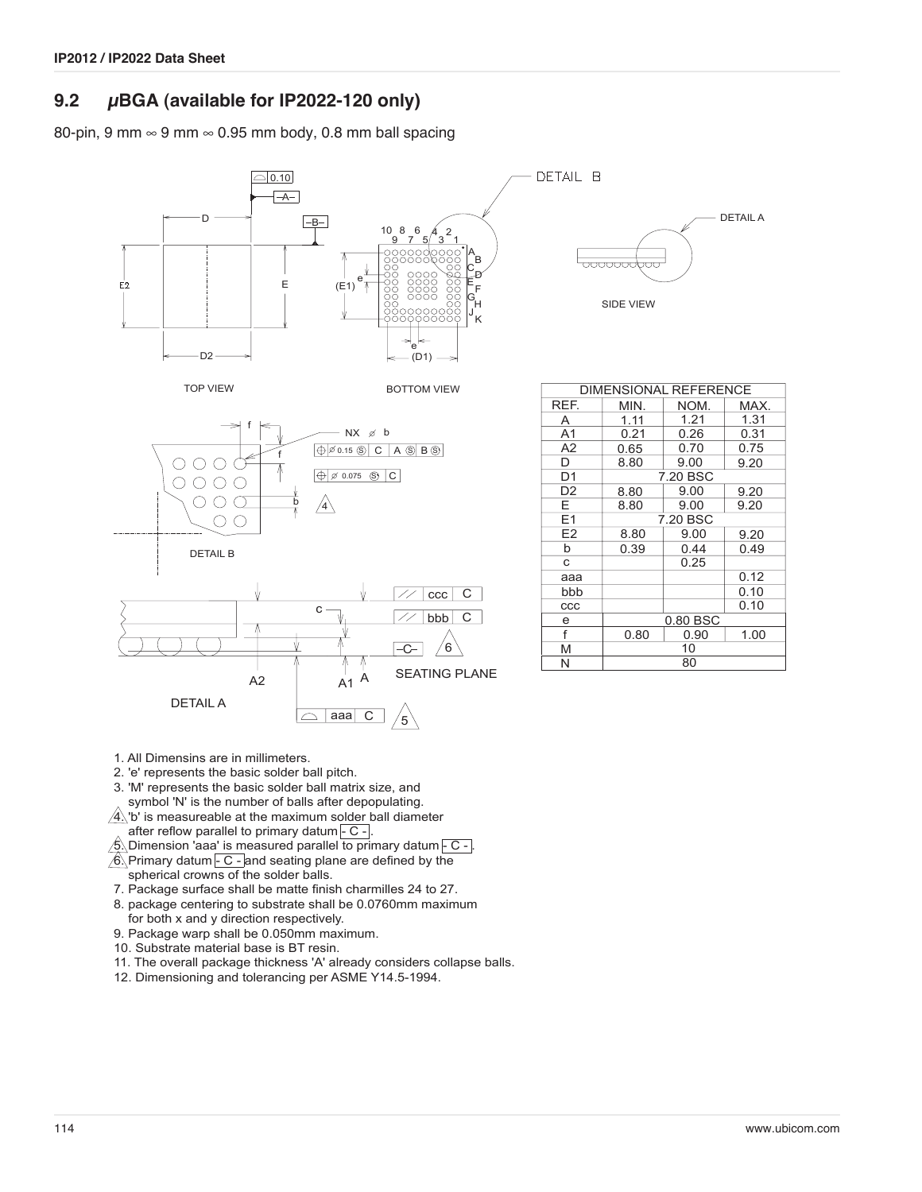## 9.2 μBGA (available for IP2022-120 only)

80-pin, 9 mm ∞ 9 mm ∞ 0.95 mm body, 0.8 mm ball spacing

TOP VIEW

BOTTOM VIEW

SIDE VIEW

DETAIL A

DETAIL B

SEATING PLANE

| DIMENSIONAL REFERENCE | | | |
|---|---|---|---|
| REF. | MIN. | NOM. | MAX. |
| A | 1.11 | 1.21 | 1.31 |
| A1 | 0.21 | 0.26 | 0.31 |
| A2 | 0.65 | 0.70 | 0.75 |
| D | 8.80 | 9.00 | 9.20 |
| D1 | | 7.20 BSC | |
| D2 | 8.80 | 9.00 | 9.20 |
| E | 8.80 | 9.00 | 9.20 |
| E1 | | 7.20 BSC | |
| E2 | 8.80 | 9.00 | 9.20 |
| b | 0.39 | 0.44 | 0.49 |
| c | | 0.25 | |
| aaa | | | 0.12 |
| bbb | | | 0.10 |
| ccc | | | 0.10 |
| e | | 0.80 BSC | |
| f | 0.80 | 0.90 | 1.00 |
| M | | 10 | |
| N | | 80 | |

1. All Dimensins are in millimeters.
2. 'e' represents the basic solder ball pitch.
3. 'M' represents the basic solder ball matrix size, and symbol 'N' is the number of balls after depopulating.
4. 'b' is measureable at the maximum solder ball diameter after reflow parallel to primary datum - C -.
5. Dimension 'aaa' is measured parallel to primary datum - C -.
6. Primary datum - C - and seating plane are defined by the spherical crowns of the solder balls.
7. Package surface shall be matte finish charmilles 24 to 27.
8. package centering to substrate shall be 0.0760mm maximum for both x and y direction respectively.
9. Package warp shall be 0.050mm maximum.
10. Substrate material base is BT resin.
11. The overall package thickness 'A' already considers collapse balls.
12. Dimensioning and tolerancing per ASME Y14.5-1994.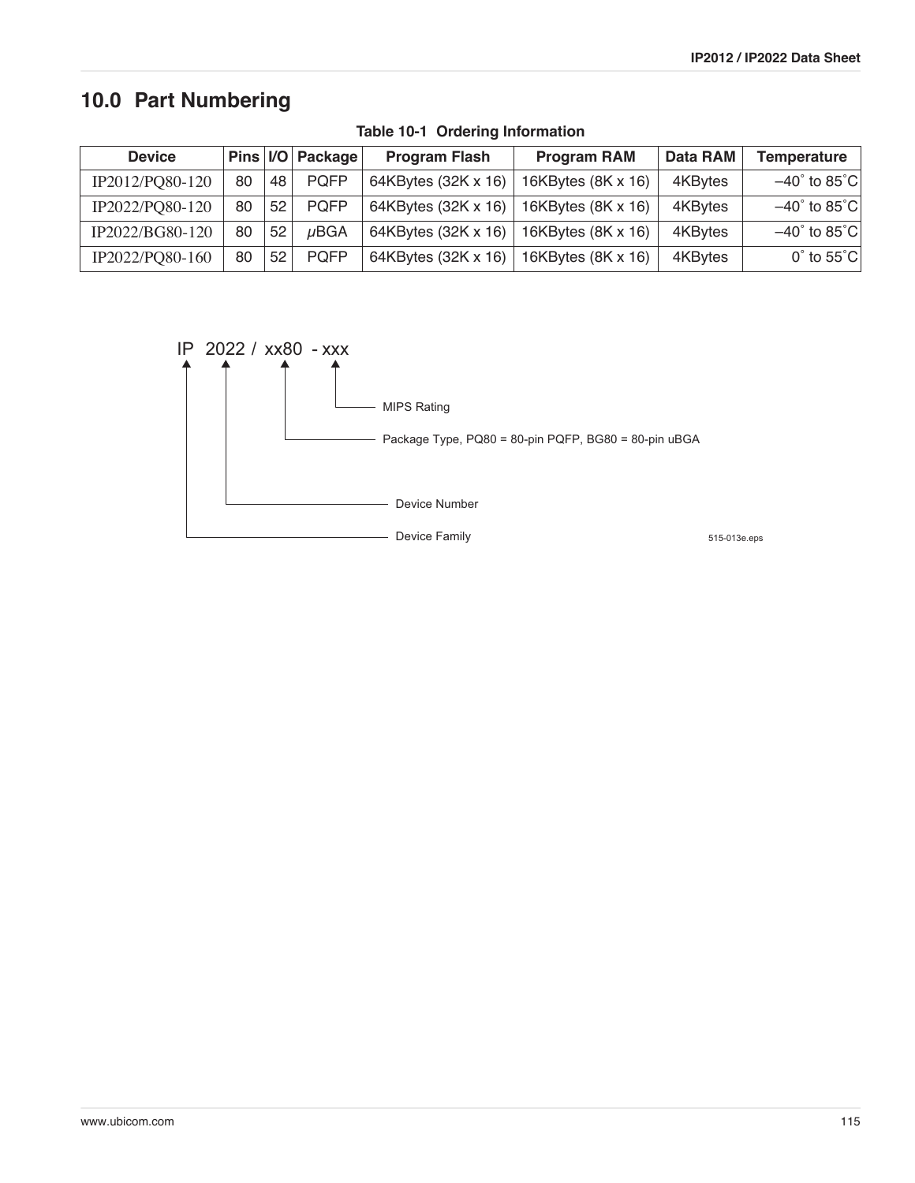# 10.0 Part Numbering

**Table 10-1 Ordering Information**

| Device | Pins | I/O | Package | Program Flash | Program RAM | Data RAM | Temperature |
|---|---|---|---|---|---|---|---|
| IP2012/PQ80-120 | 80 | 48 | PQFP | 64KBytes (32K x 16) | 16KBytes (8K x 16) | 4KBytes | –40˚ to 85˚C |
| IP2022/PQ80-120 | 80 | 52 | PQFP | 64KBytes (32K x 16) | 16KBytes (8K x 16) | 4KBytes | –40˚ to 85˚C |
| IP2022/BG80-120 | 80 | 52 | μBGA | 64KBytes (32K x 16) | 16KBytes (8K x 16) | 4KBytes | –40˚ to 85˚C |
| IP2022/PQ80-160 | 80 | 52 | PQFP | 64KBytes (32K x 16) | 16KBytes (8K x 16) | 4KBytes | 0˚ to 55˚C |

IP 2022 / xx80 - xxx

- IP — Device Family
- 2022 — Device Number
- xx80 — Package Type, PQ80 = 80-pin PQFP, BG80 = 80-pin uBGA
- xxx — MIPS Rating

515-013e.eps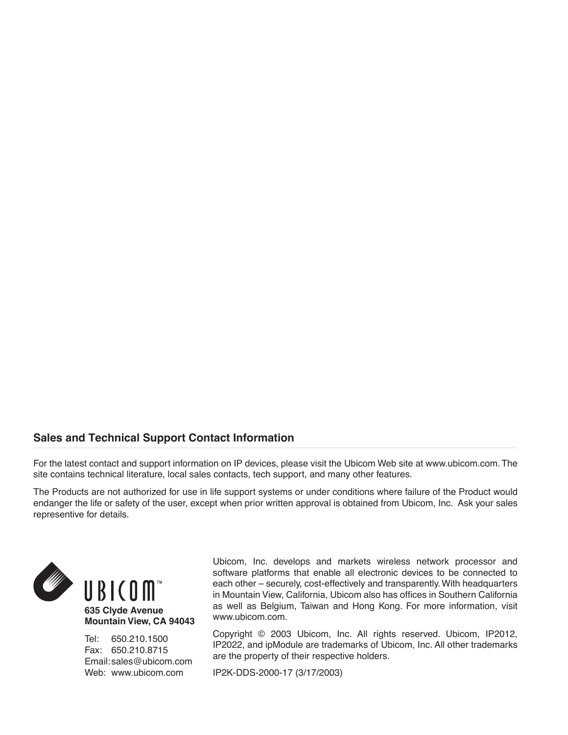## Sales and Technical Support Contact Information

For the latest contact and support information on IP devices, please visit the Ubicom Web site at www.ubicom.com. The site contains technical literature, local sales contacts, tech support, and many other features.

The Products are not authorized for use in life support systems or under conditions where failure of the Product would endanger the life or safety of the user, except when prior written approval is obtained from Ubicom, Inc. Ask your sales representative for details.

UBICOM™

**635 Clyde Avenue**
**Mountain View, CA 94043**

Tel: 650.210.1500
Fax: 650.210.8715
Email: sales@ubicom.com
Web: www.ubicom.com

Ubicom, Inc. develops and markets wireless network processor and software platforms that enable all electronic devices to be connected to each other – securely, cost-effectively and transparently. With headquarters in Mountain View, California, Ubicom also has offices in Southern California as well as Belgium, Taiwan and Hong Kong. For more information, visit www.ubicom.com.

Copyright © 2003 Ubicom, Inc. All rights reserved. Ubicom, IP2012, IP2022, and ipModule are trademarks of Ubicom, Inc. All other trademarks are the property of their respective holders.

IP2K-DDS-2000-17 (3/17/2003)